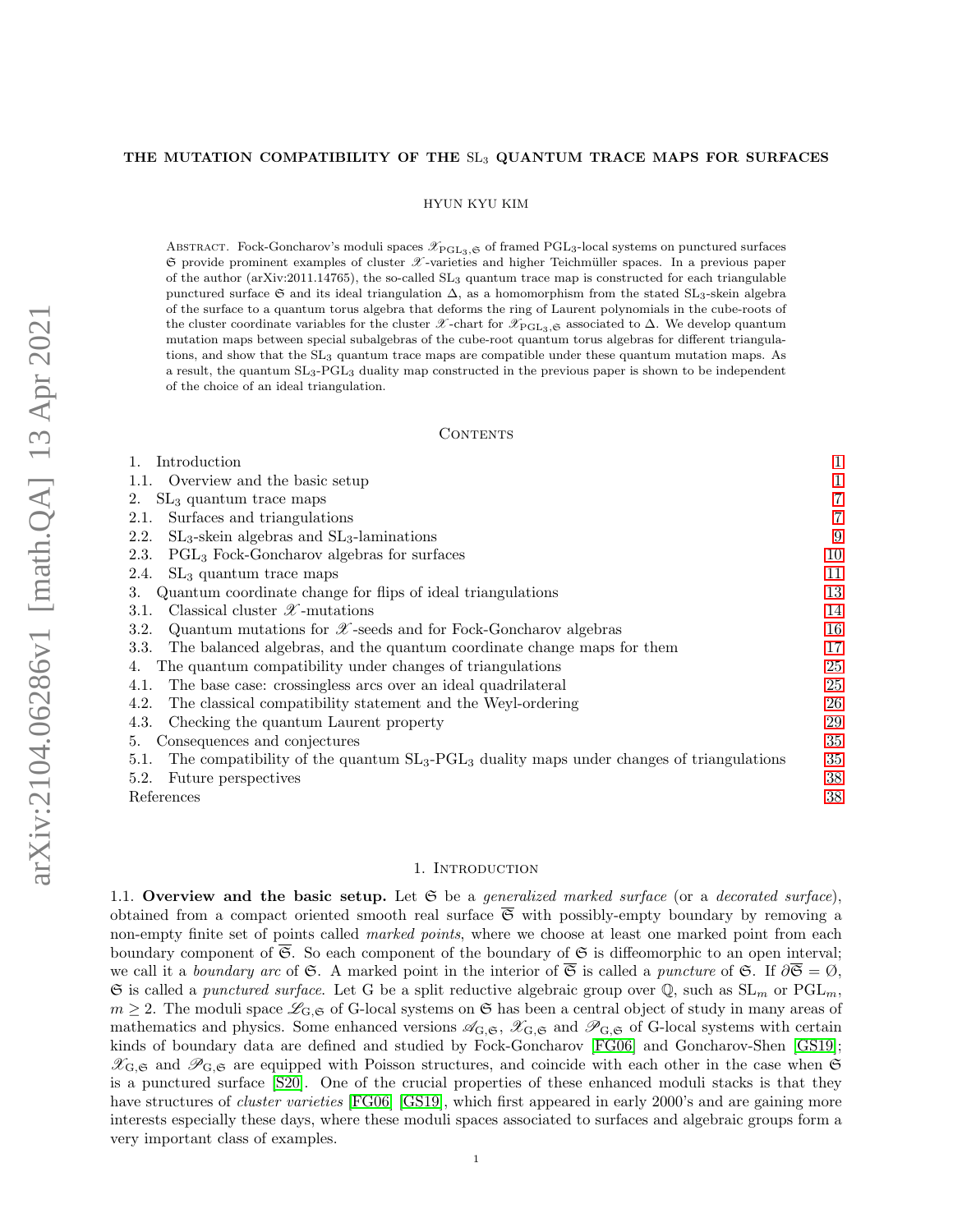# THE MUTATION COMPATIBILITY OF THE $\mathrm{SL}_3$ QUANTUM TRACE MAPS FOR SURFACES

HYUN KYU KIM

Abstract. Fock-Goncharov's moduli spaces $\mathscr{X}_{\mathrm{PGL}_3,\mathfrak{S}}$ of framed $\mathrm{PGL}_3$-local systems on punctured surfaces $\mathfrak{S}$ provide prominent examples of cluster $\mathscr{X}$-varieties and higher Teichmüller spaces. In a previous paper of the author (arXiv:2011.14765), the so-called $\mathrm{SL}_3$ quantum trace map is constructed for each triangulable punctured surface $\mathfrak{S}$ and its ideal triangulation $\Delta$, as a homomorphism from the stated $\mathrm{SL}_3$-skein algebra of the surface to a quantum torus algebra that deforms the ring of Laurent polynomials in the cube-roots of the cluster coordinate variables for the cluster $\mathscr{X}$-chart for $\mathscr{X}_{\mathrm{PGL}_3,\mathfrak{S}}$ associated to $\Delta$. We develop quantum mutation maps between special subalgebras of the cube-root quantum torus algebras for different triangulations, and show that the $\mathrm{SL}_3$ quantum trace maps are compatible under these quantum mutation maps. As a result, the quantum $\mathrm{SL}_3$-$\mathrm{PGL}_3$ duality map constructed in the previous paper is shown to be independent of the choice of an ideal triangulation.

## Contents

1. Introduction — 1
   - 1.1. Overview and the basic setup — 1
2. $\mathrm{SL}_3$ quantum trace maps — 7
   - 2.1. Surfaces and triangulations — 7
   - 2.2. $\mathrm{SL}_3$-skein algebras and $\mathrm{SL}_3$-laminations — 9
   - 2.3. $\mathrm{PGL}_3$ Fock-Goncharov algebras for surfaces — 10
   - 2.4. $\mathrm{SL}_3$ quantum trace maps — 11
3. Quantum coordinate change for flips of ideal triangulations — 13
   - 3.1. Classical cluster $\mathscr{X}$-mutations — 14
   - 3.2. Quantum mutations for $\mathscr{X}$-seeds and for Fock-Goncharov algebras — 16
   - 3.3. The balanced algebras, and the quantum coordinate change maps for them — 17
4. The quantum compatibility under changes of triangulations — 25
   - 4.1. The base case: crossingless arcs over an ideal quadrilateral — 25
   - 4.2. The classical compatibility statement and the Weyl-ordering — 26
   - 4.3. Checking the quantum Laurent property — 29
5. Consequences and conjectures — 35
   - 5.1. The compatibility of the quantum $\mathrm{SL}_3$-$\mathrm{PGL}_3$ duality maps under changes of triangulations — 35
   - 5.2. Future perspectives — 38

References — 38

## 1. Introduction

1.1. **Overview and the basic setup.** Let $\mathfrak{S}$ be a *generalized marked surface* (or a *decorated surface*), obtained from a compact oriented smooth real surface $\overline{\mathfrak{S}}$ with possibly-empty boundary by removing a non-empty finite set of points called *marked points*, where we choose at least one marked point from each boundary component of $\overline{\mathfrak{S}}$. So each component of the boundary of $\mathfrak{S}$ is diffeomorphic to an open interval; we call it a *boundary arc* of $\mathfrak{S}$. A marked point in the interior of $\overline{\mathfrak{S}}$ is called a *puncture* of $\mathfrak{S}$. If $\partial\overline{\mathfrak{S}} = \emptyset$, $\mathfrak{S}$ is called a *punctured surface*. Let G be a split reductive algebraic group over $\mathbb{Q}$, such as $\mathrm{SL}_m$ or $\mathrm{PGL}_m$, $m \geq 2$. The moduli space $\mathscr{L}_{\mathrm{G},\mathfrak{S}}$ of G-local systems on $\mathfrak{S}$ has been a central object of study in many areas of mathematics and physics. Some enhanced versions $\mathscr{A}_{\mathrm{G},\mathfrak{S}}$, $\mathscr{X}_{\mathrm{G},\mathfrak{S}}$ and $\mathscr{P}_{\mathrm{G},\mathfrak{S}}$ of G-local systems with certain kinds of boundary data are defined and studied by Fock-Goncharov [FG06] and Goncharov-Shen [GS19]; $\mathscr{X}_{\mathrm{G},\mathfrak{S}}$ and $\mathscr{P}_{\mathrm{G},\mathfrak{S}}$ are equipped with Poisson structures, and coincide with each other in the case when $\mathfrak{S}$ is a punctured surface [S20]. One of the crucial properties of these enhanced moduli stacks is that they have structures of *cluster varieties* [FG06] [GS19], which first appeared in early 2000's and are gaining more interests especially these days, where these moduli spaces associated to surfaces and algebraic groups form a very important class of examples.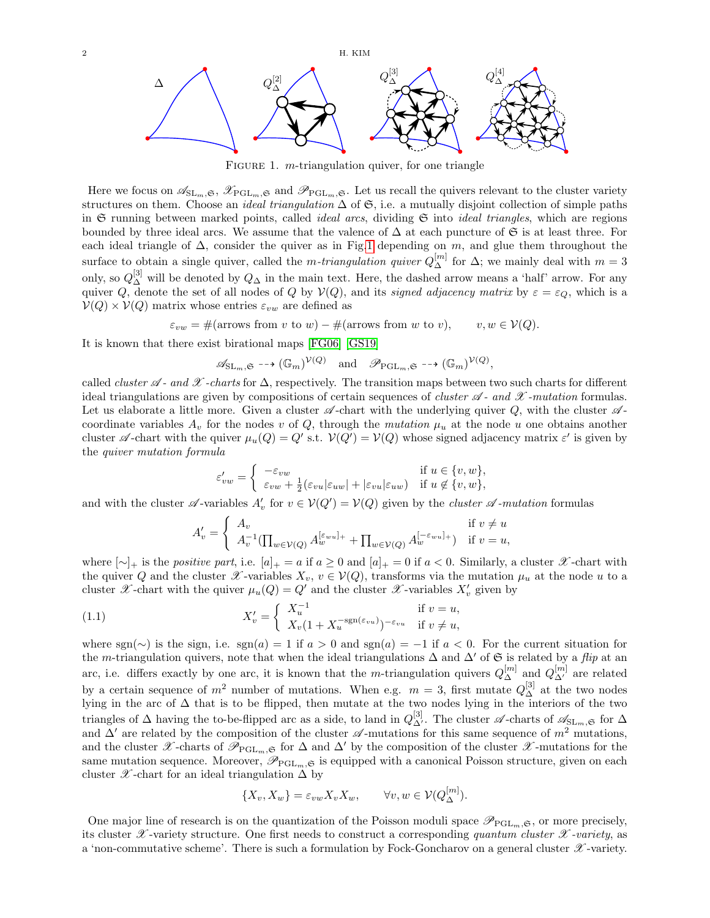FIGURE 1. $m$-triangulation quiver, for one triangle

Here we focus on $\mathscr{A}_{\mathrm{SL}_m,\mathfrak{S}}$, $\mathscr{X}_{\mathrm{PGL}_m,\mathfrak{S}}$ and $\mathscr{P}_{\mathrm{PGL}_m,\mathfrak{S}}$. Let us recall the quivers relevant to the cluster variety structures on them. Choose an *ideal triangulation* $\Delta$ of $\mathfrak{S}$, i.e. a mutually disjoint collection of simple paths in $\mathfrak{S}$ running between marked points, called *ideal arcs*, dividing $\mathfrak{S}$ into *ideal triangles*, which are regions bounded by three ideal arcs. We assume that the valence of $\Delta$ at each puncture of $\mathfrak{S}$ is at least three. For each ideal triangle of $\Delta$, consider the quiver as in Fig.1 depending on $m$, and glue them throughout the surface to obtain a single quiver, called the *$m$-triangulation quiver* $Q^{[m]}_\Delta$ for $\Delta$; we mainly deal with $m = 3$ only, so $Q^{[3]}_\Delta$ will be denoted by $Q_\Delta$ in the main text. Here, the dashed arrow means a 'half' arrow. For any quiver $Q$, denote the set of all nodes of $Q$ by $\mathcal{V}(Q)$, and its *signed adjacency matrix* by $\varepsilon = \varepsilon_Q$, which is a $\mathcal{V}(Q) \times \mathcal{V}(Q)$ matrix whose entries $\varepsilon_{vw}$ are defined as

$$\varepsilon_{vw} = \#(\text{arrows from } v \text{ to } w) - \#(\text{arrows from } w \text{ to } v), \qquad v, w \in \mathcal{V}(Q).$$

It is known that there exist birational maps [FG06] [GS19]

$$\mathscr{A}_{\mathrm{SL}_m,\mathfrak{S}} \dashrightarrow (\mathbb{G}_m)^{\mathcal{V}(Q)} \quad \text{and} \quad \mathscr{P}_{\mathrm{PGL}_m,\mathfrak{S}} \dashrightarrow (\mathbb{G}_m)^{\mathcal{V}(Q)},$$

called *cluster $\mathscr{A}$- and $\mathscr{X}$-charts* for $\Delta$, respectively. The transition maps between two such charts for different ideal triangulations are given by compositions of certain sequences of *cluster $\mathscr{A}$- and $\mathscr{X}$-mutation* formulas. Let us elaborate a little more. Given a cluster $\mathscr{A}$-chart with the underlying quiver $Q$, with the cluster $\mathscr{A}$-coordinate variables $A_v$ for the nodes $v$ of $Q$, through the *mutation* $\mu_u$ at the node $u$ one obtains another cluster $\mathscr{A}$-chart with the quiver $\mu_u(Q) = Q'$ s.t. $\mathcal{V}(Q') = \mathcal{V}(Q)$ whose signed adjacency matrix $\varepsilon'$ is given by the *quiver mutation formula*

$$\varepsilon'_{vw} = \left\{ \begin{array}{ll} -\varepsilon_{vw} & \text{if } u \in \{v, w\}, \\ \varepsilon_{vw} + \frac{1}{2}(\varepsilon_{vu}|\varepsilon_{uw}| + |\varepsilon_{vu}|\varepsilon_{uw}) & \text{if } u \notin \{v, w\}, \end{array} \right.$$

and with the cluster $\mathscr{A}$-variables $A'_v$ for $v \in \mathcal{V}(Q') = \mathcal{V}(Q)$ given by the *cluster $\mathscr{A}$-mutation* formulas

$$A'_v = \left\{ \begin{array}{ll} A_v & \text{if } v \neq u \\ A_v^{-1}(\prod_{w \in \mathcal{V}(Q)} A_w^{[\varepsilon_{wu}]_+} + \prod_{w \in \mathcal{V}(Q)} A_w^{[-\varepsilon_{wu}]_+}) & \text{if } v = u, \end{array} \right.$$

where $[\sim]_+$ is the *positive part*, i.e. $[a]_+ = a$ if $a \geq 0$ and $[a]_+ = 0$ if $a < 0$. Similarly, a cluster $\mathscr{X}$-chart with the quiver $Q$ and the cluster $\mathscr{X}$-variables $X_v$, $v \in \mathcal{V}(Q)$, transforms via the mutation $\mu_u$ at the node $u$ to a cluster $\mathscr{X}$-chart with the quiver $\mu_u(Q) = Q'$ and the cluster $\mathscr{X}$-variables $X'_v$ given by

$$X'_v = \left\{ \begin{array}{ll} X_u^{-1} & \text{if } v = u, \\ X_v(1 + X_u^{-\mathrm{sgn}(\varepsilon_{vu})})^{-\varepsilon_{vu}} & \text{if } v \neq u, \end{array} \right. \tag{1.1}$$

where $\mathrm{sgn}(\sim)$ is the sign, i.e. $\mathrm{sgn}(a) = 1$ if $a > 0$ and $\mathrm{sgn}(a) = -1$ if $a < 0$. For the current situation for the $m$-triangulation quivers, note that when the ideal triangulations $\Delta$ and $\Delta'$ of $\mathfrak{S}$ is related by a *flip* at an arc, i.e. differs exactly by one arc, it is known that the $m$-triangulation quivers $Q^{[m]}_\Delta$ and $Q^{[m]}_{\Delta'}$ are related by a certain sequence of $m^2$ number of mutations. When e.g. $m = 3$, first mutate $Q^{[3]}_\Delta$ at the two nodes lying in the arc of $\Delta$ that is to be flipped, then mutate at the two nodes lying in the interiors of the two triangles of $\Delta$ having the to-be-flipped arc as a side, to land in $Q^{[3]}_{\Delta'}$. The cluster $\mathscr{A}$-charts of $\mathscr{A}_{\mathrm{SL}_m,\mathfrak{S}}$ for $\Delta$ and $\Delta'$ are related by the composition of the cluster $\mathscr{A}$-mutations for this same sequence of $m^2$ mutations, and the cluster $\mathscr{X}$-charts of $\mathscr{P}_{\mathrm{PGL}_m,\mathfrak{S}}$ for $\Delta$ and $\Delta'$ by the composition of the cluster $\mathscr{X}$-mutations for the same mutation sequence. Moreover, $\mathscr{P}_{\mathrm{PGL}_m,\mathfrak{S}}$ is equipped with a canonical Poisson structure, given on each cluster $\mathscr{X}$-chart for an ideal triangulation $\Delta$ by

$$\{X_v, X_w\} = \varepsilon_{vw} X_v X_w, \qquad \forall v, w \in \mathcal{V}(Q^{[m]}_\Delta).$$

One major line of research is on the quantization of the Poisson moduli space $\mathscr{P}_{\mathrm{PGL}_m,\mathfrak{S}}$, or more precisely, its cluster $\mathscr{X}$-variety structure. One first needs to construct a corresponding *quantum cluster $\mathscr{X}$-variety*, as a 'non-commutative scheme'. There is such a formulation by Fock-Goncharov on a general cluster $\mathscr{X}$-variety.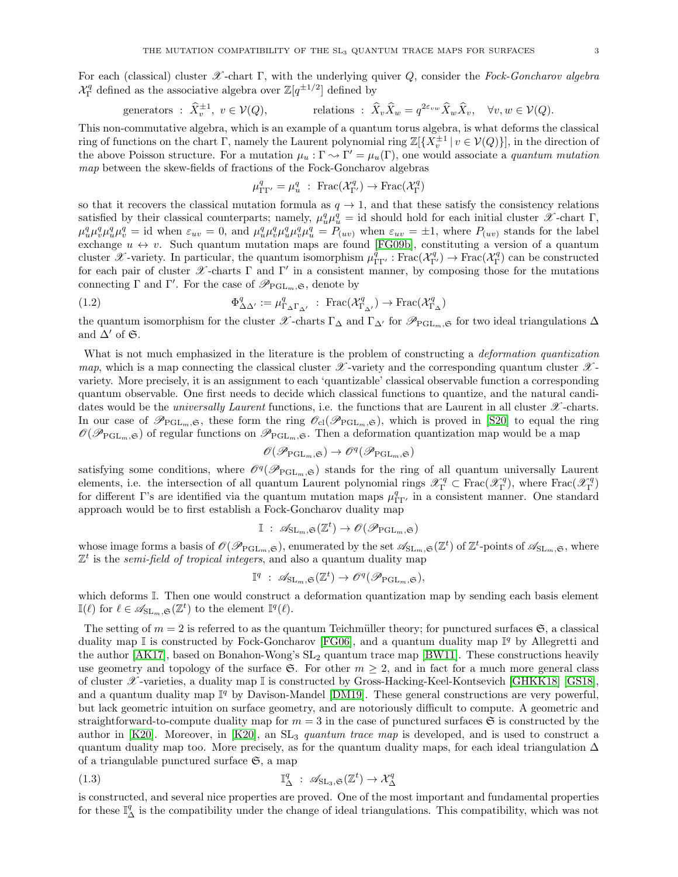For each (classical) cluster $\mathscr{X}$-chart $\Gamma$, with the underlying quiver $Q$, consider the *Fock-Goncharov algebra* $\mathcal{X}^q_\Gamma$ defined as the associative algebra over $\mathbb{Z}[q^{\pm 1/2}]$ defined by

$$\text{generators} \ : \ \widehat{X}_v^{\pm 1}, \ v \in \mathcal{V}(Q), \qquad\qquad \text{relations} \ : \ \widehat{X}_v \widehat{X}_w = q^{2\varepsilon_{vw}} \widehat{X}_w \widehat{X}_v, \quad \forall v, w \in \mathcal{V}(Q).$$

This non-commutative algebra, which is an example of a quantum torus algebra, is what deforms the classical ring of functions on the chart $\Gamma$, namely the Laurent polynomial ring $\mathbb{Z}[\{X_v^{\pm 1} \,|\, v \in \mathcal{V}(Q)\}]$, in the direction of the above Poisson structure. For a mutation $\mu_u : \Gamma \rightsquigarrow \Gamma' = \mu_u(\Gamma)$, one would associate a *quantum mutation map* between the skew-fields of fractions of the Fock-Goncharov algebras

$$\mu^q_{\Gamma\Gamma'} = \mu^q_u \ : \ \mathrm{Frac}(\mathcal{X}^q_{\Gamma'}) \to \mathrm{Frac}(\mathcal{X}^q_\Gamma)$$

so that it recovers the classical mutation formula as $q \to 1$, and that these satisfy the consistency relations satisfied by their classical counterparts; namely, $\mu^q_u \mu^q_u = \mathrm{id}$ should hold for each initial cluster $\mathscr{X}$-chart $\Gamma$, $\mu^q_u \mu^q_v \mu^q_u \mu^q_v = \mathrm{id}$ when $\varepsilon_{uv} = 0$, and $\mu^q_u \mu^q_v \mu^q_u \mu^q_v \mu^q_u = P_{(uv)}$ when $\varepsilon_{uv} = \pm 1$, where $P_{(uv)}$ stands for the label exchange $u \leftrightarrow v$. Such quantum mutation maps are found [FG09b], constituting a version of a quantum cluster $\mathscr{X}$-variety. In particular, the quantum isomorphism $\mu^q_{\Gamma\Gamma'} : \mathrm{Frac}(\mathcal{X}^q_{\Gamma'}) \to \mathrm{Frac}(\mathcal{X}^q_\Gamma)$ can be constructed for each pair of cluster $\mathscr{X}$-charts $\Gamma$ and $\Gamma'$ in a consistent manner, by composing those for the mutations connecting $\Gamma$ and $\Gamma'$. For the case of $\mathscr{P}_{\mathrm{PGL}_m, \mathfrak{S}}$, denote by

$$\Phi^q_{\Delta\Delta'} := \mu^q_{\Gamma_\Delta \Gamma_{\Delta'}} \ : \ \mathrm{Frac}(\mathcal{X}^q_{\Gamma_{\Delta'}}) \to \mathrm{Frac}(\mathcal{X}^q_{\Gamma_\Delta}) \tag{1.2}$$

the quantum isomorphism for the cluster $\mathscr{X}$-charts $\Gamma_\Delta$ and $\Gamma_{\Delta'}$ for $\mathscr{P}_{\mathrm{PGL}_m, \mathfrak{S}}$ for two ideal triangulations $\Delta$ and $\Delta'$ of $\mathfrak{S}$.

What is not much emphasized in the literature is the problem of constructing a *deformation quantization map*, which is a map connecting the classical cluster $\mathscr{X}$-variety and the corresponding quantum cluster $\mathscr{X}$-variety. More precisely, it is an assignment to each 'quantizable' classical observable function a corresponding quantum observable. One first needs to decide which classical functions to quantize, and the natural candidates would be the *universally Laurent* functions, i.e. the functions that are Laurent in all cluster $\mathscr{X}$-charts. In our case of $\mathscr{P}_{\mathrm{PGL}_m, \mathfrak{S}}$, these form the ring $\mathscr{O}_{\mathrm{cl}}(\mathscr{P}_{\mathrm{PGL}_m, \mathfrak{S}})$, which is proved in [S20] to equal the ring $\mathscr{O}(\mathscr{P}_{\mathrm{PGL}_m, \mathfrak{S}})$ of regular functions on $\mathscr{P}_{\mathrm{PGL}_m, \mathfrak{S}}$. Then a deformation quantization map would be a map

$$\mathscr{O}(\mathscr{P}_{\mathrm{PGL}_m, \mathfrak{S}}) \to \mathscr{O}^q(\mathscr{P}_{\mathrm{PGL}_m, \mathfrak{S}})$$

satisfying some conditions, where $\mathscr{O}^q(\mathscr{P}_{\mathrm{PGL}_m, \mathfrak{S}})$ stands for the ring of all quantum universally Laurent elements, i.e. the intersection of all quantum Laurent polynomial rings $\mathscr{X}^q_\Gamma \subset \mathrm{Frac}(\mathscr{X}^q_\Gamma)$, where $\mathrm{Frac}(\mathscr{X}^q_\Gamma)$ for different $\Gamma$'s are identified via the quantum mutation maps $\mu^q_{\Gamma\Gamma'}$ in a consistent manner. One standard approach would be to first establish a Fock-Goncharov duality map

$$\mathbb{I} \ : \ \mathscr{A}_{\mathrm{SL}_m, \mathfrak{S}}(\mathbb{Z}^t) \to \mathscr{O}(\mathscr{P}_{\mathrm{PGL}_m, \mathfrak{S}})$$

whose image forms a basis of $\mathscr{O}(\mathscr{P}_{\mathrm{PGL}_m, \mathfrak{S}})$, enumerated by the set $\mathscr{A}_{\mathrm{SL}_m, \mathfrak{S}}(\mathbb{Z}^t)$ of $\mathbb{Z}^t$-points of $\mathscr{A}_{\mathrm{SL}_m, \mathfrak{S}}$, where $\mathbb{Z}^t$ is the *semi-field of tropical integers*, and also a quantum duality map

$$\mathbb{I}^q \ : \ \mathscr{A}_{\mathrm{SL}_m, \mathfrak{S}}(\mathbb{Z}^t) \to \mathscr{O}^q(\mathscr{P}_{\mathrm{PGL}_m, \mathfrak{S}}),$$

which deforms $\mathbb{I}$. Then one would construct a deformation quantization map by sending each basis element $\mathbb{I}(\ell)$ for $\ell \in \mathscr{A}_{\mathrm{SL}_m, \mathfrak{S}}(\mathbb{Z}^t)$ to the element $\mathbb{I}^q(\ell)$.

The setting of $m = 2$ is referred to as the quantum Teichmüller theory; for punctured surfaces $\mathfrak{S}$, a classical duality map $\mathbb{I}$ is constructed by Fock-Goncharov [FG06], and a quantum duality map $\mathbb{I}^q$ by Allegretti and the author [AK17], based on Bonahon-Wong's $\mathrm{SL}_2$ quantum trace map [BW11]. These constructions heavily use geometry and topology of the surface $\mathfrak{S}$. For other $m \geq 2$, and in fact for a much more general class of cluster $\mathscr{X}$-varieties, a duality map $\mathbb{I}$ is constructed by Gross-Hacking-Keel-Kontsevich [GHKK18] [GS18], and a quantum duality map $\mathbb{I}^q$ by Davison-Mandel [DM19]. These general constructions are very powerful, but lack geometric intuition on surface geometry, and are notoriously difficult to compute. A geometric and straightforward-to-compute duality map for $m = 3$ in the case of punctured surfaces $\mathfrak{S}$ is constructed by the author in [K20]. Moreover, in [K20], an $\mathrm{SL}_3$ *quantum trace map* is developed, and is used to construct a quantum duality map too. More precisely, as for the quantum duality maps, for each ideal triangulation $\Delta$ of a triangulable punctured surface $\mathfrak{S}$, a map

$$\mathbb{I}^q_\Delta \ : \ \mathscr{A}_{\mathrm{SL}_3, \mathfrak{S}}(\mathbb{Z}^t) \to \mathcal{X}^q_\Delta \tag{1.3}$$

is constructed, and several nice properties are proved. One of the most important and fundamental properties for these $\mathbb{I}^q_\Delta$ is the compatibility under the change of ideal triangulations. This compatibility, which was not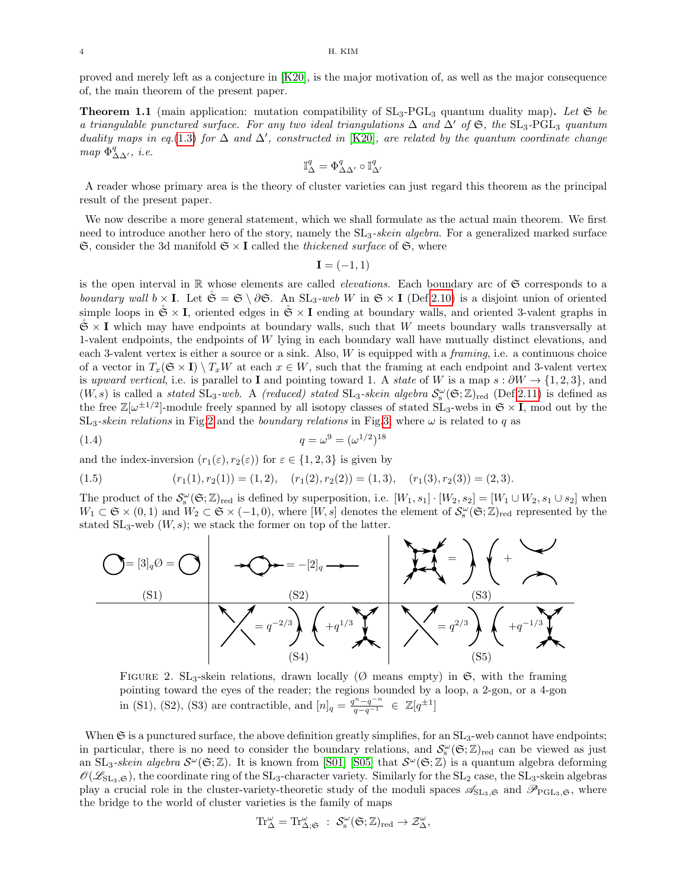proved and merely left as a conjecture in [K20], is the major motivation of, as well as the major consequence of, the main theorem of the present paper.

**Theorem 1.1** (main application: mutation compatibility of $\mathrm{SL}_3$-$\mathrm{PGL}_3$ quantum duality map)**.** *Let $\mathfrak{S}$ be a triangulable punctured surface. For any two ideal triangulations $\Delta$ and $\Delta'$ of $\mathfrak{S}$, the $\mathrm{SL}_3$-$\mathrm{PGL}_3$ quantum duality maps in eq.(1.3) for $\Delta$ and $\Delta'$, constructed in [K20], are related by the quantum coordinate change map $\Phi^q_{\Delta\Delta'}$, i.e.*

$$\mathbb{I}^q_\Delta = \Phi^q_{\Delta\Delta'} \circ \mathbb{I}^q_{\Delta'}$$

A reader whose primary area is the theory of cluster varieties can just regard this theorem as the principal result of the present paper.

We now describe a more general statement, which we shall formulate as the actual main theorem. We first need to introduce another hero of the story, namely the $\mathrm{SL}_3$-*skein algebra*. For a generalized marked surface $\mathfrak{S}$, consider the 3d manifold $\mathfrak{S} \times \mathbf{I}$ called the *thickened surface* of $\mathfrak{S}$, where

$$\mathbf{I} = (-1, 1)$$

is the open interval in $\mathbb{R}$ whose elements are called *elevations*. Each boundary arc of $\mathfrak{S}$ corresponds to a *boundary wall* $b \times \mathbf{I}$. Let $\mathring{\mathfrak{S}} = \mathfrak{S} \setminus \partial\mathfrak{S}$. An $\mathrm{SL}_3$-*web* $W$ in $\mathfrak{S} \times \mathbf{I}$ (Def.2.10) is a disjoint union of oriented simple loops in $\mathring{\mathfrak{S}} \times \mathbf{I}$, oriented edges in $\mathring{\mathfrak{S}} \times \mathbf{I}$ ending at boundary walls, and oriented 3-valent graphs in $\mathring{\mathfrak{S}} \times \mathbf{I}$ which may have endpoints at boundary walls, such that $W$ meets boundary walls transversally at 1-valent endpoints, the endpoints of $W$ lying in each boundary wall have mutually distinct elevations, and each 3-valent vertex is either a source or a sink. Also, $W$ is equipped with a *framing*, i.e. a continuous choice of a vector in $T_x(\mathfrak{S} \times \mathbf{I}) \setminus T_x W$ at each $x \in W$, such that the framing at each endpoint and 3-valent vertex is *upward vertical*, i.e. is parallel to $\mathbf{I}$ and pointing toward 1. A *state* of $W$ is a map $s : \partial W \to \{1, 2, 3\}$, and $(W, s)$ is called a *stated* $\mathrm{SL}_3$-*web*. A *(reduced) stated* $\mathrm{SL}_3$-*skein algebra* $\mathcal{S}^\omega_{\rm s}(\mathfrak{S}; \mathbb{Z})_{\rm red}$ (Def.2.11) is defined as the free $\mathbb{Z}[\omega^{\pm 1/2}]$-module freely spanned by all isotopy classes of stated $\mathrm{SL}_3$-webs in $\mathfrak{S} \times \mathbf{I}$, mod out by the $\mathrm{SL}_3$-*skein relations* in Fig.2 and the *boundary relations* in Fig.3, where $\omega$ is related to $q$ as

$$q = \omega^9 = (\omega^{1/2})^{18} \tag{1.4}$$

and the index-inversion $(r_1(\varepsilon), r_2(\varepsilon))$ for $\varepsilon \in \{1, 2, 3\}$ is given by

$$(r_1(1), r_2(1)) = (1, 2), \quad (r_1(2), r_2(2)) = (1, 3), \quad (r_1(3), r_2(3)) = (2, 3). \tag{1.5}$$

The product of the $\mathcal{S}^\omega_{\rm s}(\mathfrak{S}; \mathbb{Z})_{\rm red}$ is defined by superposition, i.e. $[W_1, s_1] \cdot [W_2, s_2] = [W_1 \cup W_2, s_1 \cup s_2]$ when $W_1 \subset \mathfrak{S} \times (0, 1)$ and $W_2 \subset \mathfrak{S} \times (-1, 0)$, where $[W, s]$ denotes the element of $\mathcal{S}^\omega_{\rm s}(\mathfrak{S}; \mathbb{Z})_{\rm red}$ represented by the stated $\mathrm{SL}_3$-web $(W, s)$; we stack the former on top of the latter.

FIGURE 2. $\mathrm{SL}_3$-skein relations, drawn locally ($\emptyset$ means empty) in $\mathfrak{S}$, with the framing pointing toward the eyes of the reader; the regions bounded by a loop, a 2-gon, or a 4-gon in (S1), (S2), (S3) are contractible, and $[n]_q = \frac{q^n - q^{-n}}{q - q^{-1}} \in \mathbb{Z}[q^{\pm 1}]$

When $\mathfrak{S}$ is a punctured surface, the above definition greatly simplifies, for an $\mathrm{SL}_3$-web cannot have endpoints; in particular, there is no need to consider the boundary relations, and $\mathcal{S}^\omega_{\rm s}(\mathfrak{S}; \mathbb{Z})_{\rm red}$ can be viewed as just an $\mathrm{SL}_3$-*skein algebra* $\mathcal{S}^\omega(\mathfrak{S}; \mathbb{Z})$. It is known from [S01] [S05] that $\mathcal{S}^\omega(\mathfrak{S}; \mathbb{Z})$ is a quantum algebra deforming $\mathscr{O}(\mathscr{L}_{\mathrm{SL}_3, \mathfrak{S}})$, the coordinate ring of the $\mathrm{SL}_3$-character variety. Similarly for the $\mathrm{SL}_2$ case, the $\mathrm{SL}_3$-skein algebras play a crucial role in the cluster-variety-theoretic study of the moduli spaces $\mathscr{A}_{\mathrm{SL}_3, \mathfrak{S}}$ and $\mathscr{P}_{\mathrm{PGL}_3, \mathfrak{S}}$, where the bridge to the world of cluster varieties is the family of maps

$$\mathrm{Tr}^\omega_\Delta = \mathrm{Tr}^\omega_{\Delta;\mathfrak{S}} \;:\; \mathcal{S}^\omega_{\rm s}(\mathfrak{S}; \mathbb{Z})_{\rm red} \to \mathcal{Z}^\omega_\Delta,$$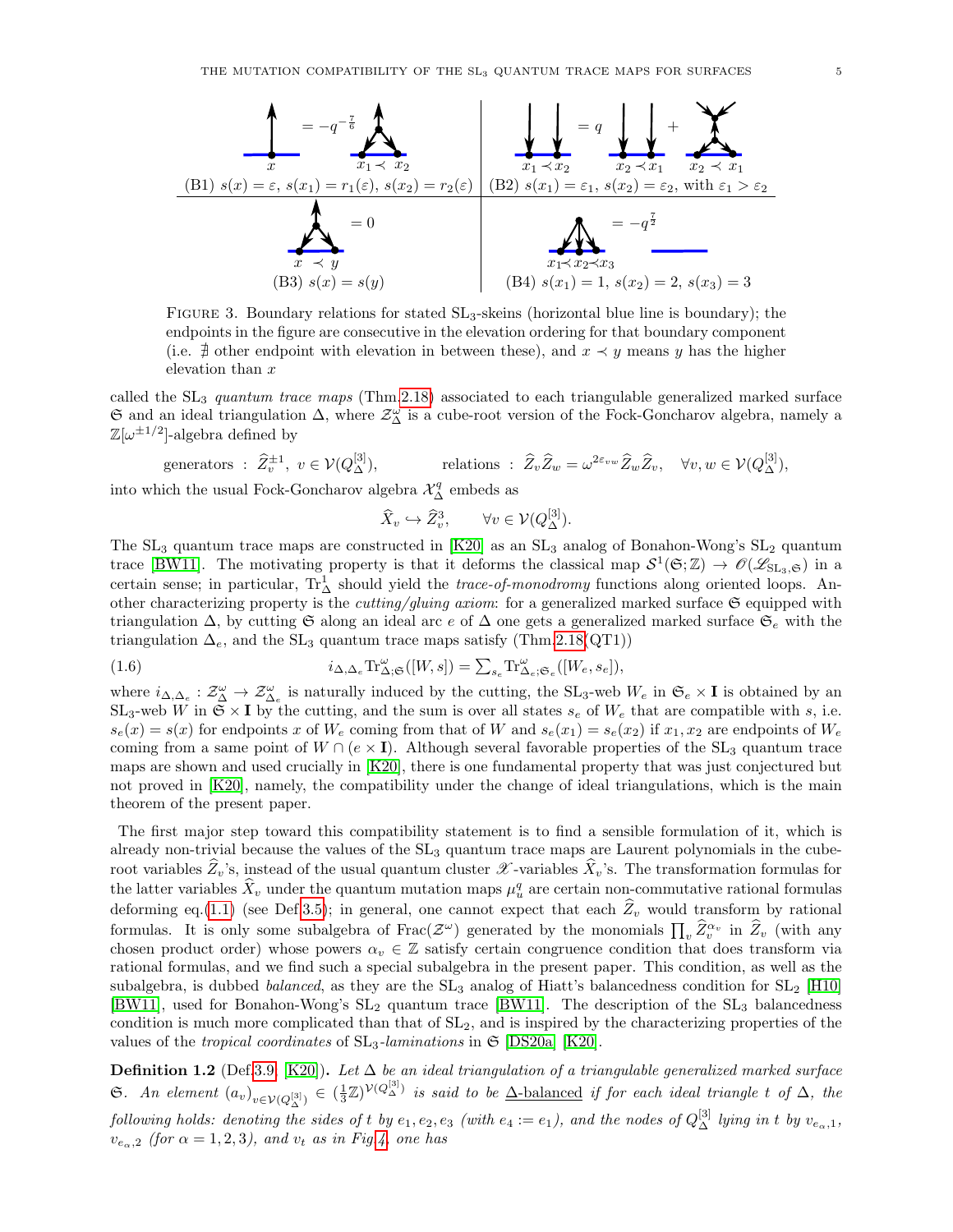$$= -q^{-\frac{7}{6}}$$

(B1) $s(x) = \varepsilon$, $s(x_1) = r_1(\varepsilon)$, $s(x_2) = r_2(\varepsilon)$

$$= q \quad + $$

(B2) $s(x_1) = \varepsilon_1$, $s(x_2) = \varepsilon_2$, with $\varepsilon_1 > \varepsilon_2$

$$= 0$$

(B3) $s(x) = s(y)$

$$= -q^{\frac{7}{2}}$$

(B4) $s(x_1) = 1$, $s(x_2) = 2$, $s(x_3) = 3$

FIGURE 3. Boundary relations for stated $SL_3$-skeins (horizontal blue line is boundary); the endpoints in the figure are consecutive in the elevation ordering for that boundary component (i.e. $\nexists$ other endpoint with elevation in between these), and $x \prec y$ means $y$ has the higher elevation than $x$

called the $SL_3$ *quantum trace maps* (Thm.2.18) associated to each triangulable generalized marked surface $\mathfrak{S}$ and an ideal triangulation $\Delta$, where $\mathcal{Z}^\omega_\Delta$ is a cube-root version of the Fock-Goncharov algebra, namely a $\mathbb{Z}[\omega^{\pm 1/2}]$-algebra defined by

$$\text{generators : } \widehat{Z}_v^{\pm 1},\ v \in \mathcal{V}(Q^{[3]}_\Delta), \qquad \text{relations : } \widehat{Z}_v \widehat{Z}_w = \omega^{2\varepsilon_{vw}} \widehat{Z}_w \widehat{Z}_v, \quad \forall v, w \in \mathcal{V}(Q^{[3]}_\Delta),$$

into which the usual Fock-Goncharov algebra $\mathcal{X}^q_\Delta$ embeds as

$$\widehat{X}_v \hookrightarrow \widehat{Z}_v^3, \qquad \forall v \in \mathcal{V}(Q^{[3]}_\Delta).$$

The $SL_3$ quantum trace maps are constructed in [K20] as an $SL_3$ analog of Bonahon-Wong's $SL_2$ quantum trace [BW11]. The motivating property is that it deforms the classical map $\mathcal{S}^1(\mathfrak{S}; \mathbb{Z}) \to \mathscr{O}(\mathscr{L}_{SL_3,\mathfrak{S}})$ in a certain sense; in particular, $\mathrm{Tr}^1_\Delta$ should yield the *trace-of-monodromy* functions along oriented loops. Another characterizing property is the *cutting/gluing axiom*: for a generalized marked surface $\mathfrak{S}$ equipped with triangulation $\Delta$, by cutting $\mathfrak{S}$ along an ideal arc $e$ of $\Delta$ one gets a generalized marked surface $\mathfrak{S}_e$ with the triangulation $\Delta_e$, and the $SL_3$ quantum trace maps satisfy (Thm.2.18(QT1))

$$i_{\Delta,\Delta_e} \mathrm{Tr}^\omega_{\Delta;\mathfrak{S}}([W,s]) = \textstyle\sum_{s_e} \mathrm{Tr}^\omega_{\Delta_e;\mathfrak{S}_e}([W_e, s_e]), \tag{1.6}$$

where $i_{\Delta,\Delta_e} : \mathcal{Z}^\omega_\Delta \to \mathcal{Z}^\omega_{\Delta_e}$ is naturally induced by the cutting, the $SL_3$-web $W_e$ in $\mathfrak{S}_e \times \mathbf{I}$ is obtained by an $SL_3$-web $W$ in $\mathfrak{S} \times \mathbf{I}$ by the cutting, and the sum is over all states $s_e$ of $W_e$ that are compatible with $s$, i.e. $s_e(x) = s(x)$ for endpoints $x$ of $W_e$ coming from that of $W$ and $s_e(x_1) = s_e(x_2)$ if $x_1, x_2$ are endpoints of $W_e$ coming from a same point of $W \cap (e \times \mathbf{I})$. Although several favorable properties of the $SL_3$ quantum trace maps are shown and used crucially in [K20], there is one fundamental property that was just conjectured but not proved in [K20], namely, the compatibility under the change of ideal triangulations, which is the main theorem of the present paper.

The first major step toward this compatibility statement is to find a sensible formulation of it, which is already non-trivial because the values of the $SL_3$ quantum trace maps are Laurent polynomials in the cube-root variables $\widehat{Z}_v$'s, instead of the usual quantum cluster $\mathscr{X}$-variables $\widehat{X}_v$'s. The transformation formulas for the latter variables $\widehat{X}_v$ under the quantum mutation maps $\mu^q_u$ are certain non-commutative rational formulas deforming eq.(1.1) (see Def.3.5); in general, one cannot expect that each $\widehat{Z}_v$ would transform by rational formulas. It is only some subalgebra of $\mathrm{Frac}(\mathcal{Z}^\omega)$ generated by the monomials $\prod_v \widehat{Z}_v^{\alpha_v}$ in $\widehat{Z}_v$ (with any chosen product order) whose powers $\alpha_v \in \mathbb{Z}$ satisfy certain congruence condition that does transform via rational formulas, and we find such a special subalgebra in the present paper. This condition, as well as the subalgebra, is dubbed *balanced*, as they are the $SL_3$ analog of Hiatt's balancedness condition for $SL_2$ [H10] [BW11], used for Bonahon-Wong's $SL_2$ quantum trace [BW11]. The description of the $SL_3$ balancedness condition is much more complicated than that of $SL_2$, and is inspired by the characterizing properties of the values of the *tropical coordinates* of $SL_3$-*laminations* in $\mathfrak{S}$ [DS20a] [K20].

**Definition 1.2** (Def.3.9 [K20]). *Let $\Delta$ be an ideal triangulation of a triangulable generalized marked surface $\mathfrak{S}$. An element $(a_v)_{v \in \mathcal{V}(Q^{[3]}_\Delta)} \in (\frac{1}{3}\mathbb{Z})^{\mathcal{V}(Q^{[3]}_\Delta)}$ is said to be* $\underline{\Delta\text{-balanced}}$ *if for each ideal triangle $t$ of $\Delta$, the following holds: denoting the sides of $t$ by $e_1, e_2, e_3$ (with $e_4 := e_1$), and the nodes of $Q^{[3]}_\Delta$ lying in $t$ by $v_{e_\alpha,1}$, $v_{e_\alpha,2}$ (for $\alpha = 1, 2, 3$), and $v_t$ as in Fig.4, one has*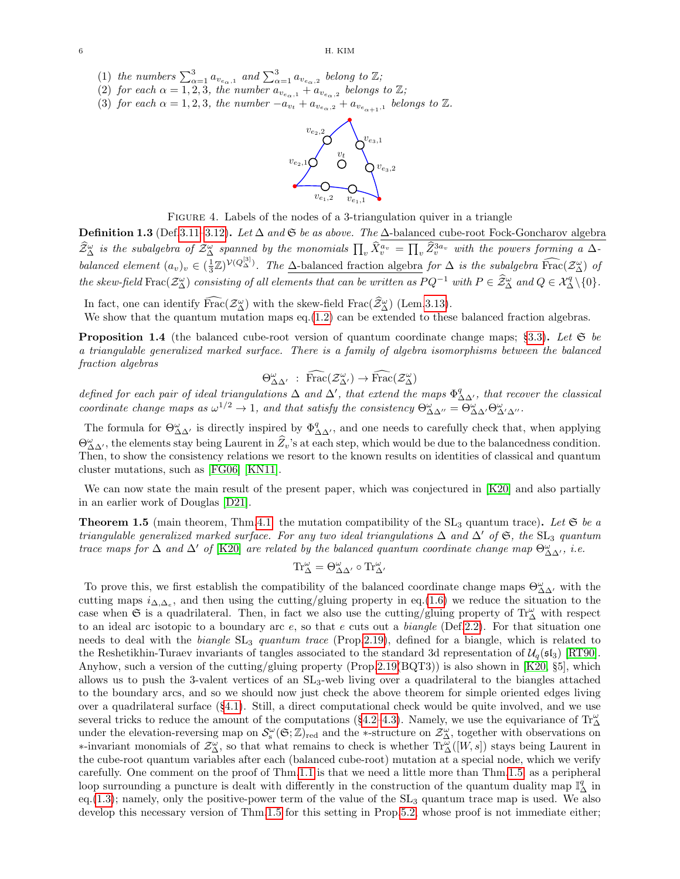(1) *the numbers* $\sum_{\alpha=1}^3 a_{v_{e_\alpha,1}}$ *and* $\sum_{\alpha=1}^3 a_{v_{e_\alpha,2}}$ *belong to* $\mathbb{Z}$*;*
(2) *for each* $\alpha = 1,2,3$*, the number* $a_{v_{e_\alpha,1}} + a_{v_{e_\alpha,2}}$ *belongs to* $\mathbb{Z}$*;*
(3) *for each* $\alpha = 1,2,3$*, the number* $-a_{v_t} + a_{v_{e_\alpha,2}} + a_{v_{e_{\alpha+1},1}}$ *belongs to* $\mathbb{Z}$*.*

Figure 4. Labels of the nodes of a 3-triangulation quiver in a triangle

**Definition 1.3** (Def.3.11–3.12)**.** *Let* $\Delta$ *and* $\mathfrak{S}$ *be as above. The* $\Delta$-balanced cube-root Fock-Goncharov algebra $\widehat{\mathcal{Z}}^\omega_\Delta$ *is the subalgebra of* $\mathcal{Z}^\omega_\Delta$ *spanned by the monomials* $\prod_v \widehat{X}_v^{a_v} = \prod_v \widehat{Z}_v^{3a_v}$ *with the powers forming a* $\Delta$*-balanced element* $(a_v)_v \in (\frac{1}{3}\mathbb{Z})^{\mathcal{V}(Q^{[3]}_\Delta)}$*. The* $\Delta$-balanced fraction algebra *for* $\Delta$ *is the subalgebra* $\widehat{\mathrm{Frac}}(\mathcal{Z}^\omega_\Delta)$ *of the skew-field* $\mathrm{Frac}(\mathcal{Z}^\omega_\Delta)$ *consisting of all elements that can be written as* $PQ^{-1}$ *with* $P \in \widehat{\mathcal{Z}}^\omega_\Delta$ *and* $Q \in \mathcal{X}^q_\Delta \setminus \{0\}$*.*

In fact, one can identify $\widehat{\mathrm{Frac}}(\mathcal{Z}^\omega_\Delta)$ with the skew-field $\mathrm{Frac}(\widehat{\mathcal{Z}}^\omega_\Delta)$ (Lem.3.13).

We show that the quantum mutation maps eq.(1.2) can be extended to these balanced fraction algebras.

**Proposition 1.4** (the balanced cube-root version of quantum coordinate change maps; §3.3)**.** *Let* $\mathfrak{S}$ *be a triangulable generalized marked surface. There is a family of algebra isomorphisms between the balanced fraction algebras*

$$\Theta^\omega_{\Delta\Delta'} \ : \ \widehat{\mathrm{Frac}}(\mathcal{Z}^\omega_{\Delta'}) \to \widehat{\mathrm{Frac}}(\mathcal{Z}^\omega_\Delta)$$

*defined for each pair of ideal triangulations* $\Delta$ *and* $\Delta'$*, that extend the maps* $\Phi^q_{\Delta\Delta'}$*, that recover the classical coordinate change maps as* $\omega^{1/2} \to 1$*, and that satisfy the consistency* $\Theta^\omega_{\Delta\Delta''} = \Theta^\omega_{\Delta\Delta'}\Theta^\omega_{\Delta'\Delta''}$*.*

The formula for $\Theta^\omega_{\Delta\Delta'}$ is directly inspired by $\Phi^q_{\Delta\Delta'}$, and one needs to carefully check that, when applying $\Theta^\omega_{\Delta\Delta'}$, the elements stay being Laurent in $\widehat{Z}_v$'s at each step, which would be due to the balancedness condition. Then, to show the consistency relations we resort to the known results on identities of classical and quantum cluster mutations, such as [FG06] [KN11].

We can now state the main result of the present paper, which was conjectured in [K20] and also partially in an earlier work of Douglas [D21].

**Theorem 1.5** (main theorem, Thm.4.1; the mutation compatibility of the $\mathrm{SL}_3$ quantum trace)**.** *Let* $\mathfrak{S}$ *be a triangulable generalized marked surface. For any two ideal triangulations* $\Delta$ *and* $\Delta'$ *of* $\mathfrak{S}$*, the* $\mathrm{SL}_3$ *quantum trace maps for* $\Delta$ *and* $\Delta'$ *of* [K20] *are related by the balanced quantum coordinate change map* $\Theta^\omega_{\Delta\Delta'}$*, i.e.*

$$\mathrm{Tr}^\omega_\Delta = \Theta^\omega_{\Delta\Delta'} \circ \mathrm{Tr}^\omega_{\Delta'}$$

To prove this, we first establish the compatibility of the balanced coordinate change maps $\Theta^\omega_{\Delta\Delta'}$ with the cutting maps $i_{\Delta,\Delta_e}$, and then using the cutting/gluing property in eq.(1.6) we reduce the situation to the case when $\mathfrak{S}$ is a quadrilateral. Then, in fact we also use the cutting/gluing property of $\mathrm{Tr}^\omega_\Delta$ with respect to an ideal arc isotopic to a boundary arc $e$, so that $e$ cuts out a *biangle* (Def.2.2). For that situation one needs to deal with the *biangle* $\mathrm{SL}_3$ *quantum trace* (Prop.2.19), defined for a biangle, which is related to the Reshetikhin-Turaev invariants of tangles associated to the standard 3d representation of $\mathcal{U}_q(\mathfrak{sl}_3)$ [RT90]. Anyhow, such a version of the cutting/gluing property (Prop.2.19(BQT3)) is also shown in [K20, §5], which allows us to push the 3-valent vertices of an $\mathrm{SL}_3$-web living over a quadrilateral to the biangles attached to the boundary arcs, and so we should now just check the above theorem for simple oriented edges living over a quadrilateral surface (§4.1). Still, a direct computational check would be quite involved, and we use several tricks to reduce the amount of the computations (§4.2–4.3). Namely, we use the equivariance of $\mathrm{Tr}^\omega_\Delta$ under the elevation-reversing map on $\mathcal{S}^\omega_{\mathrm{s}}(\mathfrak{S};\mathbb{Z})_{\mathrm{red}}$ and the $*$-structure on $\mathcal{Z}^\omega_\Delta$, together with observations on $*$-invariant monomials of $\mathcal{Z}^\omega_\Delta$, so that what remains to check is whether $\mathrm{Tr}^\omega_\Delta([W,s])$ stays being Laurent in the cube-root quantum variables after each (balanced cube-root) mutation at a special node, which we verify carefully. One comment on the proof of Thm.1.1 is that we need a little more than Thm.1.5, as a peripheral loop surrounding a puncture is dealt with differently in the construction of the quantum duality map $\mathbb{I}^q_\Delta$ in eq.(1.3); namely, only the positive-power term of the value of the $\mathrm{SL}_3$ quantum trace map is used. We also develop this necessary version of Thm.1.5 for this setting in Prop.5.2, whose proof is not immediate either;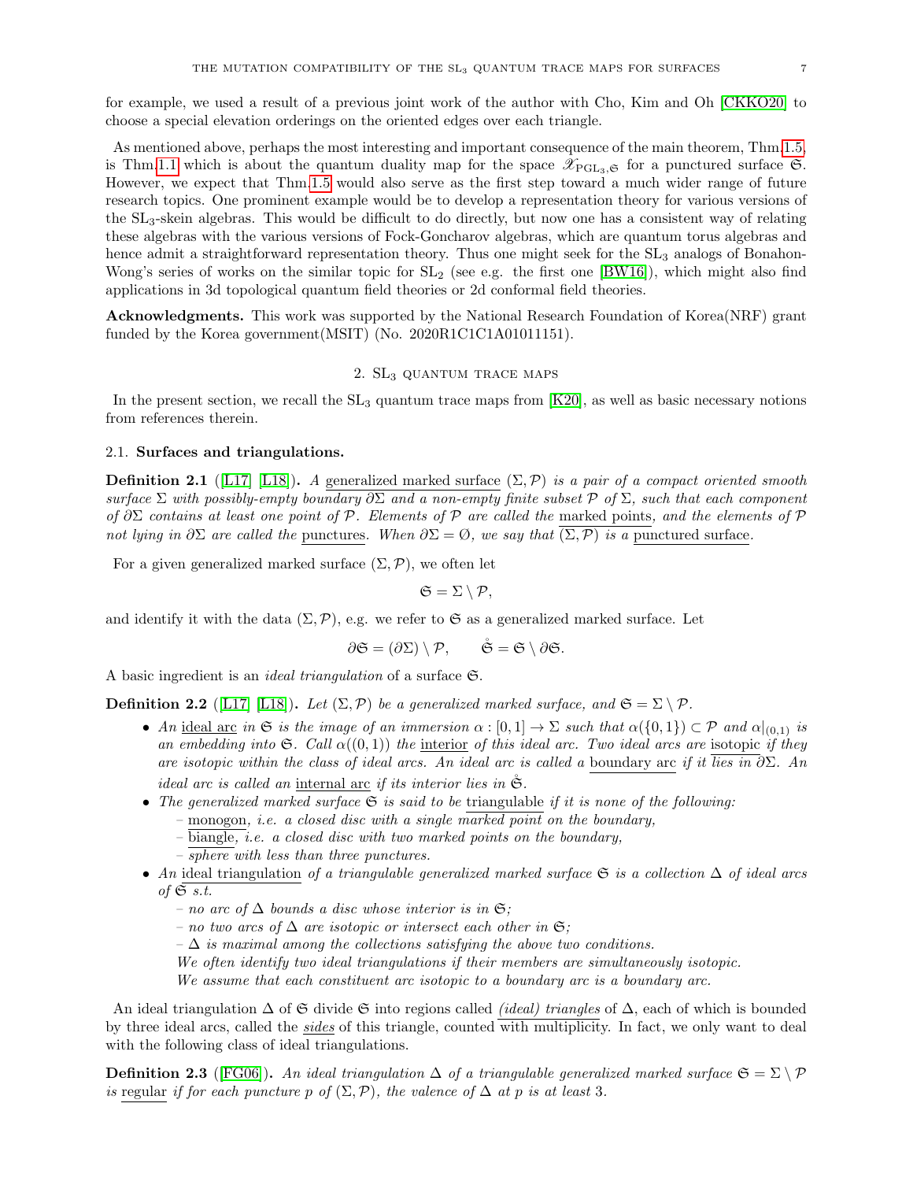for example, we used a result of a previous joint work of the author with Cho, Kim and Oh [CKKO20] to choose a special elevation orderings on the oriented edges over each triangle.

As mentioned above, perhaps the most interesting and important consequence of the main theorem, Thm.1.5, is Thm.1.1 which is about the quantum duality map for the space $\mathscr{X}_{\mathrm{PGL}_3,\mathfrak{S}}$ for a punctured surface $\mathfrak{S}$. However, we expect that Thm.1.5 would also serve as the first step toward a much wider range of future research topics. One prominent example would be to develop a representation theory for various versions of the $\mathrm{SL}_3$-skein algebras. This would be difficult to do directly, but now one has a consistent way of relating these algebras with the various versions of Fock-Goncharov algebras, which are quantum torus algebras and hence admit a straightforward representation theory. Thus one might seek for the $\mathrm{SL}_3$ analogs of Bonahon-Wong's series of works on the similar topic for $\mathrm{SL}_2$ (see e.g. the first one [BW16]), which might also find applications in 3d topological quantum field theories or 2d conformal field theories.

**Acknowledgments.** This work was supported by the National Research Foundation of Korea(NRF) grant funded by the Korea government(MSIT) (No. 2020R1C1C1A01011151).

## 2. $\mathrm{SL}_3$ quantum trace maps

In the present section, we recall the $\mathrm{SL}_3$ quantum trace maps from [K20], as well as basic necessary notions from references therein.

### 2.1. Surfaces and triangulations.

**Definition 2.1** ([L17] [L18])**.** *A generalized marked surface $(\Sigma, \mathcal{P})$ is a pair of a compact oriented smooth surface $\Sigma$ with possibly-empty boundary $\partial\Sigma$ and a non-empty finite subset $\mathcal{P}$ of $\Sigma$, such that each component of $\partial\Sigma$ contains at least one point of $\mathcal{P}$. Elements of $\mathcal{P}$ are called the marked points, and the elements of $\mathcal{P}$ not lying in $\partial\Sigma$ are called the punctures. When $\partial\Sigma = \emptyset$, we say that $(\Sigma, \mathcal{P})$ is a punctured surface.*

For a given generalized marked surface $(\Sigma, \mathcal{P})$, we often let

$$\mathfrak{S} = \Sigma \setminus \mathcal{P},$$

and identify it with the data $(\Sigma, \mathcal{P})$, e.g. we refer to $\mathfrak{S}$ as a generalized marked surface. Let

$$\partial\mathfrak{S} = (\partial\Sigma) \setminus \mathcal{P}, \qquad \mathring{\mathfrak{S}} = \mathfrak{S} \setminus \partial\mathfrak{S}.$$

A basic ingredient is an *ideal triangulation* of a surface $\mathfrak{S}$.

**Definition 2.2** ([L17] [L18])**.** *Let $(\Sigma, \mathcal{P})$ be a generalized marked surface, and $\mathfrak{S} = \Sigma \setminus \mathcal{P}$.*

- *An ideal arc in $\mathfrak{S}$ is the image of an immersion $\alpha : [0,1] \to \Sigma$ such that $\alpha(\{0,1\}) \subset \mathcal{P}$ and $\alpha|_{(0,1)}$ is an embedding into $\mathfrak{S}$. Call $\alpha((0,1))$ the interior of this ideal arc. Two ideal arcs are isotopic if they are isotopic within the class of ideal arcs. An ideal arc is called a boundary arc if it lies in $\partial\Sigma$. An ideal arc is called an internal arc if its interior lies in $\mathring{\mathfrak{S}}$.*
- *The generalized marked surface $\mathfrak{S}$ is said to be triangulable if it is none of the following:*
  - *monogon, i.e. a closed disc with a single marked point on the boundary,*
  - *biangle, i.e. a closed disc with two marked points on the boundary,*
  - *sphere with less than three punctures.*
- *An ideal triangulation of a triangulable generalized marked surface $\mathfrak{S}$ is a collection $\Delta$ of ideal arcs of $\mathfrak{S}$ s.t.*
  - *no arc of $\Delta$ bounds a disc whose interior is in $\mathfrak{S}$;*
  - *no two arcs of $\Delta$ are isotopic or intersect each other in $\mathfrak{S}$;*
  - *$\Delta$ is maximal among the collections satisfying the above two conditions.*

  *We often identify two ideal triangulations if their members are simultaneously isotopic.*
  *We assume that each constituent arc isotopic to a boundary arc is a boundary arc.*

An ideal triangulation $\Delta$ of $\mathfrak{S}$ divide $\mathfrak{S}$ into regions called *(ideal) triangles* of $\Delta$, each of which is bounded by three ideal arcs, called the *sides* of this triangle, counted with multiplicity. In fact, we only want to deal with the following class of ideal triangulations.

**Definition 2.3** ([FG06])**.** *An ideal triangulation $\Delta$ of a triangulable generalized marked surface $\mathfrak{S} = \Sigma \setminus \mathcal{P}$ is regular if for each puncture $p$ of $(\Sigma, \mathcal{P})$, the valence of $\Delta$ at $p$ is at least 3.*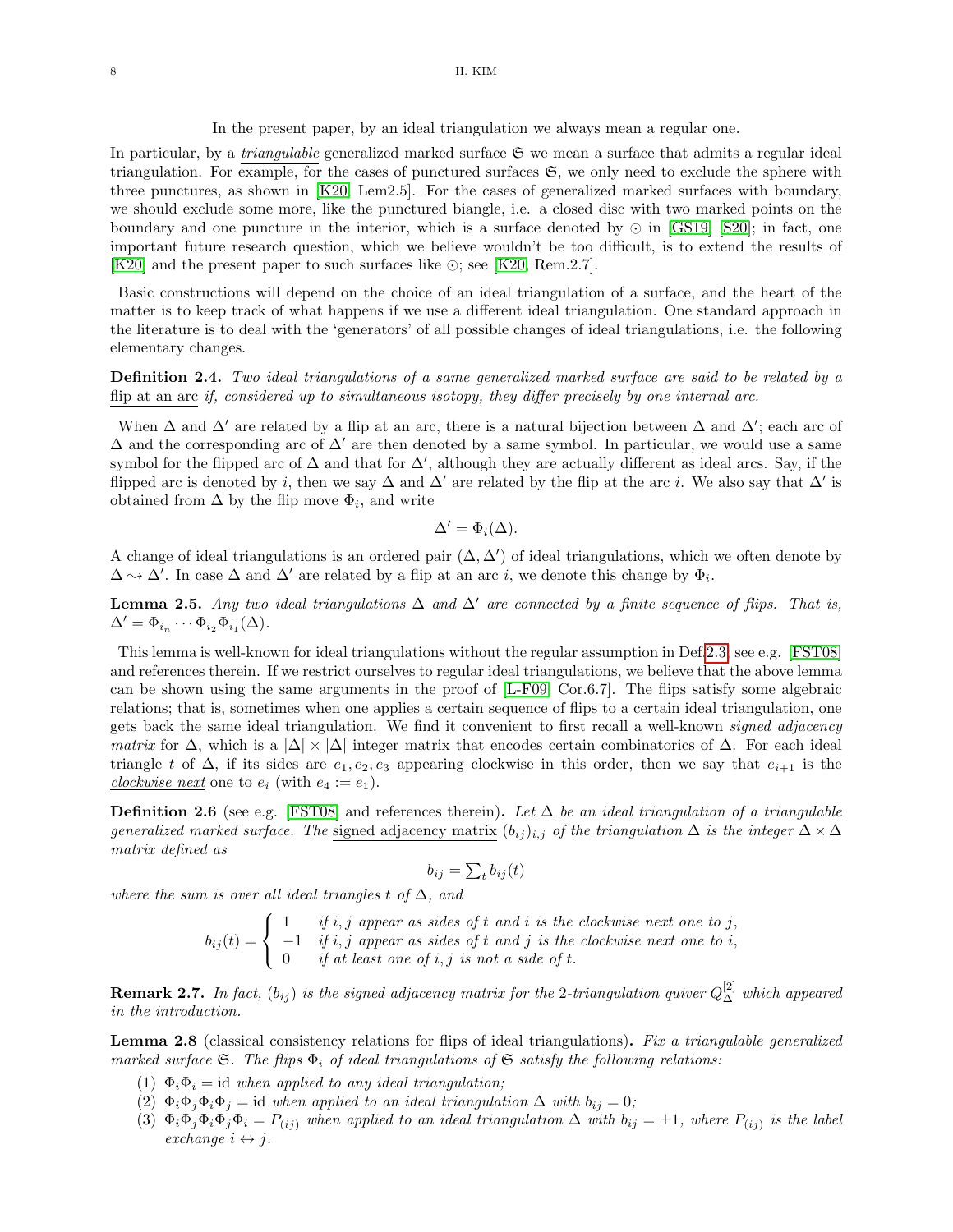In the present paper, by an ideal triangulation we always mean a regular one.

In particular, by a *triangulable* generalized marked surface $\mathfrak{S}$ we mean a surface that admits a regular ideal triangulation. For example, for the cases of punctured surfaces $\mathfrak{S}$, we only need to exclude the sphere with three punctures, as shown in [K20, Lem2.5]. For the cases of generalized marked surfaces with boundary, we should exclude some more, like the punctured biangle, i.e. a closed disc with two marked points on the boundary and one puncture in the interior, which is a surface denoted by $\odot$ in [GS19] [S20]; in fact, one important future research question, which we believe wouldn't be too difficult, is to extend the results of [K20] and the present paper to such surfaces like $\odot$; see [K20, Rem.2.7].

Basic constructions will depend on the choice of an ideal triangulation of a surface, and the heart of the matter is to keep track of what happens if we use a different ideal triangulation. One standard approach in the literature is to deal with the 'generators' of all possible changes of ideal triangulations, i.e. the following elementary changes.

**Definition 2.4.** *Two ideal triangulations of a same generalized marked surface are said to be related by a* <u>flip at an arc</u> *if, considered up to simultaneous isotopy, they differ precisely by one internal arc.*

When $\Delta$ and $\Delta'$ are related by a flip at an arc, there is a natural bijection between $\Delta$ and $\Delta'$; each arc of $\Delta$ and the corresponding arc of $\Delta'$ are then denoted by a same symbol. In particular, we would use a same symbol for the flipped arc of $\Delta$ and that for $\Delta'$, although they are actually different as ideal arcs. Say, if the flipped arc is denoted by $i$, then we say $\Delta$ and $\Delta'$ are related by the flip at the arc $i$. We also say that $\Delta'$ is obtained from $\Delta$ by the flip move $\Phi_i$, and write

$$\Delta' = \Phi_i(\Delta).$$

A change of ideal triangulations is an ordered pair $(\Delta, \Delta')$ of ideal triangulations, which we often denote by $\Delta \rightsquigarrow \Delta'$. In case $\Delta$ and $\Delta'$ are related by a flip at an arc $i$, we denote this change by $\Phi_i$.

**Lemma 2.5.** *Any two ideal triangulations $\Delta$ and $\Delta'$ are connected by a finite sequence of flips. That is, $\Delta' = \Phi_{i_n} \cdots \Phi_{i_2}\Phi_{i_1}(\Delta)$.*

This lemma is well-known for ideal triangulations without the regular assumption in Def.2.3, see e.g. [FST08] and references therein. If we restrict ourselves to regular ideal triangulations, we believe that the above lemma can be shown using the same arguments in the proof of [L-F09, Cor.6.7]. The flips satisfy some algebraic relations; that is, sometimes when one applies a certain sequence of flips to a certain ideal triangulation, one gets back the same ideal triangulation. We find it convenient to first recall a well-known *signed adjacency matrix* for $\Delta$, which is a $|\Delta| \times |\Delta|$ integer matrix that encodes certain combinatorics of $\Delta$. For each ideal triangle $t$ of $\Delta$, if its sides are $e_1, e_2, e_3$ appearing clockwise in this order, then we say that $e_{i+1}$ is the <u>*clockwise next*</u> one to $e_i$ (with $e_4 := e_1$).

**Definition 2.6** (see e.g. [FST08] and references therein)**.** *Let $\Delta$ be an ideal triangulation of a triangulable generalized marked surface. The* <u>signed adjacency matrix</u> $(b_{ij})_{i,j}$ *of the triangulation $\Delta$ is the integer $\Delta \times \Delta$ matrix defined as*

$$b_{ij} = \textstyle\sum_t b_{ij}(t)$$

*where the sum is over all ideal triangles $t$ of $\Delta$, and*

$$b_{ij}(t) = \left\{ \begin{array}{ll} 1 & \textit{if } i,j \textit{ appear as sides of } t \textit{ and } i \textit{ is the clockwise next one to } j, \\ -1 & \textit{if } i,j \textit{ appear as sides of } t \textit{ and } j \textit{ is the clockwise next one to } i, \\ 0 & \textit{if at least one of } i,j \textit{ is not a side of } t. \end{array} \right.$$

**Remark 2.7.** *In fact, $(b_{ij})$ is the signed adjacency matrix for the 2-triangulation quiver $Q^{[2]}_\Delta$ which appeared in the introduction.*

**Lemma 2.8** (classical consistency relations for flips of ideal triangulations)**.** *Fix a triangulable generalized marked surface $\mathfrak{S}$. The flips $\Phi_i$ of ideal triangulations of $\mathfrak{S}$ satisfy the following relations:*

1. $\Phi_i\Phi_i = \mathrm{id}$ *when applied to any ideal triangulation;*
2. $\Phi_i\Phi_j\Phi_i\Phi_j = \mathrm{id}$ *when applied to an ideal triangulation $\Delta$ with $b_{ij} = 0$;*
3. $\Phi_i\Phi_j\Phi_i\Phi_j\Phi_i = P_{(ij)}$ *when applied to an ideal triangulation $\Delta$ with $b_{ij} = \pm 1$, where $P_{(ij)}$ is the label exchange $i \leftrightarrow j$.*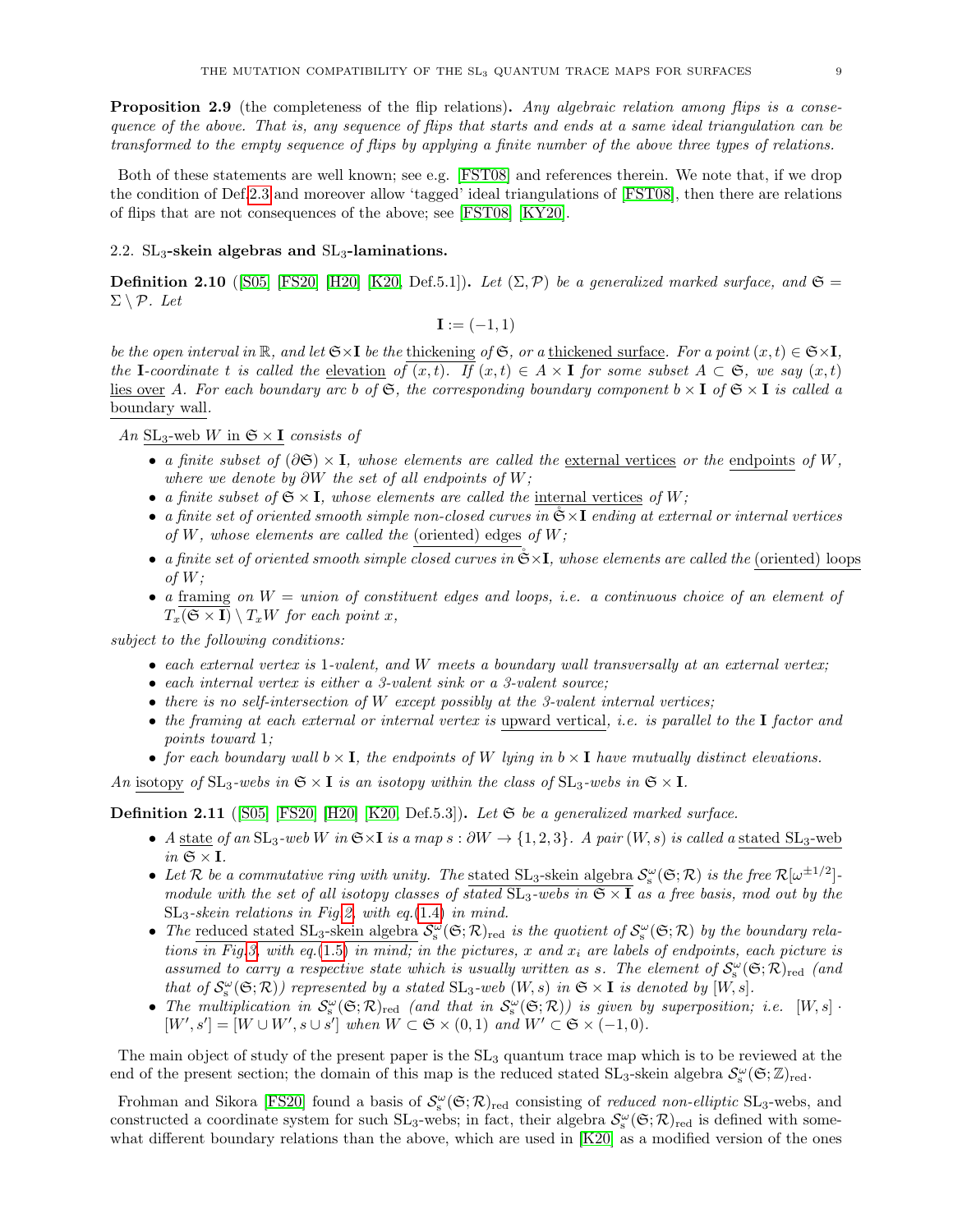**Proposition 2.9** (the completeness of the flip relations)**.** *Any algebraic relation among flips is a consequence of the above. That is, any sequence of flips that starts and ends at a same ideal triangulation can be transformed to the empty sequence of flips by applying a finite number of the above three types of relations.*

Both of these statements are well known; see e.g. [FST08] and references therein. We note that, if we drop the condition of Def.2.3 and moreover allow 'tagged' ideal triangulations of [FST08], then there are relations of flips that are not consequences of the above; see [FST08] [KY20].

## 2.2. $\mathrm{SL}_3$-skein algebras and $\mathrm{SL}_3$-laminations.

**Definition 2.10** ([S05] [FS20] [H20] [K20, Def.5.1])**.** *Let $(\Sigma, \mathcal{P})$ be a generalized marked surface, and $\mathfrak{S} = \Sigma \setminus \mathcal{P}$. Let*

$$\mathbf{I} := (-1, 1)$$

*be the open interval in $\mathbb{R}$, and let $\mathfrak{S}\times\mathbf{I}$ be the* <u>thickening</u> *of $\mathfrak{S}$, or a* <u>thickened surface</u>*. For a point $(x,t) \in \mathfrak{S}\times\mathbf{I}$, the $\mathbf{I}$-coordinate $t$ is called the* <u>elevation</u> *of $(x,t)$. If $(x,t) \in A \times \mathbf{I}$ for some subset $A \subset \mathfrak{S}$, we say $(x,t)$* <u>lies over</u> *$A$. For each boundary arc $b$ of $\mathfrak{S}$, the corresponding boundary component $b \times \mathbf{I}$ of $\mathfrak{S} \times \mathbf{I}$ is called a* <u>boundary wall</u>*.*

*An* <u>$\mathrm{SL}_3$-web $W$ in $\mathfrak{S}\times\mathbf{I}$</u> *consists of*

- *a finite subset of $(\partial\mathfrak{S}) \times \mathbf{I}$, whose elements are called the* <u>external vertices</u> *or the* <u>endpoints</u> *of $W$, where we denote by $\partial W$ the set of all endpoints of $W$;*
- *a finite subset of $\mathfrak{S} \times \mathbf{I}$, whose elements are called the* <u>internal vertices</u> *of $W$;*
- *a finite set of oriented smooth simple non-closed curves in $\mathfrak{S}\times\mathbf{I}$ ending at external or internal vertices of $W$, whose elements are called the* <u>(oriented) edges</u> *of $W$;*
- *a finite set of oriented smooth simple closed curves in $\mathring{\mathfrak{S}}\times\mathbf{I}$, whose elements are called the* <u>(oriented) loops</u> *of $W$;*
- *a* <u>framing</u> *on $W$ = union of constituent edges and loops, i.e. a continuous choice of an element of $T_x(\mathfrak{S} \times \mathbf{I}) \setminus T_x W$ for each point $x$,*

*subject to the following conditions:*

- *each external vertex is 1-valent, and $W$ meets a boundary wall transversally at an external vertex;*
- *each internal vertex is either a 3-valent sink or a 3-valent source;*
- *there is no self-intersection of $W$ except possibly at the 3-valent internal vertices;*
- *the framing at each external or internal vertex is* <u>upward vertical</u>*, i.e. is parallel to the $\mathbf{I}$ factor and points toward 1;*
- *for each boundary wall $b \times \mathbf{I}$, the endpoints of $W$ lying in $b \times \mathbf{I}$ have mutually distinct elevations.*

*An* <u>isotopy</u> *of $\mathrm{SL}_3$-webs in $\mathfrak{S} \times \mathbf{I}$ is an isotopy within the class of $\mathrm{SL}_3$-webs in $\mathfrak{S} \times \mathbf{I}$.*

**Definition 2.11** ([S05] [FS20] [H20] [K20, Def.5.3])**.** *Let $\mathfrak{S}$ be a generalized marked surface.*

- *A* <u>state</u> *of an $\mathrm{SL}_3$-web $W$ in $\mathfrak{S}\times\mathbf{I}$ is a map $s : \partial W \to \{1,2,3\}$. A pair $(W,s)$ is called a* <u>stated $\mathrm{SL}_3$-web</u> *in $\mathfrak{S} \times \mathbf{I}$.*
- *Let $\mathcal{R}$ be a commutative ring with unity. The* <u>stated $\mathrm{SL}_3$-skein algebra</u> *$\mathcal{S}^\omega_{\rm s}(\mathfrak{S};\mathcal{R})$ is the free $\mathcal{R}[\omega^{\pm 1/2}]$-module with the set of all isotopy classes of stated $\mathrm{SL}_3$-webs in $\mathfrak{S} \times \mathbf{I}$ as a free basis, mod out by the $\mathrm{SL}_3$-skein relations in Fig.2, with eq.(1.4) in mind.*
- *The* <u>reduced stated $\mathrm{SL}_3$-skein algebra</u> *$\mathcal{S}^\omega_{\rm s}(\mathfrak{S};\mathcal{R})_{\rm red}$ is the quotient of $\mathcal{S}^\omega_{\rm s}(\mathfrak{S};\mathcal{R})$ by the boundary relations in Fig.3, with eq.(1.5) in mind; in the pictures, $x$ and $x_i$ are labels of endpoints, each picture is assumed to carry a respective state which is usually written as $s$. The element of $\mathcal{S}^\omega_{\rm s}(\mathfrak{S};\mathcal{R})_{\rm red}$ (and that of $\mathcal{S}^\omega_{\rm s}(\mathfrak{S};\mathcal{R})$) represented by a stated $\mathrm{SL}_3$-web $(W,s)$ in $\mathfrak{S} \times \mathbf{I}$ is denoted by $[W,s]$.*
- *The multiplication in $\mathcal{S}^\omega_{\rm s}(\mathfrak{S};\mathcal{R})_{\rm red}$ (and that in $\mathcal{S}^\omega_{\rm s}(\mathfrak{S};\mathcal{R})$) is given by superposition; i.e. $[W,s] \cdot [W',s'] = [W \cup W', s \cup s']$ when $W \subset \mathfrak{S} \times (0,1)$ and $W' \subset \mathfrak{S} \times (-1,0)$.*

The main object of study of the present paper is the $\mathrm{SL}_3$ quantum trace map which is to be reviewed at the end of the present section; the domain of this map is the reduced stated $\mathrm{SL}_3$-skein algebra $\mathcal{S}^\omega_{\rm s}(\mathfrak{S};\mathbb{Z})_{\rm red}$.

Frohman and Sikora [FS20] found a basis of $\mathcal{S}^\omega_{\rm s}(\mathfrak{S};\mathcal{R})_{\rm red}$ consisting of *reduced non-elliptic* $\mathrm{SL}_3$-webs, and constructed a coordinate system for such $\mathrm{SL}_3$-webs; in fact, their algebra $\mathcal{S}^\omega_{\rm s}(\mathfrak{S};\mathcal{R})_{\rm red}$ is defined with somewhat different boundary relations than the above, which are used in [K20] as a modified version of the ones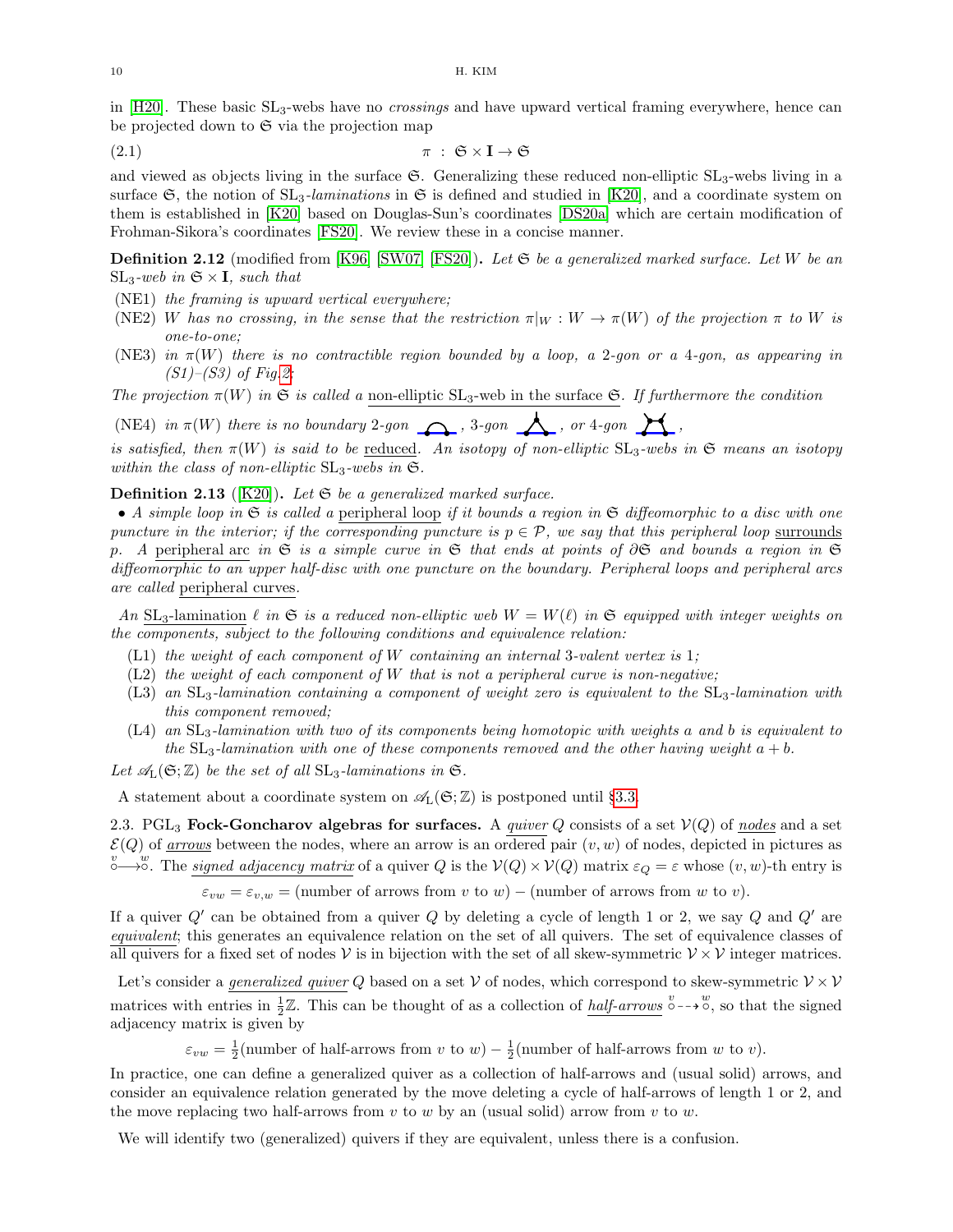in [H20]. These basic $\mathrm{SL}_3$-webs have no *crossings* and have upward vertical framing everywhere, hence can be projected down to $\mathfrak{S}$ via the projection map

$$\pi \;:\; \mathfrak{S} \times \mathbf{I} \to \mathfrak{S} \tag{2.1}$$

and viewed as objects living in the surface $\mathfrak{S}$. Generalizing these reduced non-elliptic $\mathrm{SL}_3$-webs living in a surface $\mathfrak{S}$, the notion of $\mathrm{SL}_3$-*laminations* in $\mathfrak{S}$ is defined and studied in [K20], and a coordinate system on them is established in [K20] based on Douglas-Sun's coordinates [DS20a] which are certain modification of Frohman-Sikora's coordinates [FS20]. We review these in a concise manner.

**Definition 2.12** (modified from [K96] [SW07] [FS20])**.** *Let $\mathfrak{S}$ be a generalized marked surface. Let $W$ be an $\mathrm{SL}_3$-web in $\mathfrak{S} \times \mathbf{I}$, such that*

- (NE1) *the framing is upward vertical everywhere;*
- (NE2) *$W$ has no crossing, in the sense that the restriction $\pi|_W : W \to \pi(W)$ of the projection $\pi$ to $W$ is one-to-one;*
- (NE3) *in $\pi(W)$ there is no contractible region bounded by a loop, a 2-gon or a 4-gon, as appearing in (S1)–(S3) of Fig.2.*

*The projection $\pi(W)$ in $\mathfrak{S}$ is called a* non-elliptic $\mathrm{SL}_3$-web in the surface $\mathfrak{S}$*. If furthermore the condition*

- (NE4) *in $\pi(W)$ there is no boundary 2-gon, 3-gon, or 4-gon,*

*is satisfied, then $\pi(W)$ is said to be* reduced*. An isotopy of non-elliptic $\mathrm{SL}_3$-webs in $\mathfrak{S}$ means an isotopy within the class of non-elliptic $\mathrm{SL}_3$-webs in $\mathfrak{S}$.*

**Definition 2.13** ([K20])**.** *Let $\mathfrak{S}$ be a generalized marked surface.*

- *A simple loop in $\mathfrak{S}$ is called a* peripheral loop *if it bounds a region in $\mathfrak{S}$ diffeomorphic to a disc with one puncture in the interior; if the corresponding puncture is $p \in \mathcal{P}$, we say that this peripheral loop* surrounds *$p$. A* peripheral arc *in $\mathfrak{S}$ is a simple curve in $\mathfrak{S}$ that ends at points of $\partial\mathfrak{S}$ and bounds a region in $\mathfrak{S}$ diffeomorphic to an upper half-disc with one puncture on the boundary. Peripheral loops and peripheral arcs are called* peripheral curves*.*

*An* $\mathrm{SL}_3$-lamination *$\ell$ in $\mathfrak{S}$ is a reduced non-elliptic web $W = W(\ell)$ in $\mathfrak{S}$ equipped with integer weights on the components, subject to the following conditions and equivalence relation:*

- (L1) *the weight of each component of $W$ containing an internal 3-valent vertex is 1;*
- (L2) *the weight of each component of $W$ that is not a peripheral curve is non-negative;*
- (L3) *an $\mathrm{SL}_3$-lamination containing a component of weight zero is equivalent to the $\mathrm{SL}_3$-lamination with this component removed;*
- (L4) *an $\mathrm{SL}_3$-lamination with two of its components being homotopic with weights $a$ and $b$ is equivalent to the $\mathrm{SL}_3$-lamination with one of these components removed and the other having weight $a+b$.*

*Let $\mathscr{A}_{\mathrm{L}}(\mathfrak{S};\mathbb{Z})$ be the set of all $\mathrm{SL}_3$-laminations in $\mathfrak{S}$.*

A statement about a coordinate system on $\mathscr{A}_{\mathrm{L}}(\mathfrak{S};\mathbb{Z})$ is postponed until §3.3.

2.3. $\mathrm{PGL}_3$ **Fock-Goncharov algebras for surfaces.** A *quiver* $Q$ consists of a set $\mathcal{V}(Q)$ of *nodes* and a set $\mathcal{E}(Q)$ of *arrows* between the nodes, where an arrow is an ordered pair $(v,w)$ of nodes, depicted in pictures as $\overset{v}{\circ}\!\!\longrightarrow\!\!\overset{w}{\circ}$. The *signed adjacency matrix* of a quiver $Q$ is the $\mathcal{V}(Q)\times\mathcal{V}(Q)$ matrix $\varepsilon_Q = \varepsilon$ whose $(v,w)$-th entry is

$$\varepsilon_{vw} = \varepsilon_{v,w} = (\text{number of arrows from } v \text{ to } w) - (\text{number of arrows from } w \text{ to } v).$$

If a quiver $Q'$ can be obtained from a quiver $Q$ by deleting a cycle of length 1 or 2, we say $Q$ and $Q'$ are *equivalent*; this generates an equivalence relation on the set of all quivers. The set of equivalence classes of all quivers for a fixed set of nodes $\mathcal{V}$ is in bijection with the set of all skew-symmetric $\mathcal{V}\times\mathcal{V}$ integer matrices.

Let's consider a *generalized quiver* $Q$ based on a set $\mathcal{V}$ of nodes, which correspond to skew-symmetric $\mathcal{V}\times\mathcal{V}$ matrices with entries in $\frac{1}{2}\mathbb{Z}$. This can be thought of as a collection of *half-arrows* $\overset{v}{\circ}\!\dashrightarrow\!\overset{w}{\circ}$, so that the signed adjacency matrix is given by

$$\varepsilon_{vw} = \tfrac{1}{2}(\text{number of half-arrows from } v \text{ to } w) - \tfrac{1}{2}(\text{number of half-arrows from } w \text{ to } v).$$

In practice, one can define a generalized quiver as a collection of half-arrows and (usual solid) arrows, and consider an equivalence relation generated by the move deleting a cycle of half-arrows of length 1 or 2, and the move replacing two half-arrows from $v$ to $w$ by an (usual solid) arrow from $v$ to $w$.

We will identify two (generalized) quivers if they are equivalent, unless there is a confusion.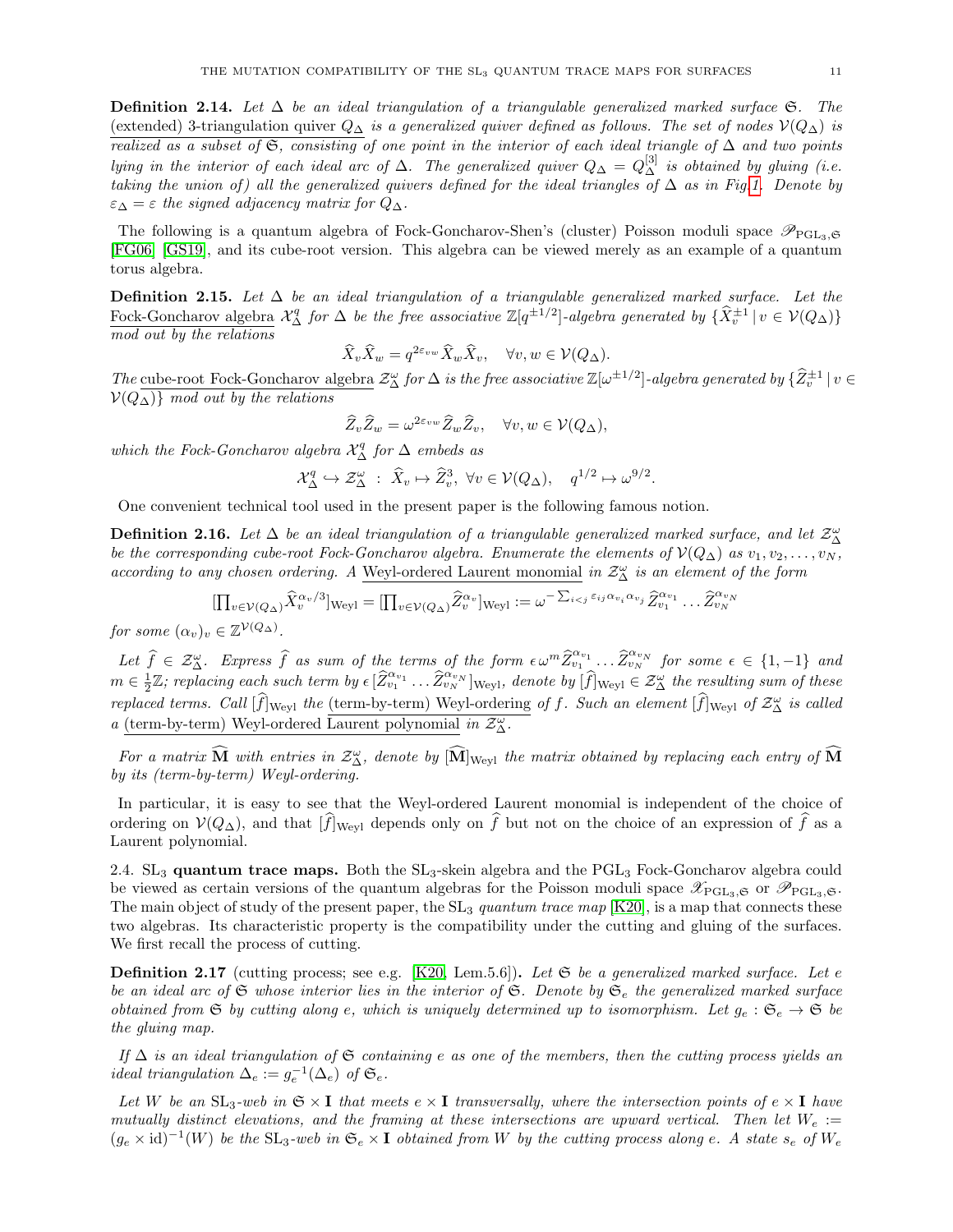**Definition 2.14.** *Let $\Delta$ be an ideal triangulation of a triangulable generalized marked surface $\mathfrak{S}$. The* <u>(extended) 3-triangulation quiver</u> *$Q_\Delta$ is a generalized quiver defined as follows. The set of nodes $\mathcal{V}(Q_\Delta)$ is realized as a subset of $\mathfrak{S}$, consisting of one point in the interior of each ideal triangle of $\Delta$ and two points lying in the interior of each ideal arc of $\Delta$. The generalized quiver $Q_\Delta = Q_\Delta^{[3]}$ is obtained by gluing (i.e. taking the union of) all the generalized quivers defined for the ideal triangles of $\Delta$ as in Fig.1. Denote by $\varepsilon_\Delta = \varepsilon$ the signed adjacency matrix for $Q_\Delta$.*

The following is a quantum algebra of Fock-Goncharov-Shen's (cluster) Poisson moduli space $\mathscr{P}_{\mathrm{PGL}_3,\mathfrak{S}}$ [FG06] [GS19], and its cube-root version. This algebra can be viewed merely as an example of a quantum torus algebra.

**Definition 2.15.** *Let $\Delta$ be an ideal triangulation of a triangulable generalized marked surface. Let the* <u>Fock-Goncharov algebra</u> *$\mathcal{X}_\Delta^q$ for $\Delta$ be the free associative $\mathbb{Z}[q^{\pm 1/2}]$-algebra generated by $\{\widehat{X}_v^{\pm 1} \,|\, v \in \mathcal{V}(Q_\Delta)\}$ mod out by the relations*

$$\widehat{X}_v \widehat{X}_w = q^{2\varepsilon_{vw}} \widehat{X}_w \widehat{X}_v, \quad \forall v, w \in \mathcal{V}(Q_\Delta).$$

*The* <u>cube-root Fock-Goncharov algebra</u> *$\mathcal{Z}_\Delta^\omega$ for $\Delta$ is the free associative $\mathbb{Z}[\omega^{\pm 1/2}]$-algebra generated by $\{\widehat{Z}_v^{\pm 1} \,|\, v \in \mathcal{V}(Q_\Delta)\}$ mod out by the relations*

$$\widehat{Z}_v \widehat{Z}_w = \omega^{2\varepsilon_{vw}} \widehat{Z}_w \widehat{Z}_v, \quad \forall v, w \in \mathcal{V}(Q_\Delta),$$

*which the Fock-Goncharov algebra $\mathcal{X}_\Delta^q$ for $\Delta$ embeds as*

$$\mathcal{X}_\Delta^q \hookrightarrow \mathcal{Z}_\Delta^\omega \;:\; \widehat{X}_v \mapsto \widehat{Z}_v^3, \; \forall v \in \mathcal{V}(Q_\Delta), \quad q^{1/2} \mapsto \omega^{9/2}.$$

One convenient technical tool used in the present paper is the following famous notion.

**Definition 2.16.** *Let $\Delta$ be an ideal triangulation of a triangulable generalized marked surface, and let $\mathcal{Z}_\Delta^\omega$ be the corresponding cube-root Fock-Goncharov algebra. Enumerate the elements of $\mathcal{V}(Q_\Delta)$ as $v_1, v_2, \ldots, v_N$, according to any chosen ordering. A* <u>Weyl-ordered Laurent monomial</u> *in $\mathcal{Z}_\Delta^\omega$ is an element of the form*

$$[\textstyle\prod_{v \in \mathcal{V}(Q_\Delta)} \widehat{X}_v^{\alpha_v/3}]_{\mathrm{Weyl}} = [\prod_{v \in \mathcal{V}(Q_\Delta)} \widehat{Z}_v^{\alpha_v}]_{\mathrm{Weyl}} := \omega^{-\sum_{i<j} \varepsilon_{ij} \alpha_{v_i} \alpha_{v_j}} \widehat{Z}_{v_1}^{\alpha_{v_1}} \cdots \widehat{Z}_{v_N}^{\alpha_{v_N}}$$

*for some $(\alpha_v)_v \in \mathbb{Z}^{\mathcal{V}(Q_\Delta)}$.*

*Let $\widehat{f} \in \mathcal{Z}_\Delta^\omega$. Express $\widehat{f}$ as sum of the terms of the form $\epsilon\, \omega^m \widehat{Z}_{v_1}^{\alpha_{v_1}} \cdots \widehat{Z}_{v_N}^{\alpha_{v_N}}$ for some $\epsilon \in \{1, -1\}$ and $m \in \frac{1}{2}\mathbb{Z}$; replacing each such term by $\epsilon [\widehat{Z}_{v_1}^{\alpha_{v_1}} \cdots \widehat{Z}_{v_N}^{\alpha_{v_N}}]_{\mathrm{Weyl}}$, denote by $[\widehat{f}]_{\mathrm{Weyl}} \in \mathcal{Z}_\Delta^\omega$ the resulting sum of these replaced terms. Call $[\widehat{f}]_{\mathrm{Weyl}}$ the* <u>(term-by-term) Weyl-ordering</u> *of $f$. Such an element $[\widehat{f}]_{\mathrm{Weyl}}$ of $\mathcal{Z}_\Delta^\omega$ is called a* <u>(term-by-term) Weyl-ordered</u> <u>Laurent polynomial</u> *in $\mathcal{Z}_\Delta^\omega$.*

*For a matrix $\widehat{\mathbf{M}}$ with entries in $\mathcal{Z}_\Delta^\omega$, denote by $[\widehat{\mathbf{M}}]_{\mathrm{Weyl}}$ the matrix obtained by replacing each entry of $\widehat{\mathbf{M}}$ by its (term-by-term) Weyl-ordering.*

In particular, it is easy to see that the Weyl-ordered Laurent monomial is independent of the choice of ordering on $\mathcal{V}(Q_\Delta)$, and that $[\widehat{f}]_{\mathrm{Weyl}}$ depends only on $\widehat{f}$ but not on the choice of an expression of $\widehat{f}$ as a Laurent polynomial.

## 2.4. $\mathrm{SL}_3$ quantum trace maps.

Both the $\mathrm{SL}_3$-skein algebra and the $\mathrm{PGL}_3$ Fock-Goncharov algebra could be viewed as certain versions of the quantum algebras for the Poisson moduli space $\mathscr{X}_{\mathrm{PGL}_3,\mathfrak{S}}$ or $\mathscr{P}_{\mathrm{PGL}_3,\mathfrak{S}}$. The main object of study of the present paper, the $\mathrm{SL}_3$ *quantum trace map* [K20], is a map that connects these two algebras. Its characteristic property is the compatibility under the cutting and gluing of the surfaces. We first recall the process of cutting.

**Definition 2.17** (cutting process; see e.g. [K20, Lem.5.6])**.** *Let $\mathfrak{S}$ be a generalized marked surface. Let $e$ be an ideal arc of $\mathfrak{S}$ whose interior lies in the interior of $\mathfrak{S}$. Denote by $\mathfrak{S}_e$ the generalized marked surface obtained from $\mathfrak{S}$ by cutting along $e$, which is uniquely determined up to isomorphism. Let $g_e : \mathfrak{S}_e \to \mathfrak{S}$ be the gluing map.*

*If $\Delta$ is an ideal triangulation of $\mathfrak{S}$ containing $e$ as one of the members, then the cutting process yields an ideal triangulation $\Delta_e := g_e^{-1}(\Delta_e)$ of $\mathfrak{S}_e$.*

*Let $W$ be an $\mathrm{SL}_3$-web in $\mathfrak{S} \times \mathbf{I}$ that meets $e \times \mathbf{I}$ transversally, where the intersection points of $e \times \mathbf{I}$ have mutually distinct elevations, and the framing at these intersections are upward vertical. Then let $W_e := (g_e \times \mathrm{id})^{-1}(W)$ be the $\mathrm{SL}_3$-web in $\mathfrak{S}_e \times \mathbf{I}$ obtained from $W$ by the cutting process along $e$. A state $s_e$ of $W_e$*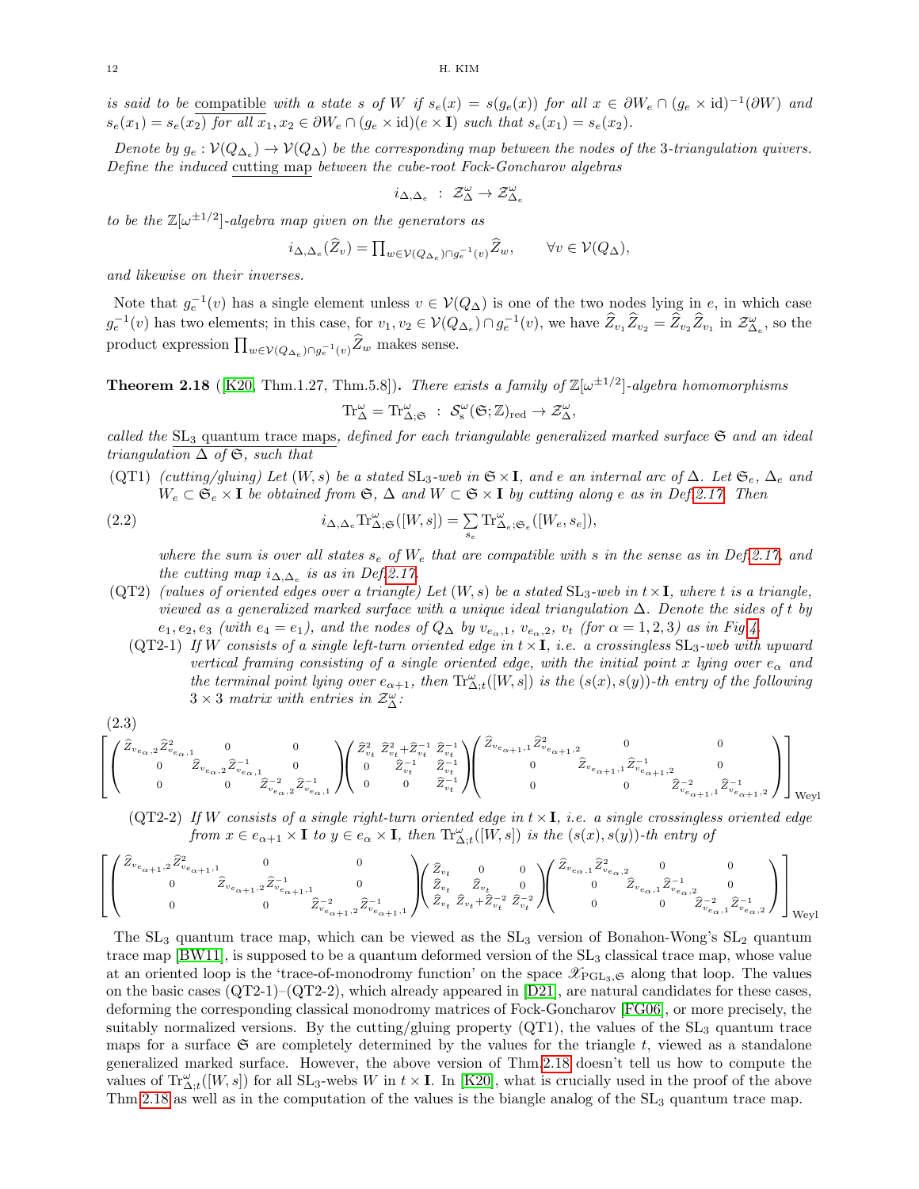*is said to be* compatible *with a state* $s$ *of* $W$ *if* $s_e(x) = s(g_e(x))$ *for all* $x \in \partial W_e \cap (g_e \times \mathrm{id})^{-1}(\partial W)$ *and* $s_e(x_1) = s_e(x_2)$ *for all* $x_1, x_2 \in \partial W_e \cap (g_e \times \mathrm{id})(e \times \mathbf{I})$ *such that* $s_e(x_1) = s_e(x_2)$.

*Denote by* $g_e : \mathcal{V}(Q_{\Delta_e}) \to \mathcal{V}(Q_\Delta)$ *be the corresponding map between the nodes of the* 3*-triangulation quivers. Define the induced* cutting map *between the cube-root Fock-Goncharov algebras*

$$i_{\Delta,\Delta_e} \; : \; \mathcal{Z}^\omega_\Delta \to \mathcal{Z}^\omega_{\Delta_e}$$

*to be the* $\mathbb{Z}[\omega^{\pm 1/2}]$*-algebra map given on the generators as*

$$i_{\Delta,\Delta_e}(\widehat{Z}_v) = \textstyle\prod_{w \in \mathcal{V}(Q_{\Delta_e}) \cap g_e^{-1}(v)} \widehat{Z}_w, \qquad \forall v \in \mathcal{V}(Q_\Delta),$$

*and likewise on their inverses.*

Note that $g_e^{-1}(v)$ has a single element unless $v \in \mathcal{V}(Q_\Delta)$ is one of the two nodes lying in $e$, in which case $g_e^{-1}(v)$ has two elements; in this case, for $v_1, v_2 \in \mathcal{V}(Q_{\Delta_e}) \cap g_e^{-1}(v)$, we have $\widehat{Z}_{v_1}\widehat{Z}_{v_2} = \widehat{Z}_{v_2}\widehat{Z}_{v_1}$ in $\mathcal{Z}^\omega_{\Delta_e}$, so the product expression $\prod_{w \in \mathcal{V}(Q_{\Delta_e}) \cap g_e^{-1}(v)} \widehat{Z}_w$ makes sense.

**Theorem 2.18** ([K20, Thm.1.27, Thm.5.8])**.** *There exists a family of* $\mathbb{Z}[\omega^{\pm 1/2}]$*-algebra homomorphisms*

$$\mathrm{Tr}^\omega_\Delta = \mathrm{Tr}^\omega_{\Delta;\mathfrak{S}} \; : \; \mathcal{S}^\omega_{\mathrm{s}}(\mathfrak{S};\mathbb{Z})_{\mathrm{red}} \to \mathcal{Z}^\omega_\Delta,$$

*called the* $\mathrm{SL}_3$ quantum trace maps*, defined for each triangulable generalized marked surface* $\mathfrak{S}$ *and an ideal triangulation* $\Delta$ *of* $\mathfrak{S}$*, such that*

(QT1) *(cutting/gluing) Let* $(W, s)$ *be a stated* $\mathrm{SL}_3$*-web in* $\mathfrak{S} \times \mathbf{I}$*, and* $e$ *an internal arc of* $\Delta$*. Let* $\mathfrak{S}_e$*,* $\Delta_e$ *and* $W_e \subset \mathfrak{S}_e \times \mathbf{I}$ *be obtained from* $\mathfrak{S}$*,* $\Delta$ *and* $W \subset \mathfrak{S} \times \mathbf{I}$ *by cutting along* $e$ *as in Def.2.17. Then*

$$i_{\Delta,\Delta_e}\mathrm{Tr}^\omega_{\Delta;\mathfrak{S}}([W,s]) = \sum_{s_e} \mathrm{Tr}^\omega_{\Delta_e;\mathfrak{S}_e}([W_e, s_e]), \tag{2.2}$$

*where the sum is over all states* $s_e$ *of* $W_e$ *that are compatible with* $s$ *in the sense as in Def.2.17, and the cutting map* $i_{\Delta,\Delta_e}$ *is as in Def.2.17.*

(QT2) *(values of oriented edges over a triangle) Let* $(W, s)$ *be a stated* $\mathrm{SL}_3$*-web in* $t \times \mathbf{I}$*, where* $t$ *is a triangle, viewed as a generalized marked surface with a unique ideal triangulation* $\Delta$*. Denote the sides of* $t$ *by* $e_1, e_2, e_3$ *(with* $e_4 = e_1$*), and the nodes of* $Q_\Delta$ *by* $v_{e_\alpha,1}$*,* $v_{e_\alpha,2}$*,* $v_t$ *(for* $\alpha = 1, 2, 3$*) as in Fig.4.*

(QT2-1) *If* $W$ *consists of a single left-turn oriented edge in* $t \times \mathbf{I}$*, i.e. a crossingless* $\mathrm{SL}_3$*-web with upward vertical framing consisting of a single oriented edge, with the initial point* $x$ *lying over* $e_\alpha$ *and the terminal point lying over* $e_{\alpha+1}$*, then* $\mathrm{Tr}^\omega_{\Delta;t}([W,s])$ *is the* $(s(x), s(y))$*-th entry of the following* $3 \times 3$ *matrix with entries in* $\mathcal{Z}^\omega_\Delta$*:*

$$\left[ \begin{pmatrix} \widehat{Z}_{v_{e_\alpha,2}}\widehat{Z}^2_{v_{e_\alpha,1}} & 0 & 0 \\ 0 & \widehat{Z}_{v_{e_\alpha,2}}\widehat{Z}^{-1}_{v_{e_\alpha,1}} & 0 \\ 0 & 0 & \widehat{Z}^{-2}_{v_{e_\alpha,2}}\widehat{Z}^{-1}_{v_{e_\alpha,1}} \end{pmatrix} \begin{pmatrix} \widehat{Z}^2_{v_t} & \widehat{Z}^2_{v_t} + \widehat{Z}^{-1}_{v_t} & \widehat{Z}^{-1}_{v_t} \\ 0 & \widehat{Z}^{-1}_{v_t} & \widehat{Z}^{-1}_{v_t} \\ 0 & 0 & \widehat{Z}^{-1}_{v_t} \end{pmatrix} \begin{pmatrix} \widehat{Z}_{v_{e_{\alpha+1},1}}\widehat{Z}^2_{v_{e_{\alpha+1},2}} & 0 & 0 \\ 0 & \widehat{Z}_{v_{e_{\alpha+1},1}}\widehat{Z}^{-1}_{v_{e_{\alpha+1},2}} & 0 \\ 0 & 0 & \widehat{Z}^{-2}_{v_{e_{\alpha+1},1}}\widehat{Z}^{-1}_{v_{e_{\alpha+1},2}} \end{pmatrix} \right]_{\mathrm{Weyl}} \tag{2.3}$$

(QT2-2) *If* $W$ *consists of a single right-turn oriented edge in* $t \times \mathbf{I}$*, i.e. a single crossingless oriented edge from* $x \in e_{\alpha+1} \times \mathbf{I}$ *to* $y \in e_\alpha \times \mathbf{I}$*, then* $\mathrm{Tr}^\omega_{\Delta;t}([W,s])$ *is the* $(s(x), s(y))$*-th entry of*

$$\left[ \begin{pmatrix} \widehat{Z}_{v_{e_{\alpha+1},2}}\widehat{Z}^2_{v_{e_{\alpha+1},1}} & 0 & 0 \\ 0 & \widehat{Z}_{v_{e_{\alpha+1},2}}\widehat{Z}^{-1}_{v_{e_{\alpha+1},1}} & 0 \\ 0 & 0 & \widehat{Z}^{-2}_{v_{e_{\alpha+1},2}}\widehat{Z}^{-1}_{v_{e_{\alpha+1},1}} \end{pmatrix} \begin{pmatrix} \widehat{Z}_{v_t} & 0 & 0 \\ \widehat{Z}_{v_t} & \widehat{Z}_{v_t} & 0 \\ \widehat{Z}_{v_t} & \widehat{Z}_{v_t} + \widehat{Z}^{-2}_{v_t} & \widehat{Z}^{-2}_{v_t} \end{pmatrix} \begin{pmatrix} \widehat{Z}_{v_{e_\alpha,1}}\widehat{Z}^2_{v_{e_\alpha,2}} & 0 & 0 \\ 0 & \widehat{Z}_{v_{e_\alpha,1}}\widehat{Z}^{-1}_{v_{e_\alpha,2}} & 0 \\ 0 & 0 & \widehat{Z}^{-2}_{v_{e_\alpha,1}}\widehat{Z}^{-1}_{v_{e_\alpha,2}} \end{pmatrix} \right]_{\mathrm{Weyl}}$$

The $\mathrm{SL}_3$ quantum trace map, which can be viewed as the $\mathrm{SL}_3$ version of Bonahon-Wong's $\mathrm{SL}_2$ quantum trace map [BW11], is supposed to be a quantum deformed version of the $\mathrm{SL}_3$ classical trace map, whose value at an oriented loop is the 'trace-of-monodromy function' on the space $\mathscr{X}_{\mathrm{PGL}_3,\mathfrak{S}}$ along that loop. The values on the basic cases (QT2-1)–(QT2-2), which already appeared in [D21], are natural candidates for these cases, deforming the corresponding classical monodromy matrices of Fock-Goncharov [FG06], or more precisely, the suitably normalized versions. By the cutting/gluing property (QT1), the values of the $\mathrm{SL}_3$ quantum trace maps for a surface $\mathfrak{S}$ are completely determined by the values for the triangle $t$, viewed as a standalone generalized marked surface. However, the above version of Thm.2.18 doesn't tell us how to compute the values of $\mathrm{Tr}^\omega_{\Delta;t}([W,s])$ for all $\mathrm{SL}_3$-webs $W$ in $t \times \mathbf{I}$. In [K20], what is crucially used in the proof of the above Thm.2.18 as well as in the computation of the values is the biangle analog of the $\mathrm{SL}_3$ quantum trace map.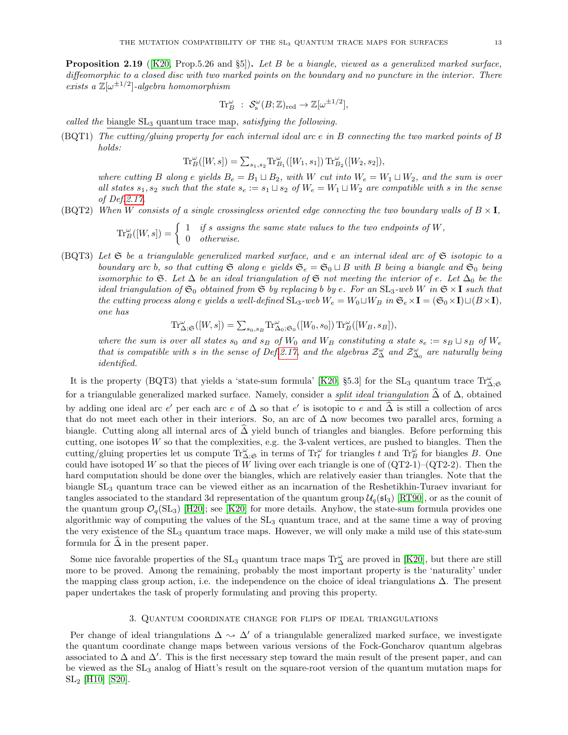**Proposition 2.19** ([K20, Prop.5.26 and §5]). *Let $B$ be a biangle, viewed as a generalized marked surface, diffeomorphic to a closed disc with two marked points on the boundary and no puncture in the interior. There exists a $\mathbb{Z}[\omega^{\pm 1/2}]$-algebra homomorphism*

$$\mathrm{Tr}^\omega_B \ : \ \mathcal{S}^\omega_{\rm s}(B;\mathbb{Z})_{\rm red} \to \mathbb{Z}[\omega^{\pm 1/2}],$$

*called the* <u>biangle $\mathrm{SL}_3$ quantum trace map</u>*, satisfying the following.*

(BQT1) *The cutting/gluing property for each internal ideal arc $e$ in $B$ connecting the two marked points of $B$ holds:*

$$\mathrm{Tr}^\omega_B([W,s]) = \textstyle\sum_{s_1,s_2} \mathrm{Tr}^\omega_{B_1}([W_1,s_1])\, \mathrm{Tr}^\omega_{B_2}([W_2,s_2]),$$

*where cutting $B$ along $e$ yields $B_e = B_1 \sqcup B_2$, with $W$ cut into $W_e = W_1 \sqcup W_2$, and the sum is over all states $s_1, s_2$ such that the state $s_e := s_1 \sqcup s_2$ of $W_e = W_1 \sqcup W_2$ are compatible with $s$ in the sense of Def.2.17.*

(BQT2) *When $W$ consists of a single crossingless oriented edge connecting the two boundary walls of $B \times \mathbf{I}$,*

$$\mathrm{Tr}^\omega_B([W,s]) = \left\{ \begin{array}{ll} 1 & \text{if } s \text{ assigns the same state values to the two endpoints of } W, \\ 0 & \text{otherwise.} \end{array} \right.$$

(BQT3) *Let $\mathfrak{S}$ be a triangulable generalized marked surface, and $e$ an internal ideal arc of $\mathfrak{S}$ isotopic to a boundary arc $b$, so that cutting $\mathfrak{S}$ along $e$ yields $\mathfrak{S}_e = \mathfrak{S}_0 \sqcup B$ with $B$ being a biangle and $\mathfrak{S}_0$ being isomorphic to $\mathfrak{S}$. Let $\Delta$ be an ideal triangulation of $\mathfrak{S}$ not meeting the interior of $e$. Let $\Delta_0$ be the ideal triangulation of $\mathfrak{S}_0$ obtained from $\mathfrak{S}$ by replacing $b$ by $e$. For an $\mathrm{SL}_3$-web $W$ in $\mathfrak{S} \times \mathbf{I}$ such that the cutting process along $e$ yields a well-defined $\mathrm{SL}_3$-web $W_e = W_0 \sqcup W_B$ in $\mathfrak{S}_e \times \mathbf{I} = (\mathfrak{S}_0 \times \mathbf{I}) \sqcup (B \times \mathbf{I})$, one has*

$$\mathrm{Tr}^\omega_{\Delta;\mathfrak{S}}([W,s]) = \textstyle\sum_{s_0,s_B} \mathrm{Tr}^\omega_{\Delta_0;\mathfrak{S}_0}([W_0,s_0])\, \mathrm{Tr}^\omega_B([W_B,s_B]),$$

*where the sum is over all states $s_0$ and $s_B$ of $W_0$ and $W_B$ constituting a state $s_e := s_B \sqcup s_B$ of $W_e$ that is compatible with $s$ in the sense of Def.2.17, and the algebras $\mathcal{Z}^\omega_\Delta$ and $\mathcal{Z}^\omega_{\Delta_0}$ are naturally being identified.*

It is the property (BQT3) that yields a 'state-sum formula' [K20, §5.3] for the $\mathrm{SL}_3$ quantum trace $\mathrm{Tr}^\omega_{\Delta;\mathfrak{S}}$ for a triangulable generalized marked surface. Namely, consider a <u>split ideal triangulation</u> $\widehat{\Delta}$ of $\Delta$, obtained by adding one ideal arc $e'$ per each arc $e$ of $\Delta$ so that $e'$ is isotopic to $e$ and $\widehat{\Delta}$ is still a collection of arcs that do not meet each other in their interiors. So, an arc of $\Delta$ now becomes two parallel arcs, forming a biangle. Cutting along all internal arcs of $\widehat{\Delta}$ yield bunch of triangles and biangles. Before performing this cutting, one isotopes $W$ so that the complexities, e.g. the 3-valent vertices, are pushed to biangles. Then the cutting/gluing properties let us compute $\mathrm{Tr}^\omega_{\Delta;\mathfrak{S}}$ in terms of $\mathrm{Tr}^\omega_t$ for triangles $t$ and $\mathrm{Tr}^\omega_B$ for biangles $B$. One could have isotoped $W$ so that the pieces of $W$ living over each triangle is one of (QT2-1)–(QT2-2). Then the hard computation should be done over the biangles, which are relatively easier than triangles. Note that the biangle $\mathrm{SL}_3$ quantum trace can be viewed either as an incarnation of the Reshetikhin-Turaev invariant for tangles associated to the standard 3d representation of the quantum group $\mathcal{U}_q(\mathfrak{sl}_3)$ [RT90], or as the counit of the quantum group $\mathcal{O}_q(\mathrm{SL}_3)$ [H20]; see [K20] for more details. Anyhow, the state-sum formula provides one algorithmic way of computing the values of the $\mathrm{SL}_3$ quantum trace, and at the same time a way of proving the very existence of the $\mathrm{SL}_3$ quantum trace maps. However, we will only make a mild use of this state-sum formula for $\widehat{\Delta}$ in the present paper.

Some nice favorable properties of the $\mathrm{SL}_3$ quantum trace maps $\mathrm{Tr}^\omega_\Delta$ are proved in [K20], but there are still more to be proved. Among the remaining, probably the most important property is the 'naturality' under the mapping class group action, i.e. the independence on the choice of ideal triangulations $\Delta$. The present paper undertakes the task of properly formulating and proving this property.

## 3. Quantum coordinate change for flips of ideal triangulations

Per change of ideal triangulations $\Delta \leadsto \Delta'$ of a triangulable generalized marked surface, we investigate the quantum coordinate change maps between various versions of the Fock-Goncharov quantum algebras associated to $\Delta$ and $\Delta'$. This is the first necessary step toward the main result of the present paper, and can be viewed as the $\mathrm{SL}_3$ analog of Hiatt's result on the square-root version of the quantum mutation maps for $\mathrm{SL}_2$ [H10] [S20].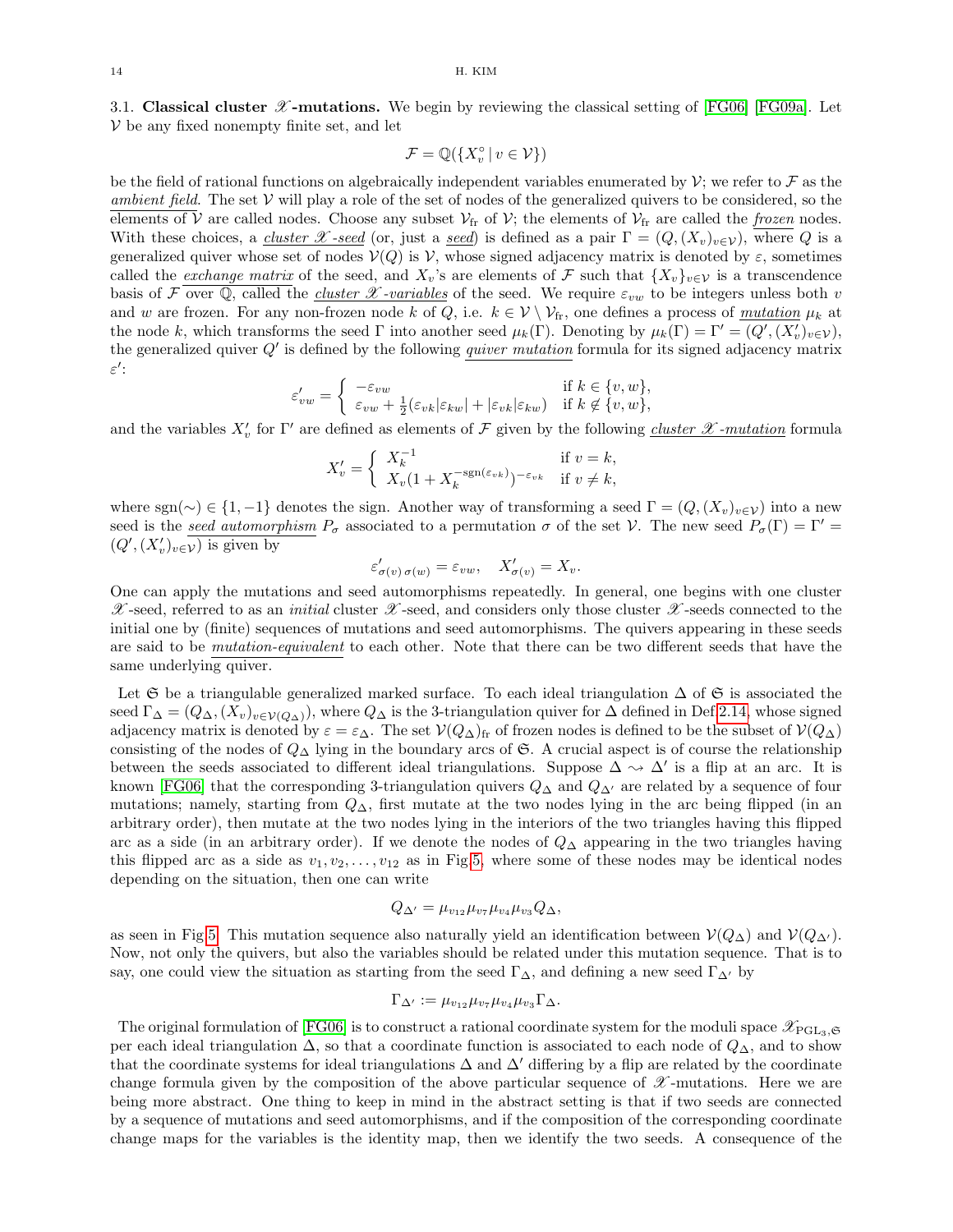**3.1. Classical cluster $\mathscr{X}$-mutations.** We begin by reviewing the classical setting of [FG06] [FG09a]. Let $\mathcal{V}$ be any fixed nonempty finite set, and let

$$\mathcal{F} = \mathbb{Q}(\{X_v^\circ \,|\, v \in \mathcal{V}\})$$

be the field of rational functions on algebraically independent variables enumerated by $\mathcal{V}$; we refer to $\mathcal{F}$ as the *ambient field*. The set $\mathcal{V}$ will play a role of the set of nodes of the generalized quivers to be considered, so the elements of $\mathcal{V}$ are called nodes. Choose any subset $\mathcal{V}_{\rm fr}$ of $\mathcal{V}$; the elements of $\mathcal{V}_{\rm fr}$ are called the *frozen* nodes. With these choices, a *cluster $\mathscr{X}$-seed* (or, just a *seed*) is defined as a pair $\Gamma = (Q, (X_v)_{v\in\mathcal{V}})$, where $Q$ is a generalized quiver whose set of nodes $\mathcal{V}(Q)$ is $\mathcal{V}$, whose signed adjacency matrix is denoted by $\varepsilon$, sometimes called the *exchange matrix* of the seed, and $X_v$'s are elements of $\mathcal{F}$ such that $\{X_v\}_{v\in\mathcal{V}}$ is a transcendence basis of $\mathcal{F}$ over $\mathbb{Q}$, called the *cluster $\mathscr{X}$-variables* of the seed. We require $\varepsilon_{vw}$ to be integers unless both $v$ and $w$ are frozen. For any non-frozen node $k$ of $Q$, i.e. $k \in \mathcal{V}\setminus\mathcal{V}_{\rm fr}$, one defines a process of *mutation* $\mu_k$ at the node $k$, which transforms the seed $\Gamma$ into another seed $\mu_k(\Gamma)$. Denoting by $\mu_k(\Gamma) = \Gamma' = (Q', (X'_v)_{v\in\mathcal{V}})$, the generalized quiver $Q'$ is defined by the following *quiver mutation* formula for its signed adjacency matrix $\varepsilon'$:

$$\varepsilon'_{vw} = \left\{ \begin{array}{ll} -\varepsilon_{vw} & \text{if } k \in \{v,w\}, \\ \varepsilon_{vw} + \frac{1}{2}(\varepsilon_{vk}|\varepsilon_{kw}| + |\varepsilon_{vk}|\varepsilon_{kw}) & \text{if } k \notin \{v,w\}, \end{array}\right.$$

and the variables $X'_v$ for $\Gamma'$ are defined as elements of $\mathcal{F}$ given by the following *cluster $\mathscr{X}$-mutation* formula

$$X'_v = \left\{ \begin{array}{ll} X_k^{-1} & \text{if } v = k, \\ X_v(1 + X_k^{-{\rm sgn}(\varepsilon_{vk})})^{-\varepsilon_{vk}} & \text{if } v \neq k, \end{array}\right.$$

where ${\rm sgn}(\sim) \in \{1,-1\}$ denotes the sign. Another way of transforming a seed $\Gamma = (Q, (X_v)_{v\in\mathcal{V}})$ into a new seed is the *seed automorphism* $P_\sigma$ associated to a permutation $\sigma$ of the set $\mathcal{V}$. The new seed $P_\sigma(\Gamma) = \Gamma' = (Q', (X'_v)_{v\in\mathcal{V}})$ is given by

$$\varepsilon'_{\sigma(v)\,\sigma(w)} = \varepsilon_{vw}, \quad X'_{\sigma(v)} = X_v.$$

One can apply the mutations and seed automorphisms repeatedly. In general, one begins with one cluster $\mathscr{X}$-seed, referred to as an *initial* cluster $\mathscr{X}$-seed, and considers only those cluster $\mathscr{X}$-seeds connected to the initial one by (finite) sequences of mutations and seed automorphisms. The quivers appearing in these seeds are said to be *mutation-equivalent* to each other. Note that there can be two different seeds that have the same underlying quiver.

Let $\mathfrak{S}$ be a triangulable generalized marked surface. To each ideal triangulation $\Delta$ of $\mathfrak{S}$ is associated the seed $\Gamma_\Delta = (Q_\Delta, (X_v)_{v\in\mathcal{V}(Q_\Delta)})$, where $Q_\Delta$ is the 3-triangulation quiver for $\Delta$ defined in Def.2.14, whose signed adjacency matrix is denoted by $\varepsilon = \varepsilon_\Delta$. The set $\mathcal{V}(Q_\Delta)_{\rm fr}$ of frozen nodes is defined to be the subset of $\mathcal{V}(Q_\Delta)$ consisting of the nodes of $Q_\Delta$ lying in the boundary arcs of $\mathfrak{S}$. A crucial aspect is of course the relationship between the seeds associated to different ideal triangulations. Suppose $\Delta \rightsquigarrow \Delta'$ is a flip at an arc. It is known [FG06] that the corresponding 3-triangulation quivers $Q_\Delta$ and $Q_{\Delta'}$ are related by a sequence of four mutations; namely, starting from $Q_\Delta$, first mutate at the two nodes lying in the arc being flipped (in an arbitrary order), then mutate at the two nodes lying in the interiors of the two triangles having this flipped arc as a side (in an arbitrary order). If we denote the nodes of $Q_\Delta$ appearing in the two triangles having this flipped arc as a side as $v_1, v_2, \ldots, v_{12}$ as in Fig.5, where some of these nodes may be identical nodes depending on the situation, then one can write

$$Q_{\Delta'} = \mu_{v_{12}}\mu_{v_7}\mu_{v_4}\mu_{v_3}Q_\Delta,$$

as seen in Fig.5. This mutation sequence also naturally yield an identification between $\mathcal{V}(Q_\Delta)$ and $\mathcal{V}(Q_{\Delta'})$. Now, not only the quivers, but also the variables should be related under this mutation sequence. That is to say, one could view the situation as starting from the seed $\Gamma_\Delta$, and defining a new seed $\Gamma_{\Delta'}$ by

$$\Gamma_{\Delta'} := \mu_{v_{12}}\mu_{v_7}\mu_{v_4}\mu_{v_3}\Gamma_\Delta.$$

The original formulation of [FG06] is to construct a rational coordinate system for the moduli space $\mathscr{X}_{{\rm PGL}_3,\mathfrak{S}}$ per each ideal triangulation $\Delta$, so that a coordinate function is associated to each node of $Q_\Delta$, and to show that the coordinate systems for ideal triangulations $\Delta$ and $\Delta'$ differing by a flip are related by the coordinate change formula given by the composition of the above particular sequence of $\mathscr{X}$-mutations. Here we are being more abstract. One thing to keep in mind in the abstract setting is that if two seeds are connected by a sequence of mutations and seed automorphisms, and if the composition of the corresponding coordinate change maps for the variables is the identity map, then we identify the two seeds. A consequence of the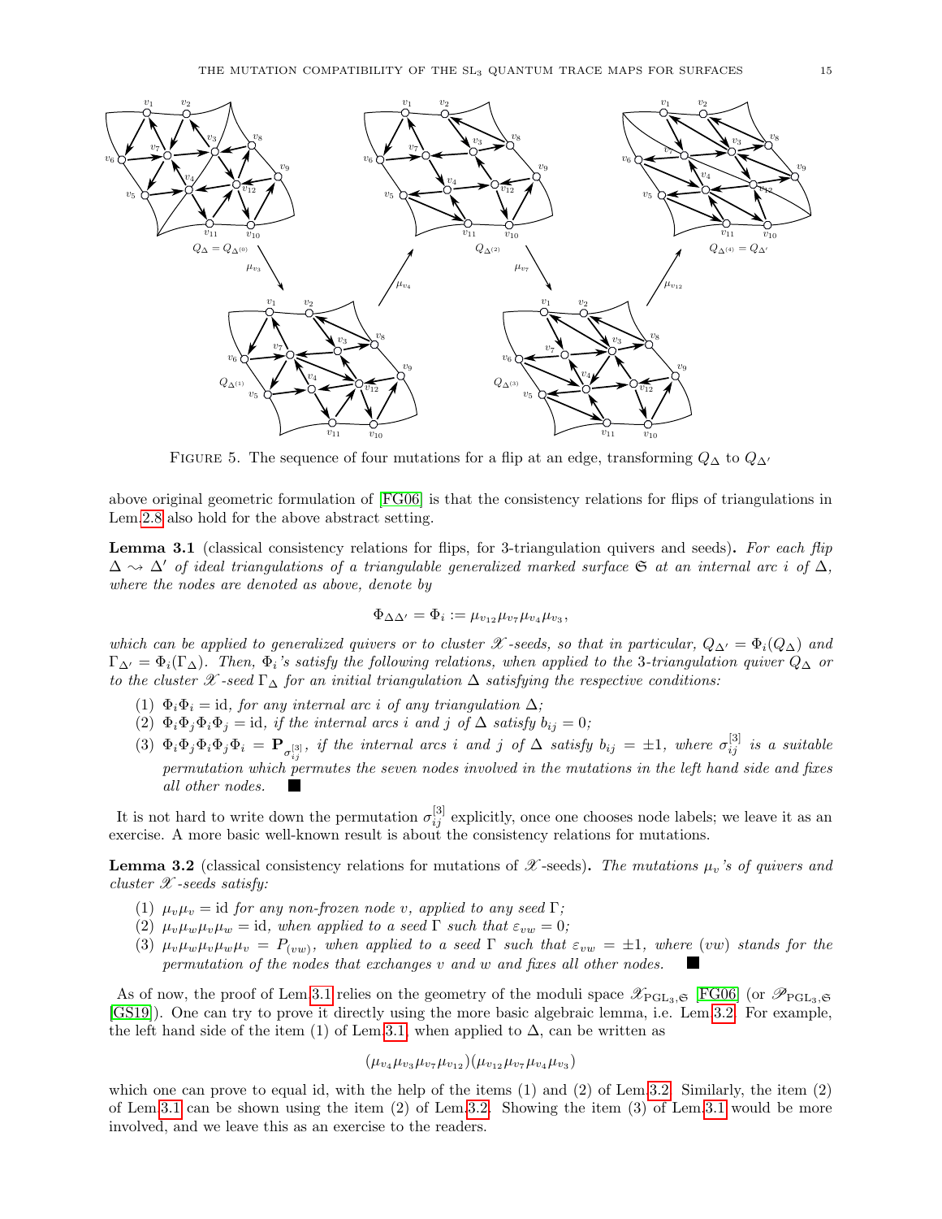FIGURE 5. The sequence of four mutations for a flip at an edge, transforming $Q_\Delta$ to $Q_{\Delta'}$

above original geometric formulation of [FG06] is that the consistency relations for flips of triangulations in Lem.2.8 also hold for the above abstract setting.

**Lemma 3.1** (classical consistency relations for flips, for 3-triangulation quivers and seeds)**.** *For each flip $\Delta \rightsquigarrow \Delta'$ of ideal triangulations of a triangulable generalized marked surface $\mathfrak{S}$ at an internal arc $i$ of $\Delta$, where the nodes are denoted as above, denote by*

$$\Phi_{\Delta\Delta'} = \Phi_i := \mu_{v_{12}}\mu_{v_7}\mu_{v_4}\mu_{v_3},$$

*which can be applied to generalized quivers or to cluster $\mathscr{X}$-seeds, so that in particular, $Q_{\Delta'} = \Phi_i(Q_\Delta)$ and $\Gamma_{\Delta'} = \Phi_i(\Gamma_\Delta)$. Then, $\Phi_i$'s satisfy the following relations, when applied to the 3-triangulation quiver $Q_\Delta$ or to the cluster $\mathscr{X}$-seed $\Gamma_\Delta$ for an initial triangulation $\Delta$ satisfying the respective conditions:*

1. *$\Phi_i\Phi_i = \mathrm{id}$, for any internal arc $i$ of any triangulation $\Delta$;*
2. *$\Phi_i\Phi_j\Phi_i\Phi_j = \mathrm{id}$, if the internal arcs $i$ and $j$ of $\Delta$ satisfy $b_{ij} = 0$;*
3. *$\Phi_i\Phi_j\Phi_i\Phi_j\Phi_i = \mathbf{P}_{\sigma^{[3]}_{ij}}$, if the internal arcs $i$ and $j$ of $\Delta$ satisfy $b_{ij} = \pm 1$, where $\sigma^{[3]}_{ij}$ is a suitable permutation which permutes the seven nodes involved in the mutations in the left hand side and fixes all other nodes.* ■

It is not hard to write down the permutation $\sigma^{[3]}_{ij}$ explicitly, once one chooses node labels; we leave it as an exercise. A more basic well-known result is about the consistency relations for mutations.

**Lemma 3.2** (classical consistency relations for mutations of $\mathscr{X}$-seeds)**.** *The mutations $\mu_v$'s of quivers and cluster $\mathscr{X}$-seeds satisfy:*

1. *$\mu_v\mu_v = \mathrm{id}$ for any non-frozen node $v$, applied to any seed $\Gamma$;*
2. *$\mu_v\mu_w\mu_v\mu_w = \mathrm{id}$, when applied to a seed $\Gamma$ such that $\varepsilon_{vw} = 0$;*
3. *$\mu_v\mu_w\mu_v\mu_w\mu_v = P_{(vw)}$, when applied to a seed $\Gamma$ such that $\varepsilon_{vw} = \pm 1$, where $(vw)$ stands for the permutation of the nodes that exchanges $v$ and $w$ and fixes all other nodes.* ■

As of now, the proof of Lem.3.1 relies on the geometry of the moduli space $\mathscr{X}_{\mathrm{PGL}_3,\mathfrak{S}}$ [FG06] (or $\mathscr{P}_{\mathrm{PGL}_3,\mathfrak{S}}$ [GS19]). One can try to prove it directly using the more basic algebraic lemma, i.e. Lem.3.2. For example, the left hand side of the item (1) of Lem.3.1, when applied to $\Delta$, can be written as

$$(\mu_{v_4}\mu_{v_3}\mu_{v_7}\mu_{v_{12}})(\mu_{v_{12}}\mu_{v_7}\mu_{v_4}\mu_{v_3})$$

which one can prove to equal id, with the help of the items (1) and (2) of Lem.3.2. Similarly, the item (2) of Lem.3.1 can be shown using the item (2) of Lem.3.2. Showing the item (3) of Lem.3.1 would be more involved, and we leave this as an exercise to the readers.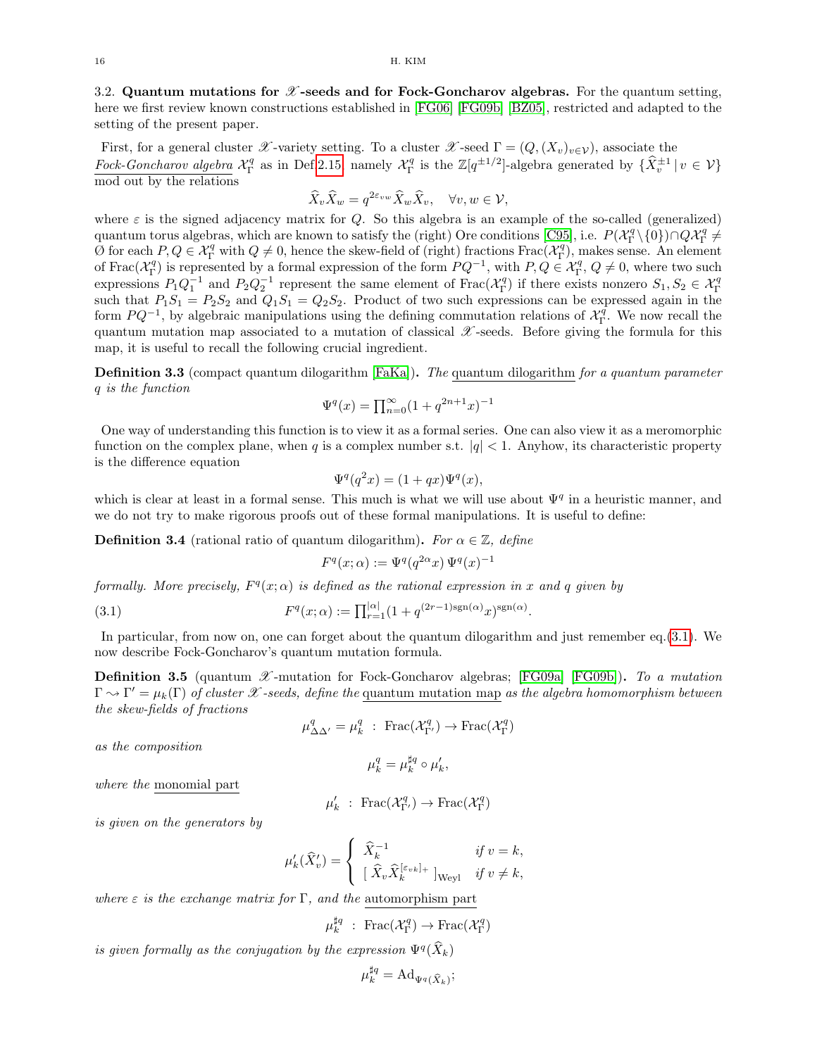**3.2. Quantum mutations for $\mathscr{X}$-seeds and for Fock-Goncharov algebras.** For the quantum setting, here we first review known constructions established in [FG06] [FG09b] [BZ05], restricted and adapted to the setting of the present paper.

First, for a general cluster $\mathscr{X}$-variety setting. To a cluster $\mathscr{X}$-seed $\Gamma = (Q, (X_v)_{v\in\mathcal{V}})$, associate the <u>*Fock-Goncharov algebra*</u> $\mathcal{X}^q_\Gamma$ as in Def.2.15, namely $\mathcal{X}^q_\Gamma$ is the $\mathbb{Z}[q^{\pm 1/2}]$-algebra generated by $\{\widehat{X}_v^{\pm 1} \,|\, v \in \mathcal{V}\}$ mod out by the relations

$$\widehat{X}_v \widehat{X}_w = q^{2\varepsilon_{vw}} \widehat{X}_w \widehat{X}_v, \quad \forall v, w \in \mathcal{V},$$

where $\varepsilon$ is the signed adjacency matrix for $Q$. So this algebra is an example of the so-called (generalized) quantum torus algebras, which are known to satisfy the (right) Ore conditions [C95], i.e. $P(\mathcal{X}^q_\Gamma \setminus \{0\}) \cap Q\mathcal{X}^q_\Gamma \neq \emptyset$ for each $P, Q \in \mathcal{X}^q_\Gamma$ with $Q \neq 0$, hence the skew-field of (right) fractions $\mathrm{Frac}(\mathcal{X}^q_\Gamma)$, makes sense. An element of $\mathrm{Frac}(\mathcal{X}^q_\Gamma)$ is represented by a formal expression of the form $PQ^{-1}$, with $P, Q \in \mathcal{X}^q_\Gamma$, $Q \neq 0$, where two such expressions $P_1 Q_1^{-1}$ and $P_2 Q_2^{-1}$ represent the same element of $\mathrm{Frac}(\mathcal{X}^q_\Gamma)$ if there exists nonzero $S_1, S_2 \in \mathcal{X}^q_\Gamma$ such that $P_1 S_1 = P_2 S_2$ and $Q_1 S_1 = Q_2 S_2$. Product of two such expressions can be expressed again in the form $PQ^{-1}$, by algebraic manipulations using the defining commutation relations of $\mathcal{X}^q_\Gamma$. We now recall the quantum mutation map associated to a mutation of classical $\mathscr{X}$-seeds. Before giving the formula for this map, it is useful to recall the following crucial ingredient.

**Definition 3.3** (compact quantum dilogarithm [FaKa])**.** *The* <u>quantum dilogarithm</u> *for a quantum parameter $q$ is the function*

$$\Psi^q(x) = \textstyle\prod_{n=0}^\infty (1 + q^{2n+1} x)^{-1}$$

One way of understanding this function is to view it as a formal series. One can also view it as a meromorphic function on the complex plane, when $q$ is a complex number s.t. $|q| < 1$. Anyhow, its characteristic property is the difference equation

$$\Psi^q(q^2 x) = (1 + qx)\Psi^q(x),$$

which is clear at least in a formal sense. This much is what we will use about $\Psi^q$ in a heuristic manner, and we do not try to make rigorous proofs out of these formal manipulations. It is useful to define:

**Definition 3.4** (rational ratio of quantum dilogarithm)**.** *For $\alpha \in \mathbb{Z}$, define*

$$F^q(x; \alpha) := \Psi^q(q^{2\alpha} x)\, \Psi^q(x)^{-1}$$

*formally. More precisely, $F^q(x;\alpha)$ is defined as the rational expression in $x$ and $q$ given by*

$$F^q(x; \alpha) := \textstyle\prod_{r=1}^{|\alpha|} (1 + q^{(2r-1)\mathrm{sgn}(\alpha)} x)^{\mathrm{sgn}(\alpha)}. \tag{3.1}$$

In particular, from now on, one can forget about the quantum dilogarithm and just remember eq.(3.1). We now describe Fock-Goncharov's quantum mutation formula.

**Definition 3.5** (quantum $\mathscr{X}$-mutation for Fock-Goncharov algebras; [FG09a] [FG09b])**.** *To a mutation $\Gamma \leadsto \Gamma' = \mu_k(\Gamma)$ of cluster $\mathscr{X}$-seeds, define the* <u>quantum mutation map</u> *as the algebra homomorphism between the skew-fields of fractions*

$$\mu^q_{\Delta\Delta'} = \mu^q_k \;:\; \mathrm{Frac}(\mathcal{X}^q_{\Gamma'}) \to \mathrm{Frac}(\mathcal{X}^q_\Gamma)$$

*as the composition*

$$\mu^q_k = \mu^{\sharp q}_k \circ \mu'_k,$$

*where the* <u>monomial part</u>

$$\mu'_k \;:\; \mathrm{Frac}(\mathcal{X}^q_{\Gamma'}) \to \mathrm{Frac}(\mathcal{X}^q_\Gamma)$$

*is given on the generators by*

$$\mu'_k(\widehat{X}'_v) = \left\{ \begin{array}{ll} \widehat{X}_k^{-1} & \text{if } v = k, \\ [\, \widehat{X}_v \widehat{X}_k^{[\varepsilon_{vk}]_+} \,]_{\mathrm{Weyl}} & \text{if } v \neq k, \end{array} \right.$$

*where $\varepsilon$ is the exchange matrix for $\Gamma$, and the* <u>automorphism part</u>

$$\mu^{\sharp q}_k \;:\; \mathrm{Frac}(\mathcal{X}^q_\Gamma) \to \mathrm{Frac}(\mathcal{X}^q_\Gamma)$$

*is given formally as the conjugation by the expression $\Psi^q(\widehat{X}_k)$*

$$\mu^{\sharp q}_k = \mathrm{Ad}_{\Psi^q(\widehat{X}_k)};$$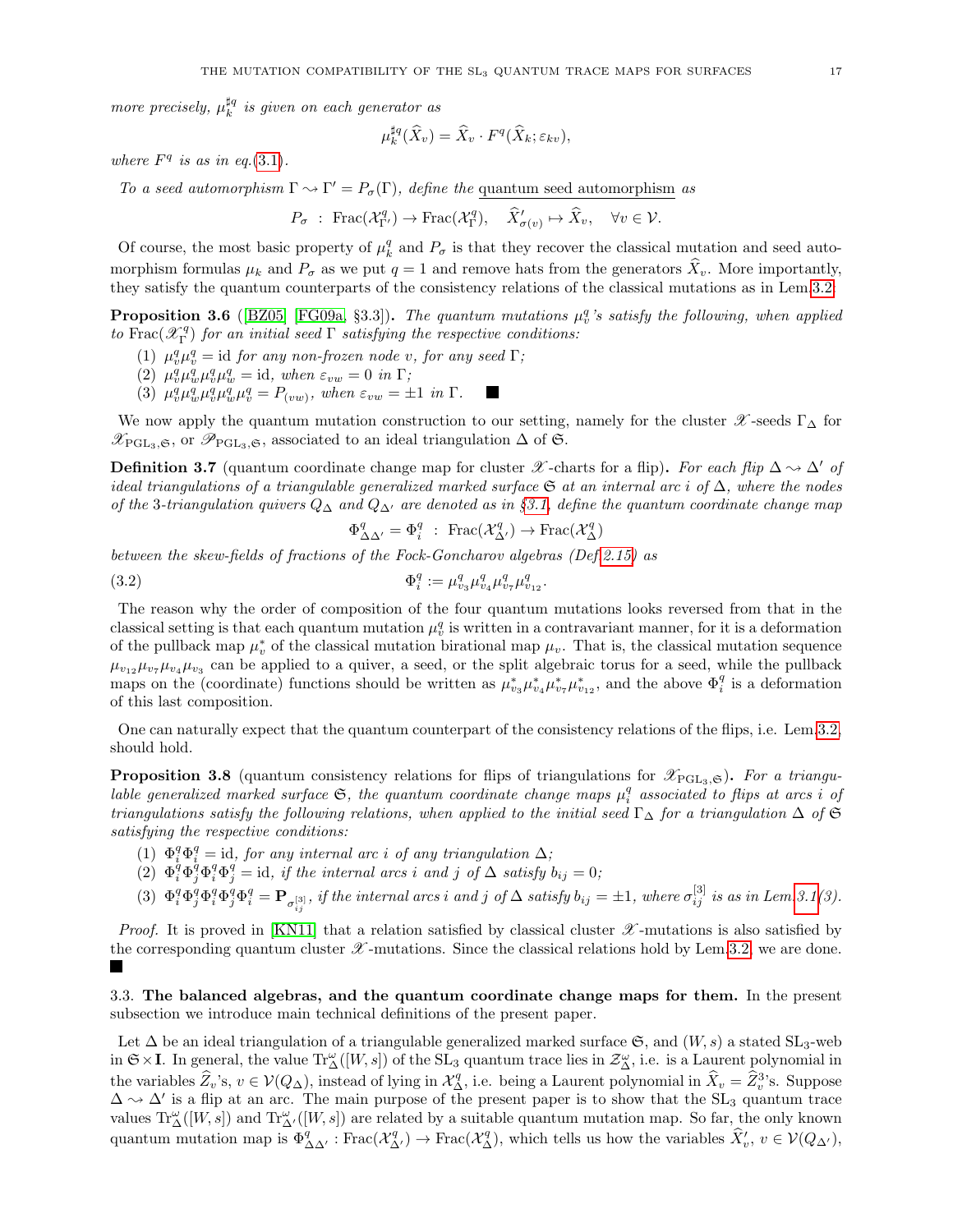*more precisely, $\mu_k^{\sharp q}$ is given on each generator as*

$$\mu_k^{\sharp q}(\widehat{X}_v) = \widehat{X}_v \cdot F^q(\widehat{X}_k; \varepsilon_{kv}),$$

*where $F^q$ is as in eq.(3.1).*

*To a seed automorphism $\Gamma \rightsquigarrow \Gamma' = P_\sigma(\Gamma)$, define the* <u>quantum seed automorphism</u> *as*

$$P_\sigma \;:\; \mathrm{Frac}(\mathcal{X}^q_{\Gamma'}) \to \mathrm{Frac}(\mathcal{X}^q_\Gamma), \quad \widehat{X}'_{\sigma(v)} \mapsto \widehat{X}_v, \quad \forall v \in \mathcal{V}.$$

Of course, the most basic property of $\mu_k^q$ and $P_\sigma$ is that they recover the classical mutation and seed automorphism formulas $\mu_k$ and $P_\sigma$ as we put $q = 1$ and remove hats from the generators $\widehat{X}_v$. More importantly, they satisfy the quantum counterparts of the consistency relations of the classical mutations as in Lem.3.2.

**Proposition 3.6** ([BZ05] [FG09a, §3.3]). *The quantum mutations $\mu_v^q$'s satisfy the following, when applied to $\mathrm{Frac}(\mathscr{X}^q_\Gamma)$ for an initial seed $\Gamma$ satisfying the respective conditions:*

1. *$\mu_v^q \mu_v^q = \mathrm{id}$ for any non-frozen node $v$, for any seed $\Gamma$;*
2. *$\mu_v^q \mu_w^q \mu_v^q \mu_w^q = \mathrm{id}$, when $\varepsilon_{vw} = 0$ in $\Gamma$;*
3. *$\mu_v^q \mu_w^q \mu_v^q \mu_w^q \mu_v^q = P_{(vw)}$, when $\varepsilon_{vw} = \pm 1$ in $\Gamma$.* ■

We now apply the quantum mutation construction to our setting, namely for the cluster $\mathscr{X}$-seeds $\Gamma_\Delta$ for $\mathscr{X}_{\mathrm{PGL}_3,\mathfrak{S}}$, or $\mathscr{P}_{\mathrm{PGL}_3,\mathfrak{S}}$, associated to an ideal triangulation $\Delta$ of $\mathfrak{S}$.

**Definition 3.7** (quantum coordinate change map for cluster $\mathscr{X}$-charts for a flip). *For each flip $\Delta \rightsquigarrow \Delta'$ of ideal triangulations of a triangulable generalized marked surface $\mathfrak{S}$ at an internal arc $i$ of $\Delta$, where the nodes of the 3-triangulation quivers $Q_\Delta$ and $Q_{\Delta'}$ are denoted as in §3.1, define the quantum coordinate change map*

$$\Phi^q_{\Delta\Delta'} = \Phi^q_i \;:\; \mathrm{Frac}(\mathcal{X}^q_{\Delta'}) \to \mathrm{Frac}(\mathcal{X}^q_\Delta)$$

*between the skew-fields of fractions of the Fock-Goncharov algebras (Def.2.15) as*

$$\Phi^q_i := \mu^q_{v_3}\mu^q_{v_4}\mu^q_{v_7}\mu^q_{v_{12}}. \tag{3.2}$$

The reason why the order of composition of the four quantum mutations looks reversed from that in the classical setting is that each quantum mutation $\mu_v^q$ is written in a contravariant manner, for it is a deformation of the pullback map $\mu_v^*$ of the classical mutation birational map $\mu_v$. That is, the classical mutation sequence $\mu_{v_{12}}\mu_{v_7}\mu_{v_4}\mu_{v_3}$ can be applied to a quiver, a seed, or the split algebraic torus for a seed, while the pullback maps on the (coordinate) functions should be written as $\mu^*_{v_3}\mu^*_{v_4}\mu^*_{v_7}\mu^*_{v_{12}}$, and the above $\Phi^q_i$ is a deformation of this last composition.

One can naturally expect that the quantum counterpart of the consistency relations of the flips, i.e. Lem.3.2, should hold.

**Proposition 3.8** (quantum consistency relations for flips of triangulations for $\mathscr{X}_{\mathrm{PGL}_3,\mathfrak{S}}$). *For a triangulable generalized marked surface $\mathfrak{S}$, the quantum coordinate change maps $\mu^q_i$ associated to flips at arcs $i$ of triangulations satisfy the following relations, when applied to the initial seed $\Gamma_\Delta$ for a triangulation $\Delta$ of $\mathfrak{S}$ satisfying the respective conditions:*

1. *$\Phi^q_i \Phi^q_i = \mathrm{id}$, for any internal arc $i$ of any triangulation $\Delta$;*
2. *$\Phi^q_i \Phi^q_j \Phi^q_i \Phi^q_j = \mathrm{id}$, if the internal arcs $i$ and $j$ of $\Delta$ satisfy $b_{ij} = 0$;*
3. *$\Phi^q_i \Phi^q_j \Phi^q_i \Phi^q_j \Phi^q_i = \mathbf{P}_{\sigma^{[3]}_{ij}}$, if the internal arcs $i$ and $j$ of $\Delta$ satisfy $b_{ij} = \pm 1$, where $\sigma^{[3]}_{ij}$ is as in Lem.3.1(3).*

*Proof.* It is proved in [KN11] that a relation satisfied by classical cluster $\mathscr{X}$-mutations is also satisfied by the corresponding quantum cluster $\mathscr{X}$-mutations. Since the classical relations hold by Lem.3.2, we are done. ■

3.3. **The balanced algebras, and the quantum coordinate change maps for them.** In the present subsection we introduce main technical definitions of the present paper.

Let $\Delta$ be an ideal triangulation of a triangulable generalized marked surface $\mathfrak{S}$, and $(W, s)$ a stated $\mathrm{SL}_3$-web in $\mathfrak{S} \times \mathbf{I}$. In general, the value $\mathrm{Tr}^\omega_\Delta([W,s])$ of the $\mathrm{SL}_3$ quantum trace lies in $\mathcal{Z}^\omega_\Delta$, i.e. is a Laurent polynomial in the variables $\widehat{Z}_v$'s, $v \in \mathcal{V}(Q_\Delta)$, instead of lying in $\mathcal{X}^q_\Delta$, i.e. being a Laurent polynomial in $\widehat{X}_v = \widehat{Z}_v^3$'s. Suppose $\Delta \rightsquigarrow \Delta'$ is a flip at an arc. The main purpose of the present paper is to show that the $\mathrm{SL}_3$ quantum trace values $\mathrm{Tr}^\omega_\Delta([W,s])$ and $\mathrm{Tr}^\omega_{\Delta'}([W,s])$ are related by a suitable quantum mutation map. So far, the only known quantum mutation map is $\Phi^q_{\Delta\Delta'} : \mathrm{Frac}(\mathcal{X}^q_{\Delta'}) \to \mathrm{Frac}(\mathcal{X}^q_\Delta)$, which tells us how the variables $\widehat{X}'_v$, $v \in \mathcal{V}(Q_{\Delta'})$,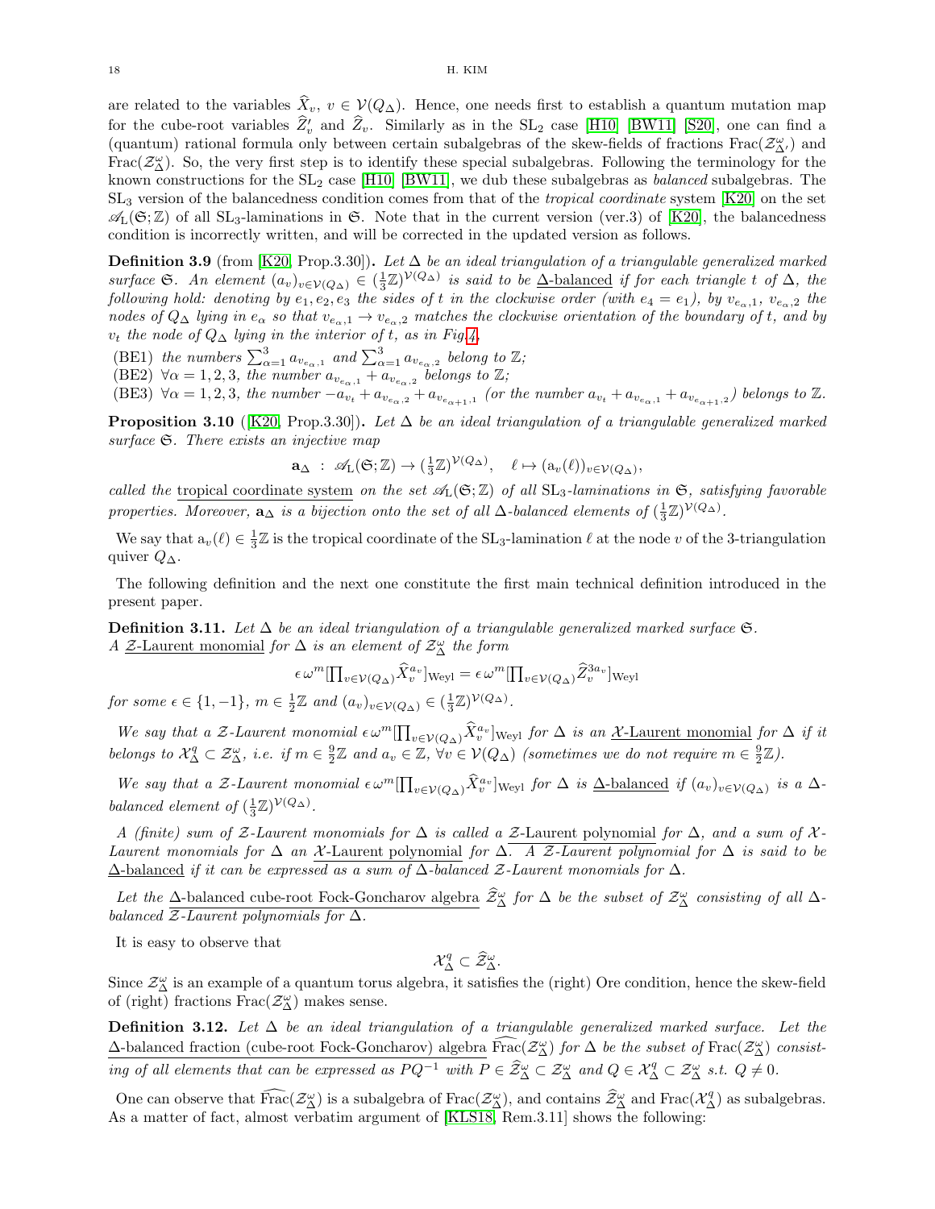are related to the variables $\widehat{X}_v$, $v \in \mathcal{V}(Q_\Delta)$. Hence, one needs first to establish a quantum mutation map for the cube-root variables $\widehat{Z}'_v$ and $\widehat{Z}_v$. Similarly as in the $\mathrm{SL}_2$ case [H10] [BW11] [S20], one can find a (quantum) rational formula only between certain subalgebras of the skew-fields of fractions $\mathrm{Frac}(\mathcal{Z}^\omega_{\Delta'})$ and $\mathrm{Frac}(\mathcal{Z}^\omega_\Delta)$. So, the very first step is to identify these special subalgebras. Following the terminology for the known constructions for the $\mathrm{SL}_2$ case [H10] [BW11], we dub these subalgebras as *balanced* subalgebras. The $\mathrm{SL}_3$ version of the balancedness condition comes from that of the *tropical coordinate* system [K20] on the set $\mathscr{A}_{\rm L}(\mathfrak{S};\mathbb{Z})$ of all $\mathrm{SL}_3$-laminations in $\mathfrak{S}$. Note that in the current version (ver.3) of [K20], the balancedness condition is incorrectly written, and will be corrected in the updated version as follows.

**Definition 3.9** (from [K20, Prop.3.30])**.** *Let $\Delta$ be an ideal triangulation of a triangulable generalized marked surface $\mathfrak{S}$. An element $(a_v)_{v\in\mathcal{V}(Q_\Delta)} \in (\frac{1}{3}\mathbb{Z})^{\mathcal{V}(Q_\Delta)}$ is said to be* $\underline{\Delta\text{-balanced}}$ *if for each triangle $t$ of $\Delta$, the following hold: denoting by $e_1, e_2, e_3$ the sides of $t$ in the clockwise order (with $e_4 = e_1$), by $v_{e_\alpha,1}$, $v_{e_\alpha,2}$ the nodes of $Q_\Delta$ lying in $e_\alpha$ so that $v_{e_\alpha,1} \to v_{e_\alpha,2}$ matches the clockwise orientation of the boundary of $t$, and by $v_t$ the node of $Q_\Delta$ lying in the interior of $t$, as in Fig.4,*

- (BE1) *the numbers $\sum_{\alpha=1}^3 a_{v_{e_\alpha,1}}$ and $\sum_{\alpha=1}^3 a_{v_{e_\alpha,2}}$ belong to $\mathbb{Z}$;*
- (BE2) *$\forall \alpha = 1,2,3$, the number $a_{v_{e_\alpha,1}} + a_{v_{e_\alpha,2}}$ belongs to $\mathbb{Z}$;*
- (BE3) *$\forall \alpha = 1,2,3$, the number $-a_{v_t} + a_{v_{e_\alpha,2}} + a_{v_{e_{\alpha+1},1}}$ (or the number $a_{v_t} + a_{v_{e_\alpha,1}} + a_{v_{e_{\alpha+1},2}}$) belongs to $\mathbb{Z}$.*

**Proposition 3.10** ([K20, Prop.3.30])**.** *Let $\Delta$ be an ideal triangulation of a triangulable generalized marked surface $\mathfrak{S}$. There exists an injective map*

$$\mathbf{a}_\Delta \; : \; \mathscr{A}_{\rm L}(\mathfrak{S};\mathbb{Z}) \to (\tfrac{1}{3}\mathbb{Z})^{\mathcal{V}(Q_\Delta)}, \quad \ell \mapsto (\mathrm{a}_v(\ell))_{v\in\mathcal{V}(Q_\Delta)},$$

*called the* $\underline{\text{tropical coordinate system}}$ *on the set $\mathscr{A}_{\rm L}(\mathfrak{S};\mathbb{Z})$ of all $\mathrm{SL}_3$-laminations in $\mathfrak{S}$, satisfying favorable properties. Moreover, $\mathbf{a}_\Delta$ is a bijection onto the set of all $\Delta$-balanced elements of $(\frac{1}{3}\mathbb{Z})^{\mathcal{V}(Q_\Delta)}$.*

We say that $\mathrm{a}_v(\ell) \in \frac{1}{3}\mathbb{Z}$ is the tropical coordinate of the $\mathrm{SL}_3$-lamination $\ell$ at the node $v$ of the 3-triangulation quiver $Q_\Delta$.

The following definition and the next one constitute the first main technical definition introduced in the present paper.

**Definition 3.11.** *Let $\Delta$ be an ideal triangulation of a triangulable generalized marked surface $\mathfrak{S}$. A* $\underline{\mathcal{Z}\text{-Laurent monomial}}$ *for $\Delta$ is an element of $\mathcal{Z}^\omega_\Delta$ the form*

$$\epsilon\, \omega^m [\textstyle\prod_{v\in\mathcal{V}(Q_\Delta)} \widehat{X}_v^{a_v}]_{\rm Weyl} = \epsilon\, \omega^m [\prod_{v\in\mathcal{V}(Q_\Delta)} \widehat{Z}_v^{3a_v}]_{\rm Weyl}$$

*for some $\epsilon \in \{1,-1\}$, $m \in \frac{1}{2}\mathbb{Z}$ and $(a_v)_{v\in\mathcal{V}(Q_\Delta)} \in (\frac{1}{3}\mathbb{Z})^{\mathcal{V}(Q_\Delta)}$.*

*We say that a $\mathcal{Z}$-Laurent monomial $\epsilon\,\omega^m [\prod_{v\in\mathcal{V}(Q_\Delta)} \widehat{X}_v^{a_v}]_{\rm Weyl}$ for $\Delta$ is an* $\underline{\mathcal{X}\text{-Laurent monomial}}$ *for $\Delta$ if it belongs to $\mathcal{X}^q_\Delta \subset \mathcal{Z}^\omega_\Delta$, i.e. if $m \in \frac{9}{2}\mathbb{Z}$ and $a_v \in \mathbb{Z}$, $\forall v \in \mathcal{V}(Q_\Delta)$ (sometimes we do not require $m \in \frac{9}{2}\mathbb{Z}$).*

*We say that a $\mathcal{Z}$-Laurent monomial $\epsilon\,\omega^m [\prod_{v\in\mathcal{V}(Q_\Delta)} \widehat{X}_v^{a_v}]_{\rm Weyl}$ for $\Delta$ is* $\underline{\Delta\text{-balanced}}$ *if $(a_v)_{v\in\mathcal{V}(Q_\Delta)}$ is a $\Delta$-balanced element of $(\frac{1}{3}\mathbb{Z})^{\mathcal{V}(Q_\Delta)}$.*

*A (finite) sum of $\mathcal{Z}$-Laurent monomials for $\Delta$ is called a* $\underline{\mathcal{Z}\text{-Laurent polynomial}}$ *for $\Delta$, and a sum of $\mathcal{X}$-Laurent monomials for $\Delta$ an* $\underline{\mathcal{X}\text{-Laurent polynomial}}$ *for $\Delta$. A $\mathcal{Z}$-Laurent polynomial for $\Delta$ is said to be* $\underline{\Delta\text{-balanced}}$ *if it can be expressed as a sum of $\Delta$-balanced $\mathcal{Z}$-Laurent monomials for $\Delta$.*

*Let the* $\underline{\Delta\text{-balanced cube-root Fock-Goncharov algebra}}$ *$\widehat{\mathcal{Z}}^\omega_\Delta$ for $\Delta$ be the subset of $\mathcal{Z}^\omega_\Delta$ consisting of all $\Delta$-balanced $\mathcal{Z}$-Laurent polynomials for $\Delta$.*

It is easy to observe that

$$\mathcal{X}^q_\Delta \subset \widehat{\mathcal{Z}}^\omega_\Delta.$$

Since $\mathcal{Z}^\omega_\Delta$ is an example of a quantum torus algebra, it satisfies the (right) Ore condition, hence the skew-field of (right) fractions $\mathrm{Frac}(\mathcal{Z}^\omega_\Delta)$ makes sense.

**Definition 3.12.** *Let $\Delta$ be an ideal triangulation of a triangulable generalized marked surface. Let the* $\underline{\Delta\text{-balanced fraction (cube-root Fock-Goncharov) algebra}}$ *$\widehat{\mathrm{Frac}}(\mathcal{Z}^\omega_\Delta)$ for $\Delta$ be the subset of $\mathrm{Frac}(\mathcal{Z}^\omega_\Delta)$ consisting of all elements that can be expressed as $PQ^{-1}$ with $P \in \widehat{\mathcal{Z}}^\omega_\Delta \subset \mathcal{Z}^\omega_\Delta$ and $Q \in \mathcal{X}^q_\Delta \subset \mathcal{Z}^\omega_\Delta$ s.t. $Q \neq 0$.*

One can observe that $\widehat{\mathrm{Frac}}(\mathcal{Z}^\omega_\Delta)$ is a subalgebra of $\mathrm{Frac}(\mathcal{Z}^\omega_\Delta)$, and contains $\widehat{\mathcal{Z}}^\omega_\Delta$ and $\mathrm{Frac}(\mathcal{X}^q_\Delta)$ as subalgebras. As a matter of fact, almost verbatim argument of [KLS18, Rem.3.11] shows the following: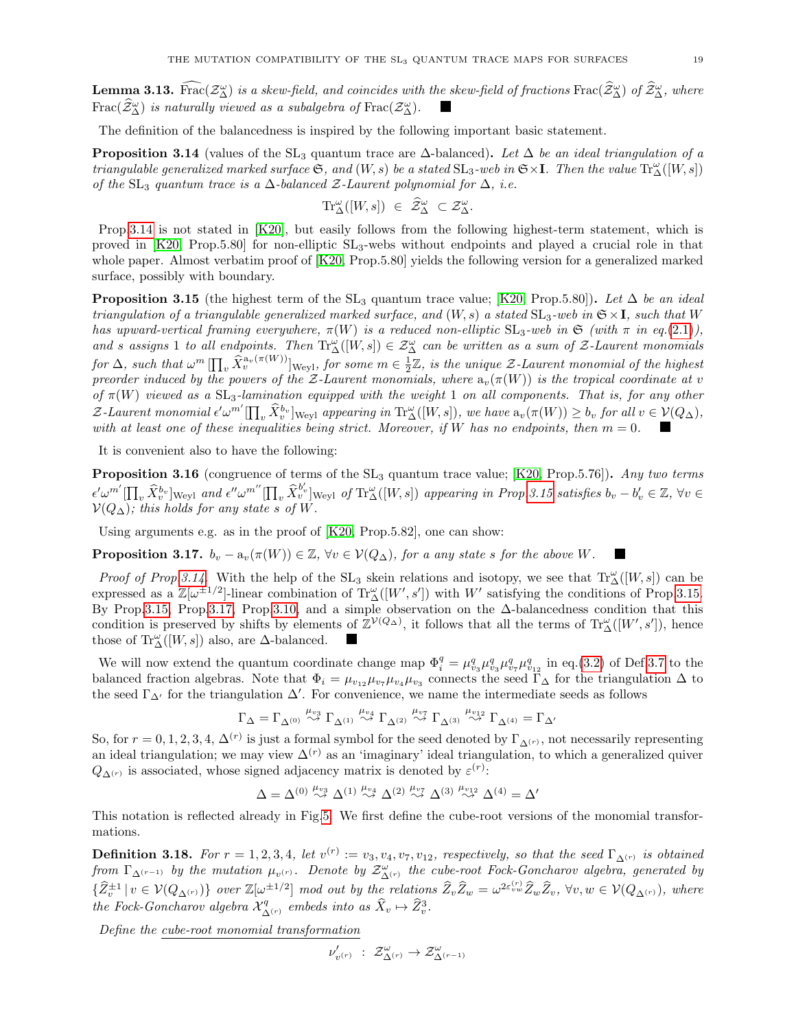**Lemma 3.13.** $\widehat{\mathrm{Frac}}(\mathcal{Z}^\omega_\Delta)$ *is a skew-field, and coincides with the skew-field of fractions* $\mathrm{Frac}(\widehat{\mathcal{Z}}^\omega_\Delta)$ *of* $\widehat{\mathcal{Z}}^\omega_\Delta$*, where* $\mathrm{Frac}(\widehat{\mathcal{Z}}^\omega_\Delta)$ *is naturally viewed as a subalgebra of* $\mathrm{Frac}(\mathcal{Z}^\omega_\Delta)$. ∎

The definition of the balancedness is inspired by the following important basic statement.

**Proposition 3.14** (values of the $\mathrm{SL}_3$ quantum trace are $\Delta$-balanced)**.** *Let $\Delta$ be an ideal triangulation of a triangulable generalized marked surface $\mathfrak{S}$, and $(W,s)$ be a stated $\mathrm{SL}_3$-web in $\mathfrak{S}\times\mathbf{I}$. Then the value $\mathrm{Tr}^\omega_\Delta([W,s])$ of the $\mathrm{SL}_3$ quantum trace is a $\Delta$-balanced $\mathcal{Z}$-Laurent polynomial for $\Delta$, i.e.*

$$\mathrm{Tr}^\omega_\Delta([W,s]) \ \in \ \widehat{\mathcal{Z}}^\omega_\Delta \ \subset \mathcal{Z}^\omega_\Delta.$$

Prop.3.14 is not stated in [K20], but easily follows from the following highest-term statement, which is proved in [K20, Prop.5.80] for non-elliptic $\mathrm{SL}_3$-webs without endpoints and played a crucial role in that whole paper. Almost verbatim proof of [K20, Prop.5.80] yields the following version for a generalized marked surface, possibly with boundary.

**Proposition 3.15** (the highest term of the $\mathrm{SL}_3$ quantum trace value; [K20, Prop.5.80])**.** *Let $\Delta$ be an ideal triangulation of a triangulable generalized marked surface, and $(W,s)$ a stated $\mathrm{SL}_3$-web in $\mathfrak{S}\times\mathbf{I}$, such that $W$ has upward-vertical framing everywhere, $\pi(W)$ is a reduced non-elliptic $\mathrm{SL}_3$-web in $\mathfrak{S}$ (with $\pi$ in eq.(2.1)), and $s$ assigns 1 to all endpoints. Then $\mathrm{Tr}^\omega_\Delta([W,s]) \in \mathcal{Z}^\omega_\Delta$ can be written as a sum of $\mathcal{Z}$-Laurent monomials for $\Delta$, such that $\omega^m\,[\prod_v \widehat{X}_v^{\mathrm{a}_v(\pi(W))}]_{\mathrm{Weyl}}$, for some $m\in\frac{1}{2}\mathbb{Z}$, is the unique $\mathcal{Z}$-Laurent monomial of the highest preorder induced by the powers of the $\mathcal{Z}$-Laurent monomials, where $\mathrm{a}_v(\pi(W))$ is the tropical coordinate at $v$ of $\pi(W)$ viewed as a $\mathrm{SL}_3$-lamination equipped with the weight 1 on all components. That is, for any other $\mathcal{Z}$-Laurent monomial $\epsilon'\omega^{m'}[\prod_v \widehat{X}_v^{b_v}]_{\mathrm{Weyl}}$ appearing in $\mathrm{Tr}^\omega_\Delta([W,s])$, we have $\mathrm{a}_v(\pi(W)) \geq b_v$ for all $v\in\mathcal{V}(Q_\Delta)$, with at least one of these inequalities being strict. Moreover, if $W$ has no endpoints, then $m=0$.* ∎

It is convenient also to have the following:

**Proposition 3.16** (congruence of terms of the $\mathrm{SL}_3$ quantum trace value; [K20, Prop.5.76])**.** *Any two terms $\epsilon'\omega^{m'}[\prod_v \widehat{X}_v^{b_v}]_{\mathrm{Weyl}}$ and $\epsilon''\omega^{m''}[\prod_v \widehat{X}_v^{b'_v}]_{\mathrm{Weyl}}$ of $\mathrm{Tr}^\omega_\Delta([W,s])$ appearing in Prop.3.15 satisfies $b_v - b'_v \in \mathbb{Z}$, $\forall v\in\mathcal{V}(Q_\Delta)$; this holds for any state $s$ of $W$.*

Using arguments e.g. as in the proof of [K20, Prop.5.82], one can show:

**Proposition 3.17.** *$b_v - \mathrm{a}_v(\pi(W)) \in \mathbb{Z}$, $\forall v\in\mathcal{V}(Q_\Delta)$, for a any state $s$ for the above $W$.* ∎

*Proof of Prop.3.14.* With the help of the $\mathrm{SL}_3$ skein relations and isotopy, we see that $\mathrm{Tr}^\omega_\Delta([W,s])$ can be expressed as a $\mathbb{Z}[\omega^{\pm1/2}]$-linear combination of $\mathrm{Tr}^\omega_\Delta([W',s'])$ with $W'$ satisfying the conditions of Prop.3.15. By Prop.3.15, Prop.3.17, Prop.3.10, and a simple observation on the $\Delta$-balancedness condition that this condition is preserved by shifts by elements of $\mathbb{Z}^{\mathcal{V}(Q_\Delta)}$, it follows that all the terms of $\mathrm{Tr}^\omega_\Delta([W',s'])$, hence those of $\mathrm{Tr}^\omega_\Delta([W,s])$ also, are $\Delta$-balanced. ∎

We will now extend the quantum coordinate change map $\Phi^q_i = \mu^q_{v_3}\mu^q_{v_3}\mu^q_{v_7}\mu^q_{v_{12}}$ in eq.(3.2) of Def.3.7 to the balanced fraction algebras. Note that $\Phi_i = \mu_{v_{12}}\mu_{v_7}\mu_{v_4}\mu_{v_3}$ connects the seed $\Gamma_\Delta$ for the triangulation $\Delta$ to the seed $\Gamma_{\Delta'}$ for the triangulation $\Delta'$. For convenience, we name the intermediate seeds as follows

$$\Gamma_\Delta = \Gamma_{\Delta^{(0)}} \overset{\mu_{v_3}}{\rightsquigarrow} \Gamma_{\Delta^{(1)}} \overset{\mu_{v_4}}{\rightsquigarrow} \Gamma_{\Delta^{(2)}} \overset{\mu_{v_7}}{\rightsquigarrow} \Gamma_{\Delta^{(3)}} \overset{\mu_{v_{12}}}{\rightsquigarrow} \Gamma_{\Delta^{(4)}} = \Gamma_{\Delta'}$$

So, for $r=0,1,2,3,4$, $\Delta^{(r)}$ is just a formal symbol for the seed denoted by $\Gamma_{\Delta^{(r)}}$, not necessarily representing an ideal triangulation; we may view $\Delta^{(r)}$ as an 'imaginary' ideal triangulation, to which a generalized quiver $Q_{\Delta^{(r)}}$ is associated, whose signed adjacency matrix is denoted by $\varepsilon^{(r)}$:

$$\Delta = \Delta^{(0)} \overset{\mu_{v_3}}{\rightsquigarrow} \Delta^{(1)} \overset{\mu_{v_4}}{\rightsquigarrow} \Delta^{(2)} \overset{\mu_{v_7}}{\rightsquigarrow} \Delta^{(3)} \overset{\mu_{v_{12}}}{\rightsquigarrow} \Delta^{(4)} = \Delta'$$

This notation is reflected already in Fig.5. We first define the cube-root versions of the monomial transformations.

**Definition 3.18.** *For $r=1,2,3,4$, let $v^{(r)} := v_3, v_4, v_7, v_{12}$, respectively, so that the seed $\Gamma_{\Delta^{(r)}}$ is obtained from $\Gamma_{\Delta^{(r-1)}}$ by the mutation $\mu_{v^{(r)}}$. Denote by $\mathcal{Z}^\omega_{\Delta^{(r)}}$ the cube-root Fock-Goncharov algebra, generated by $\{\widehat{Z}_v^{\pm1} \,|\, v\in\mathcal{V}(Q_{\Delta^{(r)}})\}$ over $\mathbb{Z}[\omega^{\pm1/2}]$ mod out by the relations $\widehat{Z}_v\widehat{Z}_w = \omega^{2\varepsilon^{(r)}_{vw}}\widehat{Z}_w\widehat{Z}_v$, $\forall v,w\in\mathcal{V}(Q_{\Delta^{(r)}})$, where the Fock-Goncharov algebra $\mathcal{X}^q_{\Delta^{(r)}}$ embeds into as $\widehat{X}_v \mapsto \widehat{Z}_v^3$.*

*Define the* <u>cube-root monomial transformation</u>

$$\nu'_{v^{(r)}} \ : \ \mathcal{Z}^\omega_{\Delta^{(r)}} \to \mathcal{Z}^\omega_{\Delta^{(r-1)}}$$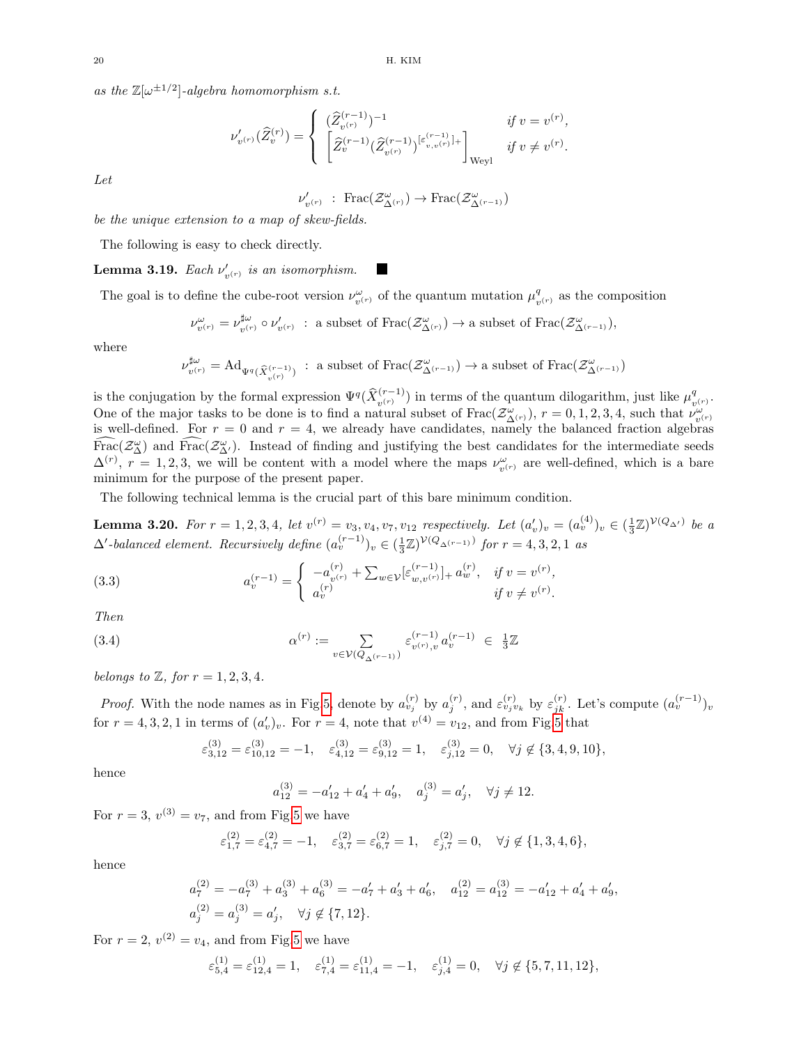*as the* $\mathbb{Z}[\omega^{\pm 1/2}]$*-algebra homomorphism s.t.*

$$\nu'_{v^{(r)}}(\widehat{Z}_v^{(r)}) = \begin{cases} (\widehat{Z}_{v^{(r)}}^{(r-1)})^{-1} & \text{if } v = v^{(r)}, \\ \left[\widehat{Z}_v^{(r-1)} (\widehat{Z}_{v^{(r)}}^{(r-1)})^{[\varepsilon_{v,v^{(r)}}^{(r-1)}]_+}\right]_{\mathrm{Weyl}} & \text{if } v \neq v^{(r)}. \end{cases}$$

*Let*

$$\nu'_{v^{(r)}} \; : \; \mathrm{Frac}(\mathcal{Z}^\omega_{\Delta^{(r)}}) \to \mathrm{Frac}(\mathcal{Z}^\omega_{\Delta^{(r-1)}})$$

*be the unique extension to a map of skew-fields.*

The following is easy to check directly.

**Lemma 3.19.** *Each* $\nu'_{v^{(r)}}$ *is an isomorphism.* ■

The goal is to define the cube-root version $\nu^\omega_{v^{(r)}}$ of the quantum mutation $\mu^q_{v^{(r)}}$ as the composition

$$\nu^\omega_{v^{(r)}} = \nu^{\sharp\omega}_{v^{(r)}} \circ \nu'_{v^{(r)}} \; : \; \text{a subset of } \mathrm{Frac}(\mathcal{Z}^\omega_{\Delta^{(r)}}) \to \text{a subset of } \mathrm{Frac}(\mathcal{Z}^\omega_{\Delta^{(r-1)}}),$$

where

$$\nu^{\sharp\omega}_{v^{(r)}} = \mathrm{Ad}_{\Psi^q(\widehat{X}^{(r-1)}_{v^{(r)}})} \; : \; \text{a subset of } \mathrm{Frac}(\mathcal{Z}^\omega_{\Delta^{(r-1)}}) \to \text{a subset of } \mathrm{Frac}(\mathcal{Z}^\omega_{\Delta^{(r-1)}})$$

is the conjugation by the formal expression $\Psi^q(\widehat{X}^{(r-1)}_{v^{(r)}})$ in terms of the quantum dilogarithm, just like $\mu^q_{v^{(r)}}$. One of the major tasks to be done is to find a natural subset of $\mathrm{Frac}(\mathcal{Z}^\omega_{\Delta^{(r)}})$, $r = 0,1,2,3,4$, such that $\nu^\omega_{v^{(r)}}$ is well-defined. For $r = 0$ and $r = 4$, we already have candidates, namely the balanced fraction algebras $\widehat{\mathrm{Frac}}(\mathcal{Z}^\omega_\Delta)$ and $\widehat{\mathrm{Frac}}(\mathcal{Z}^\omega_{\Delta'})$. Instead of finding and justifying the best candidates for the intermediate seeds $\Delta^{(r)}$, $r = 1,2,3$, we will be content with a model where the maps $\nu^\omega_{v^{(r)}}$ are well-defined, which is a bare minimum for the purpose of the present paper.

The following technical lemma is the crucial part of this bare minimum condition.

**Lemma 3.20.** *For* $r = 1,2,3,4$*, let* $v^{(r)} = v_3, v_4, v_7, v_{12}$ *respectively. Let* $(a'_v)_v = (a_v^{(4)})_v \in (\frac{1}{3}\mathbb{Z})^{\mathcal{V}(Q_{\Delta'})}$ *be a* $\Delta'$*-balanced element. Recursively define* $(a_v^{(r-1)})_v \in (\frac{1}{3}\mathbb{Z})^{\mathcal{V}(Q_{\Delta^{(r-1)}})}$ *for* $r = 4,3,2,1$ *as*

$$a_v^{(r-1)} = \begin{cases} -a^{(r)}_{v^{(r)}} + \sum_{w \in \mathcal{V}} [\varepsilon^{(r-1)}_{w,v^{(r)}}]_+ \, a_w^{(r)}, & \text{if } v = v^{(r)}, \\ a_v^{(r)} & \text{if } v \neq v^{(r)}. \end{cases} \tag{3.3}$$

*Then*

$$\alpha^{(r)} := \sum_{v \in \mathcal{V}(Q_{\Delta^{(r-1)}})} \varepsilon^{(r-1)}_{v^{(r)},v} \, a_v^{(r-1)} \; \in \; \tfrac{1}{3}\mathbb{Z} \tag{3.4}$$

*belongs to* $\mathbb{Z}$*, for* $r = 1,2,3,4$*.*

*Proof.* With the node names as in Fig.5, denote by $a^{(r)}_{v_j}$ by $a^{(r)}_j$, and $\varepsilon^{(r)}_{v_j v_k}$ by $\varepsilon^{(r)}_{jk}$. Let's compute $(a_v^{(r-1)})_v$ for $r = 4,3,2,1$ in terms of $(a'_v)_v$. For $r = 4$, note that $v^{(4)} = v_{12}$, and from Fig.5 that

$$\varepsilon^{(3)}_{3,12} = \varepsilon^{(3)}_{10,12} = -1, \quad \varepsilon^{(3)}_{4,12} = \varepsilon^{(3)}_{9,12} = 1, \quad \varepsilon^{(3)}_{j,12} = 0, \quad \forall j \notin \{3,4,9,10\},$$

hence

$$a^{(3)}_{12} = -a'_{12} + a'_4 + a'_9, \quad a^{(3)}_j = a'_j, \quad \forall j \neq 12.$$

For $r = 3$, $v^{(3)} = v_7$, and from Fig.5 we have

$$\varepsilon^{(2)}_{1,7} = \varepsilon^{(2)}_{4,7} = -1, \quad \varepsilon^{(2)}_{3,7} = \varepsilon^{(2)}_{6,7} = 1, \quad \varepsilon^{(2)}_{j,7} = 0, \quad \forall j \notin \{1,3,4,6\},$$

hence

$$a^{(2)}_7 = -a^{(3)}_7 + a^{(3)}_3 + a^{(3)}_6 = -a'_7 + a'_3 + a'_6, \quad a^{(2)}_{12} = a^{(3)}_{12} = -a'_{12} + a'_4 + a'_9,$$
$$a^{(2)}_j = a^{(3)}_j = a'_j, \quad \forall j \notin \{7,12\}.$$

For $r = 2$, $v^{(2)} = v_4$, and from Fig.5 we have

$$\varepsilon^{(1)}_{5,4} = \varepsilon^{(1)}_{12,4} = 1, \quad \varepsilon^{(1)}_{7,4} = \varepsilon^{(1)}_{11,4} = -1, \quad \varepsilon^{(1)}_{j,4} = 0, \quad \forall j \notin \{5,7,11,12\},$$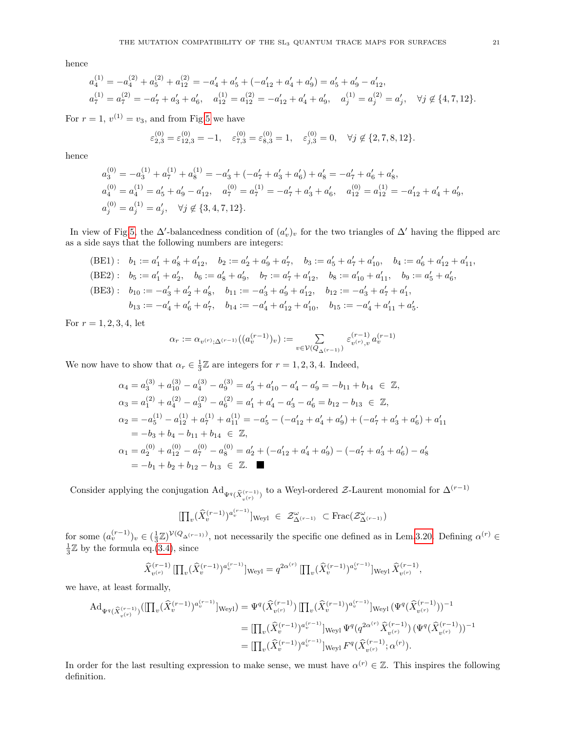hence

$$
\begin{aligned}
&a_4^{(1)} = -a_4^{(2)} + a_5^{(2)} + a_{12}^{(2)} = -a'_4 + a'_5 + (-a'_{12} + a'_4 + a'_9) = a'_5 + a'_9 - a'_{12},\\
&a_7^{(1)} = a_7^{(2)} = -a'_7 + a'_3 + a'_6, \quad a_{12}^{(1)} = a_{12}^{(2)} = -a'_{12} + a'_4 + a'_9, \quad a_j^{(1)} = a_j^{(2)} = a'_j, \quad \forall j \notin \{4,7,12\}.
\end{aligned}
$$

For $r = 1$, $v^{(1)} = v_3$, and from Fig.5 we have

$$
\varepsilon_{2,3}^{(0)} = \varepsilon_{12,3}^{(0)} = -1, \quad \varepsilon_{7,3}^{(0)} = \varepsilon_{8,3}^{(0)} = 1, \quad \varepsilon_{j,3}^{(0)} = 0, \quad \forall j \notin \{2,7,8,12\}.
$$

hence

$$
\begin{aligned}
&a_3^{(0)} = -a_3^{(1)} + a_7^{(1)} + a_8^{(1)} = -a'_3 + (-a'_7 + a'_3 + a'_6) + a'_8 = -a'_7 + a'_6 + a'_8,\\
&a_4^{(0)} = a_4^{(1)} = a'_5 + a'_9 - a'_{12}, \quad a_7^{(0)} = a_7^{(1)} = -a'_7 + a'_3 + a'_6, \quad a_{12}^{(0)} = a_{12}^{(1)} = -a'_{12} + a'_4 + a'_9,\\
&a_j^{(0)} = a_j^{(1)} = a'_j, \quad \forall j \notin \{3,4,7,12\}.
\end{aligned}
$$

In view of Fig.5, the $\Delta'$-balancedness condition of $(a'_v)_v$ for the two triangles of $\Delta'$ having the flipped arc as a side says that the following numbers are integers:

$$
\begin{aligned}
&\text{(BE1)}: \quad b_1 := a'_1 + a'_8 + a'_{12}, \quad b_2 := a'_2 + a'_9 + a'_7, \quad b_3 := a'_5 + a'_7 + a'_{10}, \quad b_4 := a'_6 + a'_{12} + a'_{11},\\
&\text{(BE2)}: \quad b_5 := a'_1 + a'_2, \quad b_6 := a'_8 + a'_9, \quad b_7 := a'_7 + a'_{12}, \quad b_8 := a'_{10} + a'_{11}, \quad b_9 := a'_5 + a'_6,\\
&\text{(BE3)}: \quad b_{10} := -a'_3 + a'_2 + a'_8, \quad b_{11} := -a'_3 + a'_9 + a'_{12}, \quad b_{12} := -a'_3 + a'_7 + a'_1,\\
&\qquad\qquad\; b_{13} := -a'_4 + a'_6 + a'_7, \quad b_{14} := -a'_4 + a'_{12} + a'_{10}, \quad b_{15} := -a'_4 + a'_{11} + a'_5.
\end{aligned}
$$

For $r = 1,2,3,4$, let

$$
\alpha_r := \alpha_{v^{(r)};\Delta^{(r-1)}}((a_v^{(r-1)})_v) := \sum_{v \in \mathcal{V}(Q_{\Delta^{(r-1)}})} \varepsilon_{v^{(r)},v}^{(r-1)} a_v^{(r-1)}
$$

We now have to show that $\alpha_r \in \frac{1}{3}\mathbb{Z}$ are integers for $r = 1,2,3,4$. Indeed,

$$
\begin{aligned}
\alpha_4 &= a_3^{(3)} + a_{10}^{(3)} - a_4^{(3)} - a_9^{(3)} = a'_3 + a'_{10} - a'_4 - a'_9 = -b_{11} + b_{14} \in \mathbb{Z},\\
\alpha_3 &= a_1^{(2)} + a_4^{(2)} - a_3^{(2)} - a_6^{(2)} = a'_1 + a'_4 - a'_3 - a'_6 = b_{12} - b_{13} \in \mathbb{Z},\\
\alpha_2 &= -a_5^{(1)} - a_{12}^{(1)} + a_7^{(1)} + a_{11}^{(1)} = -a'_5 - (-a'_{12} + a'_4 + a'_9) + (-a'_7 + a'_3 + a'_6) + a'_{11}\\
&= -b_3 + b_4 - b_{11} + b_{14} \in \mathbb{Z},\\
\alpha_1 &= a_2^{(0)} + a_{12}^{(0)} - a_7^{(0)} - a_8^{(0)} = a'_2 + (-a'_{12} + a'_4 + a'_9) - (-a'_7 + a'_3 + a'_6) - a'_8\\
&= -b_1 + b_2 + b_{12} - b_{13} \in \mathbb{Z}. \quad \blacksquare
\end{aligned}
$$

Consider applying the conjugation $\mathrm{Ad}_{\Psi^q(\widehat{X}_{v^{(r)}}^{(r-1)})}$ to a Weyl-ordered $\mathcal{Z}$-Laurent monomial for $\Delta^{(r-1)}$

$$
[\textstyle\prod_v (\widehat{X}_v^{(r-1)})^{a_v^{(r-1)}}]_{\mathrm{Weyl}} \in \mathcal{Z}^\omega_{\Delta^{(r-1)}} \subset \mathrm{Frac}(\mathcal{Z}^\omega_{\Delta^{(r-1)}})
$$

for some $(a_v^{(r-1)})_v \in (\frac{1}{3}\mathbb{Z})^{\mathcal{V}(Q_{\Delta^{(r-1)}})}$, not necessarily the specific one defined as in Lem.3.20. Defining $\alpha^{(r)} \in \frac{1}{3}\mathbb{Z}$ by the formula eq.(3.4), since

$$
\widehat{X}_{v^{(r)}}^{(r-1)} [\textstyle\prod_v (\widehat{X}_v^{(r-1)})^{a_v^{(r-1)}}]_{\mathrm{Weyl}} = q^{2\alpha^{(r)}} [\prod_v (\widehat{X}_v^{(r-1)})^{a_v^{(r-1)}}]_{\mathrm{Weyl}} \widehat{X}_{v^{(r)}}^{(r-1)},
$$

we have, at least formally,

$$
\begin{aligned}
\mathrm{Ad}_{\Psi^q(\widehat{X}_{v^{(r)}}^{(r-1)})}([\textstyle\prod_v (\widehat{X}_v^{(r-1)})^{a_v^{(r-1)}}]_{\mathrm{Weyl}}) &= \Psi^q(\widehat{X}_{v^{(r)}}^{(r-1)}) [\textstyle\prod_v (\widehat{X}_v^{(r-1)})^{a_v^{(r-1)}}]_{\mathrm{Weyl}} (\Psi^q(\widehat{X}_{v^{(r)}}^{(r-1)}))^{-1}\\
&= [\textstyle\prod_v (\widehat{X}_v^{(r-1)})^{a_v^{(r-1)}}]_{\mathrm{Weyl}} \Psi^q(q^{2\alpha^{(r)}} \widehat{X}_{v^{(r)}}^{(r-1)}) (\Psi^q(\widehat{X}_{v^{(r)}}^{(r-1)}))^{-1}\\
&= [\textstyle\prod_v (\widehat{X}_v^{(r-1)})^{a_v^{(r-1)}}]_{\mathrm{Weyl}} F^q(\widehat{X}_{v^{(r)}}^{(r-1)}; \alpha^{(r)}).
\end{aligned}
$$

In order for the last resulting expression to make sense, we must have $\alpha^{(r)} \in \mathbb{Z}$. This inspires the following definition.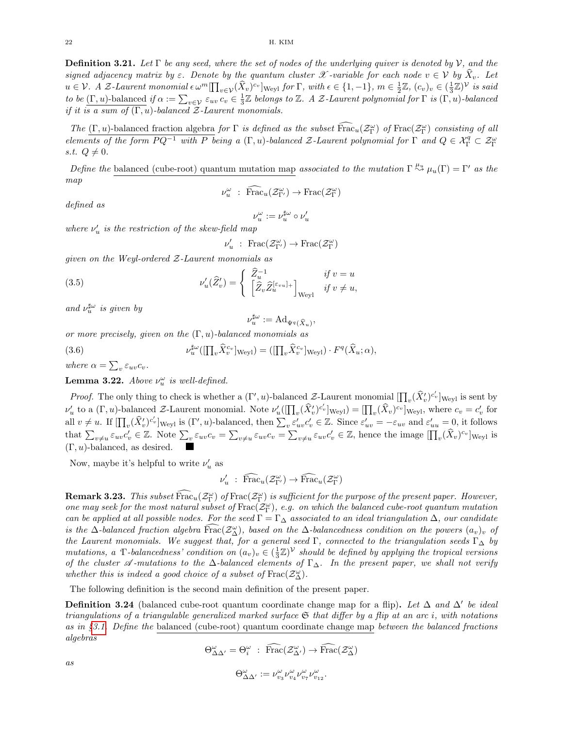**Definition 3.21.** *Let $\Gamma$ be any seed, where the set of nodes of the underlying quiver is denoted by $\mathcal{V}$, and the signed adjacency matrix by $\varepsilon$. Denote by the quantum cluster $\mathscr{X}$-variable for each node $v \in \mathcal{V}$ by $\widehat{X}_v$. Let $u \in \mathcal{V}$. A $\mathcal{Z}$-Laurent monomial $\epsilon\,\omega^m[\prod_{v\in\mathcal{V}}(\widehat{X}_v)^{c_v}]_{\rm Weyl}$ for $\Gamma$, with $\epsilon \in \{1,-1\}$, $m \in \frac{1}{2}\mathbb{Z}$, $(c_v)_v \in (\frac{1}{3}\mathbb{Z})^{\mathcal{V}}$ is said to be* <u>$(\Gamma,u)$-balanced</u> *if $\alpha := \sum_{v\in\mathcal{V}} \varepsilon_{uv}\, c_v \in \frac{1}{3}\mathbb{Z}$ belongs to $\mathbb{Z}$. A $\mathcal{Z}$-Laurent polynomial for $\Gamma$ is $(\Gamma,u)$-balanced if it is a sum of $(\Gamma,u)$-balanced $\mathcal{Z}$-Laurent monomials.*

*The* <u>$(\Gamma,u)$-balanced fraction algebra</u> *for $\Gamma$ is defined as the subset $\widehat{\rm Frac}_u(\mathcal{Z}^\omega_\Gamma)$ of ${\rm Frac}(\mathcal{Z}^\omega_\Gamma)$ consisting of all elements of the form $PQ^{-1}$ with $P$ being a $(\Gamma,u)$-balanced $\mathcal{Z}$-Laurent polynomial for $\Gamma$ and $Q \in \mathcal{X}^q_\Gamma \subset \mathcal{Z}^\omega_\Gamma$ s.t. $Q \neq 0$.*

*Define the* <u>balanced (cube-root) quantum mutation map</u> *associated to the mutation $\Gamma \overset{\mu_u}{\leadsto} \mu_u(\Gamma) = \Gamma'$ as the map*

$$\nu^\omega_u \;:\; \widehat{\rm Frac}_u(\mathcal{Z}^\omega_{\Gamma'}) \to {\rm Frac}(\mathcal{Z}^\omega_\Gamma)$$

*defined as*

$$\nu^\omega_u := \nu^{\sharp\omega}_u \circ \nu'_u$$

*where $\nu'_u$ is the restriction of the skew-field map*

$$\nu'_u \;:\; {\rm Frac}(\mathcal{Z}^\omega_{\Gamma'}) \to {\rm Frac}(\mathcal{Z}^\omega_\Gamma)$$

*given on the Weyl-ordered $\mathcal{Z}$-Laurent monomials as*

$$\nu'_u(\widehat{Z}'_v) = \begin{cases} \widehat{Z}_u^{-1} & \text{if } v = u \\ \left[\widehat{Z}_v \widehat{Z}_u^{[\varepsilon_{vu}]_+}\right]_{\rm Weyl} & \text{if } v \neq u, \end{cases} \tag{3.5}$$

*and $\nu^{\sharp\omega}_u$ is given by*

$$\nu^{\sharp\omega}_u := {\rm Ad}_{\Psi^q(\widehat{X}_u)},$$

*or more precisely, given on the $(\Gamma,u)$-balanced monomials as*

$$\nu^{\sharp\omega}_u([\textstyle\prod_v \widehat{X}_v^{c_v}]_{\rm Weyl}) = ([\textstyle\prod_v \widehat{X}_v^{c_v}]_{\rm Weyl}) \cdot F^q(\widehat{X}_u;\alpha), \tag{3.6}$$

*where $\alpha = \sum_v \varepsilon_{uv} c_v$.*

**Lemma 3.22.** *Above $\nu^\omega_u$ is well-defined.*

*Proof.* The only thing to check is whether a $(\Gamma',u)$-balanced $\mathcal{Z}$-Laurent monomial $[\prod_v(\widehat{X}'_v)^{c'_v}]_{\rm Weyl}$ is sent by $\nu'_u$ to a $(\Gamma,u)$-balanced $\mathcal{Z}$-Laurent monomial. Note $\nu'_u([\prod_v(\widehat{X}'_v)^{c'_v}]_{\rm Weyl}) = [\prod_v(\widehat{X}_v)^{c_v}]_{\rm Weyl}$, where $c_v = c'_v$ for all $v \neq u$. If $[\prod_v(\widehat{X}'_v)^{c'_v}]_{\rm Weyl}$ is $(\Gamma',u)$-balanced, then $\sum_v \varepsilon'_{uv} c'_v \in \mathbb{Z}$. Since $\varepsilon'_{uv} = -\varepsilon_{uv}$ and $\varepsilon'_{uu} = 0$, it follows that $\sum_{v\neq u} \varepsilon_{uv} c'_v \in \mathbb{Z}$. Note $\sum_v \varepsilon_{uv} c_v = \sum_{v\neq u}\varepsilon_{uv} c_v = \sum_{v \neq u} \varepsilon_{uv} c'_v \in \mathbb{Z}$, hence the image $[\prod_v(\widehat{X}_v)^{c_v}]_{\rm Weyl}$ is $(\Gamma,u)$-balanced, as desired. ∎

Now, maybe it's helpful to write $\nu'_u$ as

$$\nu'_u \;:\; \widehat{\rm Frac}_u(\mathcal{Z}^\omega_{\Gamma'}) \to \widehat{\rm Frac}_u(\mathcal{Z}^\omega_\Gamma)$$

**Remark 3.23.** *This subset $\widehat{\rm Frac}_u(\mathcal{Z}^\omega_\Gamma)$ of ${\rm Frac}(\mathcal{Z}^\omega_\Gamma)$ is sufficient for the purpose of the present paper. However, one may seek for the most natural subset of ${\rm Frac}(\mathcal{Z}^\omega_\Gamma)$, e.g. on which the balanced cube-root quantum mutation can be applied at all possible nodes. For the seed $\Gamma = \Gamma_\Delta$ associated to an ideal triangulation $\Delta$, our candidate is the $\Delta$-balanced fraction algebra $\widehat{\rm Frac}(\mathcal{Z}^\omega_\Delta)$, based on the $\Delta$-balancedness condition on the powers $(a_v)_v$ of the Laurent monomials. We suggest that, for a general seed $\Gamma$, connected to the triangulation seeds $\Gamma_\Delta$ by mutations, a '$\Gamma$-balancedness' condition on $(a_v)_v \in (\frac{1}{3}\mathbb{Z})^{\mathcal{V}}$ should be defined by applying the tropical versions of the cluster $\mathscr{A}$-mutations to the $\Delta$-balanced elements of $\Gamma_\Delta$. In the present paper, we shall not verify whether this is indeed a good choice of a subset of ${\rm Frac}(\mathcal{Z}^\omega_\Delta)$.*

The following definition is the second main definition of the present paper.

**Definition 3.24** (balanced cube-root quantum coordinate change map for a flip)**.** *Let $\Delta$ and $\Delta'$ be ideal triangulations of a triangulable generalized marked surface $\mathfrak{S}$ that differ by a flip at an arc $i$, with notations as in §3.1. Define the* <u>balanced (cube-root) quantum coordinate change map</u> *between the balanced fractions algebras*

$$\Theta^\omega_{\Delta\Delta'} = \Theta^\omega_i \;:\; \widehat{\rm Frac}(\mathcal{Z}^\omega_{\Delta'}) \to \widehat{\rm Frac}(\mathcal{Z}^\omega_\Delta)$$

*as*

$$\Theta^\omega_{\Delta\Delta'} := \nu^\omega_{v_3}\nu^\omega_{v_4}\nu^\omega_{v_7}\nu^\omega_{v_{12}}.$$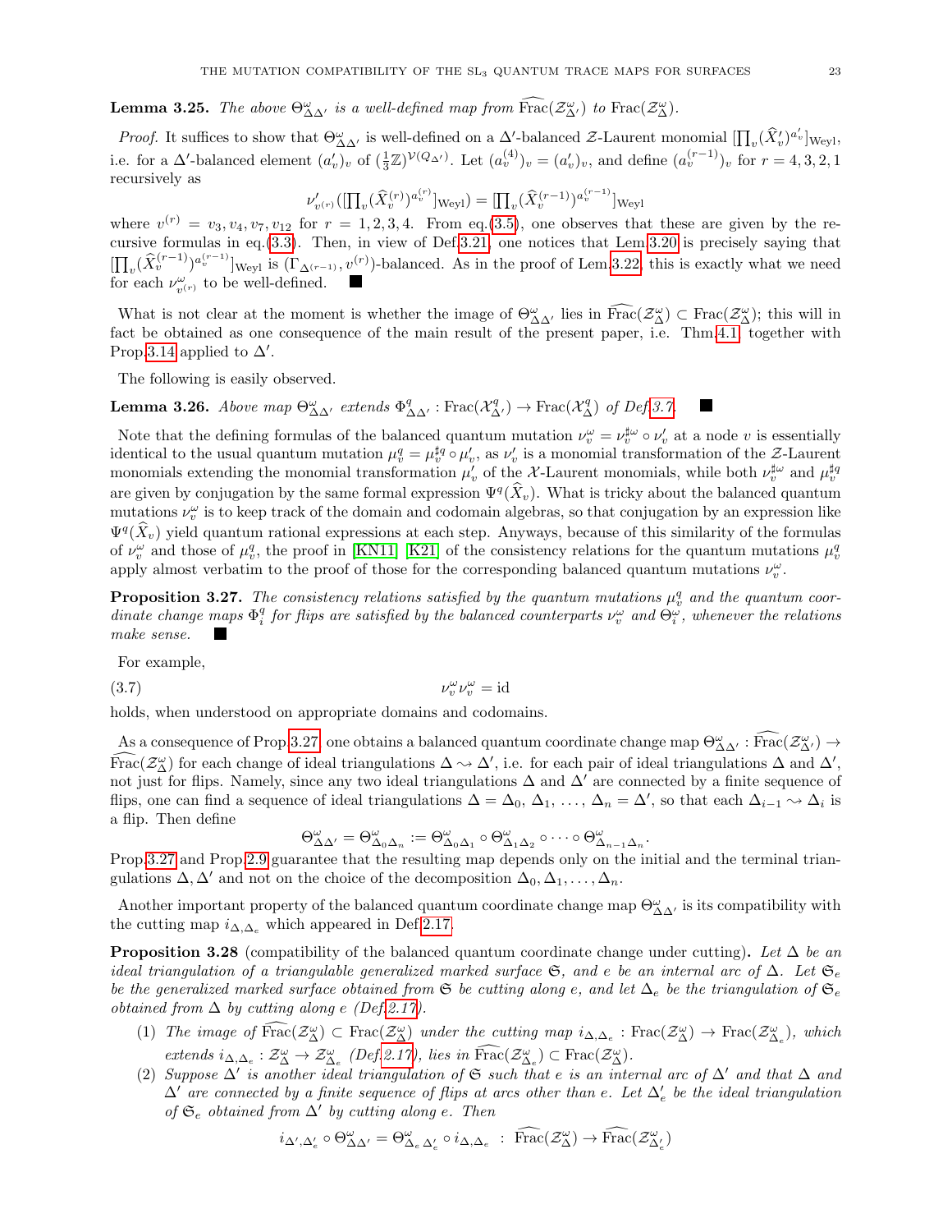**Lemma 3.25.** *The above $\Theta^\omega_{\Delta\Delta'}$ is a well-defined map from $\widehat{\mathrm{Frac}}(\mathcal{Z}^\omega_{\Delta'})$ to $\mathrm{Frac}(\mathcal{Z}^\omega_\Delta)$.*

*Proof.* It suffices to show that $\Theta^\omega_{\Delta\Delta'}$ is well-defined on a $\Delta'$-balanced $\mathcal{Z}$-Laurent monomial $[\prod_v (\widehat{X}'_v)^{a'_v}]_{\mathrm{Weyl}}$, i.e. for a $\Delta'$-balanced element $(a'_v)_v$ of $(\frac{1}{3}\mathbb{Z})^{\mathcal{V}(Q_{\Delta'})}$. Let $(a_v^{(4)})_v = (a'_v)_v$, and define $(a_v^{(r-1)})_v$ for $r = 4,3,2,1$ recursively as

$$\nu'_{v^{(r)}}([\textstyle\prod_v (\widehat{X}_v^{(r)})^{a_v^{(r)}}]_{\mathrm{Weyl}}) = [\textstyle\prod_v (\widehat{X}_v^{(r-1)})^{a_v^{(r-1)}}]_{\mathrm{Weyl}}$$

where $v^{(r)} = v_3, v_4, v_7, v_{12}$ for $r = 1,2,3,4$. From eq.(3.5), one observes that these are given by the recursive formulas in eq.(3.3). Then, in view of Def.3.21, one notices that Lem.3.20 is precisely saying that $[\prod_v (\widehat{X}_v^{(r-1)})^{a_v^{(r-1)}}]_{\mathrm{Weyl}}$ is $(\Gamma_{\Delta^{(r-1)}}, v^{(r)})$-balanced. As in the proof of Lem.3.22, this is exactly what we need for each $\nu^\omega_{v^{(r)}}$ to be well-defined. ∎

What is not clear at the moment is whether the image of $\Theta^\omega_{\Delta\Delta'}$ lies in $\widehat{\mathrm{Frac}}(\mathcal{Z}^\omega_\Delta) \subset \mathrm{Frac}(\mathcal{Z}^\omega_\Delta)$; this will in fact be obtained as one consequence of the main result of the present paper, i.e. Thm.4.1, together with Prop.3.14 applied to $\Delta'$.

The following is easily observed.

**Lemma 3.26.** *Above map $\Theta^\omega_{\Delta\Delta'}$ extends $\Phi^q_{\Delta\Delta'} : \mathrm{Frac}(\mathcal{X}^q_{\Delta'}) \to \mathrm{Frac}(\mathcal{X}^q_\Delta)$ of Def.3.7.* ∎

Note that the defining formulas of the balanced quantum mutation $\nu^\omega_v = \nu^{\sharp\omega}_v \circ \nu'_v$ at a node $v$ is essentially identical to the usual quantum mutation $\mu^q_v = \mu^{\sharp q}_v \circ \mu'_v$, as $\nu'_v$ is a monomial transformation of the $\mathcal{Z}$-Laurent monomials extending the monomial transformation $\mu'_v$ of the $\mathcal{X}$-Laurent monomials, while both $\nu^{\sharp\omega}_v$ and $\mu^{\sharp q}_v$ are given by conjugation by the same formal expression $\Psi^q(\widehat{X}_v)$. What is tricky about the balanced quantum mutations $\nu^\omega_v$ is to keep track of the domain and codomain algebras, so that conjugation by an expression like $\Psi^q(\widehat{X}_v)$ yield quantum rational expressions at each step. Anyways, because of this similarity of the formulas of $\nu^\omega_v$ and those of $\mu^q_v$, the proof in [KN11] [K21] of the consistency relations for the quantum mutations $\mu^q_v$ apply almost verbatim to the proof of those for the corresponding balanced quantum mutations $\nu^\omega_v$.

**Proposition 3.27.** *The consistency relations satisfied by the quantum mutations $\mu^q_v$ and the quantum coordinate change maps $\Phi^q_i$ for flips are satisfied by the balanced counterparts $\nu^\omega_v$ and $\Theta^\omega_i$, whenever the relations make sense.* ∎

For example,

$$\nu^\omega_v \nu^\omega_v = \mathrm{id} \tag{3.7}$$

holds, when understood on appropriate domains and codomains.

As a consequence of Prop.3.27, one obtains a balanced quantum coordinate change map $\Theta^\omega_{\Delta\Delta'} : \widehat{\mathrm{Frac}}(\mathcal{Z}^\omega_{\Delta'}) \to \widehat{\mathrm{Frac}}(\mathcal{Z}^\omega_\Delta)$ for each change of ideal triangulations $\Delta \leadsto \Delta'$, i.e. for each pair of ideal triangulations $\Delta$ and $\Delta'$, not just for flips. Namely, since any two ideal triangulations $\Delta$ and $\Delta'$ are connected by a finite sequence of flips, one can find a sequence of ideal triangulations $\Delta = \Delta_0, \Delta_1, \ldots, \Delta_n = \Delta'$, so that each $\Delta_{i-1} \leadsto \Delta_i$ is a flip. Then define

$$\Theta^\omega_{\Delta\Delta'} = \Theta^\omega_{\Delta_0\Delta_n} := \Theta^\omega_{\Delta_0\Delta_1} \circ \Theta^\omega_{\Delta_1\Delta_2} \circ \cdots \circ \Theta^\omega_{\Delta_{n-1}\Delta_n}.$$

Prop.3.27 and Prop.2.9 guarantee that the resulting map depends only on the initial and the terminal triangulations $\Delta, \Delta'$ and not on the choice of the decomposition $\Delta_0, \Delta_1, \ldots, \Delta_n$.

Another important property of the balanced quantum coordinate change map $\Theta^\omega_{\Delta\Delta'}$ is its compatibility with the cutting map $i_{\Delta,\Delta_e}$ which appeared in Def.2.17.

**Proposition 3.28** (compatibility of the balanced quantum coordinate change under cutting)**.** *Let $\Delta$ be an ideal triangulation of a triangulable generalized marked surface $\mathfrak{S}$, and $e$ be an internal arc of $\Delta$. Let $\mathfrak{S}_e$ be the generalized marked surface obtained from $\mathfrak{S}$ be cutting along $e$, and let $\Delta_e$ be the triangulation of $\mathfrak{S}_e$ obtained from $\Delta$ by cutting along $e$ (Def.2.17).*

1. *The image of $\widehat{\mathrm{Frac}}(\mathcal{Z}^\omega_\Delta) \subset \mathrm{Frac}(\mathcal{Z}^\omega_\Delta)$ under the cutting map $i_{\Delta,\Delta_e} : \mathrm{Frac}(\mathcal{Z}^\omega_\Delta) \to \mathrm{Frac}(\mathcal{Z}^\omega_{\Delta_e})$, which extends $i_{\Delta,\Delta_e} : \mathcal{Z}^\omega_\Delta \to \mathcal{Z}^\omega_{\Delta_e}$ (Def.2.17), lies in $\widehat{\mathrm{Frac}}(\mathcal{Z}^\omega_{\Delta_e}) \subset \mathrm{Frac}(\mathcal{Z}^\omega_{\Delta_e})$.*
2. *Suppose $\Delta'$ is another ideal triangulation of $\mathfrak{S}$ such that $e$ is an internal arc of $\Delta'$ and that $\Delta$ and $\Delta'$ are connected by a finite sequence of flips at arcs other than $e$. Let $\Delta'_e$ be the ideal triangulation of $\mathfrak{S}_e$ obtained from $\Delta'$ by cutting along $e$. Then*

$$i_{\Delta',\Delta'_e} \circ \Theta^\omega_{\Delta\Delta'} = \Theta^\omega_{\Delta_e\Delta'_e} \circ i_{\Delta,\Delta_e} \;:\; \widehat{\mathrm{Frac}}(\mathcal{Z}^\omega_\Delta) \to \widehat{\mathrm{Frac}}(\mathcal{Z}^\omega_{\Delta'_e})$$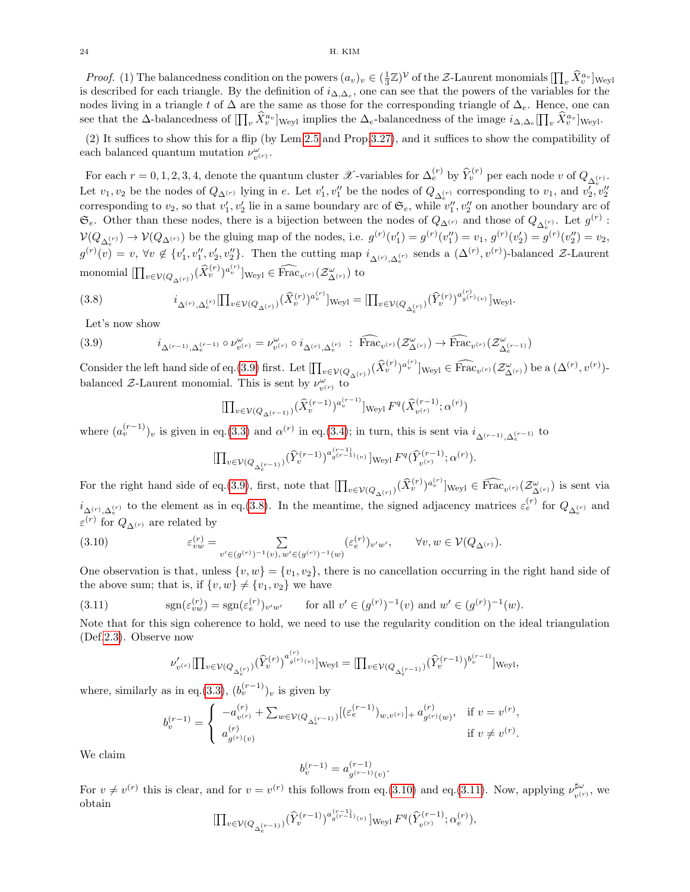*Proof.* (1) The balancedness condition on the powers $(a_v)_v \in (\frac{1}{3}\mathbb{Z})^{\mathcal{V}}$ of the $\mathcal{Z}$-Laurent monomials $[\prod_v \widehat{X}_v^{a_v}]_{\rm Weyl}$ is described for each triangle. By the definition of $i_{\Delta,\Delta_e}$, one can see that the powers of the variables for the nodes living in a triangle $t$ of $\Delta$ are the same as those for the corresponding triangle of $\Delta_e$. Hence, one can see that the $\Delta$-balancedness of $[\prod_v \widehat{X}_v^{a_v}]_{\rm Weyl}$ implies the $\Delta_e$-balancedness of the image $i_{\Delta,\Delta_e}[\prod_v \widehat{X}_v^{a_v}]_{\rm Weyl}$.

(2) It suffices to show this for a flip (by Lem.2.5 and Prop.3.27), and it suffices to show the compatibility of each balanced quantum mutation $\nu^\omega_{v^{(r)}}$.

For each $r = 0,1,2,3,4$, denote the quantum cluster $\mathscr{X}$-variables for $\Delta^{(r)}_e$ by $\widehat{Y}^{(r)}_v$ per each node $v$ of $Q_{\Delta^{(r)}_e}$. Let $v_1, v_2$ be the nodes of $Q_{\Delta^{(r)}}$ lying in $e$. Let $v_1', v_1''$ be the nodes of $Q_{\Delta^{(r)}_e}$ corresponding to $v_1$, and $v_2', v_2''$ corresponding to $v_2$, so that $v_1', v_2'$ lie in a same boundary arc of $\mathfrak{S}_e$, while $v_1'', v_2''$ on another boundary arc of $\mathfrak{S}_e$. Other than these nodes, there is a bijection between the nodes of $Q_{\Delta^{(r)}}$ and those of $Q_{\Delta^{(r)}_e}$. Let $g^{(r)} : \mathcal{V}(Q_{\Delta^{(r)}_e}) \to \mathcal{V}(Q_{\Delta^{(r)}})$ be the gluing map of the nodes, i.e. $g^{(r)}(v_1') = g^{(r)}(v_1'') = v_1$, $g^{(r)}(v_2') = g^{(r)}(v_2'') = v_2$, $g^{(r)}(v) = v$, $\forall v \notin \{v_1', v_1'', v_2', v_2''\}$. Then the cutting map $i_{\Delta^{(r)},\Delta^{(r)}_e}$ sends a $(\Delta^{(r)}, v^{(r)})$-balanced $\mathcal{Z}$-Laurent monomial $[\prod_{v\in\mathcal{V}(Q_{\Delta^{(r)}})} (\widehat{X}^{(r)}_v)^{a^{(r)}_v}]_{\rm Weyl} \in \widehat{\rm Frac}_{v^{(r)}}(\mathcal{Z}^\omega_{\Delta^{(r)}})$ to

$$i_{\Delta^{(r)},\Delta^{(r)}_e}[\textstyle\prod_{v\in\mathcal{V}(Q_{\Delta^{(r)}})} (\widehat{X}^{(r)}_v)^{a^{(r)}_v}]_{\rm Weyl} = [\prod_{v\in\mathcal{V}(Q_{\Delta^{(r)}_e})} (\widehat{Y}^{(r)}_v)^{a^{(r)}_{g^{(r)}(v)}}]_{\rm Weyl}. \tag{3.8}$$

Let's now show

$$i_{\Delta^{(r-1)},\Delta^{(r-1)}_e} \circ \nu^\omega_{v^{(r)}} = \nu^\omega_{v^{(r)}} \circ i_{\Delta^{(r)},\Delta^{(r)}_e} \ : \ \widehat{\rm Frac}_{v^{(r)}}(\mathcal{Z}^\omega_{\Delta^{(r)}}) \to \widehat{\rm Frac}_{v^{(r)}}(\mathcal{Z}^\omega_{\Delta^{(r-1)}_e}) \tag{3.9}$$

Consider the left hand side of eq.(3.9) first. Let $[\prod_{v\in\mathcal{V}(Q_{\Delta^{(r)}})} (\widehat{X}^{(r)}_v)^{a^{(r)}_v}]_{\rm Weyl} \in \widehat{\rm Frac}_{v^{(r)}}(\mathcal{Z}^\omega_{\Delta^{(r)}})$ be a $(\Delta^{(r)}, v^{(r)})$-balanced $\mathcal{Z}$-Laurent monomial. This is sent by $\nu^\omega_{v^{(r)}}$ to

$$[\textstyle\prod_{v\in\mathcal{V}(Q_{\Delta^{(r-1)}})} (\widehat{X}^{(r-1)}_v)^{a^{(r-1)}_v}]_{\rm Weyl}\, F^q(\widehat{X}^{(r-1)}_{v^{(r)}}; \alpha^{(r)})$$

where $(a^{(r-1)}_v)_v$ is given in eq.(3.3) and $\alpha^{(r)}$ in eq.(3.4); in turn, this is sent via $i_{\Delta^{(r-1)},\Delta^{(r-1)}_e}$ to

$$[\textstyle\prod_{v\in\mathcal{V}(Q_{\Delta^{(r-1)}_e})} (\widehat{Y}^{(r-1)}_v)^{a^{(r-1)}_{g^{(r-1)}(v)}}]_{\rm Weyl}\, F^q(\widehat{Y}^{(r-1)}_{v^{(r)}}; \alpha^{(r)}).$$

For the right hand side of eq.(3.9), first, note that $[\prod_{v\in\mathcal{V}(Q_{\Delta^{(r)}})} (\widehat{X}^{(r)}_v)^{a^{(r)}_v}]_{\rm Weyl} \in \widehat{\rm Frac}_{v^{(r)}}(\mathcal{Z}^\omega_{\Delta^{(r)}})$ is sent via $i_{\Delta^{(r)},\Delta^{(r)}_e}$ to the element as in eq.(3.8). In the meantime, the signed adjacency matrices $\varepsilon^{(r)}_e$ for $Q_{\Delta^{(r)}_e}$ and $\varepsilon^{(r)}$ for $Q_{\Delta^{(r)}}$ are related by

$$\varepsilon^{(r)}_{vw} = \sum_{v'\in(g^{(r)})^{-1}(v),\, w'\in(g^{(r)})^{-1}(w)} (\varepsilon^{(r)}_e)_{v'w'}, \qquad \forall v,w \in \mathcal{V}(Q_{\Delta^{(r)}}). \tag{3.10}$$

One observation is that, unless $\{v,w\} = \{v_1,v_2\}$, there is no cancellation occurring in the right hand side of the above sum; that is, if $\{v,w\} \neq \{v_1,v_2\}$ we have

$$\mathrm{sgn}(\varepsilon^{(r)}_{vw}) = \mathrm{sgn}(\varepsilon^{(r)}_e)_{v'w'} \qquad \text{for all } v' \in (g^{(r)})^{-1}(v) \text{ and } w' \in (g^{(r)})^{-1}(w). \tag{3.11}$$

Note that for this sign coherence to hold, we need to use the regularity condition on the ideal triangulation (Def.2.3). Observe now

$$\nu'_{v^{(r)}}[\textstyle\prod_{v\in\mathcal{V}(Q_{\Delta^{(r)}_e})} (\widehat{Y}^{(r)}_v)^{a^{(r)}_{g^{(r)}(v)}}]_{\rm Weyl} = [\prod_{v\in\mathcal{V}(Q_{\Delta^{(r-1)}_e})} (\widehat{Y}^{(r-1)}_v)^{b^{(r-1)}_v}]_{\rm Weyl},$$

where, similarly as in eq.(3.3), $(b^{(r-1)}_v)_v$ is given by

$$b^{(r-1)}_v = \begin{cases} -a^{(r)}_{v^{(r)}} + \sum_{w\in\mathcal{V}(Q_{\Delta^{(r-1)}_e})} [(\varepsilon^{(r-1)}_e)_{w,v^{(r)}}]_+ \, a^{(r)}_{g^{(r)}(w)}, & \text{if } v = v^{(r)}, \\ a^{(r)}_{g^{(r)}(v)} & \text{if } v \neq v^{(r)}. \end{cases}$$

We claim

$$b^{(r-1)}_v = a^{(r-1)}_{g^{(r-1)}(v)}.$$

For $v \neq v^{(r)}$ this is clear, and for $v = v^{(r)}$ this follows from eq.(3.10) and eq.(3.11). Now, applying $\nu^{\sharp\omega}_{v^{(r)}}$, we obtain

$$[\textstyle\prod_{v\in\mathcal{V}(Q_{\Delta^{(r-1)}_e})} (\widehat{Y}^{(r-1)}_v)^{a^{(r-1)}_{g^{(r-1)}(v)}}]_{\rm Weyl}\, F^q(\widehat{Y}^{(r-1)}_{v^{(r)}}; \alpha^{(r)}_e),$$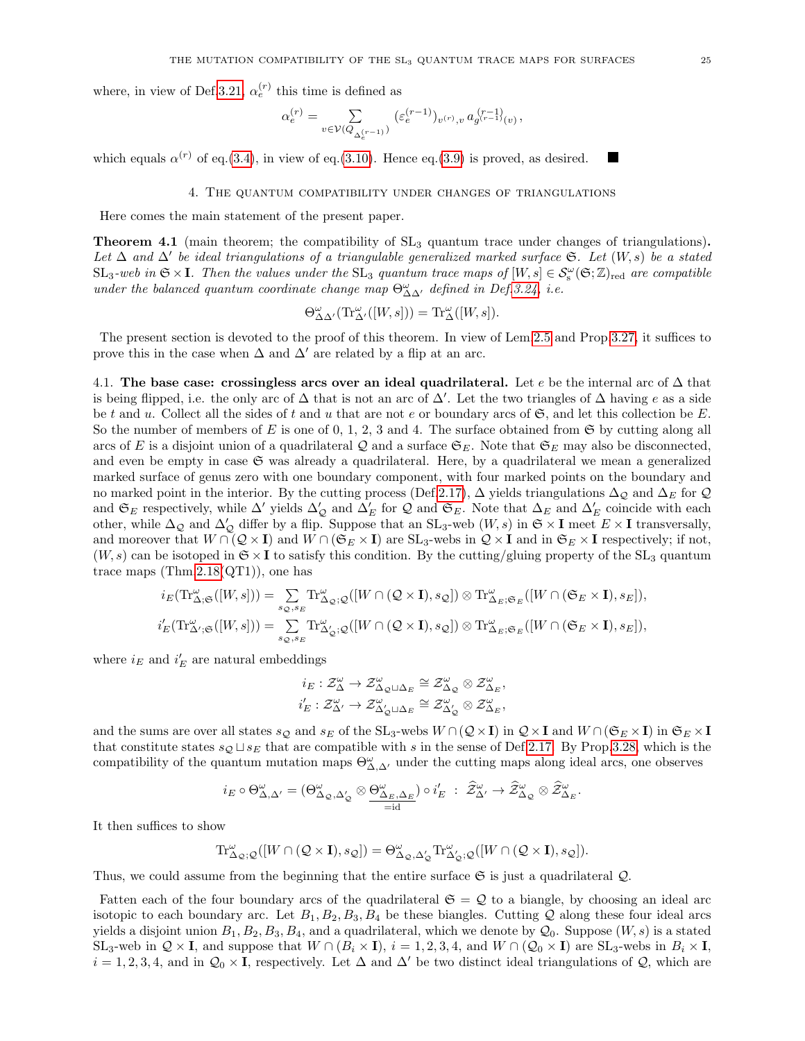where, in view of Def.3.21, $\alpha_e^{(r)}$ this time is defined as

$$\alpha_e^{(r)} = \sum_{v \in \mathcal{V}(Q_{\Delta_e^{(r-1)}})} (\varepsilon_e^{(r-1)})_{v^{(r)},v}\, a_{g^{(r-1)}(v)}^{(r-1)},$$

which equals $\alpha^{(r)}$ of eq.(3.4), in view of eq.(3.10). Hence eq.(3.9) is proved, as desired. ■

## 4. The quantum compatibility under changes of triangulations

Here comes the main statement of the present paper.

**Theorem 4.1** (main theorem; the compatibility of $\mathrm{SL}_3$ quantum trace under changes of triangulations)**.** *Let $\Delta$ and $\Delta'$ be ideal triangulations of a triangulable generalized marked surface $\mathfrak{S}$. Let $(W,s)$ be a stated $\mathrm{SL}_3$-web in $\mathfrak{S}\times\mathbf{I}$. Then the values under the $\mathrm{SL}_3$ quantum trace maps of $[W,s] \in \mathcal{S}_{\rm s}^{\omega}(\mathfrak{S};\mathbb{Z})_{\rm red}$ are compatible under the balanced quantum coordinate change map $\Theta^\omega_{\Delta\Delta'}$ defined in Def.3.24, i.e.*

$$\Theta^\omega_{\Delta\Delta'}(\mathrm{Tr}^\omega_{\Delta'}([W,s])) = \mathrm{Tr}^\omega_{\Delta}([W,s]).$$

The present section is devoted to the proof of this theorem. In view of Lem.2.5 and Prop.3.27, it suffices to prove this in the case when $\Delta$ and $\Delta'$ are related by a flip at an arc.

4.1. **The base case: crossingless arcs over an ideal quadrilateral.** Let $e$ be the internal arc of $\Delta$ that is being flipped, i.e. the only arc of $\Delta$ that is not an arc of $\Delta'$. Let the two triangles of $\Delta$ having $e$ as a side be $t$ and $u$. Collect all the sides of $t$ and $u$ that are not $e$ or boundary arcs of $\mathfrak{S}$, and let this collection be $E$. So the number of members of $E$ is one of 0, 1, 2, 3 and 4. The surface obtained from $\mathfrak{S}$ by cutting along all arcs of $E$ is a disjoint union of a quadrilateral $\mathcal{Q}$ and a surface $\mathfrak{S}_E$. Note that $\mathfrak{S}_E$ may also be disconnected, and even be empty in case $\mathfrak{S}$ was already a quadrilateral. Here, by a quadrilateral we mean a generalized marked surface of genus zero with one boundary component, with four marked points on the boundary and no marked point in the interior. By the cutting process (Def.2.17), $\Delta$ yields triangulations $\Delta_{\mathcal{Q}}$ and $\Delta_E$ for $\mathcal{Q}$ and $\mathfrak{S}_E$ respectively, while $\Delta'$ yields $\Delta'_{\mathcal{Q}}$ and $\Delta'_E$ for $\mathcal{Q}$ and $\mathfrak{S}_E$. Note that $\Delta_E$ and $\Delta'_E$ coincide with each other, while $\Delta_{\mathcal{Q}}$ and $\Delta'_{\mathcal{Q}}$ differ by a flip. Suppose that an $\mathrm{SL}_3$-web $(W,s)$ in $\mathfrak{S}\times\mathbf{I}$ meet $E\times\mathbf{I}$ transversally, and moreover that $W\cap(\mathcal{Q}\times\mathbf{I})$ and $W\cap(\mathfrak{S}_E\times\mathbf{I})$ are $\mathrm{SL}_3$-webs in $\mathcal{Q}\times\mathbf{I}$ and in $\mathfrak{S}_E\times\mathbf{I}$ respectively; if not, $(W,s)$ can be isotoped in $\mathfrak{S}\times\mathbf{I}$ to satisfy this condition. By the cutting/gluing property of the $\mathrm{SL}_3$ quantum trace maps (Thm.2.18(QT1)), one has

$$i_E(\mathrm{Tr}^\omega_{\Delta;\mathfrak{S}}([W,s])) = \sum_{s_{\mathcal{Q}},s_E} \mathrm{Tr}^\omega_{\Delta_{\mathcal{Q}};\mathcal{Q}}([W\cap(\mathcal{Q}\times\mathbf{I}),s_{\mathcal{Q}}]) \otimes \mathrm{Tr}^\omega_{\Delta_E;\mathfrak{S}_E}([W\cap(\mathfrak{S}_E\times\mathbf{I}),s_E]),$$

$$i'_E(\mathrm{Tr}^\omega_{\Delta';\mathfrak{S}}([W,s])) = \sum_{s_{\mathcal{Q}},s_E} \mathrm{Tr}^\omega_{\Delta'_{\mathcal{Q}};\mathcal{Q}}([W\cap(\mathcal{Q}\times\mathbf{I}),s_{\mathcal{Q}}]) \otimes \mathrm{Tr}^\omega_{\Delta_E;\mathfrak{S}_E}([W\cap(\mathfrak{S}_E\times\mathbf{I}),s_E]),$$

where $i_E$ and $i'_E$ are natural embeddings

$$i_E : \mathcal{Z}^\omega_\Delta \to \mathcal{Z}^\omega_{\Delta_{\mathcal{Q}}\sqcup\Delta_E} \cong \mathcal{Z}^\omega_{\Delta_{\mathcal{Q}}} \otimes \mathcal{Z}^\omega_{\Delta_E},$$
$$i'_E : \mathcal{Z}^\omega_{\Delta'} \to \mathcal{Z}^\omega_{\Delta'_{\mathcal{Q}}\sqcup\Delta_E} \cong \mathcal{Z}^\omega_{\Delta'_{\mathcal{Q}}} \otimes \mathcal{Z}^\omega_{\Delta_E},$$

and the sums are over all states $s_{\mathcal{Q}}$ and $s_E$ of the $\mathrm{SL}_3$-webs $W\cap(\mathcal{Q}\times\mathbf{I})$ in $\mathcal{Q}\times\mathbf{I}$ and $W\cap(\mathfrak{S}_E\times\mathbf{I})$ in $\mathfrak{S}_E\times\mathbf{I}$ that constitute states $s_{\mathcal{Q}}\sqcup s_E$ that are compatible with $s$ in the sense of Def.2.17. By Prop.3.28, which is the compatibility of the quantum mutation maps $\Theta^\omega_{\Delta,\Delta'}$ under the cutting maps along ideal arcs, one observes

$$i_E \circ \Theta^\omega_{\Delta,\Delta'} = (\Theta^\omega_{\Delta_{\mathcal{Q}},\Delta'_{\mathcal{Q}}} \otimes \underbrace{\Theta^\omega_{\Delta_E,\Delta_E}}_{=\mathrm{id}}) \circ i'_E \ : \ \widehat{\mathcal{Z}}^\omega_{\Delta'} \to \widehat{\mathcal{Z}}^\omega_{\Delta_{\mathcal{Q}}} \otimes \widehat{\mathcal{Z}}^\omega_{\Delta_E}.$$

It then suffices to show

$$\mathrm{Tr}^\omega_{\Delta_{\mathcal{Q}};\mathcal{Q}}([W\cap(\mathcal{Q}\times\mathbf{I}),s_{\mathcal{Q}}]) = \Theta^\omega_{\Delta_{\mathcal{Q}},\Delta'_{\mathcal{Q}}}\mathrm{Tr}^\omega_{\Delta'_{\mathcal{Q}};\mathcal{Q}}([W\cap(\mathcal{Q}\times\mathbf{I}),s_{\mathcal{Q}}]).$$

Thus, we could assume from the beginning that the entire surface $\mathfrak{S}$ is just a quadrilateral $\mathcal{Q}$.

Fatten each of the four boundary arcs of the quadrilateral $\mathfrak{S}=\mathcal{Q}$ to a biangle, by choosing an ideal arc isotopic to each boundary arc. Let $B_1,B_2,B_3,B_4$ be these biangles. Cutting $\mathcal{Q}$ along these four ideal arcs yields a disjoint union $B_1,B_2,B_3,B_4$, and a quadrilateral, which we denote by $\mathcal{Q}_0$. Suppose $(W,s)$ is a stated $\mathrm{SL}_3$-web in $\mathcal{Q}\times\mathbf{I}$, and suppose that $W\cap(B_i\times\mathbf{I})$, $i=1,2,3,4$ and $W\cap(\mathcal{Q}_0\times\mathbf{I})$ are $\mathrm{SL}_3$-webs in $B_i\times\mathbf{I}$, $i=1,2,3,4$, and in $\mathcal{Q}_0\times\mathbf{I}$, respectively. Let $\Delta$ and $\Delta'$ be two distinct ideal triangulations of $\mathcal{Q}$, which are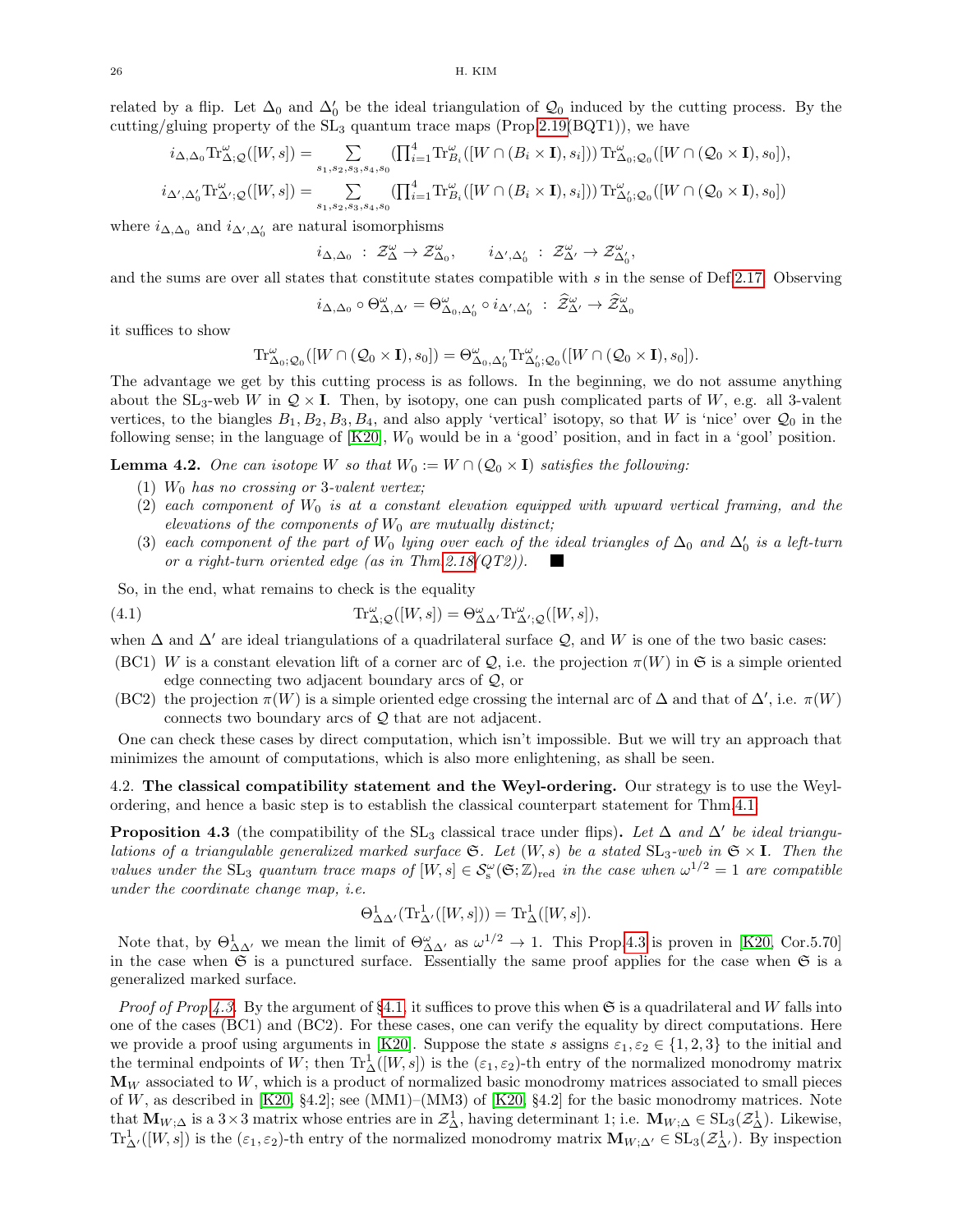related by a flip. Let $\Delta_0$ and $\Delta_0'$ be the ideal triangulation of $\mathcal{Q}_0$ induced by the cutting process. By the cutting/gluing property of the $\mathrm{SL}_3$ quantum trace maps (Prop.2.19(BQT1)), we have

$$i_{\Delta,\Delta_0}\mathrm{Tr}^\omega_{\Delta;\mathcal{Q}}([W,s]) = \sum_{s_1,s_2,s_3,s_4,s_0} (\textstyle\prod_{i=1}^4 \mathrm{Tr}^\omega_{B_i}([W\cap(B_i\times\mathbf{I}),s_i]))\,\mathrm{Tr}^\omega_{\Delta_0;\mathcal{Q}_0}([W\cap(\mathcal{Q}_0\times\mathbf{I}),s_0]),$$

$$i_{\Delta',\Delta_0'}\mathrm{Tr}^\omega_{\Delta';\mathcal{Q}}([W,s]) = \sum_{s_1,s_2,s_3,s_4,s_0} (\textstyle\prod_{i=1}^4 \mathrm{Tr}^\omega_{B_i}([W\cap(B_i\times\mathbf{I}),s_i]))\,\mathrm{Tr}^\omega_{\Delta_0';\mathcal{Q}_0}([W\cap(\mathcal{Q}_0\times\mathbf{I}),s_0])$$

where $i_{\Delta,\Delta_0}$ and $i_{\Delta',\Delta_0'}$ are natural isomorphisms

$$i_{\Delta,\Delta_0}\ :\ \mathcal{Z}^\omega_\Delta \to \mathcal{Z}^\omega_{\Delta_0}, \qquad i_{\Delta',\Delta_0'}\ :\ \mathcal{Z}^\omega_{\Delta'} \to \mathcal{Z}^\omega_{\Delta_0'},$$

and the sums are over all states that constitute states compatible with $s$ in the sense of Def.2.17. Observing

$$i_{\Delta,\Delta_0}\circ\Theta^\omega_{\Delta,\Delta'} = \Theta^\omega_{\Delta_0,\Delta_0'}\circ i_{\Delta',\Delta_0'}\ :\ \widehat{\mathcal{Z}}^\omega_{\Delta'} \to \widehat{\mathcal{Z}}^\omega_{\Delta_0}$$

it suffices to show

$$\mathrm{Tr}^\omega_{\Delta_0;\mathcal{Q}_0}([W\cap(\mathcal{Q}_0\times\mathbf{I}),s_0]) = \Theta^\omega_{\Delta_0,\Delta_0'}\mathrm{Tr}^\omega_{\Delta_0';\mathcal{Q}_0}([W\cap(\mathcal{Q}_0\times\mathbf{I}),s_0]).$$

The advantage we get by this cutting process is as follows. In the beginning, we do not assume anything about the $\mathrm{SL}_3$-web $W$ in $\mathcal{Q}\times\mathbf{I}$. Then, by isotopy, one can push complicated parts of $W$, e.g. all 3-valent vertices, to the biangles $B_1,B_2,B_3,B_4$, and also apply 'vertical' isotopy, so that $W$ is 'nice' over $\mathcal{Q}_0$ in the following sense; in the language of [K20], $W_0$ would be in a 'good' position, and in fact in a 'gool' position.

**Lemma 4.2.** *One can isotope $W$ so that $W_0 := W\cap(\mathcal{Q}_0\times\mathbf{I})$ satisfies the following:*

1. *$W_0$ has no crossing or 3-valent vertex;*
2. *each component of $W_0$ is at a constant elevation equipped with upward vertical framing, and the elevations of the components of $W_0$ are mutually distinct;*
3. *each component of the part of $W_0$ lying over each of the ideal triangles of $\Delta_0$ and $\Delta_0'$ is a left-turn or a right-turn oriented edge (as in Thm.2.18(QT2)).* ■

So, in the end, what remains to check is the equality

$$\mathrm{Tr}^\omega_{\Delta;\mathcal{Q}}([W,s]) = \Theta^\omega_{\Delta\Delta'}\mathrm{Tr}^\omega_{\Delta';\mathcal{Q}}([W,s]), \tag{4.1}$$

when $\Delta$ and $\Delta'$ are ideal triangulations of a quadrilateral surface $\mathcal{Q}$, and $W$ is one of the two basic cases:

- (BC1) $W$ is a constant elevation lift of a corner arc of $\mathcal{Q}$, i.e. the projection $\pi(W)$ in $\mathfrak{S}$ is a simple oriented edge connecting two adjacent boundary arcs of $\mathcal{Q}$, or
- (BC2) the projection $\pi(W)$ is a simple oriented edge crossing the internal arc of $\Delta$ and that of $\Delta'$, i.e. $\pi(W)$ connects two boundary arcs of $\mathcal{Q}$ that are not adjacent.

One can check these cases by direct computation, which isn't impossible. But we will try an approach that minimizes the amount of computations, which is also more enlightening, as shall be seen.

## 4.2. The classical compatibility statement and the Weyl-ordering.

Our strategy is to use the Weyl-ordering, and hence a basic step is to establish the classical counterpart statement for Thm.4.1.

**Proposition 4.3** (the compatibility of the $\mathrm{SL}_3$ classical trace under flips)**.** *Let $\Delta$ and $\Delta'$ be ideal triangulations of a triangulable generalized marked surface $\mathfrak{S}$. Let $(W,s)$ be a stated $\mathrm{SL}_3$-web in $\mathfrak{S}\times\mathbf{I}$. Then the values under the $\mathrm{SL}_3$ quantum trace maps of $[W,s]\in\mathcal{S}^\omega_{\rm s}(\mathfrak{S};\mathbb{Z})_{\rm red}$ in the case when $\omega^{1/2}=1$ are compatible under the coordinate change map, i.e.*

$$\Theta^1_{\Delta\Delta'}(\mathrm{Tr}^1_{\Delta'}([W,s])) = \mathrm{Tr}^1_\Delta([W,s]).$$

Note that, by $\Theta^1_{\Delta\Delta'}$ we mean the limit of $\Theta^\omega_{\Delta\Delta'}$ as $\omega^{1/2}\to 1$. This Prop.4.3 is proven in [K20, Cor.5.70] in the case when $\mathfrak{S}$ is a punctured surface. Essentially the same proof applies for the case when $\mathfrak{S}$ is a generalized marked surface.

*Proof of Prop.4.3.* By the argument of §4.1, it suffices to prove this when $\mathfrak{S}$ is a quadrilateral and $W$ falls into one of the cases (BC1) and (BC2). For these cases, one can verify the equality by direct computations. Here we provide a proof using arguments in [K20]. Suppose the state $s$ assigns $\varepsilon_1,\varepsilon_2\in\{1,2,3\}$ to the initial and the terminal endpoints of $W$; then $\mathrm{Tr}^1_\Delta([W,s])$ is the $(\varepsilon_1,\varepsilon_2)$-th entry of the normalized monodromy matrix $\mathbf{M}_W$ associated to $W$, which is a product of normalized basic monodromy matrices associated to small pieces of $W$, as described in [K20, §4.2]; see (MM1)–(MM3) of [K20, §4.2] for the basic monodromy matrices. Note that $\mathbf{M}_{W;\Delta}$ is a $3\times3$ matrix whose entries are in $\mathcal{Z}^1_\Delta$, having determinant 1; i.e. $\mathbf{M}_{W;\Delta}\in\mathrm{SL}_3(\mathcal{Z}^1_\Delta)$. Likewise, $\mathrm{Tr}^1_{\Delta'}([W,s])$ is the $(\varepsilon_1,\varepsilon_2)$-th entry of the normalized monodromy matrix $\mathbf{M}_{W;\Delta'}\in\mathrm{SL}_3(\mathcal{Z}^1_{\Delta'})$. By inspection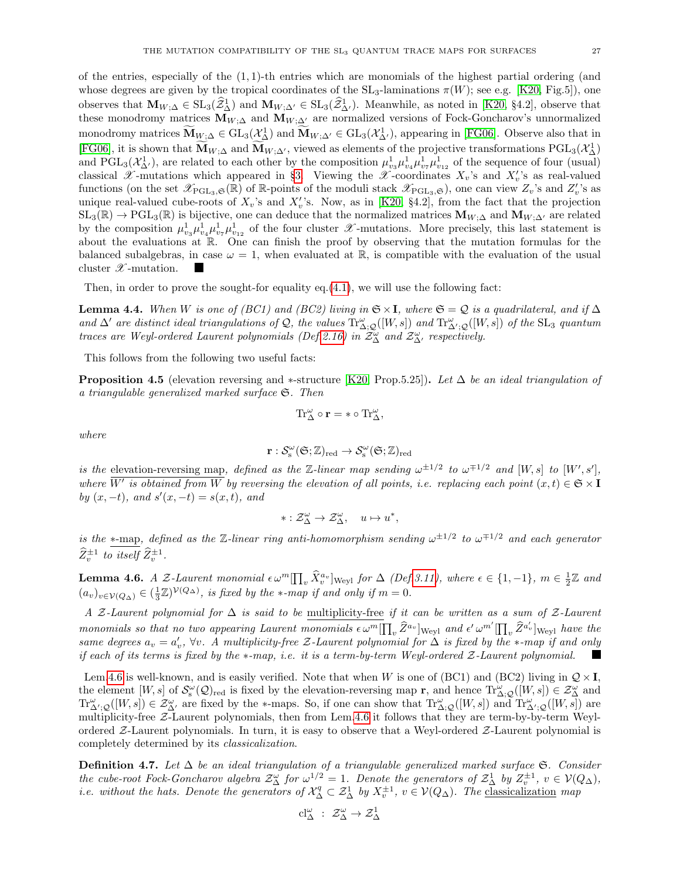of the entries, especially of the $(1,1)$-th entries which are monomials of the highest partial ordering (and whose degrees are given by the tropical coordinates of the $\mathrm{SL}_3$-laminations $\pi(W)$; see e.g. [K20, Fig.5]), one observes that $\mathbf{M}_{W;\Delta} \in \mathrm{SL}_3(\widehat{\mathcal{Z}}^1_\Delta)$ and $\mathbf{M}_{W;\Delta'} \in \mathrm{SL}_3(\widehat{\mathcal{Z}}^1_{\Delta'})$. Meanwhile, as noted in [K20, §4.2], observe that these monodromy matrices $\mathbf{M}_{W;\Delta}$ and $\mathbf{M}_{W;\Delta'}$ are normalized versions of Fock-Goncharov's unnormalized monodromy matrices $\widetilde{\mathbf{M}}_{W;\Delta} \in \mathrm{GL}_3(\mathcal{X}^1_\Delta)$ and $\widetilde{\mathbf{M}}_{W;\Delta'} \in \mathrm{GL}_3(\mathcal{X}^1_{\Delta'})$, appearing in [FG06]. Observe also that in [FG06], it is shown that $\widetilde{\mathbf{M}}_{W;\Delta}$ and $\widetilde{\mathbf{M}}_{W;\Delta'}$, viewed as elements of the projective transformations $\mathrm{PGL}_3(\mathcal{X}^1_\Delta)$ and $\mathrm{PGL}_3(\mathcal{X}^1_{\Delta'})$, are related to each other by the composition $\mu^1_{v_3}\mu^1_{v_4}\mu^1_{v_7}\mu^1_{v_{12}}$ of the sequence of four (usual) classical $\mathscr{X}$-mutations which appeared in §3. Viewing the $\mathscr{X}$-coordinates $X_v$'s and $X'_v$'s as real-valued functions (on the set $\mathscr{X}_{\mathrm{PGL}_3,\mathfrak{S}}(\mathbb{R})$ of $\mathbb{R}$-points of the moduli stack $\mathscr{X}_{\mathrm{PGL}_3,\mathfrak{S}}$), one can view $Z_v$'s and $Z'_v$'s as unique real-valued cube-roots of $X_v$'s and $X'_v$'s. Now, as in [K20, §4.2], from the fact that the projection $\mathrm{SL}_3(\mathbb{R}) \to \mathrm{PGL}_3(\mathbb{R})$ is bijective, one can deduce that the normalized matrices $\mathbf{M}_{W;\Delta}$ and $\mathbf{M}_{W;\Delta'}$ are related by the composition $\mu^1_{v_3}\mu^1_{v_4}\mu^1_{v_7}\mu^1_{v_{12}}$ of the four cluster $\mathscr{X}$-mutations. More precisely, this last statement is about the evaluations at $\mathbb{R}$. One can finish the proof by observing that the mutation formulas for the balanced subalgebras, in case $\omega = 1$, when evaluated at $\mathbb{R}$, is compatible with the evaluation of the usual cluster $\mathscr{X}$-mutation. ∎

Then, in order to prove the sought-for equality eq.(4.1), we will use the following fact:

**Lemma 4.4.** *When $W$ is one of (BC1) and (BC2) living in $\mathfrak{S} \times \mathbf{I}$, where $\mathfrak{S} = \mathcal{Q}$ is a quadrilateral, and if $\Delta$ and $\Delta'$ are distinct ideal triangulations of $\mathcal{Q}$, the values $\mathrm{Tr}^\omega_{\Delta;\mathcal{Q}}([W,s])$ and $\mathrm{Tr}^\omega_{\Delta';\mathcal{Q}}([W,s])$ of the $\mathrm{SL}_3$ quantum traces are Weyl-ordered Laurent polynomials (Def.2.16) in $\mathcal{Z}^\omega_\Delta$ and $\mathcal{Z}^\omega_{\Delta'}$ respectively.*

This follows from the following two useful facts:

**Proposition 4.5** (elevation reversing and $*$-structure [K20, Prop.5.25])**.** *Let $\Delta$ be an ideal triangulation of a triangulable generalized marked surface $\mathfrak{S}$. Then*

$$\mathrm{Tr}^\omega_\Delta \circ \mathbf{r} = * \circ \mathrm{Tr}^\omega_\Delta,$$

*where*

$$\mathbf{r} : \mathcal{S}^\omega_{\rm s}(\mathfrak{S};\mathbb{Z})_{\rm red} \to \mathcal{S}^\omega_{\rm s}(\mathfrak{S};\mathbb{Z})_{\rm red}$$

*is the* <u>elevation-reversing map</u>, *defined as the $\mathbb{Z}$-linear map sending $\omega^{\pm 1/2}$ to $\omega^{\mp 1/2}$ and $[W,s]$ to $[W',s']$, where $W'$ is obtained from $W$ by reversing the elevation of all points, i.e. replacing each point $(x,t) \in \mathfrak{S}\times\mathbf{I}$ by $(x,-t)$, and $s'(x,-t) = s(x,t)$, and*

$$* : \mathcal{Z}^\omega_\Delta \to \mathcal{Z}^\omega_\Delta, \quad u \mapsto u^*,$$

*is the* <u>$*$-map</u>, *defined as the $\mathbb{Z}$-linear ring anti-homomorphism sending $\omega^{\pm 1/2}$ to $\omega^{\mp 1/2}$ and each generator $\widehat{Z}^{\pm 1}_v$ to itself $\widehat{Z}^{\pm 1}_v$.*

**Lemma 4.6.** *A $\mathcal{Z}$-Laurent monomial $\epsilon\,\omega^m[\prod_v \widehat{X}^{a_v}_v]_{\rm Weyl}$ for $\Delta$ (Def.3.11), where $\epsilon \in \{1,-1\}$, $m \in \frac{1}{2}\mathbb{Z}$ and $(a_v)_{v\in\mathcal{V}(Q_\Delta)} \in (\frac{1}{3}\mathbb{Z})^{\mathcal{V}(Q_\Delta)}$, is fixed by the $*$-map if and only if $m = 0$.*

*A $\mathcal{Z}$-Laurent polynomial for $\Delta$ is said to be* <u>multiplicity-free</u> *if it can be written as a sum of $\mathcal{Z}$-Laurent monomials so that no two appearing Laurent monomials $\epsilon\,\omega^m[\prod_v \widehat{Z}^{a_v}_v]_{\rm Weyl}$ and $\epsilon'\,\omega^{m'}[\prod_v \widehat{Z}^{a'_v}_v]_{\rm Weyl}$ have the same degrees $a_v = a'_v$, $\forall v$. A multiplicity-free $\mathcal{Z}$-Laurent polynomial for $\Delta$ is fixed by the $*$-map if and only if each of its terms is fixed by the $*$-map, i.e. it is a term-by-term Weyl-ordered $\mathcal{Z}$-Laurent polynomial.* ∎

Lem.4.6 is well-known, and is easily verified. Note that when $W$ is one of (BC1) and (BC2) living in $\mathcal{Q}\times\mathbf{I}$, the element $[W,s]$ of $\mathcal{S}^\omega_{\rm s}(\mathcal{Q})_{\rm red}$ is fixed by the elevation-reversing map $\mathbf{r}$, and hence $\mathrm{Tr}^\omega_{\Delta;\mathcal{Q}}([W,s]) \in \mathcal{Z}^\omega_\Delta$ and $\mathrm{Tr}^\omega_{\Delta';\mathcal{Q}}([W,s]) \in \mathcal{Z}^\omega_{\Delta'}$ are fixed by the $*$-maps. So, if one can show that $\mathrm{Tr}^\omega_{\Delta;\mathcal{Q}}([W,s])$ and $\mathrm{Tr}^\omega_{\Delta';\mathcal{Q}}([W,s])$ are multiplicity-free $\mathcal{Z}$-Laurent polynomials, then from Lem.4.6 it follows that they are term-by-by-term Weyl-ordered $\mathcal{Z}$-Laurent polynomials. In turn, it is easy to observe that a Weyl-ordered $\mathcal{Z}$-Laurent polynomial is completely determined by its *classicalization*.

**Definition 4.7.** *Let $\Delta$ be an ideal triangulation of a triangulable generalized marked surface $\mathfrak{S}$. Consider the cube-root Fock-Goncharov algebra $\mathcal{Z}^\omega_\Delta$ for $\omega^{1/2} = 1$. Denote the generators of $\mathcal{Z}^1_\Delta$ by $Z^{\pm 1}_v$, $v \in \mathcal{V}(Q_\Delta)$, i.e. without the hats. Denote the generators of $\mathcal{X}^q_\Delta \subset \mathcal{Z}^1_\Delta$ by $X^{\pm 1}_v$, $v \in \mathcal{V}(Q_\Delta)$. The* <u>classicalization</u> *map*

$$\mathrm{cl}^\omega_\Delta \;:\; \mathcal{Z}^\omega_\Delta \to \mathcal{Z}^1_\Delta$$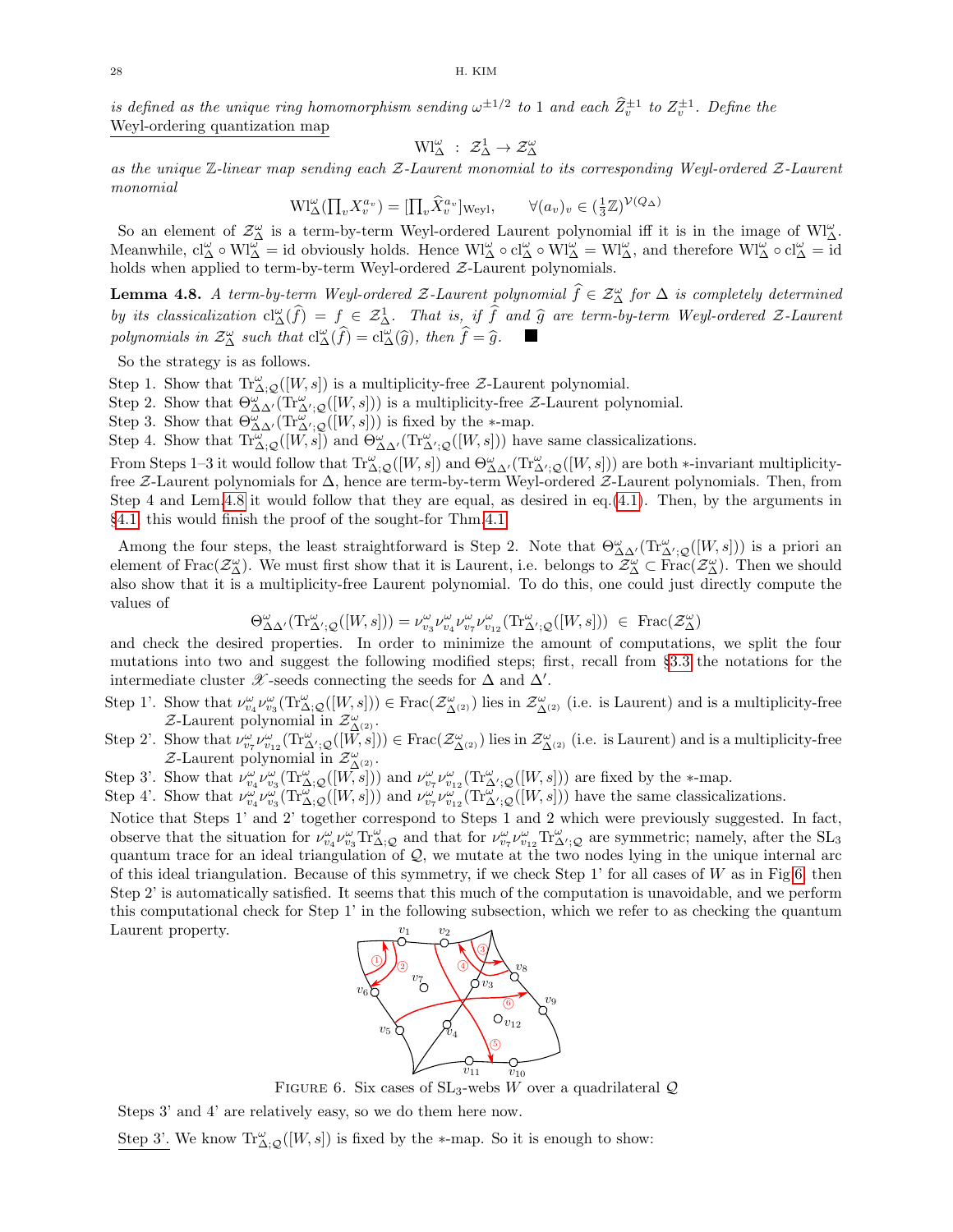*is defined as the unique ring homomorphism sending $\omega^{\pm 1/2}$ to 1 and each $\widehat{Z}_v^{\pm 1}$ to $Z_v^{\pm 1}$. Define the* Weyl-ordering quantization map

$$\mathrm{Wl}^\omega_\Delta \ : \ \mathcal{Z}^1_\Delta \to \mathcal{Z}^\omega_\Delta$$

*as the unique $\mathbb{Z}$-linear map sending each $\mathcal{Z}$-Laurent monomial to its corresponding Weyl-ordered $\mathcal{Z}$-Laurent monomial*

$$\mathrm{Wl}^\omega_\Delta(\textstyle\prod_v X_v^{a_v}) = [\prod_v \widehat{X}_v^{a_v}]_{\mathrm{Weyl}}, \qquad \forall (a_v)_v \in (\tfrac{1}{3}\mathbb{Z})^{\mathcal{V}(Q_\Delta)}$$

So an element of $\mathcal{Z}^\omega_\Delta$ is a term-by-term Weyl-ordered Laurent polynomial iff it is in the image of $\mathrm{Wl}^\omega_\Delta$. Meanwhile, $\mathrm{cl}^\omega_\Delta \circ \mathrm{Wl}^\omega_\Delta = \mathrm{id}$ obviously holds. Hence $\mathrm{Wl}^\omega_\Delta \circ \mathrm{cl}^\omega_\Delta \circ \mathrm{Wl}^\omega_\Delta = \mathrm{Wl}^\omega_\Delta$, and therefore $\mathrm{Wl}^\omega_\Delta \circ \mathrm{cl}^\omega_\Delta = \mathrm{id}$ holds when applied to term-by-term Weyl-ordered $\mathcal{Z}$-Laurent polynomials.

**Lemma 4.8.** *A term-by-term Weyl-ordered $\mathcal{Z}$-Laurent polynomial $\widehat{f} \in \mathcal{Z}^\omega_\Delta$ for $\Delta$ is completely determined by its classicalization $\mathrm{cl}^\omega_\Delta(\widehat{f}) = f \in \mathcal{Z}^1_\Delta$. That is, if $\widehat{f}$ and $\widehat{g}$ are term-by-term Weyl-ordered $\mathcal{Z}$-Laurent polynomials in $\mathcal{Z}^\omega_\Delta$ such that $\mathrm{cl}^\omega_\Delta(\widehat{f}) = \mathrm{cl}^\omega_\Delta(\widehat{g})$, then $\widehat{f} = \widehat{g}$.* ∎

So the strategy is as follows.

Step 1. Show that $\mathrm{Tr}^\omega_{\Delta;\mathcal{Q}}([W,s])$ is a multiplicity-free $\mathcal{Z}$-Laurent polynomial.
Step 2. Show that $\Theta^\omega_{\Delta\Delta'}(\mathrm{Tr}^\omega_{\Delta';\mathcal{Q}}([W,s]))$ is a multiplicity-free $\mathcal{Z}$-Laurent polynomial.
Step 3. Show that $\Theta^\omega_{\Delta\Delta'}(\mathrm{Tr}^\omega_{\Delta';\mathcal{Q}}([W,s]))$ is fixed by the $*$-map.
Step 4. Show that $\mathrm{Tr}^\omega_{\Delta;\mathcal{Q}}([W,s])$ and $\Theta^\omega_{\Delta\Delta'}(\mathrm{Tr}^\omega_{\Delta';\mathcal{Q}}([W,s]))$ have same classicalizations.

From Steps 1–3 it would follow that $\mathrm{Tr}^\omega_{\Delta;\mathcal{Q}}([W,s])$ and $\Theta^\omega_{\Delta\Delta'}(\mathrm{Tr}^\omega_{\Delta';\mathcal{Q}}([W,s]))$ are both $*$-invariant multiplicity-free $\mathcal{Z}$-Laurent polynomials for $\Delta$, hence are term-by-term Weyl-ordered $\mathcal{Z}$-Laurent polynomials. Then, from Step 4 and Lem.4.8 it would follow that they are equal, as desired in eq.(4.1). Then, by the arguments in §4.1 this would finish the proof of the sought-for Thm.4.1.

Among the four steps, the least straightforward is Step 2. Note that $\Theta^\omega_{\Delta\Delta'}(\mathrm{Tr}^\omega_{\Delta';\mathcal{Q}}([W,s]))$ is a priori an element of $\mathrm{Frac}(\mathcal{Z}^\omega_\Delta)$. We must first show that it is Laurent, i.e. belongs to $\mathcal{Z}^\omega_\Delta \subset \mathrm{Frac}(\mathcal{Z}^\omega_\Delta)$. Then we should also show that it is a multiplicity-free Laurent polynomial. To do this, one could just directly compute the values of

$$\Theta^\omega_{\Delta\Delta'}(\mathrm{Tr}^\omega_{\Delta';\mathcal{Q}}([W,s])) = \nu^\omega_{v_3}\nu^\omega_{v_4}\nu^\omega_{v_7}\nu^\omega_{v_{12}}(\mathrm{Tr}^\omega_{\Delta';\mathcal{Q}}([W,s])) \ \in \ \mathrm{Frac}(\mathcal{Z}^\omega_\Delta)$$

and check the desired properties. In order to minimize the amount of computations, we split the four mutations into two and suggest the following modified steps; first, recall from §3.3 the notations for the intermediate cluster $\mathscr{X}$-seeds connecting the seeds for $\Delta$ and $\Delta'$.

Step 1'. Show that $\nu^\omega_{v_4}\nu^\omega_{v_3}(\mathrm{Tr}^\omega_{\Delta;\mathcal{Q}}([W,s])) \in \mathrm{Frac}(\mathcal{Z}^\omega_{\Delta^{(2)}})$ lies in $\mathcal{Z}^\omega_{\Delta^{(2)}}$ (i.e. is Laurent) and is a multiplicity-free $\mathcal{Z}$-Laurent polynomial in $\mathcal{Z}^\omega_{\Delta^{(2)}}$.
Step 2'. Show that $\nu^\omega_{v_7}\nu^\omega_{v_{12}}(\mathrm{Tr}^\omega_{\Delta';\mathcal{Q}}([W,s])) \in \mathrm{Frac}(\mathcal{Z}^\omega_{\Delta^{(2)}})$ lies in $\mathcal{Z}^\omega_{\Delta^{(2)}}$ (i.e. is Laurent) and is a multiplicity-free $\mathcal{Z}$-Laurent polynomial in $\mathcal{Z}^\omega_{\Delta^{(2)}}$.
Step 3'. Show that $\nu^\omega_{v_4}\nu^\omega_{v_3}(\mathrm{Tr}^\omega_{\Delta;\mathcal{Q}}([W,s]))$ and $\nu^\omega_{v_7}\nu^\omega_{v_{12}}(\mathrm{Tr}^\omega_{\Delta';\mathcal{Q}}([W,s]))$ are fixed by the $*$-map.
Step 4'. Show that $\nu^\omega_{v_4}\nu^\omega_{v_3}(\mathrm{Tr}^\omega_{\Delta;\mathcal{Q}}([W,s]))$ and $\nu^\omega_{v_7}\nu^\omega_{v_{12}}(\mathrm{Tr}^\omega_{\Delta';\mathcal{Q}}([W,s]))$ have the same classicalizations.

Notice that Steps 1' and 2' together correspond to Steps 1 and 2 which were previously suggested. In fact, observe that the situation for $\nu^\omega_{v_4}\nu^\omega_{v_3}\mathrm{Tr}^\omega_{\Delta;\mathcal{Q}}$ and that for $\nu^\omega_{v_7}\nu^\omega_{v_{12}}\mathrm{Tr}^\omega_{\Delta';\mathcal{Q}}$ are symmetric; namely, after the $\mathrm{SL}_3$ quantum trace for an ideal triangulation of $\mathcal{Q}$, we mutate at the two nodes lying in the unique internal arc of this ideal triangulation. Because of this symmetry, if we check Step 1' for all cases of $W$ as in Fig.6, then Step 2' is automatically satisfied. It seems that this much of the computation is unavoidable, and we perform this computational check for Step 1' in the following subsection, which we refer to as checking the quantum Laurent property.

FIGURE 6. Six cases of $\mathrm{SL}_3$-webs $W$ over a quadrilateral $\mathcal{Q}$

Steps 3' and 4' are relatively easy, so we do them here now.

Step 3'. We know $\mathrm{Tr}^\omega_{\Delta;\mathcal{Q}}([W,s])$ is fixed by the $*$-map. So it is enough to show: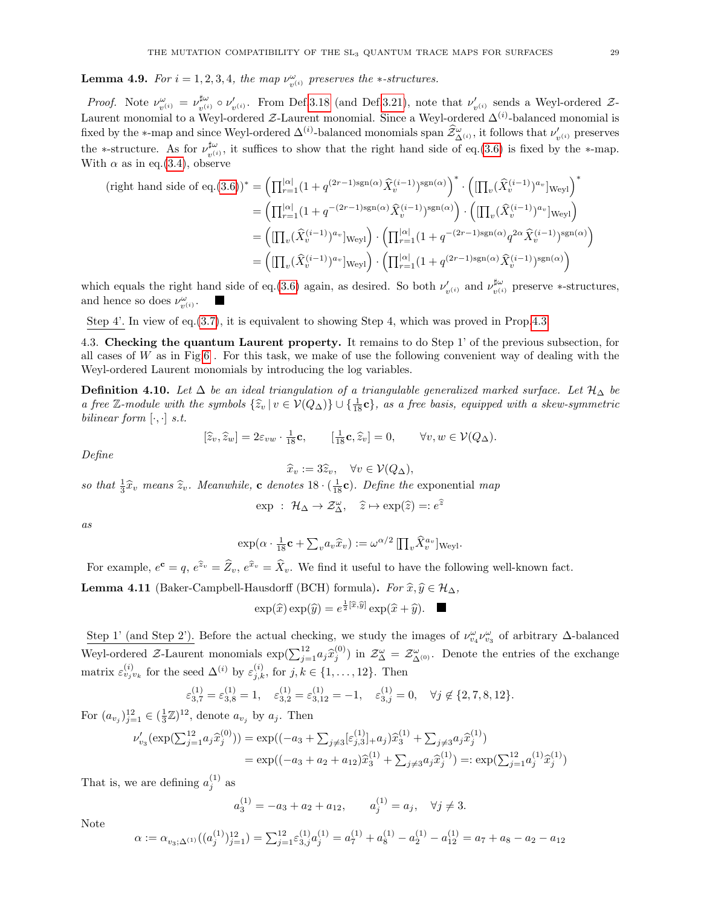**Lemma 4.9.** *For $i = 1, 2, 3, 4$, the map $\nu^\omega_{v^{(i)}}$ preserves the $*$-structures.*

*Proof.* Note $\nu^\omega_{v^{(i)}} = \nu^{\sharp\omega}_{v^{(i)}} \circ \nu'_{v^{(i)}}$. From Def.3.18 (and Def.3.21), note that $\nu'_{v^{(i)}}$ sends a Weyl-ordered $\mathcal{Z}$-Laurent monomial to a Weyl-ordered $\mathcal{Z}$-Laurent monomial. Since a Weyl-ordered $\Delta^{(i)}$-balanced monomial is fixed by the $*$-map and since Weyl-ordered $\Delta^{(i)}$-balanced monomials span $\widehat{\mathcal{Z}}^\omega_{\Delta^{(i)}}$, it follows that $\nu'_{v^{(i)}}$ preserves the $*$-structure. As for $\nu^{\sharp\omega}_{v^{(i)}}$, it suffices to show that the right hand side of eq.(3.6) is fixed by the $*$-map. With $\alpha$ as in eq.(3.4), observe

$$
\begin{aligned}
(\text{right hand side of eq.(3.6)})^* &= \Big(\textstyle\prod_{r=1}^{|\alpha|}(1+q^{(2r-1)\mathrm{sgn}(\alpha)}\widehat{X}_v^{(i-1)})^{\mathrm{sgn}(\alpha)}\Big)^* \cdot \Big([\textstyle\prod_v(\widehat{X}_v^{(i-1)})^{a_v}]_{\mathrm{Weyl}}\Big)^* \\
&= \Big(\textstyle\prod_{r=1}^{|\alpha|}(1+q^{-(2r-1)\mathrm{sgn}(\alpha)}\widehat{X}_v^{(i-1)})^{\mathrm{sgn}(\alpha)}\Big) \cdot \Big([\textstyle\prod_v(\widehat{X}_v^{(i-1)})^{a_v}]_{\mathrm{Weyl}}\Big) \\
&= \Big([\textstyle\prod_v(\widehat{X}_v^{(i-1)})^{a_v}]_{\mathrm{Weyl}}\Big) \cdot \Big(\textstyle\prod_{r=1}^{|\alpha|}(1+q^{-(2r-1)\mathrm{sgn}(\alpha)}q^{2\alpha}\widehat{X}_v^{(i-1)})^{\mathrm{sgn}(\alpha)}\Big) \\
&= \Big([\textstyle\prod_v(\widehat{X}_v^{(i-1)})^{a_v}]_{\mathrm{Weyl}}\Big) \cdot \Big(\textstyle\prod_{r=1}^{|\alpha|}(1+q^{(2r-1)\mathrm{sgn}(\alpha)}\widehat{X}_v^{(i-1)})^{\mathrm{sgn}(\alpha)}\Big)
\end{aligned}
$$

which equals the right hand side of eq.(3.6) again, as desired. So both $\nu'_{v^{(i)}}$ and $\nu^{\sharp\omega}_{v^{(i)}}$ preserve $*$-structures, and hence so does $\nu^\omega_{v^{(i)}}$. ∎

Step 4'. In view of eq.(3.7), it is equivalent to showing Step 4, which was proved in Prop.4.3.

4.3. **Checking the quantum Laurent property.** It remains to do Step 1' of the previous subsection, for all cases of $W$ as in Fig.6 . For this task, we make of use the following convenient way of dealing with the Weyl-ordered Laurent monomials by introducing the log variables.

**Definition 4.10.** *Let $\Delta$ be an ideal triangulation of a triangulable generalized marked surface. Let $\mathcal{H}_\Delta$ be a free $\mathbb{Z}$-module with the symbols $\{\widehat{z}_v \,|\, v \in \mathcal{V}(Q_\Delta)\} \cup \{\frac{1}{18}\mathbf{c}\}$, as a free basis, equipped with a skew-symmetric bilinear form $[\cdot,\cdot]$ s.t.*

$$
[\widehat{z}_v, \widehat{z}_w] = 2\varepsilon_{vw} \cdot \tfrac{1}{18}\mathbf{c}, \qquad [\tfrac{1}{18}\mathbf{c}, \widehat{z}_v] = 0, \qquad \forall v, w \in \mathcal{V}(Q_\Delta).
$$

*Define*

$$
\widehat{x}_v := 3\widehat{z}_v, \quad \forall v \in \mathcal{V}(Q_\Delta),
$$

*so that $\frac{1}{3}\widehat{x}_v$ means $\widehat{z}_v$. Meanwhile, $\mathbf{c}$ denotes $18 \cdot (\frac{1}{18}\mathbf{c})$. Define the* exponential *map*

$$
\exp \;:\; \mathcal{H}_\Delta \to \mathcal{Z}^\omega_\Delta, \quad \widehat{z} \mapsto \exp(\widehat{z}) =: e^{\widehat{z}}
$$

*as*

$$
\exp(\alpha \cdot \tfrac{1}{18}\mathbf{c} + \textstyle\sum_v a_v \widehat{x}_v) := \omega^{\alpha/2}\,[\textstyle\prod_v \widehat{X}_v^{a_v}]_{\mathrm{Weyl}}.
$$

For example, $e^{\mathbf{c}} = q$, $e^{\widehat{z}_v} = \widehat{Z}_v$, $e^{\widehat{x}_v} = \widehat{X}_v$. We find it useful to have the following well-known fact.

**Lemma 4.11** (Baker-Campbell-Hausdorff (BCH) formula)**.** *For $\widehat{x}, \widehat{y} \in \mathcal{H}_\Delta$,*

$$
\exp(\widehat{x})\exp(\widehat{y}) = e^{\frac{1}{2}[\widehat{x},\widehat{y}]}\exp(\widehat{x}+\widehat{y}). \quad ∎
$$

Step 1' (and Step 2'). Before the actual checking, we study the images of $\nu^\omega_{v_4}\nu^\omega_{v_3}$ of arbitrary $\Delta$-balanced Weyl-ordered $\mathcal{Z}$-Laurent monomials $\exp(\sum_{j=1}^{12} a_j \widehat{x}_j^{(0)})$ in $\mathcal{Z}^\omega_\Delta = \mathcal{Z}^\omega_{\Delta^{(0)}}$. Denote the entries of the exchange matrix $\varepsilon^{(i)}_{v_j v_k}$ for the seed $\Delta^{(i)}$ by $\varepsilon^{(i)}_{j,k}$, for $j, k \in \{1, \ldots, 12\}$. Then

$$
\varepsilon^{(1)}_{3,7} = \varepsilon^{(1)}_{3,8} = 1, \quad \varepsilon^{(1)}_{3,2} = \varepsilon^{(1)}_{3,12} = -1, \quad \varepsilon^{(1)}_{3,j} = 0, \quad \forall j \notin \{2, 7, 8, 12\}.
$$

For $(a_{v_j})_{j=1}^{12} \in (\frac{1}{3}\mathbb{Z})^{12}$, denote $a_{v_j}$ by $a_j$. Then

$$
\begin{aligned}
\nu'_{v_3}(\exp(\textstyle\sum_{j=1}^{12} a_j \widehat{x}_j^{(0)})) &= \exp((-a_3 + \textstyle\sum_{j\neq 3}[\varepsilon^{(1)}_{j,3}]_+ a_j)\widehat{x}_3^{(1)} + \textstyle\sum_{j\neq 3} a_j \widehat{x}_j^{(1)}) \\
&= \exp((-a_3 + a_2 + a_{12})\widehat{x}_3^{(1)} + \textstyle\sum_{j\neq 3} a_j \widehat{x}_j^{(1)}) =: \exp(\textstyle\sum_{j=1}^{12} a_j^{(1)} \widehat{x}_j^{(1)})
\end{aligned}
$$

That is, we are defining $a_j^{(1)}$ as

$$
a_3^{(1)} = -a_3 + a_2 + a_{12}, \qquad a_j^{(1)} = a_j, \quad \forall j \neq 3.
$$

Note

$$
\alpha := \alpha_{v_3;\Delta^{(1)}}((a_j^{(1)})_{j=1}^{12}) = \textstyle\sum_{j=1}^{12} \varepsilon^{(1)}_{3,j} a_j^{(1)} = a_7^{(1)} + a_8^{(1)} - a_2^{(1)} - a_{12}^{(1)} = a_7 + a_8 - a_2 - a_{12}
$$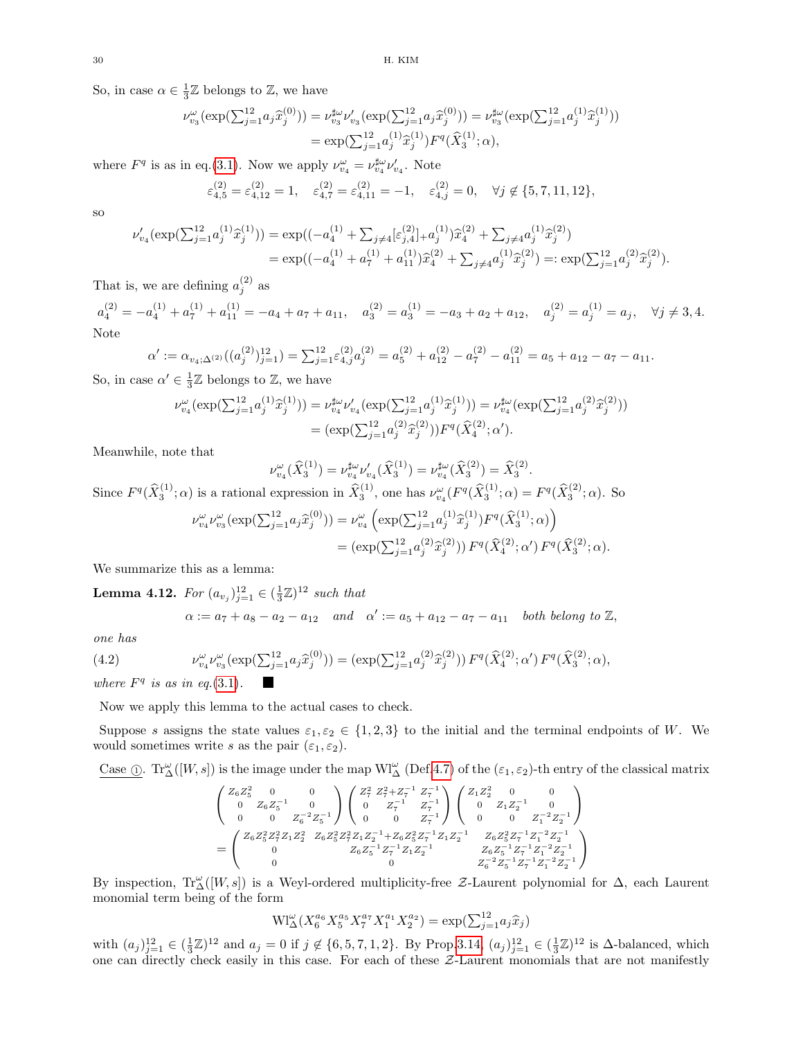So, in case $\alpha \in \frac{1}{3}\mathbb{Z}$ belongs to $\mathbb{Z}$, we have

$$\nu^\omega_{v_3}(\exp(\textstyle\sum_{j=1}^{12} a_j \widehat{x}_j^{(0)})) = \nu^{\sharp\omega}_{v_3}\nu'_{v_3}(\exp(\sum_{j=1}^{12} a_j \widehat{x}_j^{(0)})) = \nu^{\sharp\omega}_{v_3}(\exp(\sum_{j=1}^{12} a_j^{(1)} \widehat{x}_j^{(1)}))$$
$$= \exp(\textstyle\sum_{j=1}^{12} a_j^{(1)} \widehat{x}_j^{(1)}) F^q(\widehat{X}_3^{(1)};\alpha),$$

where $F^q$ is as in eq.(3.1). Now we apply $\nu^\omega_{v_4} = \nu^{\sharp\omega}_{v_4}\nu'_{v_4}$. Note

$$\varepsilon^{(2)}_{4,5} = \varepsilon^{(2)}_{4,12} = 1, \quad \varepsilon^{(2)}_{4,7} = \varepsilon^{(2)}_{4,11} = -1, \quad \varepsilon^{(2)}_{4,j} = 0, \quad \forall j \notin \{5,7,11,12\},$$

so

$$\nu'_{v_4}(\exp(\textstyle\sum_{j=1}^{12} a_j^{(1)} \widehat{x}_j^{(1)})) = \exp((-a_4^{(1)} + \sum_{j\neq 4}[\varepsilon^{(2)}_{j,4}]_+ a_j^{(1)})\widehat{x}_4^{(2)} + \sum_{j\neq 4} a_j^{(1)} \widehat{x}_j^{(2)})$$
$$= \exp((-a_4^{(1)} + a_7^{(1)} + a_{11}^{(1)})\widehat{x}_4^{(2)} + \textstyle\sum_{j\neq 4} a_j^{(1)}\widehat{x}_j^{(2)}) =: \exp(\sum_{j=1}^{12} a_j^{(2)} \widehat{x}_j^{(2)}).$$

That is, we are defining $a_j^{(2)}$ as

$$a_4^{(2)} = -a_4^{(1)} + a_7^{(1)} + a_{11}^{(1)} = -a_4 + a_7 + a_{11}, \quad a_3^{(2)} = a_3^{(1)} = -a_3 + a_2 + a_{12}, \quad a_j^{(2)} = a_j^{(1)} = a_j, \quad \forall j \neq 3,4.$$

Note

$$\alpha' := \alpha_{v_4;\Delta^{(2)}}((a_j^{(2)})_{j=1}^{12}) = \textstyle\sum_{j=1}^{12} \varepsilon^{(2)}_{4,j} a_j^{(2)} = a_5^{(2)} + a_{12}^{(2)} - a_7^{(2)} - a_{11}^{(2)} = a_5 + a_{12} - a_7 - a_{11}.$$

So, in case $\alpha' \in \frac{1}{3}\mathbb{Z}$ belongs to $\mathbb{Z}$, we have

$$\nu^\omega_{v_4}(\exp(\textstyle\sum_{j=1}^{12} a_j^{(1)} \widehat{x}_j^{(1)})) = \nu^{\sharp\omega}_{v_4}\nu'_{v_4}(\exp(\sum_{j=1}^{12} a_j^{(1)} \widehat{x}_j^{(1)})) = \nu^{\sharp\omega}_{v_4}(\exp(\sum_{j=1}^{12} a_j^{(2)} \widehat{x}_j^{(2)}))$$
$$= (\exp(\textstyle\sum_{j=1}^{12} a_j^{(2)} \widehat{x}_j^{(2)}))F^q(\widehat{X}_4^{(2)};\alpha').$$

Meanwhile, note that

$$\nu^\omega_{v_4}(\widehat{X}_3^{(1)}) = \nu^{\sharp\omega}_{v_4}\nu'_{v_4}(\widehat{X}_3^{(1)}) = \nu^{\sharp\omega}_{v_4}(\widehat{X}_3^{(2)}) = \widehat{X}_3^{(2)}.$$

Since $F^q(\widehat{X}_3^{(1)};\alpha)$ is a rational expression in $\widehat{X}_3^{(1)}$, one has $\nu^\omega_{v_4}(F^q(\widehat{X}_3^{(1)};\alpha) = F^q(\widehat{X}_3^{(2)};\alpha)$. So

$$\nu^\omega_{v_4}\nu^\omega_{v_3}(\exp(\textstyle\sum_{j=1}^{12} a_j \widehat{x}_j^{(0)})) = \nu^\omega_{v_4}\left(\exp(\sum_{j=1}^{12} a_j^{(1)} \widehat{x}_j^{(1)}) F^q(\widehat{X}_3^{(1)};\alpha)\right)$$
$$= (\exp(\textstyle\sum_{j=1}^{12} a_j^{(2)} \widehat{x}_j^{(2)}))\, F^q(\widehat{X}_4^{(2)};\alpha')\, F^q(\widehat{X}_3^{(2)};\alpha).$$

We summarize this as a lemma:

**Lemma 4.12.** *For $(a_{v_j})_{j=1}^{12} \in (\frac{1}{3}\mathbb{Z})^{12}$ such that*

$$\alpha := a_7 + a_8 - a_2 - a_{12} \quad \textit{and} \quad \alpha' := a_5 + a_{12} - a_7 - a_{11} \quad \textit{both belong to } \mathbb{Z},$$

*one has*

$$\nu^\omega_{v_4}\nu^\omega_{v_3}(\exp(\textstyle\sum_{j=1}^{12} a_j \widehat{x}_j^{(0)})) = (\exp(\sum_{j=1}^{12} a_j^{(2)} \widehat{x}_j^{(2)}))\, F^q(\widehat{X}_4^{(2)};\alpha')\, F^q(\widehat{X}_3^{(2)};\alpha), \tag{4.2}$$

*where $F^q$ is as in eq.(3.1).* ∎

Now we apply this lemma to the actual cases to check.

Suppose $s$ assigns the state values $\varepsilon_1, \varepsilon_2 \in \{1,2,3\}$ to the initial and the terminal endpoints of $W$. We would sometimes write $s$ as the pair $(\varepsilon_1, \varepsilon_2)$.

<u>Case ①</u>. $\mathrm{Tr}^\omega_\Delta([W,s])$ is the image under the map $\mathrm{Wl}^\omega_\Delta$ (Def.4.7) of the $(\varepsilon_1,\varepsilon_2)$-th entry of the classical matrix

$$\begin{pmatrix} Z_6 Z_5^2 & 0 & 0 \\ 0 & Z_6 Z_5^{-1} & 0 \\ 0 & 0 & Z_6^{-2} Z_5^{-1} \end{pmatrix} \begin{pmatrix} Z_7^2 & Z_7^2 + Z_7^{-1} & Z_7^{-1} \\ 0 & Z_7^{-1} & Z_7^{-1} \\ 0 & 0 & Z_7^{-1} \end{pmatrix} \begin{pmatrix} Z_1 Z_2^2 & 0 & 0 \\ 0 & Z_1 Z_2^{-1} & 0 \\ 0 & 0 & Z_1^{-2} Z_2^{-1} \end{pmatrix}$$
$$= \begin{pmatrix} Z_6 Z_5^2 Z_7^2 Z_1 Z_2^2 & Z_6 Z_5^2 Z_7^2 Z_1 Z_2^{-1} + Z_6 Z_5^2 Z_7^{-1} Z_1 Z_2^{-1} & Z_6 Z_5^2 Z_7^{-1} Z_1^{-2} Z_2^{-1} \\ 0 & Z_6 Z_5^{-1} Z_7^{-1} Z_1 Z_2^{-1} & Z_6 Z_5^{-1} Z_7^{-1} Z_1^{-2} Z_2^{-1} \\ 0 & 0 & Z_6^{-2} Z_5^{-1} Z_7^{-1} Z_1^{-2} Z_2^{-1} \end{pmatrix}$$

By inspection, $\mathrm{Tr}^\omega_\Delta([W,s])$ is a Weyl-ordered multiplicity-free $\mathcal{Z}$-Laurent polynomial for $\Delta$, each Laurent monomial term being of the form

$$\mathrm{Wl}^\omega_\Delta(X_6^{a_6} X_5^{a_5} X_7^{a_7} X_1^{a_1} X_2^{a_2}) = \exp(\textstyle\sum_{j=1}^{12} a_j \widehat{x}_j)$$

with $(a_j)_{j=1}^{12} \in (\frac{1}{3}\mathbb{Z})^{12}$ and $a_j = 0$ if $j \notin \{6,5,7,1,2\}$. By Prop.3.14, $(a_j)_{j=1}^{12} \in (\frac{1}{3}\mathbb{Z})^{12}$ is $\Delta$-balanced, which one can directly check easily in this case. For each of these $\mathcal{Z}$-Laurent monomials that are not manifestly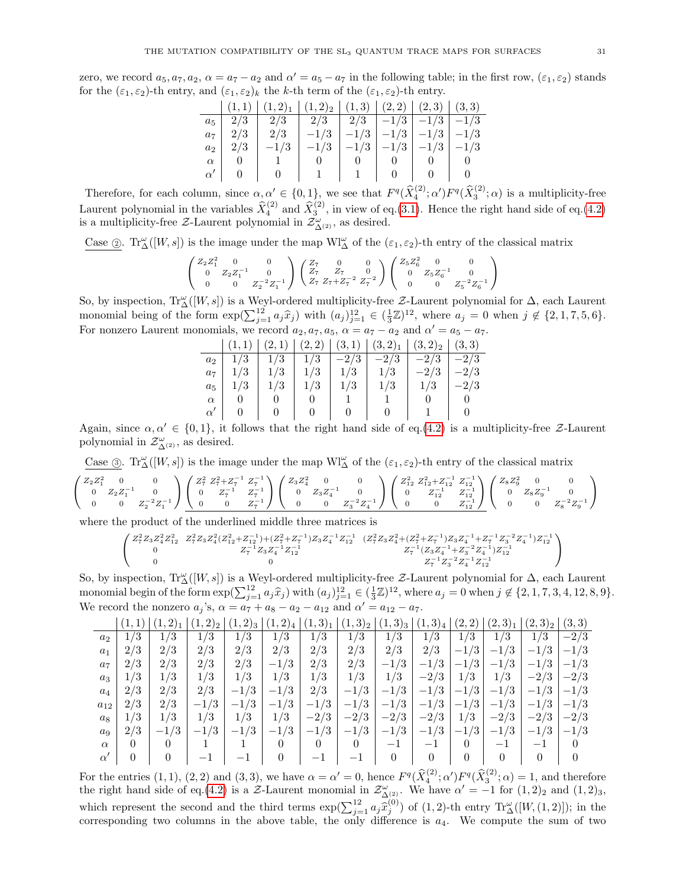zero, we record $a_5, a_7, a_2$, $\alpha = a_7 - a_2$ and $\alpha' = a_5 - a_7$ in the following table; in the first row, $(\varepsilon_1, \varepsilon_2)$ stands for the $(\varepsilon_1, \varepsilon_2)$-th entry, and $(\varepsilon_1, \varepsilon_2)_k$ the $k$-th term of the $(\varepsilon_1, \varepsilon_2)$-th entry.

| | $(1,1)$ | $(1,2)_1$ | $(1,2)_2$ | $(1,3)$ | $(2,2)$ | $(2,3)$ | $(3,3)$ |
|---|---|---|---|---|---|---|---|
| $a_5$ | $2/3$ | $2/3$ | $2/3$ | $2/3$ | $-1/3$ | $-1/3$ | $-1/3$ |
| $a_7$ | $2/3$ | $2/3$ | $-1/3$ | $-1/3$ | $-1/3$ | $-1/3$ | $-1/3$ |
| $a_2$ | $2/3$ | $-1/3$ | $-1/3$ | $-1/3$ | $-1/3$ | $-1/3$ | $-1/3$ |
| $\alpha$ | $0$ | $1$ | $0$ | $0$ | $0$ | $0$ | $0$ |
| $\alpha'$ | $0$ | $0$ | $1$ | $1$ | $0$ | $0$ | $0$ |

Therefore, for each column, since $\alpha, \alpha' \in \{0, 1\}$, we see that $F^q(\widehat{X}_4^{(2)}; \alpha') F^q(\widehat{X}_3^{(2)}; \alpha)$ is a multiplicity-free Laurent polynomial in the variables $\widehat{X}_4^{(2)}$ and $\widehat{X}_3^{(2)}$, in view of eq.(3.1). Hence the right hand side of eq.(4.2) is a multiplicity-free $\mathcal{Z}$-Laurent polynomial in $\mathcal{Z}^\omega_{\Delta^{(2)}}$, as desired.

Case ②. $\mathrm{Tr}^\omega_\Delta([W, s])$ is the image under the map $\mathrm{Wl}^\omega_\Delta$ of the $(\varepsilon_1, \varepsilon_2)$-th entry of the classical matrix

$$\begin{pmatrix} Z_2 Z_1^2 & 0 & 0 \\ 0 & Z_2 Z_1^{-1} & 0 \\ 0 & 0 & Z_2^{-2} Z_1^{-1} \end{pmatrix} \begin{pmatrix} Z_7 & 0 & 0 \\ Z_7 & Z_7 & 0 \\ Z_7 & Z_7 + Z_7^{-2} & Z_7^{-2} \end{pmatrix} \begin{pmatrix} Z_5 Z_6^2 & 0 & 0 \\ 0 & Z_5 Z_6^{-1} & 0 \\ 0 & 0 & Z_5^{-2} Z_6^{-1} \end{pmatrix}$$

So, by inspection, $\mathrm{Tr}^\omega_\Delta([W, s])$ is a Weyl-ordered multiplicity-free $\mathcal{Z}$-Laurent polynomial for $\Delta$, each Laurent monomial being of the form $\exp(\sum_{j=1}^{12} a_j \hat{x}_j)$ with $(a_j)_{j=1}^{12} \in (\frac{1}{3}\mathbb{Z})^{12}$, where $a_j = 0$ when $j \notin \{2, 1, 7, 5, 6\}$. For nonzero Laurent monomials, we record $a_2, a_7, a_5$, $\alpha = a_7 - a_2$ and $\alpha' = a_5 - a_7$.

| | $(1,1)$ | $(2,1)$ | $(2,2)$ | $(3,1)$ | $(3,2)_1$ | $(3,2)_2$ | $(3,3)$ |
|---|---|---|---|---|---|---|---|
| $a_2$ | $1/3$ | $1/3$ | $1/3$ | $-2/3$ | $-2/3$ | $-2/3$ | $-2/3$ |
| $a_7$ | $1/3$ | $1/3$ | $1/3$ | $1/3$ | $1/3$ | $-2/3$ | $-2/3$ |
| $a_5$ | $1/3$ | $1/3$ | $1/3$ | $1/3$ | $1/3$ | $1/3$ | $-2/3$ |
| $\alpha$ | $0$ | $0$ | $0$ | $1$ | $1$ | $0$ | $0$ |
| $\alpha'$ | $0$ | $0$ | $0$ | $0$ | $0$ | $1$ | $0$ |

Again, since $\alpha, \alpha' \in \{0, 1\}$, it follows that the right hand side of eq.(4.2) is a multiplicity-free $\mathcal{Z}$-Laurent polynomial in $\mathcal{Z}^\omega_{\Delta^{(2)}}$, as desired.

Case ③. $\mathrm{Tr}^\omega_\Delta([W, s])$ is the image under the map $\mathrm{Wl}^\omega_\Delta$ of the $(\varepsilon_1, \varepsilon_2)$-th entry of the classical matrix

$$\begin{pmatrix} Z_2 Z_1^2 & 0 & 0 \\ 0 & Z_2 Z_1^{-1} & 0 \\ 0 & 0 & Z_2^{-2} Z_1^{-1} \end{pmatrix} \underline{\begin{pmatrix} Z_7^2 & Z_7^2 + Z_7^{-1} & Z_7^{-1} \\ 0 & Z_7^{-1} & Z_7^{-1} \\ 0 & 0 & Z_7^{-1} \end{pmatrix} \begin{pmatrix} Z_3 Z_4^2 & 0 & 0 \\ 0 & Z_3 Z_4^{-1} & 0 \\ 0 & 0 & Z_3^{-2} Z_4^{-1} \end{pmatrix} \begin{pmatrix} Z_{12}^2 & Z_{12}^2 + Z_{12}^{-1} & Z_{12}^{-1} \\ 0 & Z_{12}^{-1} & Z_{12}^{-1} \\ 0 & 0 & Z_{12}^{-1} \end{pmatrix}} \begin{pmatrix} Z_8 Z_9^2 & 0 & 0 \\ 0 & Z_8 Z_9^{-1} & 0 \\ 0 & 0 & Z_8^{-2} Z_9^{-1} \end{pmatrix}$$

where the product of the underlined middle three matrices is

$$\begin{pmatrix} Z_7^2 Z_3 Z_4^2 Z_{12}^2 & Z_7^2 Z_3 Z_4^2 (Z_{12}^2 + Z_{12}^{-1}) + (Z_7^2 + Z_7^{-1}) Z_3 Z_4^{-1} Z_{12}^{-1} & (Z_7^2 Z_3 Z_4^2 + (Z_7^2 + Z_7^{-1}) Z_3 Z_4^{-1} + Z_7^{-1} Z_3^{-2} Z_4^{-1}) Z_{12}^{-1} \\ 0 & Z_7^{-1} Z_3 Z_4^{-1} Z_{12}^{-1} & Z_7^{-1} (Z_3 Z_4^{-1} + Z_3^{-2} Z_4^{-1}) Z_{12}^{-1} \\ 0 & 0 & Z_7^{-1} Z_3^{-2} Z_4^{-1} Z_{12}^{-1} \end{pmatrix}$$

So, by inspection, $\mathrm{Tr}^\omega_\Delta([W, s])$ is a Weyl-ordered multiplicity-free $\mathcal{Z}$-Laurent polynomial for $\Delta$, each Laurent monomial begin of the form $\exp(\sum_{j=1}^{12} a_j \hat{x}_j)$ with $(a_j)_{j=1}^{12} \in (\frac{1}{3}\mathbb{Z})^{12}$, where $a_j = 0$ when $j \notin \{2, 1, 7, 3, 4, 12, 8, 9\}$. We record the nonzero $a_j$'s, $\alpha = a_7 + a_8 - a_2 - a_{12}$ and $\alpha' = a_{12} - a_7$.

| | $(1,1)$ | $(1,2)_1$ | $(1,2)_2$ | $(1,2)_3$ | $(1,2)_4$ | $(1,3)_1$ | $(1,3)_2$ | $(1,3)_3$ | $(1,3)_4$ | $(2,2)$ | $(2,3)_1$ | $(2,3)_2$ | $(3,3)$ |
|---|---|---|---|---|---|---|---|---|---|---|---|---|---|
| $a_2$ | $1/3$ | $1/3$ | $1/3$ | $1/3$ | $1/3$ | $1/3$ | $1/3$ | $1/3$ | $1/3$ | $1/3$ | $1/3$ | $1/3$ | $-2/3$ |
| $a_1$ | $2/3$ | $2/3$ | $2/3$ | $2/3$ | $2/3$ | $2/3$ | $2/3$ | $2/3$ | $2/3$ | $-1/3$ | $-1/3$ | $-1/3$ | $-1/3$ |
| $a_7$ | $2/3$ | $2/3$ | $2/3$ | $2/3$ | $-1/3$ | $2/3$ | $2/3$ | $-1/3$ | $-1/3$ | $-1/3$ | $-1/3$ | $-1/3$ | $-1/3$ |
| $a_3$ | $1/3$ | $1/3$ | $1/3$ | $1/3$ | $1/3$ | $1/3$ | $1/3$ | $1/3$ | $-2/3$ | $1/3$ | $1/3$ | $-2/3$ | $-2/3$ |
| $a_4$ | $2/3$ | $2/3$ | $2/3$ | $-1/3$ | $-1/3$ | $2/3$ | $-1/3$ | $-1/3$ | $-1/3$ | $-1/3$ | $-1/3$ | $-1/3$ | $-1/3$ |
| $a_{12}$ | $2/3$ | $2/3$ | $-1/3$ | $-1/3$ | $-1/3$ | $-1/3$ | $-1/3$ | $-1/3$ | $-1/3$ | $-1/3$ | $-1/3$ | $-1/3$ | $-1/3$ |
| $a_8$ | $1/3$ | $1/3$ | $1/3$ | $1/3$ | $1/3$ | $-2/3$ | $-2/3$ | $-2/3$ | $-2/3$ | $1/3$ | $-2/3$ | $-2/3$ | $-2/3$ |
| $a_9$ | $2/3$ | $-1/3$ | $-1/3$ | $-1/3$ | $-1/3$ | $-1/3$ | $-1/3$ | $-1/3$ | $-1/3$ | $-1/3$ | $-1/3$ | $-1/3$ | $-1/3$ |
| $\alpha$ | $0$ | $0$ | $1$ | $1$ | $0$ | $0$ | $0$ | $-1$ | $-1$ | $0$ | $-1$ | $-1$ | $0$ |
| $\alpha'$ | $0$ | $0$ | $-1$ | $-1$ | $0$ | $-1$ | $-1$ | $0$ | $0$ | $0$ | $0$ | $0$ | $0$ |

For the entries $(1,1)$, $(2,2)$ and $(3,3)$, we have $\alpha = \alpha' = 0$, hence $F^q(\widehat{X}_4^{(2)}; \alpha') F^q(\widehat{X}_3^{(2)}; \alpha) = 1$, and therefore the right hand side of eq.(4.2) is a $\mathcal{Z}$-Laurent monomial in $\mathcal{Z}^\omega_{\Delta^{(2)}}$. We have $\alpha' = -1$ for $(1,2)_2$ and $(1,2)_3$, which represent the second and the third terms $\exp(\sum_{j=1}^{12} a_j \hat{x}_j^{(0)})$ of $(1,2)$-th entry $\mathrm{Tr}^\omega_\Delta([W, (1,2)])$; in the corresponding two columns in the above table, the only difference is $a_4$. We compute the sum of two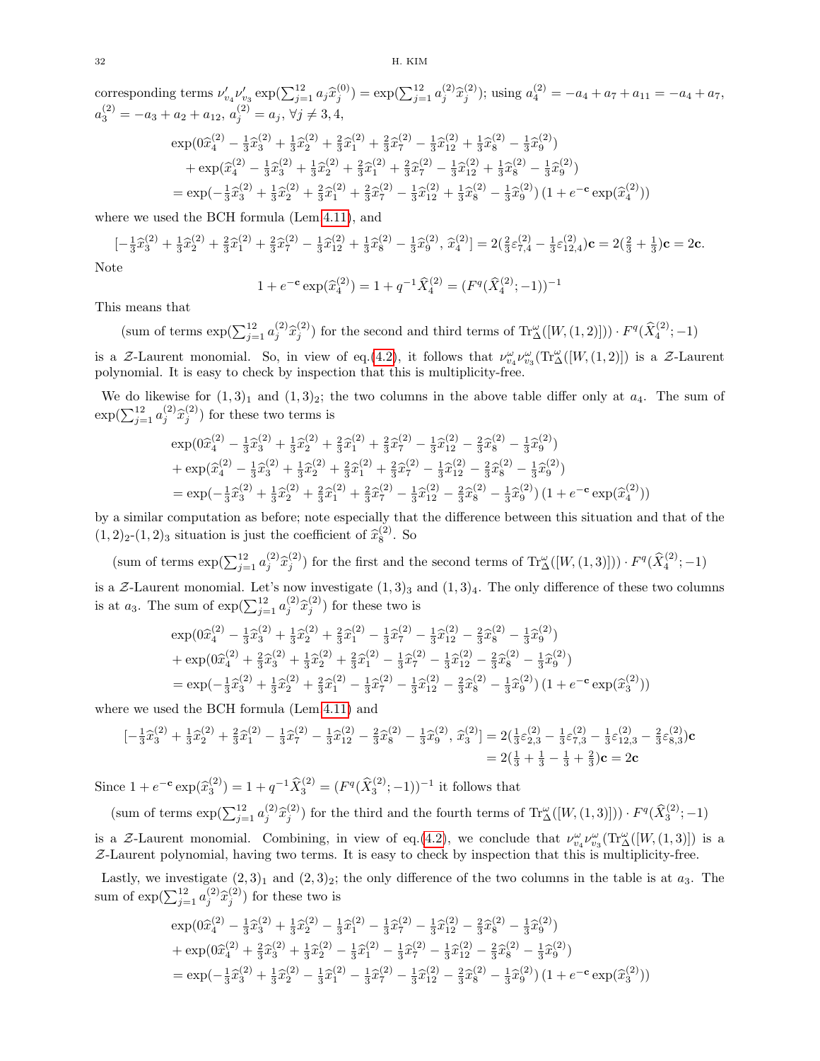corresponding terms $\nu'_{v_4}\nu'_{v_3}\exp(\sum_{j=1}^{12} a_j \widehat{x}_j^{(0)}) = \exp(\sum_{j=1}^{12} a_j^{(2)}\widehat{x}_j^{(2)})$; using $a_4^{(2)} = -a_4 + a_7 + a_{11} = -a_4 + a_7$, $a_3^{(2)} = -a_3 + a_2 + a_{12}$, $a_j^{(2)} = a_j$, $\forall j \neq 3, 4$,

$$
\begin{aligned}
&\exp(0\widehat{x}_4^{(2)} - \tfrac{1}{3}\widehat{x}_3^{(2)} + \tfrac{1}{3}\widehat{x}_2^{(2)} + \tfrac{2}{3}\widehat{x}_1^{(2)} + \tfrac{2}{3}\widehat{x}_7^{(2)} - \tfrac{1}{3}\widehat{x}_{12}^{(2)} + \tfrac{1}{3}\widehat{x}_8^{(2)} - \tfrac{1}{3}\widehat{x}_9^{(2)}) \\
&\quad + \exp(\widehat{x}_4^{(2)} - \tfrac{1}{3}\widehat{x}_3^{(2)} + \tfrac{1}{3}\widehat{x}_2^{(2)} + \tfrac{2}{3}\widehat{x}_1^{(2)} + \tfrac{2}{3}\widehat{x}_7^{(2)} - \tfrac{1}{3}\widehat{x}_{12}^{(2)} + \tfrac{1}{3}\widehat{x}_8^{(2)} - \tfrac{1}{3}\widehat{x}_9^{(2)}) \\
&= \exp(-\tfrac{1}{3}\widehat{x}_3^{(2)} + \tfrac{1}{3}\widehat{x}_2^{(2)} + \tfrac{2}{3}\widehat{x}_1^{(2)} + \tfrac{2}{3}\widehat{x}_7^{(2)} - \tfrac{1}{3}\widehat{x}_{12}^{(2)} + \tfrac{1}{3}\widehat{x}_8^{(2)} - \tfrac{1}{3}\widehat{x}_9^{(2)})\,(1 + e^{-\mathbf{c}}\exp(\widehat{x}_4^{(2)}))
\end{aligned}
$$

where we used the BCH formula (Lem.4.11), and

$$
[-\tfrac{1}{3}\widehat{x}_3^{(2)} + \tfrac{1}{3}\widehat{x}_2^{(2)} + \tfrac{2}{3}\widehat{x}_1^{(2)} + \tfrac{2}{3}\widehat{x}_7^{(2)} - \tfrac{1}{3}\widehat{x}_{12}^{(2)} + \tfrac{1}{3}\widehat{x}_8^{(2)} - \tfrac{1}{3}\widehat{x}_9^{(2)},\, \widehat{x}_4^{(2)}] = 2(\tfrac{2}{3}\varepsilon_{7,4}^{(2)} - \tfrac{1}{3}\varepsilon_{12,4}^{(2)})\mathbf{c} = 2(\tfrac{2}{3} + \tfrac{1}{3})\mathbf{c} = 2\mathbf{c}.
$$

Note

$$
1 + e^{-\mathbf{c}}\exp(\widehat{x}_4^{(2)}) = 1 + q^{-1}\widehat{X}_4^{(2)} = (F^q(\widehat{X}_4^{(2)}; -1))^{-1}
$$

This means that

$$
(\text{sum of terms } \exp(\textstyle\sum_{j=1}^{12} a_j^{(2)}\widehat{x}_j^{(2)}) \text{ for the second and third terms of } \mathrm{Tr}_\Delta^\omega([W,(1,2)])) \cdot F^q(\widehat{X}_4^{(2)}; -1)
$$

is a $\mathcal{Z}$-Laurent monomial. So, in view of eq.(4.2), it follows that $\nu_{v_4}^\omega \nu_{v_3}^\omega(\mathrm{Tr}_\Delta^\omega([W,(1,2)])$ is a $\mathcal{Z}$-Laurent polynomial. It is easy to check by inspection that this is multiplicity-free.

We do likewise for $(1,3)_1$ and $(1,3)_2$; the two columns in the above table differ only at $a_4$. The sum of $\exp(\sum_{j=1}^{12} a_j^{(2)}\widehat{x}_j^{(2)})$ for these two terms is

$$
\begin{aligned}
&\exp(0\widehat{x}_4^{(2)} - \tfrac{1}{3}\widehat{x}_3^{(2)} + \tfrac{1}{3}\widehat{x}_2^{(2)} + \tfrac{2}{3}\widehat{x}_1^{(2)} + \tfrac{2}{3}\widehat{x}_7^{(2)} - \tfrac{1}{3}\widehat{x}_{12}^{(2)} - \tfrac{2}{3}\widehat{x}_8^{(2)} - \tfrac{1}{3}\widehat{x}_9^{(2)}) \\
&+ \exp(\widehat{x}_4^{(2)} - \tfrac{1}{3}\widehat{x}_3^{(2)} + \tfrac{1}{3}\widehat{x}_2^{(2)} + \tfrac{2}{3}\widehat{x}_1^{(2)} + \tfrac{2}{3}\widehat{x}_7^{(2)} - \tfrac{1}{3}\widehat{x}_{12}^{(2)} - \tfrac{2}{3}\widehat{x}_8^{(2)} - \tfrac{1}{3}\widehat{x}_9^{(2)}) \\
&= \exp(-\tfrac{1}{3}\widehat{x}_3^{(2)} + \tfrac{1}{3}\widehat{x}_2^{(2)} + \tfrac{2}{3}\widehat{x}_1^{(2)} + \tfrac{2}{3}\widehat{x}_7^{(2)} - \tfrac{1}{3}\widehat{x}_{12}^{(2)} - \tfrac{2}{3}\widehat{x}_8^{(2)} - \tfrac{1}{3}\widehat{x}_9^{(2)})\,(1 + e^{-\mathbf{c}}\exp(\widehat{x}_4^{(2)}))
\end{aligned}
$$

by a similar computation as before; note especially that the difference between this situation and that of the $(1,2)_2$-$(1,2)_3$ situation is just the coefficient of $\widehat{x}_8^{(2)}$. So

$$
(\text{sum of terms } \exp(\textstyle\sum_{j=1}^{12} a_j^{(2)}\widehat{x}_j^{(2)}) \text{ for the first and the second terms of } \mathrm{Tr}_\Delta^\omega([W,(1,3)])) \cdot F^q(\widehat{X}_4^{(2)}; -1)
$$

is a $\mathcal{Z}$-Laurent monomial. Let's now investigate $(1,3)_3$ and $(1,3)_4$. The only difference of these two columns is at $a_3$. The sum of $\exp(\sum_{j=1}^{12} a_j^{(2)}\widehat{x}_j^{(2)})$ for these two is

$$
\begin{aligned}
&\exp(0\widehat{x}_4^{(2)} - \tfrac{1}{3}\widehat{x}_3^{(2)} + \tfrac{1}{3}\widehat{x}_2^{(2)} + \tfrac{2}{3}\widehat{x}_1^{(2)} - \tfrac{1}{3}\widehat{x}_7^{(2)} - \tfrac{1}{3}\widehat{x}_{12}^{(2)} - \tfrac{2}{3}\widehat{x}_8^{(2)} - \tfrac{1}{3}\widehat{x}_9^{(2)}) \\
&+ \exp(0\widehat{x}_4^{(2)} + \tfrac{2}{3}\widehat{x}_3^{(2)} + \tfrac{1}{3}\widehat{x}_2^{(2)} + \tfrac{2}{3}\widehat{x}_1^{(2)} - \tfrac{1}{3}\widehat{x}_7^{(2)} - \tfrac{1}{3}\widehat{x}_{12}^{(2)} - \tfrac{2}{3}\widehat{x}_8^{(2)} - \tfrac{1}{3}\widehat{x}_9^{(2)}) \\
&= \exp(-\tfrac{1}{3}\widehat{x}_3^{(2)} + \tfrac{1}{3}\widehat{x}_2^{(2)} + \tfrac{2}{3}\widehat{x}_1^{(2)} - \tfrac{1}{3}\widehat{x}_7^{(2)} - \tfrac{1}{3}\widehat{x}_{12}^{(2)} - \tfrac{2}{3}\widehat{x}_8^{(2)} - \tfrac{1}{3}\widehat{x}_9^{(2)})\,(1 + e^{-\mathbf{c}}\exp(\widehat{x}_3^{(2)}))
\end{aligned}
$$

where we used the BCH formula (Lem 4.11) and

$$
\begin{aligned}
[-\tfrac{1}{3}\widehat{x}_3^{(2)} + \tfrac{1}{3}\widehat{x}_2^{(2)} + \tfrac{2}{3}\widehat{x}_1^{(2)} - \tfrac{1}{3}\widehat{x}_7^{(2)} - \tfrac{1}{3}\widehat{x}_{12}^{(2)} - \tfrac{2}{3}\widehat{x}_8^{(2)} - \tfrac{1}{3}\widehat{x}_9^{(2)},\, \widehat{x}_3^{(2)}] &= 2(\tfrac{1}{3}\varepsilon_{2,3}^{(2)} - \tfrac{1}{3}\varepsilon_{7,3}^{(2)} - \tfrac{1}{3}\varepsilon_{12,3}^{(2)} - \tfrac{2}{3}\varepsilon_{8,3}^{(2)})\mathbf{c} \\
&= 2(\tfrac{1}{3} + \tfrac{1}{3} - \tfrac{1}{3} + \tfrac{2}{3})\mathbf{c} = 2\mathbf{c}
\end{aligned}
$$

Since $1 + e^{-\mathbf{c}}\exp(\widehat{x}_3^{(2)}) = 1 + q^{-1}\widehat{X}_3^{(2)} = (F^q(\widehat{X}_3^{(2)}; -1))^{-1}$ it follows that

$$
(\text{sum of terms } \exp(\textstyle\sum_{j=1}^{12} a_j^{(2)}\widehat{x}_j^{(2)}) \text{ for the third and the fourth terms of } \mathrm{Tr}_\Delta^\omega([W,(1,3)])) \cdot F^q(\widehat{X}_3^{(2)}; -1)
$$

is a $\mathcal{Z}$-Laurent monomial. Combining, in view of eq.(4.2), we conclude that $\nu_{v_4}^\omega \nu_{v_3}^\omega(\mathrm{Tr}_\Delta^\omega([W,(1,3)])$ is a $\mathcal{Z}$-Laurent polynomial, having two terms. It is easy to check by inspection that this is multiplicity-free.

Lastly, we investigate $(2,3)_1$ and $(2,3)_2$; the only difference of the two columns in the table is at $a_3$. The sum of $\exp(\sum_{j=1}^{12} a_j^{(2)}\widehat{x}_j^{(2)})$ for these two is

$$
\begin{aligned}
&\exp(0\widehat{x}_4^{(2)} - \tfrac{1}{3}\widehat{x}_3^{(2)} + \tfrac{1}{3}\widehat{x}_2^{(2)} - \tfrac{1}{3}\widehat{x}_1^{(2)} - \tfrac{1}{3}\widehat{x}_7^{(2)} - \tfrac{1}{3}\widehat{x}_{12}^{(2)} - \tfrac{2}{3}\widehat{x}_8^{(2)} - \tfrac{1}{3}\widehat{x}_9^{(2)}) \\
&+ \exp(0\widehat{x}_4^{(2)} + \tfrac{2}{3}\widehat{x}_3^{(2)} + \tfrac{1}{3}\widehat{x}_2^{(2)} - \tfrac{1}{3}\widehat{x}_1^{(2)} - \tfrac{1}{3}\widehat{x}_7^{(2)} - \tfrac{1}{3}\widehat{x}_{12}^{(2)} - \tfrac{2}{3}\widehat{x}_8^{(2)} - \tfrac{1}{3}\widehat{x}_9^{(2)}) \\
&= \exp(-\tfrac{1}{3}\widehat{x}_3^{(2)} + \tfrac{1}{3}\widehat{x}_2^{(2)} - \tfrac{1}{3}\widehat{x}_1^{(2)} - \tfrac{1}{3}\widehat{x}_7^{(2)} - \tfrac{1}{3}\widehat{x}_{12}^{(2)} - \tfrac{2}{3}\widehat{x}_8^{(2)} - \tfrac{1}{3}\widehat{x}_9^{(2)})\,(1 + e^{-\mathbf{c}}\exp(\widehat{x}_3^{(2)}))
\end{aligned}
$$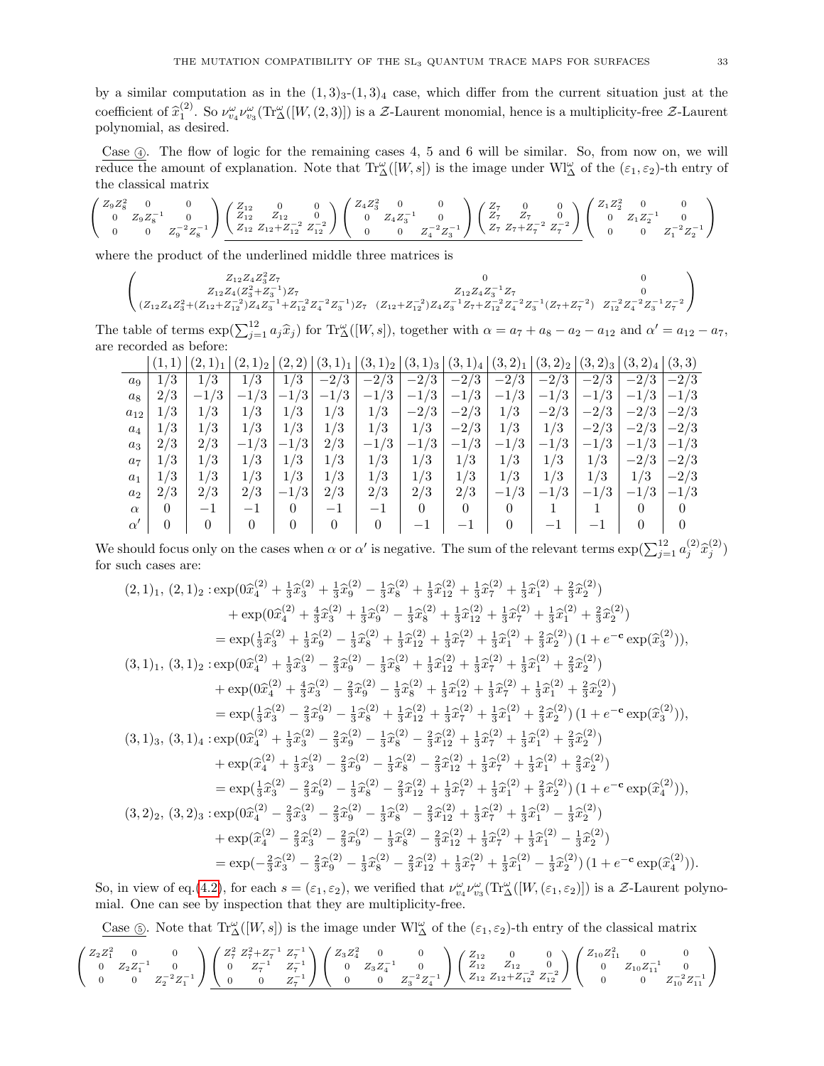by a similar computation as in the $(1,3)_3$-$(1,3)_4$ case, which differ from the current situation just at the coefficient of $\widehat{x}_1^{(2)}$. So $\nu_{v_4}^\omega \nu_{v_3}^\omega(\mathrm{Tr}_\Delta^\omega([W,(2,3)])$ is a $\mathcal{Z}$-Laurent monomial, hence is a multiplicity-free $\mathcal{Z}$-Laurent polynomial, as desired.

Case ④. The flow of logic for the remaining cases 4, 5 and 6 will be similar. So, from now on, we will reduce the amount of explanation. Note that $\mathrm{Tr}_\Delta^\omega([W,s])$ is the image under $\mathrm{Wl}_\Delta^\omega$ of the $(\varepsilon_1,\varepsilon_2)$-th entry of the classical matrix

$$\begin{pmatrix} Z_9Z_8^2 & 0 & 0 \\ 0 & Z_9Z_8^{-1} & 0 \\ 0 & 0 & Z_9^{-2}Z_8^{-1} \end{pmatrix} \underline{\begin{pmatrix} Z_{12} & 0 & 0 \\ Z_{12} & Z_{12} & 0 \\ Z_{12} & Z_{12}+Z_{12}^{-2} & Z_{12}^{-2} \end{pmatrix} \begin{pmatrix} Z_4Z_3^2 & 0 & 0 \\ 0 & Z_4Z_3^{-1} & 0 \\ 0 & 0 & Z_4^{-2}Z_3^{-1} \end{pmatrix} \begin{pmatrix} Z_7 & 0 & 0 \\ Z_7 & Z_7 & 0 \\ Z_7 & Z_7+Z_7^{-2} & Z_7^{-2} \end{pmatrix}} \begin{pmatrix} Z_1Z_2^2 & 0 & 0 \\ 0 & Z_1Z_2^{-1} & 0 \\ 0 & 0 & Z_1^{-2}Z_2^{-1} \end{pmatrix}$$

where the product of the underlined middle three matrices is

$$\begin{pmatrix} Z_{12}Z_4Z_3^2Z_7 & 0 & 0 \\ Z_{12}Z_4(Z_3^2+Z_3^{-1})Z_7 & Z_{12}Z_4Z_3^{-1}Z_7 & 0 \\ (Z_{12}Z_4Z_3^2+(Z_{12}+Z_{12}^{-2})Z_4Z_3^{-1}+Z_{12}^{-2}Z_4^{-2}Z_3^{-1})Z_7 & (Z_{12}+Z_{12}^{-2})Z_4Z_3^{-1}Z_7+Z_{12}^{-2}Z_4^{-2}Z_3^{-1}(Z_7+Z_7^{-2}) & Z_{12}^{-2}Z_4^{-2}Z_3^{-1}Z_7^{-2} \end{pmatrix}$$

The table of terms $\exp(\sum_{j=1}^{12} a_j\widehat{x}_j)$ for $\mathrm{Tr}_\Delta^\omega([W,s])$, together with $\alpha = a_7+a_8-a_2-a_{12}$ and $\alpha' = a_{12}-a_7$, are recorded as before:

| | $(1,1)$ | $(2,1)_1$ | $(2,1)_2$ | $(2,2)$ | $(3,1)_1$ | $(3,1)_2$ | $(3,1)_3$ | $(3,1)_4$ | $(3,2)_1$ | $(3,2)_2$ | $(3,2)_3$ | $(3,2)_4$ | $(3,3)$ |
|---|---|---|---|---|---|---|---|---|---|---|---|---|---|
| $a_9$ | $1/3$ | $1/3$ | $1/3$ | $1/3$ | $-2/3$ | $-2/3$ | $-2/3$ | $-2/3$ | $-2/3$ | $-2/3$ | $-2/3$ | $-2/3$ | $-2/3$ |
| $a_8$ | $2/3$ | $-1/3$ | $-1/3$ | $-1/3$ | $-1/3$ | $-1/3$ | $-1/3$ | $-1/3$ | $-1/3$ | $-1/3$ | $-1/3$ | $-1/3$ | $-1/3$ |
| $a_{12}$ | $1/3$ | $1/3$ | $1/3$ | $1/3$ | $1/3$ | $1/3$ | $-2/3$ | $-2/3$ | $1/3$ | $-2/3$ | $-2/3$ | $-2/3$ | $-2/3$ |
| $a_4$ | $1/3$ | $1/3$ | $1/3$ | $1/3$ | $1/3$ | $1/3$ | $1/3$ | $-2/3$ | $1/3$ | $1/3$ | $-2/3$ | $-2/3$ | $-2/3$ |
| $a_3$ | $2/3$ | $2/3$ | $-1/3$ | $-1/3$ | $2/3$ | $-1/3$ | $-1/3$ | $-1/3$ | $-1/3$ | $-1/3$ | $-1/3$ | $-1/3$ | $-1/3$ |
| $a_7$ | $1/3$ | $1/3$ | $1/3$ | $1/3$ | $1/3$ | $1/3$ | $1/3$ | $1/3$ | $1/3$ | $1/3$ | $1/3$ | $-2/3$ | $-2/3$ |
| $a_1$ | $1/3$ | $1/3$ | $1/3$ | $1/3$ | $1/3$ | $1/3$ | $1/3$ | $1/3$ | $1/3$ | $1/3$ | $1/3$ | $1/3$ | $-2/3$ |
| $a_2$ | $2/3$ | $2/3$ | $2/3$ | $-1/3$ | $2/3$ | $2/3$ | $2/3$ | $2/3$ | $-1/3$ | $-1/3$ | $-1/3$ | $-1/3$ | $-1/3$ |
| $\alpha$ | $0$ | $-1$ | $-1$ | $0$ | $-1$ | $-1$ | $0$ | $0$ | $0$ | $1$ | $1$ | $0$ | $0$ |
| $\alpha'$ | $0$ | $0$ | $0$ | $0$ | $0$ | $0$ | $-1$ | $-1$ | $0$ | $-1$ | $-1$ | $0$ | $0$ |

We should focus only on the cases when $\alpha$ or $\alpha'$ is negative. The sum of the relevant terms $\exp(\sum_{j=1}^{12} a_j^{(2)}\widehat{x}_j^{(2)})$ for such cases are:

$$\begin{aligned}
(2,1)_1,\,(2,1)_2 :& \exp(0\widehat{x}_4^{(2)}+\tfrac13\widehat{x}_3^{(2)}+\tfrac13\widehat{x}_9^{(2)}-\tfrac13\widehat{x}_8^{(2)}+\tfrac13\widehat{x}_{12}^{(2)}+\tfrac13\widehat{x}_7^{(2)}+\tfrac13\widehat{x}_1^{(2)}+\tfrac23\widehat{x}_2^{(2)}) \\
&+\exp(0\widehat{x}_4^{(2)}+\tfrac43\widehat{x}_3^{(2)}+\tfrac13\widehat{x}_9^{(2)}-\tfrac13\widehat{x}_8^{(2)}+\tfrac13\widehat{x}_{12}^{(2)}+\tfrac13\widehat{x}_7^{(2)}+\tfrac13\widehat{x}_1^{(2)}+\tfrac23\widehat{x}_2^{(2)}) \\
&=\exp(\tfrac13\widehat{x}_3^{(2)}+\tfrac13\widehat{x}_9^{(2)}-\tfrac13\widehat{x}_8^{(2)}+\tfrac13\widehat{x}_{12}^{(2)}+\tfrac13\widehat{x}_7^{(2)}+\tfrac13\widehat{x}_1^{(2)}+\tfrac23\widehat{x}_2^{(2)})\,(1+e^{-\mathbf{c}}\exp(\widehat{x}_3^{(2)})), \\
(3,1)_1,\,(3,1)_2 :& \exp(0\widehat{x}_4^{(2)}+\tfrac13\widehat{x}_3^{(2)}-\tfrac23\widehat{x}_9^{(2)}-\tfrac13\widehat{x}_8^{(2)}+\tfrac13\widehat{x}_{12}^{(2)}+\tfrac13\widehat{x}_7^{(2)}+\tfrac13\widehat{x}_1^{(2)}+\tfrac23\widehat{x}_2^{(2)}) \\
&+\exp(0\widehat{x}_4^{(2)}+\tfrac43\widehat{x}_3^{(2)}-\tfrac23\widehat{x}_9^{(2)}-\tfrac13\widehat{x}_8^{(2)}+\tfrac13\widehat{x}_{12}^{(2)}+\tfrac13\widehat{x}_7^{(2)}+\tfrac13\widehat{x}_1^{(2)}+\tfrac23\widehat{x}_2^{(2)}) \\
&=\exp(\tfrac13\widehat{x}_3^{(2)}-\tfrac23\widehat{x}_9^{(2)}-\tfrac13\widehat{x}_8^{(2)}+\tfrac13\widehat{x}_{12}^{(2)}+\tfrac13\widehat{x}_7^{(2)}+\tfrac13\widehat{x}_1^{(2)}+\tfrac23\widehat{x}_2^{(2)})\,(1+e^{-\mathbf{c}}\exp(\widehat{x}_3^{(2)})), \\
(3,1)_3,\,(3,1)_4 :& \exp(0\widehat{x}_4^{(2)}+\tfrac13\widehat{x}_3^{(2)}-\tfrac23\widehat{x}_9^{(2)}-\tfrac13\widehat{x}_8^{(2)}-\tfrac23\widehat{x}_{12}^{(2)}+\tfrac13\widehat{x}_7^{(2)}+\tfrac13\widehat{x}_1^{(2)}+\tfrac23\widehat{x}_2^{(2)}) \\
&+\exp(\widehat{x}_4^{(2)}+\tfrac13\widehat{x}_3^{(2)}-\tfrac23\widehat{x}_9^{(2)}-\tfrac13\widehat{x}_8^{(2)}-\tfrac23\widehat{x}_{12}^{(2)}+\tfrac13\widehat{x}_7^{(2)}+\tfrac13\widehat{x}_1^{(2)}+\tfrac23\widehat{x}_2^{(2)}) \\
&=\exp(\tfrac13\widehat{x}_3^{(2)}-\tfrac23\widehat{x}_9^{(2)}-\tfrac13\widehat{x}_8^{(2)}-\tfrac23\widehat{x}_{12}^{(2)}+\tfrac13\widehat{x}_7^{(2)}+\tfrac13\widehat{x}_1^{(2)}+\tfrac23\widehat{x}_2^{(2)})\,(1+e^{-\mathbf{c}}\exp(\widehat{x}_4^{(2)})), \\
(3,2)_2,\,(3,2)_3 :& \exp(0\widehat{x}_4^{(2)}-\tfrac23\widehat{x}_3^{(2)}-\tfrac23\widehat{x}_9^{(2)}-\tfrac13\widehat{x}_8^{(2)}-\tfrac23\widehat{x}_{12}^{(2)}+\tfrac13\widehat{x}_7^{(2)}+\tfrac13\widehat{x}_1^{(2)}-\tfrac13\widehat{x}_2^{(2)}) \\
&+\exp(\widehat{x}_4^{(2)}-\tfrac23\widehat{x}_3^{(2)}-\tfrac23\widehat{x}_9^{(2)}-\tfrac13\widehat{x}_8^{(2)}-\tfrac23\widehat{x}_{12}^{(2)}+\tfrac13\widehat{x}_7^{(2)}+\tfrac13\widehat{x}_1^{(2)}-\tfrac13\widehat{x}_2^{(2)}) \\
&=\exp(-\tfrac23\widehat{x}_3^{(2)}-\tfrac23\widehat{x}_9^{(2)}-\tfrac13\widehat{x}_8^{(2)}-\tfrac23\widehat{x}_{12}^{(2)}+\tfrac13\widehat{x}_7^{(2)}+\tfrac13\widehat{x}_1^{(2)}-\tfrac13\widehat{x}_2^{(2)})\,(1+e^{-\mathbf{c}}\exp(\widehat{x}_4^{(2)})).
\end{aligned}$$

So, in view of eq.(4.2), for each $s=(\varepsilon_1,\varepsilon_2)$, we verified that $\nu_{v_4}^\omega\nu_{v_3}^\omega(\mathrm{Tr}_\Delta^\omega([W,(\varepsilon_1,\varepsilon_2)])$ is a $\mathcal{Z}$-Laurent polynomial. One can see by inspection that they are multiplicity-free.

Case ⑤. Note that $\mathrm{Tr}_\Delta^\omega([W,s])$ is the image under $\mathrm{Wl}_\Delta^\omega$ of the $(\varepsilon_1,\varepsilon_2)$-th entry of the classical matrix

$$\begin{pmatrix} Z_2Z_1^2 & 0 & 0 \\ 0 & Z_2Z_1^{-1} & 0 \\ 0 & 0 & Z_2^{-2}Z_1^{-1} \end{pmatrix} \underline{\begin{pmatrix} Z_7^2 & Z_7^2+Z_7^{-1} & Z_7^{-1} \\ 0 & Z_7^{-1} & Z_7^{-1} \\ 0 & 0 & Z_7^{-1} \end{pmatrix} \begin{pmatrix} Z_3Z_4^2 & 0 & 0 \\ 0 & Z_3Z_4^{-1} & 0 \\ 0 & 0 & Z_3^{-2}Z_4^{-1} \end{pmatrix} \begin{pmatrix} Z_{12} & 0 & 0 \\ Z_{12} & Z_{12} & 0 \\ Z_{12} & Z_{12}+Z_{12}^{-2} & Z_{12}^{-2} \end{pmatrix}} \begin{pmatrix} Z_{10}Z_{11}^2 & 0 & 0 \\ 0 & Z_{10}Z_{11}^{-1} & 0 \\ 0 & 0 & Z_{10}^{-2}Z_{11}^{-1} \end{pmatrix}$$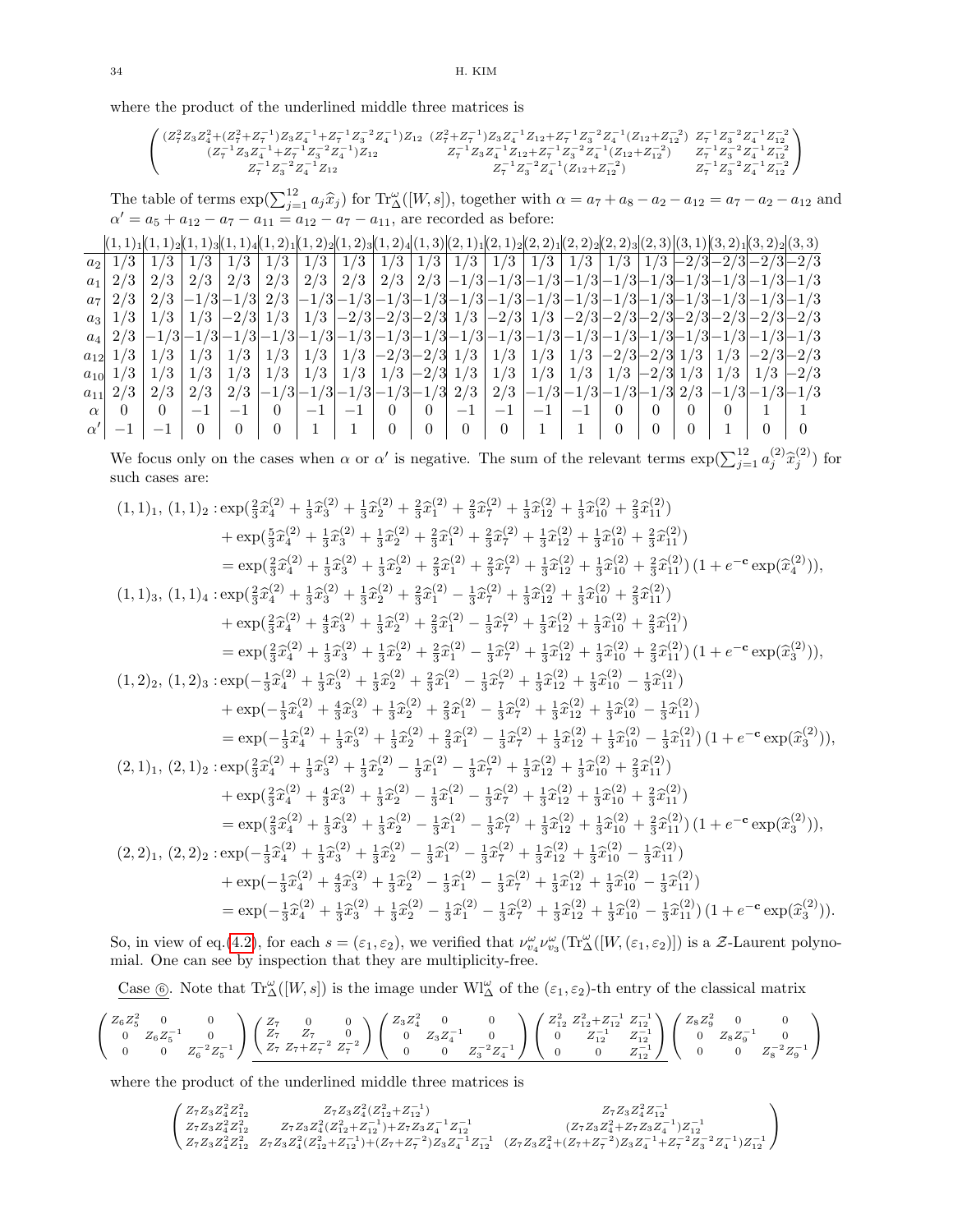where the product of the underlined middle three matrices is

$$\begin{pmatrix} (Z_7^2Z_3Z_4^2+(Z_7^2+Z_7^{-1})Z_3Z_4^{-1}+Z_7^{-1}Z_3^{-2}Z_4^{-1})Z_{12} & (Z_7^2+Z_7^{-1})Z_3Z_4^{-1}Z_{12}+Z_7^{-1}Z_3^{-2}Z_4^{-1}(Z_{12}+Z_{12}^{-2}) & Z_7^{-1}Z_3^{-2}Z_4^{-1}Z_{12}^{-2} \\ (Z_7^{-1}Z_3Z_4^{-1}+Z_7^{-1}Z_3^{-2}Z_4^{-1})Z_{12} & Z_7^{-1}Z_3Z_4^{-1}Z_{12}+Z_7^{-1}Z_3^{-2}Z_4^{-1}(Z_{12}+Z_{12}^{-2}) & Z_7^{-1}Z_3^{-2}Z_4^{-1}Z_{12}^{-2} \\ Z_7^{-1}Z_3^{-2}Z_4^{-1}Z_{12} & Z_7^{-1}Z_3^{-2}Z_4^{-1}(Z_{12}+Z_{12}^{-2}) & Z_7^{-1}Z_3^{-2}Z_4^{-1}Z_{12}^{-2} \end{pmatrix}$$

The table of terms $\exp(\sum_{j=1}^{12} a_j \widehat{x}_j)$ for $\mathrm{Tr}^\omega_\Delta([W,s])$, together with $\alpha = a_7+a_8-a_2-a_{12} = a_7-a_2-a_{12}$ and $\alpha' = a_5+a_{12}-a_7-a_{11} = a_{12}-a_7-a_{11}$, are recorded as before:

| | $(1,1)_1$ | $(1,1)_2$ | $(1,1)_3$ | $(1,1)_4$ | $(1,2)_1$ | $(1,2)_2$ | $(1,2)_3$ | $(1,2)_4$ | $(1,3)$ | $(2,1)_1$ | $(2,1)_2$ | $(2,2)_1$ | $(2,2)_2$ | $(2,2)_3$ | $(2,3)$ | $(3,1)$ | $(3,2)_1$ | $(3,2)_2$ | $(3,3)$ |
|---|---|---|---|---|---|---|---|---|---|---|---|---|---|---|---|---|---|---|---|
| $a_2$ | $1/3$ | $1/3$ | $1/3$ | $1/3$ | $1/3$ | $1/3$ | $1/3$ | $1/3$ | $1/3$ | $1/3$ | $1/3$ | $1/3$ | $1/3$ | $1/3$ | $1/3$ | $-2/3$ | $-2/3$ | $-2/3$ | $-2/3$ |
| $a_1$ | $2/3$ | $2/3$ | $2/3$ | $2/3$ | $2/3$ | $2/3$ | $2/3$ | $2/3$ | $2/3$ | $-1/3$ | $-1/3$ | $-1/3$ | $-1/3$ | $-1/3$ | $-1/3$ | $-1/3$ | $-1/3$ | $-1/3$ | $-1/3$ |
| $a_7$ | $2/3$ | $2/3$ | $-1/3$ | $-1/3$ | $2/3$ | $-1/3$ | $-1/3$ | $-1/3$ | $-1/3$ | $-1/3$ | $-1/3$ | $-1/3$ | $-1/3$ | $-1/3$ | $-1/3$ | $-1/3$ | $-1/3$ | $-1/3$ | $-1/3$ |
| $a_3$ | $1/3$ | $1/3$ | $1/3$ | $-2/3$ | $1/3$ | $1/3$ | $-2/3$ | $-2/3$ | $-2/3$ | $1/3$ | $-2/3$ | $1/3$ | $-2/3$ | $-2/3$ | $-2/3$ | $-2/3$ | $-2/3$ | $-2/3$ | $-2/3$ |
| $a_4$ | $2/3$ | $-1/3$ | $-1/3$ | $-1/3$ | $-1/3$ | $-1/3$ | $-1/3$ | $-1/3$ | $-1/3$ | $-1/3$ | $-1/3$ | $-1/3$ | $-1/3$ | $-1/3$ | $-1/3$ | $-1/3$ | $-1/3$ | $-1/3$ | $-1/3$ |
| $a_{12}$ | $1/3$ | $1/3$ | $1/3$ | $1/3$ | $1/3$ | $1/3$ | $1/3$ | $-2/3$ | $-2/3$ | $1/3$ | $1/3$ | $1/3$ | $1/3$ | $-2/3$ | $-2/3$ | $1/3$ | $1/3$ | $-2/3$ | $-2/3$ |
| $a_{10}$ | $1/3$ | $1/3$ | $1/3$ | $1/3$ | $1/3$ | $1/3$ | $1/3$ | $1/3$ | $-2/3$ | $1/3$ | $1/3$ | $1/3$ | $1/3$ | $1/3$ | $-2/3$ | $1/3$ | $1/3$ | $1/3$ | $-2/3$ |
| $a_{11}$ | $2/3$ | $2/3$ | $2/3$ | $2/3$ | $-1/3$ | $-1/3$ | $-1/3$ | $-1/3$ | $-1/3$ | $2/3$ | $2/3$ | $-1/3$ | $-1/3$ | $-1/3$ | $-1/3$ | $2/3$ | $-1/3$ | $-1/3$ | $-1/3$ |
| $\alpha$ | $0$ | $0$ | $-1$ | $-1$ | $0$ | $-1$ | $-1$ | $0$ | $0$ | $-1$ | $-1$ | $-1$ | $-1$ | $0$ | $0$ | $0$ | $0$ | $1$ | $1$ |
| $\alpha'$ | $-1$ | $-1$ | $0$ | $0$ | $0$ | $1$ | $1$ | $0$ | $0$ | $0$ | $0$ | $1$ | $1$ | $0$ | $0$ | $0$ | $1$ | $0$ | $0$ |

We focus only on the cases when $\alpha$ or $\alpha'$ is negative. The sum of the relevant terms $\exp(\sum_{j=1}^{12} a_j^{(2)} \widehat{x}_j^{(2)})$ for such cases are:

$$\begin{aligned}
(1,1)_1,\ (1,1)_2 :& \exp(\tfrac{2}{3}\widehat{x}_4^{(2)} + \tfrac{1}{3}\widehat{x}_3^{(2)} + \tfrac{1}{3}\widehat{x}_2^{(2)} + \tfrac{2}{3}\widehat{x}_1^{(2)} + \tfrac{2}{3}\widehat{x}_7^{(2)} + \tfrac{1}{3}\widehat{x}_{12}^{(2)} + \tfrac{1}{3}\widehat{x}_{10}^{(2)} + \tfrac{2}{3}\widehat{x}_{11}^{(2)}) \\
&+ \exp(\tfrac{5}{3}\widehat{x}_4^{(2)} + \tfrac{1}{3}\widehat{x}_3^{(2)} + \tfrac{1}{3}\widehat{x}_2^{(2)} + \tfrac{2}{3}\widehat{x}_1^{(2)} + \tfrac{2}{3}\widehat{x}_7^{(2)} + \tfrac{1}{3}\widehat{x}_{12}^{(2)} + \tfrac{1}{3}\widehat{x}_{10}^{(2)} + \tfrac{2}{3}\widehat{x}_{11}^{(2)}) \\
&= \exp(\tfrac{2}{3}\widehat{x}_4^{(2)} + \tfrac{1}{3}\widehat{x}_3^{(2)} + \tfrac{1}{3}\widehat{x}_2^{(2)} + \tfrac{2}{3}\widehat{x}_1^{(2)} + \tfrac{2}{3}\widehat{x}_7^{(2)} + \tfrac{1}{3}\widehat{x}_{12}^{(2)} + \tfrac{1}{3}\widehat{x}_{10}^{(2)} + \tfrac{2}{3}\widehat{x}_{11}^{(2)})\,(1 + e^{-\mathbf{c}}\exp(\widehat{x}_4^{(2)})), \\
(1,1)_3,\ (1,1)_4 :& \exp(\tfrac{2}{3}\widehat{x}_4^{(2)} + \tfrac{1}{3}\widehat{x}_3^{(2)} + \tfrac{1}{3}\widehat{x}_2^{(2)} + \tfrac{2}{3}\widehat{x}_1^{(2)} - \tfrac{1}{3}\widehat{x}_7^{(2)} + \tfrac{1}{3}\widehat{x}_{12}^{(2)} + \tfrac{1}{3}\widehat{x}_{10}^{(2)} + \tfrac{2}{3}\widehat{x}_{11}^{(2)}) \\
&+ \exp(\tfrac{2}{3}\widehat{x}_4^{(2)} + \tfrac{4}{3}\widehat{x}_3^{(2)} + \tfrac{1}{3}\widehat{x}_2^{(2)} + \tfrac{2}{3}\widehat{x}_1^{(2)} - \tfrac{1}{3}\widehat{x}_7^{(2)} + \tfrac{1}{3}\widehat{x}_{12}^{(2)} + \tfrac{1}{3}\widehat{x}_{10}^{(2)} + \tfrac{2}{3}\widehat{x}_{11}^{(2)}) \\
&= \exp(\tfrac{2}{3}\widehat{x}_4^{(2)} + \tfrac{1}{3}\widehat{x}_3^{(2)} + \tfrac{1}{3}\widehat{x}_2^{(2)} + \tfrac{2}{3}\widehat{x}_1^{(2)} - \tfrac{1}{3}\widehat{x}_7^{(2)} + \tfrac{1}{3}\widehat{x}_{12}^{(2)} + \tfrac{1}{3}\widehat{x}_{10}^{(2)} + \tfrac{2}{3}\widehat{x}_{11}^{(2)})\,(1 + e^{-\mathbf{c}}\exp(\widehat{x}_3^{(2)})), \\
(1,2)_2,\ (1,2)_3 :& \exp(-\tfrac{1}{3}\widehat{x}_4^{(2)} + \tfrac{1}{3}\widehat{x}_3^{(2)} + \tfrac{1}{3}\widehat{x}_2^{(2)} + \tfrac{2}{3}\widehat{x}_1^{(2)} - \tfrac{1}{3}\widehat{x}_7^{(2)} + \tfrac{1}{3}\widehat{x}_{12}^{(2)} + \tfrac{1}{3}\widehat{x}_{10}^{(2)} - \tfrac{1}{3}\widehat{x}_{11}^{(2)}) \\
&+ \exp(-\tfrac{1}{3}\widehat{x}_4^{(2)} + \tfrac{4}{3}\widehat{x}_3^{(2)} + \tfrac{1}{3}\widehat{x}_2^{(2)} + \tfrac{2}{3}\widehat{x}_1^{(2)} - \tfrac{1}{3}\widehat{x}_7^{(2)} + \tfrac{1}{3}\widehat{x}_{12}^{(2)} + \tfrac{1}{3}\widehat{x}_{10}^{(2)} - \tfrac{1}{3}\widehat{x}_{11}^{(2)}) \\
&= \exp(-\tfrac{1}{3}\widehat{x}_4^{(2)} + \tfrac{1}{3}\widehat{x}_3^{(2)} + \tfrac{1}{3}\widehat{x}_2^{(2)} + \tfrac{2}{3}\widehat{x}_1^{(2)} - \tfrac{1}{3}\widehat{x}_7^{(2)} + \tfrac{1}{3}\widehat{x}_{12}^{(2)} + \tfrac{1}{3}\widehat{x}_{10}^{(2)} - \tfrac{1}{3}\widehat{x}_{11}^{(2)})\,(1 + e^{-\mathbf{c}}\exp(\widehat{x}_3^{(2)})), \\
(2,1)_1,\ (2,1)_2 :& \exp(\tfrac{2}{3}\widehat{x}_4^{(2)} + \tfrac{1}{3}\widehat{x}_3^{(2)} + \tfrac{1}{3}\widehat{x}_2^{(2)} - \tfrac{1}{3}\widehat{x}_1^{(2)} - \tfrac{1}{3}\widehat{x}_7^{(2)} + \tfrac{1}{3}\widehat{x}_{12}^{(2)} + \tfrac{1}{3}\widehat{x}_{10}^{(2)} + \tfrac{2}{3}\widehat{x}_{11}^{(2)}) \\
&+ \exp(\tfrac{2}{3}\widehat{x}_4^{(2)} + \tfrac{4}{3}\widehat{x}_3^{(2)} + \tfrac{1}{3}\widehat{x}_2^{(2)} - \tfrac{1}{3}\widehat{x}_1^{(2)} - \tfrac{1}{3}\widehat{x}_7^{(2)} + \tfrac{1}{3}\widehat{x}_{12}^{(2)} + \tfrac{1}{3}\widehat{x}_{10}^{(2)} + \tfrac{2}{3}\widehat{x}_{11}^{(2)}) \\
&= \exp(\tfrac{2}{3}\widehat{x}_4^{(2)} + \tfrac{1}{3}\widehat{x}_3^{(2)} + \tfrac{1}{3}\widehat{x}_2^{(2)} - \tfrac{1}{3}\widehat{x}_1^{(2)} - \tfrac{1}{3}\widehat{x}_7^{(2)} + \tfrac{1}{3}\widehat{x}_{12}^{(2)} + \tfrac{1}{3}\widehat{x}_{10}^{(2)} + \tfrac{2}{3}\widehat{x}_{11}^{(2)})\,(1 + e^{-\mathbf{c}}\exp(\widehat{x}_3^{(2)})), \\
(2,2)_1,\ (2,2)_2 :& \exp(-\tfrac{1}{3}\widehat{x}_4^{(2)} + \tfrac{1}{3}\widehat{x}_3^{(2)} + \tfrac{1}{3}\widehat{x}_2^{(2)} - \tfrac{1}{3}\widehat{x}_1^{(2)} - \tfrac{1}{3}\widehat{x}_7^{(2)} + \tfrac{1}{3}\widehat{x}_{12}^{(2)} + \tfrac{1}{3}\widehat{x}_{10}^{(2)} - \tfrac{1}{3}\widehat{x}_{11}^{(2)}) \\
&+ \exp(-\tfrac{1}{3}\widehat{x}_4^{(2)} + \tfrac{4}{3}\widehat{x}_3^{(2)} + \tfrac{1}{3}\widehat{x}_2^{(2)} - \tfrac{1}{3}\widehat{x}_1^{(2)} - \tfrac{1}{3}\widehat{x}_7^{(2)} + \tfrac{1}{3}\widehat{x}_{12}^{(2)} + \tfrac{1}{3}\widehat{x}_{10}^{(2)} - \tfrac{1}{3}\widehat{x}_{11}^{(2)}) \\
&= \exp(-\tfrac{1}{3}\widehat{x}_4^{(2)} + \tfrac{1}{3}\widehat{x}_3^{(2)} + \tfrac{1}{3}\widehat{x}_2^{(2)} - \tfrac{1}{3}\widehat{x}_1^{(2)} - \tfrac{1}{3}\widehat{x}_7^{(2)} + \tfrac{1}{3}\widehat{x}_{12}^{(2)} + \tfrac{1}{3}\widehat{x}_{10}^{(2)} - \tfrac{1}{3}\widehat{x}_{11}^{(2)})\,(1 + e^{-\mathbf{c}}\exp(\widehat{x}_3^{(2)})).
\end{aligned}$$

So, in view of eq.(4.2), for each $s = (\varepsilon_1, \varepsilon_2)$, we verified that $\nu^\omega_{v_4}\nu^\omega_{v_3}(\mathrm{Tr}^\omega_\Delta([W,(\varepsilon_1,\varepsilon_2)])$ is a $\mathcal{Z}$-Laurent polynomial. One can see by inspection that they are multiplicity-free.

Case ⑥. Note that $\mathrm{Tr}^\omega_\Delta([W,s])$ is the image under $\mathrm{Wl}^\omega_\Delta$ of the $(\varepsilon_1,\varepsilon_2)$-th entry of the classical matrix

$$\begin{pmatrix} Z_6Z_5^2 & 0 & 0 \\ 0 & Z_6Z_5^{-1} & 0 \\ 0 & 0 & Z_6^{-2}Z_5^{-1} \end{pmatrix} \underline{\begin{pmatrix} Z_7 & 0 & 0 \\ Z_7 & Z_7 & 0 \\ Z_7 & Z_7+Z_7^{-2} & Z_7^{-2} \end{pmatrix} \begin{pmatrix} Z_3Z_4^2 & 0 & 0 \\ 0 & Z_3Z_4^{-1} & 0 \\ 0 & 0 & Z_3^{-2}Z_4^{-1} \end{pmatrix} \begin{pmatrix} Z_{12}^2 & Z_{12}^2+Z_{12}^{-1} & Z_{12}^{-1} \\ 0 & Z_{12}^{-1} & Z_{12}^{-1} \\ 0 & 0 & Z_{12}^{-1} \end{pmatrix}} \begin{pmatrix} Z_8Z_9^2 & 0 & 0 \\ 0 & Z_8Z_9^{-1} & 0 \\ 0 & 0 & Z_8^{-2}Z_9^{-1} \end{pmatrix}$$

where the product of the underlined middle three matrices is

$$\begin{pmatrix} Z_7Z_3Z_4^2Z_{12}^2 & Z_7Z_3Z_4^2(Z_{12}^2+Z_{12}^{-1}) & Z_7Z_3Z_4^2Z_{12}^{-1} \\ Z_7Z_3Z_4^2Z_{12}^2 & Z_7Z_3Z_4^2(Z_{12}^2+Z_{12}^{-1})+Z_7Z_3Z_4^{-1}Z_{12}^{-1} & (Z_7Z_3Z_4^2+Z_7Z_3Z_4^{-1})Z_{12}^{-1} \\ Z_7Z_3Z_4^2Z_{12}^2 & Z_7Z_3Z_4^2(Z_{12}^2+Z_{12}^{-1})+(Z_7+Z_7^{-2})Z_3Z_4^{-1}Z_{12}^{-1} & (Z_7Z_3Z_4^2+(Z_7+Z_7^{-2})Z_3Z_4^{-1}+Z_7^{-2}Z_3^{-2}Z_4^{-1})Z_{12}^{-1} \end{pmatrix}$$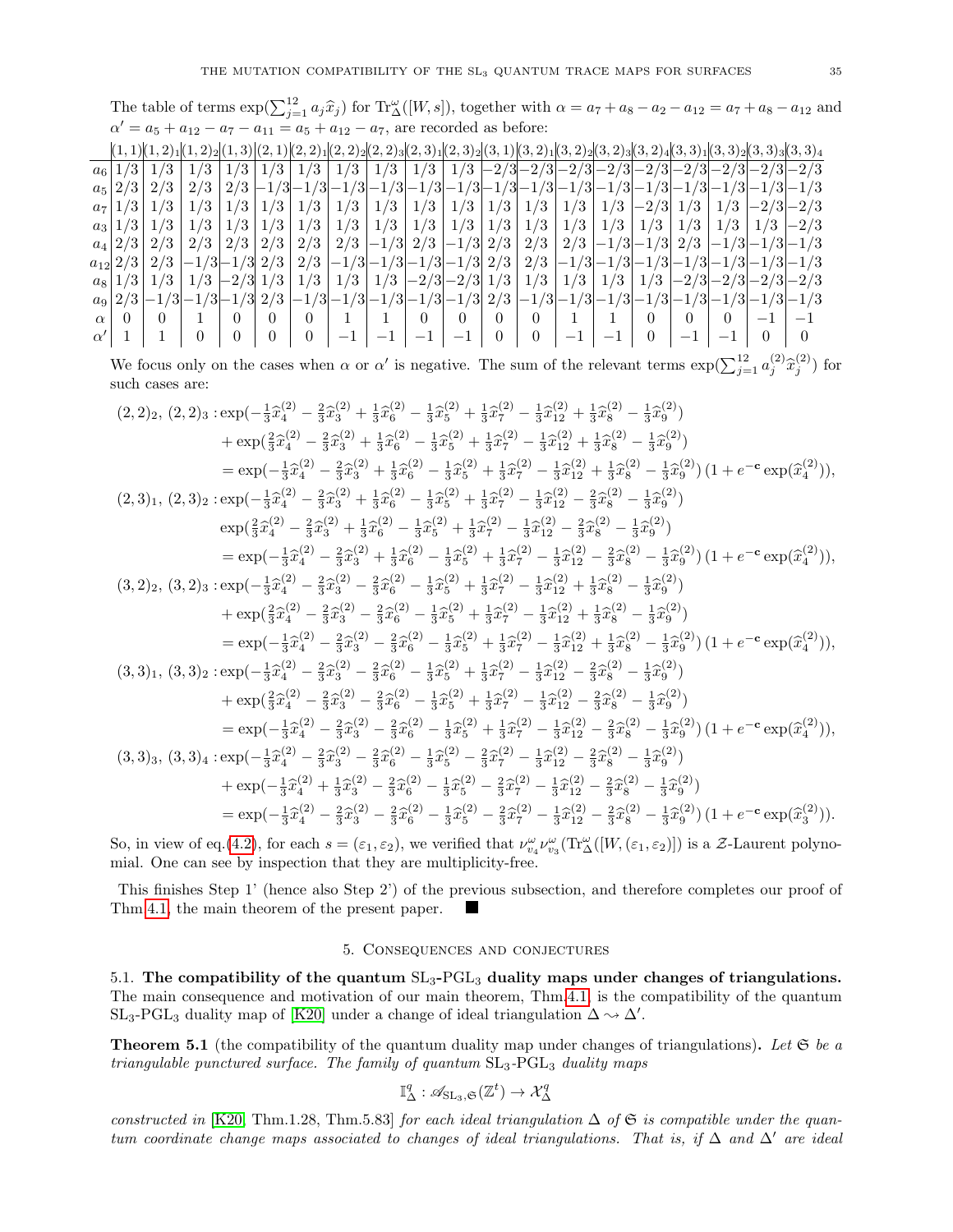The table of terms $\exp(\sum_{j=1}^{12} a_j \widehat{x}_j)$ for $\mathrm{Tr}^\omega_\Delta([W,s])$, together with $\alpha = a_7 + a_8 - a_2 - a_{12} = a_7 + a_8 - a_{12}$ and $\alpha' = a_5 + a_{12} - a_7 - a_{11} = a_5 + a_{12} - a_7$, are recorded as before:

| | $(1,1)$ | $(1,2)_1$ | $(1,2)_2$ | $(1,3)$ | $(2,1)$ | $(2,2)_1$ | $(2,2)_2$ | $(2,2)_3$ | $(2,3)_1$ | $(2,3)_2$ | $(3,1)$ | $(3,2)_1$ | $(3,2)_2$ | $(3,2)_3$ | $(3,2)_4$ | $(3,3)_1$ | $(3,3)_2$ | $(3,3)_3$ | $(3,3)_4$ |
|---|---|---|---|---|---|---|---|---|---|---|---|---|---|---|---|---|---|---|---|
| $a_6$ | $1/3$ | $1/3$ | $1/3$ | $1/3$ | $1/3$ | $1/3$ | $1/3$ | $1/3$ | $1/3$ | $1/3$ | $-2/3$ | $-2/3$ | $-2/3$ | $-2/3$ | $-2/3$ | $-2/3$ | $-2/3$ | $-2/3$ | $-2/3$ |
| $a_5$ | $2/3$ | $2/3$ | $2/3$ | $2/3$ | $-1/3$ | $-1/3$ | $-1/3$ | $-1/3$ | $-1/3$ | $-1/3$ | $-1/3$ | $-1/3$ | $-1/3$ | $-1/3$ | $-1/3$ | $-1/3$ | $-1/3$ | $-1/3$ | $-1/3$ |
| $a_7$ | $1/3$ | $1/3$ | $1/3$ | $1/3$ | $1/3$ | $1/3$ | $1/3$ | $1/3$ | $1/3$ | $1/3$ | $1/3$ | $1/3$ | $1/3$ | $1/3$ | $-2/3$ | $1/3$ | $1/3$ | $-2/3$ | $-2/3$ |
| $a_3$ | $1/3$ | $1/3$ | $1/3$ | $1/3$ | $1/3$ | $1/3$ | $1/3$ | $1/3$ | $1/3$ | $1/3$ | $1/3$ | $1/3$ | $1/3$ | $1/3$ | $1/3$ | $1/3$ | $1/3$ | $1/3$ | $-2/3$ |
| $a_4$ | $2/3$ | $2/3$ | $2/3$ | $2/3$ | $2/3$ | $2/3$ | $2/3$ | $-1/3$ | $2/3$ | $-1/3$ | $2/3$ | $2/3$ | $2/3$ | $-1/3$ | $-1/3$ | $2/3$ | $-1/3$ | $-1/3$ | $-1/3$ |
| $a_{12}$ | $2/3$ | $2/3$ | $-1/3$ | $-1/3$ | $2/3$ | $2/3$ | $-1/3$ | $-1/3$ | $-1/3$ | $-1/3$ | $2/3$ | $2/3$ | $-1/3$ | $-1/3$ | $-1/3$ | $-1/3$ | $-1/3$ | $-1/3$ | $-1/3$ |
| $a_8$ | $1/3$ | $1/3$ | $1/3$ | $-2/3$ | $1/3$ | $1/3$ | $1/3$ | $1/3$ | $-2/3$ | $-2/3$ | $1/3$ | $1/3$ | $1/3$ | $1/3$ | $1/3$ | $-2/3$ | $-2/3$ | $-2/3$ | $-2/3$ |
| $a_9$ | $2/3$ | $-1/3$ | $-1/3$ | $-1/3$ | $2/3$ | $-1/3$ | $-1/3$ | $-1/3$ | $-1/3$ | $-1/3$ | $2/3$ | $-1/3$ | $-1/3$ | $-1/3$ | $-1/3$ | $-1/3$ | $-1/3$ | $-1/3$ | $-1/3$ |
| $\alpha$ | $0$ | $0$ | $1$ | $0$ | $0$ | $0$ | $1$ | $1$ | $0$ | $0$ | $0$ | $0$ | $1$ | $1$ | $0$ | $0$ | $0$ | $-1$ | $-1$ |
| $\alpha'$ | $1$ | $1$ | $0$ | $0$ | $0$ | $0$ | $-1$ | $-1$ | $-1$ | $-1$ | $0$ | $0$ | $-1$ | $-1$ | $0$ | $-1$ | $-1$ | $0$ | $0$ |

We focus only on the cases when $\alpha$ or $\alpha'$ is negative. The sum of the relevant terms $\exp(\sum_{j=1}^{12} a_j^{(2)} \widehat{x}_j^{(2)})$ for such cases are:

$$
\begin{aligned}
(2,2)_2,\ (2,2)_3 :& \exp(-\tfrac{1}{3}\widehat{x}_4^{(2)} - \tfrac{2}{3}\widehat{x}_3^{(2)} + \tfrac{1}{3}\widehat{x}_6^{(2)} - \tfrac{1}{3}\widehat{x}_5^{(2)} + \tfrac{1}{3}\widehat{x}_7^{(2)} - \tfrac{1}{3}\widehat{x}_{12}^{(2)} + \tfrac{1}{3}\widehat{x}_8^{(2)} - \tfrac{1}{3}\widehat{x}_9^{(2)}) \\
&+ \exp(\tfrac{2}{3}\widehat{x}_4^{(2)} - \tfrac{2}{3}\widehat{x}_3^{(2)} + \tfrac{1}{3}\widehat{x}_6^{(2)} - \tfrac{1}{3}\widehat{x}_5^{(2)} + \tfrac{1}{3}\widehat{x}_7^{(2)} - \tfrac{1}{3}\widehat{x}_{12}^{(2)} + \tfrac{1}{3}\widehat{x}_8^{(2)} - \tfrac{1}{3}\widehat{x}_9^{(2)}) \\
&= \exp(-\tfrac{1}{3}\widehat{x}_4^{(2)} - \tfrac{2}{3}\widehat{x}_3^{(2)} + \tfrac{1}{3}\widehat{x}_6^{(2)} - \tfrac{1}{3}\widehat{x}_5^{(2)} + \tfrac{1}{3}\widehat{x}_7^{(2)} - \tfrac{1}{3}\widehat{x}_{12}^{(2)} + \tfrac{1}{3}\widehat{x}_8^{(2)} - \tfrac{1}{3}\widehat{x}_9^{(2)})\,(1 + e^{-\mathbf{c}}\exp(\widehat{x}_4^{(2)})), \\
(2,3)_1,\ (2,3)_2 :& \exp(-\tfrac{1}{3}\widehat{x}_4^{(2)} - \tfrac{2}{3}\widehat{x}_3^{(2)} + \tfrac{1}{3}\widehat{x}_6^{(2)} - \tfrac{1}{3}\widehat{x}_5^{(2)} + \tfrac{1}{3}\widehat{x}_7^{(2)} - \tfrac{1}{3}\widehat{x}_{12}^{(2)} - \tfrac{2}{3}\widehat{x}_8^{(2)} - \tfrac{1}{3}\widehat{x}_9^{(2)}) \\
& \exp(\tfrac{2}{3}\widehat{x}_4^{(2)} - \tfrac{2}{3}\widehat{x}_3^{(2)} + \tfrac{1}{3}\widehat{x}_6^{(2)} - \tfrac{1}{3}\widehat{x}_5^{(2)} + \tfrac{1}{3}\widehat{x}_7^{(2)} - \tfrac{1}{3}\widehat{x}_{12}^{(2)} - \tfrac{2}{3}\widehat{x}_8^{(2)} - \tfrac{1}{3}\widehat{x}_9^{(2)}) \\
&= \exp(-\tfrac{1}{3}\widehat{x}_4^{(2)} - \tfrac{2}{3}\widehat{x}_3^{(2)} + \tfrac{1}{3}\widehat{x}_6^{(2)} - \tfrac{1}{3}\widehat{x}_5^{(2)} + \tfrac{1}{3}\widehat{x}_7^{(2)} - \tfrac{1}{3}\widehat{x}_{12}^{(2)} - \tfrac{2}{3}\widehat{x}_8^{(2)} - \tfrac{1}{3}\widehat{x}_9^{(2)})\,(1 + e^{-\mathbf{c}}\exp(\widehat{x}_4^{(2)})), \\
(3,2)_2,\ (3,2)_3 :& \exp(-\tfrac{1}{3}\widehat{x}_4^{(2)} - \tfrac{2}{3}\widehat{x}_3^{(2)} - \tfrac{2}{3}\widehat{x}_6^{(2)} - \tfrac{1}{3}\widehat{x}_5^{(2)} + \tfrac{1}{3}\widehat{x}_7^{(2)} - \tfrac{1}{3}\widehat{x}_{12}^{(2)} + \tfrac{1}{3}\widehat{x}_8^{(2)} - \tfrac{1}{3}\widehat{x}_9^{(2)}) \\
&+ \exp(\tfrac{2}{3}\widehat{x}_4^{(2)} - \tfrac{2}{3}\widehat{x}_3^{(2)} - \tfrac{2}{3}\widehat{x}_6^{(2)} - \tfrac{1}{3}\widehat{x}_5^{(2)} + \tfrac{1}{3}\widehat{x}_7^{(2)} - \tfrac{1}{3}\widehat{x}_{12}^{(2)} + \tfrac{1}{3}\widehat{x}_8^{(2)} - \tfrac{1}{3}\widehat{x}_9^{(2)}) \\
&= \exp(-\tfrac{1}{3}\widehat{x}_4^{(2)} - \tfrac{2}{3}\widehat{x}_3^{(2)} - \tfrac{2}{3}\widehat{x}_6^{(2)} - \tfrac{1}{3}\widehat{x}_5^{(2)} + \tfrac{1}{3}\widehat{x}_7^{(2)} - \tfrac{1}{3}\widehat{x}_{12}^{(2)} + \tfrac{1}{3}\widehat{x}_8^{(2)} - \tfrac{1}{3}\widehat{x}_9^{(2)})\,(1 + e^{-\mathbf{c}}\exp(\widehat{x}_4^{(2)})), \\
(3,3)_1,\ (3,3)_2 :& \exp(-\tfrac{1}{3}\widehat{x}_4^{(2)} - \tfrac{2}{3}\widehat{x}_3^{(2)} - \tfrac{2}{3}\widehat{x}_6^{(2)} - \tfrac{1}{3}\widehat{x}_5^{(2)} + \tfrac{1}{3}\widehat{x}_7^{(2)} - \tfrac{1}{3}\widehat{x}_{12}^{(2)} - \tfrac{2}{3}\widehat{x}_8^{(2)} - \tfrac{1}{3}\widehat{x}_9^{(2)}) \\
&+ \exp(\tfrac{2}{3}\widehat{x}_4^{(2)} - \tfrac{2}{3}\widehat{x}_3^{(2)} - \tfrac{2}{3}\widehat{x}_6^{(2)} - \tfrac{1}{3}\widehat{x}_5^{(2)} + \tfrac{1}{3}\widehat{x}_7^{(2)} - \tfrac{1}{3}\widehat{x}_{12}^{(2)} - \tfrac{2}{3}\widehat{x}_8^{(2)} - \tfrac{1}{3}\widehat{x}_9^{(2)}) \\
&= \exp(-\tfrac{1}{3}\widehat{x}_4^{(2)} - \tfrac{2}{3}\widehat{x}_3^{(2)} - \tfrac{2}{3}\widehat{x}_6^{(2)} - \tfrac{1}{3}\widehat{x}_5^{(2)} + \tfrac{1}{3}\widehat{x}_7^{(2)} - \tfrac{1}{3}\widehat{x}_{12}^{(2)} - \tfrac{2}{3}\widehat{x}_8^{(2)} - \tfrac{1}{3}\widehat{x}_9^{(2)})\,(1 + e^{-\mathbf{c}}\exp(\widehat{x}_4^{(2)})), \\
(3,3)_3,\ (3,3)_4 :& \exp(-\tfrac{1}{3}\widehat{x}_4^{(2)} - \tfrac{2}{3}\widehat{x}_3^{(2)} - \tfrac{2}{3}\widehat{x}_6^{(2)} - \tfrac{1}{3}\widehat{x}_5^{(2)} - \tfrac{2}{3}\widehat{x}_7^{(2)} - \tfrac{1}{3}\widehat{x}_{12}^{(2)} - \tfrac{2}{3}\widehat{x}_8^{(2)} - \tfrac{1}{3}\widehat{x}_9^{(2)}) \\
&+ \exp(-\tfrac{1}{3}\widehat{x}_4^{(2)} + \tfrac{1}{3}\widehat{x}_3^{(2)} - \tfrac{2}{3}\widehat{x}_6^{(2)} - \tfrac{1}{3}\widehat{x}_5^{(2)} - \tfrac{2}{3}\widehat{x}_7^{(2)} - \tfrac{1}{3}\widehat{x}_{12}^{(2)} - \tfrac{2}{3}\widehat{x}_8^{(2)} - \tfrac{1}{3}\widehat{x}_9^{(2)}) \\
&= \exp(-\tfrac{1}{3}\widehat{x}_4^{(2)} - \tfrac{2}{3}\widehat{x}_3^{(2)} - \tfrac{2}{3}\widehat{x}_6^{(2)} - \tfrac{1}{3}\widehat{x}_5^{(2)} - \tfrac{2}{3}\widehat{x}_7^{(2)} - \tfrac{1}{3}\widehat{x}_{12}^{(2)} - \tfrac{2}{3}\widehat{x}_8^{(2)} - \tfrac{1}{3}\widehat{x}_9^{(2)})\,(1 + e^{-\mathbf{c}}\exp(\widehat{x}_3^{(2)})).
\end{aligned}
$$

So, in view of eq.(4.2), for each $s = (\varepsilon_1, \varepsilon_2)$, we verified that $\nu^\omega_{v_4}\nu^\omega_{v_3}(\mathrm{Tr}^\omega_\Delta([W,(\varepsilon_1,\varepsilon_2)])$ is a $\mathcal{Z}$-Laurent polynomial. One can see by inspection that they are multiplicity-free.

This finishes Step 1' (hence also Step 2') of the previous subsection, and therefore completes our proof of Thm.4.1, the main theorem of the present paper. ∎

## 5. Consequences and conjectures

**5.1. The compatibility of the quantum $\mathrm{SL}_3$-$\mathrm{PGL}_3$ duality maps under changes of triangulations.** The main consequence and motivation of our main theorem, Thm.4.1, is the compatibility of the quantum $\mathrm{SL}_3$-$\mathrm{PGL}_3$ duality map of [K20] under a change of ideal triangulation $\Delta \rightsquigarrow \Delta'$.

**Theorem 5.1** (the compatibility of the quantum duality map under changes of triangulations)**.** *Let $\mathfrak{S}$ be a triangulable punctured surface. The family of quantum $\mathrm{SL}_3$-$\mathrm{PGL}_3$ duality maps*

$$\mathbb{I}^q_\Delta : \mathscr{A}_{\mathrm{SL}_3,\mathfrak{S}}(\mathbb{Z}^t) \to \mathcal{X}^q_\Delta$$

*constructed in [K20, Thm.1.28, Thm.5.83] for each ideal triangulation $\Delta$ of $\mathfrak{S}$ is compatible under the quantum coordinate change maps associated to changes of ideal triangulations. That is, if $\Delta$ and $\Delta'$ are ideal*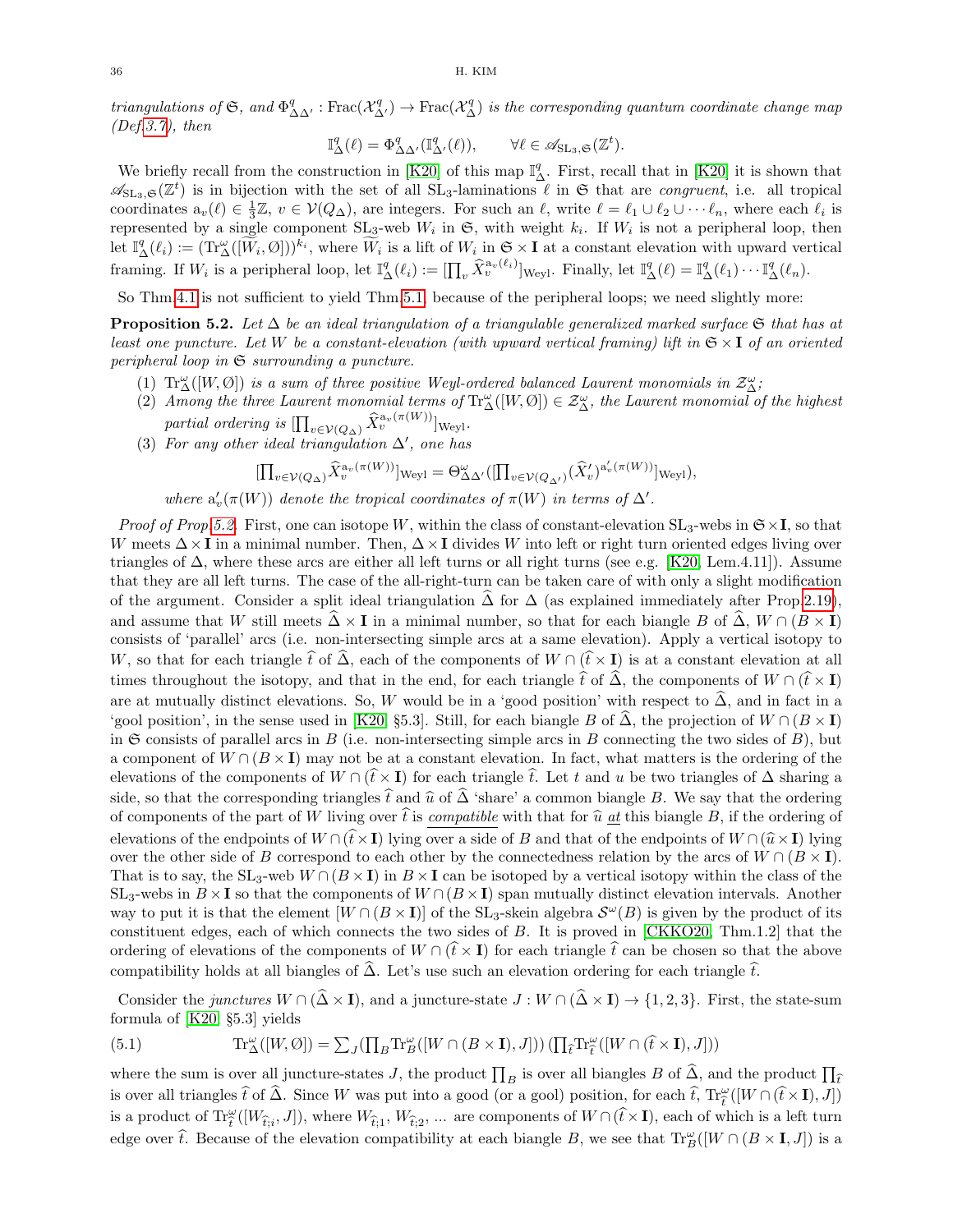*triangulations of $\mathfrak{S}$, and $\Phi^q_{\Delta\Delta'} : \mathrm{Frac}(\mathcal{X}^q_{\Delta'}) \to \mathrm{Frac}(\mathcal{X}^q_{\Delta})$ is the corresponding quantum coordinate change map (Def.3.7), then*

$$\mathbb{I}^q_\Delta(\ell) = \Phi^q_{\Delta\Delta'}(\mathbb{I}^q_{\Delta'}(\ell)), \qquad \forall \ell \in \mathscr{A}_{\mathrm{SL}_3,\mathfrak{S}}(\mathbb{Z}^t).$$

We briefly recall from the construction in [K20] of this map $\mathbb{I}^q_\Delta$. First, recall that in [K20] it is shown that $\mathscr{A}_{\mathrm{SL}_3,\mathfrak{S}}(\mathbb{Z}^t)$ is in bijection with the set of all $\mathrm{SL}_3$-laminations $\ell$ in $\mathfrak{S}$ that are *congruent*, i.e. all tropical coordinates $\mathrm{a}_v(\ell) \in \frac{1}{3}\mathbb{Z}$, $v \in \mathcal{V}(Q_\Delta)$, are integers. For such an $\ell$, write $\ell = \ell_1 \cup \ell_2 \cup \cdots \ell_n$, where each $\ell_i$ is represented by a single component $\mathrm{SL}_3$-web $W_i$ in $\mathfrak{S}$, with weight $k_i$. If $W_i$ is not a peripheral loop, then let $\mathbb{I}^q_\Delta(\ell_i) := (\mathrm{Tr}^\omega_\Delta([\widetilde{W}_i, \emptyset]))^{k_i}$, where $\widetilde{W}_i$ is a lift of $W_i$ in $\mathfrak{S} \times \mathbf{I}$ at a constant elevation with upward vertical framing. If $W_i$ is a peripheral loop, let $\mathbb{I}^q_\Delta(\ell_i) := [\prod_v \widehat{X}_v^{\mathrm{a}_v(\ell_i)}]_{\mathrm{Weyl}}$. Finally, let $\mathbb{I}^q_\Delta(\ell) = \mathbb{I}^q_\Delta(\ell_1) \cdots \mathbb{I}^q_\Delta(\ell_n)$.

So Thm.4.1 is not sufficient to yield Thm.5.1 because of the peripheral loops; we need slightly more:

**Proposition 5.2.** *Let $\Delta$ be an ideal triangulation of a triangulable generalized marked surface $\mathfrak{S}$ that has at least one puncture. Let $W$ be a constant-elevation (with upward vertical framing) lift in $\mathfrak{S} \times \mathbf{I}$ of an oriented peripheral loop in $\mathfrak{S}$ surrounding a puncture.*

1. *$\mathrm{Tr}^\omega_\Delta([W, \emptyset])$ is a sum of three positive Weyl-ordered balanced Laurent monomials in $\mathcal{Z}^\omega_\Delta$;*
2. *Among the three Laurent monomial terms of $\mathrm{Tr}^\omega_\Delta([W, \emptyset]) \in \mathcal{Z}^\omega_\Delta$, the Laurent monomial of the highest partial ordering is $[\prod_{v \in \mathcal{V}(Q_\Delta)} \widehat{X}_v^{\mathrm{a}_v(\pi(W))}]_{\mathrm{Weyl}}$.*
3. *For any other ideal triangulation $\Delta'$, one has*
$$[\textstyle\prod_{v \in \mathcal{V}(Q_\Delta)} \widehat{X}_v^{\mathrm{a}_v(\pi(W))}]_{\mathrm{Weyl}} = \Theta^\omega_{\Delta\Delta'}([\prod_{v \in \mathcal{V}(Q_{\Delta'})} (\widehat{X}'_v)^{\mathrm{a}'_v(\pi(W))}]_{\mathrm{Weyl}}),$$
*where $\mathrm{a}'_v(\pi(W))$ denote the tropical coordinates of $\pi(W)$ in terms of $\Delta'$.*

*Proof of Prop.5.2.* First, one can isotope $W$, within the class of constant-elevation $\mathrm{SL}_3$-webs in $\mathfrak{S} \times \mathbf{I}$, so that $W$ meets $\Delta \times \mathbf{I}$ in a minimal number. Then, $\Delta \times \mathbf{I}$ divides $W$ into left or right turn oriented edges living over triangles of $\Delta$, where these arcs are either all left turns or all right turns (see e.g. [K20, Lem.4.11]). Assume that they are all left turns. The case of the all-right-turn can be taken care of with only a slight modification of the argument. Consider a split ideal triangulation $\widehat{\Delta}$ for $\Delta$ (as explained immediately after Prop.2.19), and assume that $W$ still meets $\widehat{\Delta} \times \mathbf{I}$ in a minimal number, so that for each biangle $B$ of $\widehat{\Delta}$, $W \cap (B \times \mathbf{I})$ consists of 'parallel' arcs (i.e. non-intersecting simple arcs at a same elevation). Apply a vertical isotopy to $W$, so that for each triangle $\widehat{t}$ of $\widehat{\Delta}$, each of the components of $W \cap (\widehat{t} \times \mathbf{I})$ is at a constant elevation at all times throughout the isotopy, and that in the end, for each triangle $\widehat{t}$ of $\widehat{\Delta}$, the components of $W \cap (\widehat{t} \times \mathbf{I})$ are at mutually distinct elevations. So, $W$ would be in a 'good position' with respect to $\widehat{\Delta}$, and in fact in a 'gool position', in the sense used in [K20, §5.3]. Still, for each biangle $B$ of $\widehat{\Delta}$, the projection of $W \cap (B \times \mathbf{I})$ in $\mathfrak{S}$ consists of parallel arcs in $B$ (i.e. non-intersecting simple arcs in $B$ connecting the two sides of $B$), but a component of $W \cap (B \times \mathbf{I})$ may not be at a constant elevation. In fact, what matters is the ordering of the elevations of the components of $W \cap (\widehat{t} \times \mathbf{I})$ for each triangle $\widehat{t}$. Let $t$ and $u$ be two triangles of $\Delta$ sharing a side, so that the corresponding triangles $\widehat{t}$ and $\widehat{u}$ of $\widehat{\Delta}$ 'share' a common biangle $B$. We say that the ordering of components of the part of $W$ living over $\widehat{t}$ is <u>*compatible*</u> with that for $\widehat{u}$ <u>*at*</u> this biangle $B$, if the ordering of elevations of the endpoints of $W \cap (\widehat{t} \times \mathbf{I})$ lying over a side of $B$ and that of the endpoints of $W \cap (\widehat{u} \times \mathbf{I})$ lying over the other side of $B$ correspond to each other by the connectedness relation by the arcs of $W \cap (B \times \mathbf{I})$. That is to say, the $\mathrm{SL}_3$-web $W \cap (B \times \mathbf{I})$ in $B \times \mathbf{I}$ can be isotoped by a vertical isotopy within the class of the $\mathrm{SL}_3$-webs in $B \times \mathbf{I}$ so that the components of $W \cap (B \times \mathbf{I})$ span mutually distinct elevation intervals. Another way to put it is that the element $[W \cap (B \times \mathbf{I})]$ of the $\mathrm{SL}_3$-skein algebra $\mathcal{S}^\omega(B)$ is given by the product of its constituent edges, each of which connects the two sides of $B$. It is proved in [CKKO20, Thm.1.2] that the ordering of elevations of the components of $W \cap (\widehat{t} \times \mathbf{I})$ for each triangle $\widehat{t}$ can be chosen so that the above compatibility holds at all biangles of $\widehat{\Delta}$. Let's use such an elevation ordering for each triangle $\widehat{t}$.

Consider the *junctures* $W \cap (\widehat{\Delta} \times \mathbf{I})$, and a juncture-state $J : W \cap (\widehat{\Delta} \times \mathbf{I}) \to \{1, 2, 3\}$. First, the state-sum formula of [K20, §5.3] yields

$$\mathrm{Tr}^\omega_\Delta([W, \emptyset]) = \textstyle\sum_J (\prod_B \mathrm{Tr}^\omega_B([W \cap (B \times \mathbf{I}), J])) \, (\prod_{\widehat{t}} \mathrm{Tr}^\omega_{\widehat{t}}([W \cap (\widehat{t} \times \mathbf{I}), J])) \tag{5.1}$$

where the sum is over all juncture-states $J$, the product $\prod_B$ is over all biangles $B$ of $\widehat{\Delta}$, and the product $\prod_{\widehat{t}}$ is over all triangles $\widehat{t}$ of $\widehat{\Delta}$. Since $W$ was put into a good (or a gool) position, for each $\widehat{t}$, $\mathrm{Tr}^\omega_{\widehat{t}}([W \cap (\widehat{t} \times \mathbf{I}), J])$ is a product of $\mathrm{Tr}^\omega_{\widehat{t}}([W_{\widehat{t};i}, J])$, where $W_{\widehat{t};1}$, $W_{\widehat{t};2}$, ... are components of $W \cap (\widehat{t} \times \mathbf{I})$, each of which is a left turn edge over $\widehat{t}$. Because of the elevation compatibility at each biangle $B$, we see that $\mathrm{Tr}^\omega_B([W \cap (B \times \mathbf{I}, J])$ is a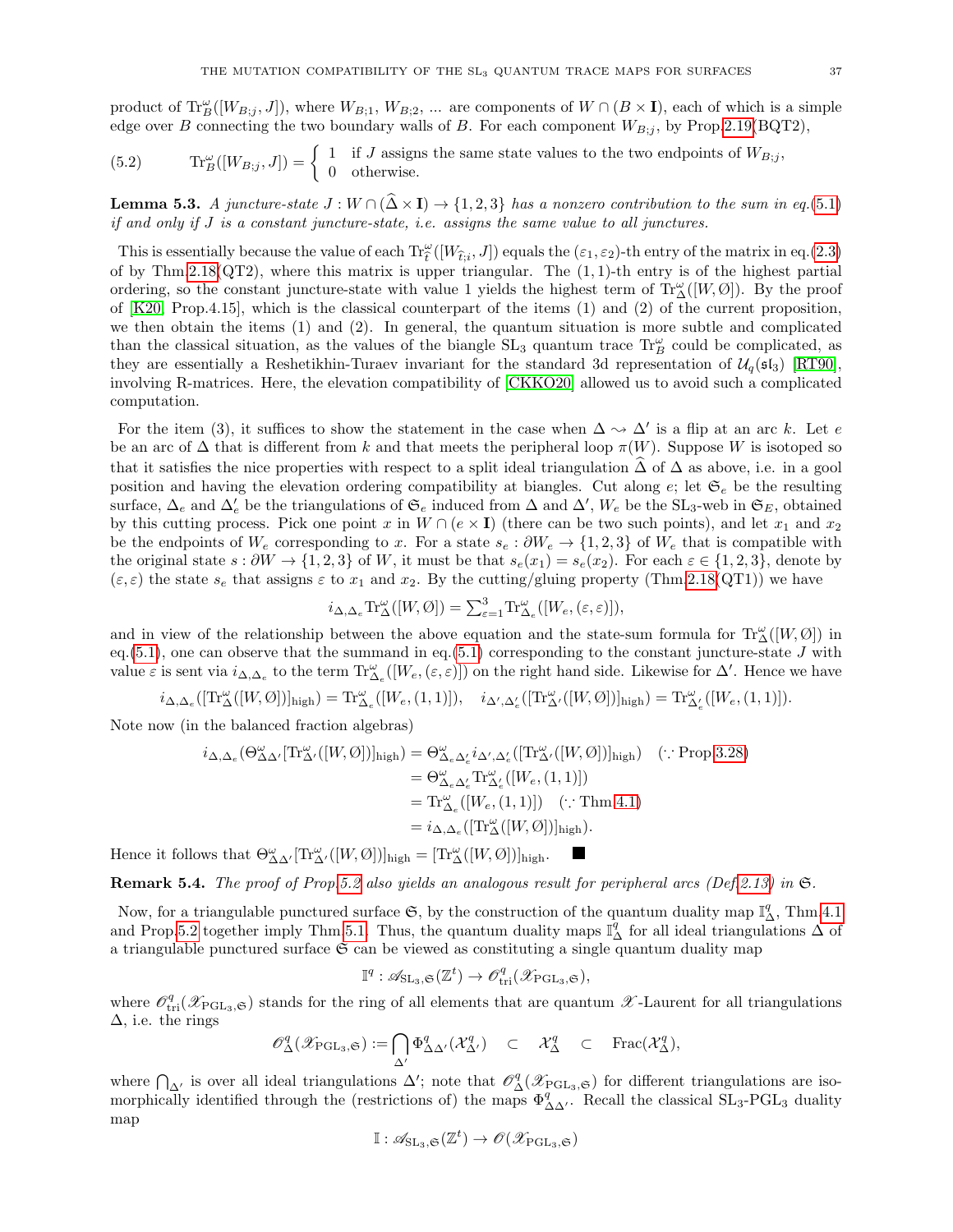product of $\mathrm{Tr}^\omega_B([W_{B;j}, J])$, where $W_{B;1}$, $W_{B;2}$, ... are components of $W \cap (B \times \mathbf{I})$, each of which is a simple edge over $B$ connecting the two boundary walls of $B$. For each component $W_{B;j}$, by Prop.2.19(BQT2),

$$\mathrm{Tr}^\omega_B([W_{B;j}, J]) = \begin{cases} 1 & \text{if } J \text{ assigns the same state values to the two endpoints of } W_{B;j}, \\ 0 & \text{otherwise.} \end{cases} \tag{5.2}$$

**Lemma 5.3.** *A juncture-state $J : W \cap (\widehat{\Delta} \times \mathbf{I}) \to \{1,2,3\}$ has a nonzero contribution to the sum in eq.(5.1) if and only if $J$ is a constant juncture-state, i.e. assigns the same value to all junctures.*

This is essentially because the value of each $\mathrm{Tr}^\omega_{\hat{t}}([W_{\hat{t};i}, J])$ equals the $(\varepsilon_1, \varepsilon_2)$-th entry of the matrix in eq.(2.3) of by Thm.2.18(QT2), where this matrix is upper triangular. The $(1,1)$-th entry is of the highest partial ordering, so the constant juncture-state with value 1 yields the highest term of $\mathrm{Tr}^\omega_\Delta([W, \emptyset])$. By the proof of [K20, Prop.4.15], which is the classical counterpart of the items (1) and (2) of the current proposition, we then obtain the items (1) and (2). In general, the quantum situation is more subtle and complicated than the classical situation, as the values of the biangle $\mathrm{SL}_3$ quantum trace $\mathrm{Tr}^\omega_B$ could be complicated, as they are essentially a Reshetikhin-Turaev invariant for the standard 3d representation of $\mathcal{U}_q(\mathfrak{sl}_3)$ [RT90], involving R-matrices. Here, the elevation compatibility of [CKKO20] allowed us to avoid such a complicated computation.

For the item (3), it suffices to show the statement in the case when $\Delta \rightsquigarrow \Delta'$ is a flip at an arc $k$. Let $e$ be an arc of $\Delta$ that is different from $k$ and that meets the peripheral loop $\pi(W)$. Suppose $W$ is isotoped so that it satisfies the nice properties with respect to a split ideal triangulation $\widehat{\Delta}$ of $\Delta$ as above, i.e. in a gool position and having the elevation ordering compatibility at biangles. Cut along $e$; let $\mathfrak{S}_e$ be the resulting surface, $\Delta_e$ and $\Delta'_e$ be the triangulations of $\mathfrak{S}_e$ induced from $\Delta$ and $\Delta'$, $W_e$ be the $\mathrm{SL}_3$-web in $\mathfrak{S}_E$, obtained by this cutting process. Pick one point $x$ in $W \cap (e \times \mathbf{I})$ (there can be two such points), and let $x_1$ and $x_2$ be the endpoints of $W_e$ corresponding to $x$. For a state $s_e : \partial W_e \to \{1,2,3\}$ of $W_e$ that is compatible with the original state $s : \partial W \to \{1,2,3\}$ of $W$, it must be that $s_e(x_1) = s_e(x_2)$. For each $\varepsilon \in \{1,2,3\}$, denote by $(\varepsilon, \varepsilon)$ the state $s_e$ that assigns $\varepsilon$ to $x_1$ and $x_2$. By the cutting/gluing property (Thm.2.18(QT1)) we have

$$i_{\Delta,\Delta_e} \mathrm{Tr}^\omega_\Delta([W, \emptyset]) = \textstyle\sum_{\varepsilon=1}^3 \mathrm{Tr}^\omega_{\Delta_e}([W_e, (\varepsilon, \varepsilon)]),$$

and in view of the relationship between the above equation and the state-sum formula for $\mathrm{Tr}^\omega_\Delta([W, \emptyset])$ in eq.(5.1), one can observe that the summand in eq.(5.1) corresponding to the constant juncture-state $J$ with value $\varepsilon$ is sent via $i_{\Delta,\Delta_e}$ to the term $\mathrm{Tr}^\omega_{\Delta_e}([W_e, (\varepsilon, \varepsilon)])$ on the right hand side. Likewise for $\Delta'$. Hence we have

$$i_{\Delta,\Delta_e}([\mathrm{Tr}^\omega_\Delta([W, \emptyset])]_{\rm high}) = \mathrm{Tr}^\omega_{\Delta_e}([W_e, (1,1)]), \quad i_{\Delta',\Delta'_e}([\mathrm{Tr}^\omega_{\Delta'}([W, \emptyset])]_{\rm high}) = \mathrm{Tr}^\omega_{\Delta'_e}([W_e, (1,1)]).$$

Note now (in the balanced fraction algebras)

$$\begin{aligned} i_{\Delta,\Delta_e}(\Theta^\omega_{\Delta\Delta'}[\mathrm{Tr}^\omega_{\Delta'}([W, \emptyset])]_{\rm high}) &= \Theta^\omega_{\Delta_e\Delta'_e} i_{\Delta',\Delta'_e}([\mathrm{Tr}^\omega_{\Delta'}([W, \emptyset])]_{\rm high}) \quad (\because \text{Prop.3.28}) \\ &= \Theta^\omega_{\Delta_e\Delta'_e} \mathrm{Tr}^\omega_{\Delta'_e}([W_e, (1,1)]) \\ &= \mathrm{Tr}^\omega_{\Delta_e}([W_e, (1,1)]) \quad (\because \text{Thm.4.1}) \\ &= i_{\Delta,\Delta_e}([\mathrm{Tr}^\omega_\Delta([W, \emptyset])]_{\rm high}). \end{aligned}$$

Hence it follows that $\Theta^\omega_{\Delta\Delta'}[\mathrm{Tr}^\omega_{\Delta'}([W, \emptyset])]_{\rm high} = [\mathrm{Tr}^\omega_\Delta([W, \emptyset])]_{\rm high}$. ■

**Remark 5.4.** *The proof of Prop.5.2 also yields an analogous result for peripheral arcs (Def.2.13) in $\mathfrak{S}$.*

Now, for a triangulable punctured surface $\mathfrak{S}$, by the construction of the quantum duality map $\mathbb{I}^q_\Delta$, Thm.4.1 and Prop.5.2 together imply Thm.5.1. Thus, the quantum duality maps $\mathbb{I}^q_\Delta$ for all ideal triangulations $\Delta$ of a triangulable punctured surface $\mathfrak{S}$ can be viewed as constituting a single quantum duality map

$$\mathbb{I}^q : \mathscr{A}_{\mathrm{SL}_3,\mathfrak{S}}(\mathbb{Z}^t) \to \mathscr{O}^q_{\rm tri}(\mathscr{X}_{\mathrm{PGL}_3,\mathfrak{S}}),$$

where $\mathscr{O}^q_{\rm tri}(\mathscr{X}_{\mathrm{PGL}_3,\mathfrak{S}})$ stands for the ring of all elements that are quantum $\mathscr{X}$-Laurent for all triangulations $\Delta$, i.e. the rings

$$\mathscr{O}^q_\Delta(\mathscr{X}_{\mathrm{PGL}_3,\mathfrak{S}}) := \bigcap_{\Delta'} \Phi^q_{\Delta\Delta'}(\mathcal{X}^q_{\Delta'}) \quad \subset \quad \mathcal{X}^q_\Delta \quad \subset \quad \mathrm{Frac}(\mathcal{X}^q_\Delta),$$

where $\bigcap_{\Delta'}$ is over all ideal triangulations $\Delta'$; note that $\mathscr{O}^q_\Delta(\mathscr{X}_{\mathrm{PGL}_3,\mathfrak{S}})$ for different triangulations are isomorphically identified through the (restrictions of) the maps $\Phi^q_{\Delta\Delta'}$. Recall the classical $\mathrm{SL}_3$-$\mathrm{PGL}_3$ duality map

$$\mathbb{I} : \mathscr{A}_{\mathrm{SL}_3,\mathfrak{S}}(\mathbb{Z}^t) \to \mathscr{O}(\mathscr{X}_{\mathrm{PGL}_3,\mathfrak{S}})$$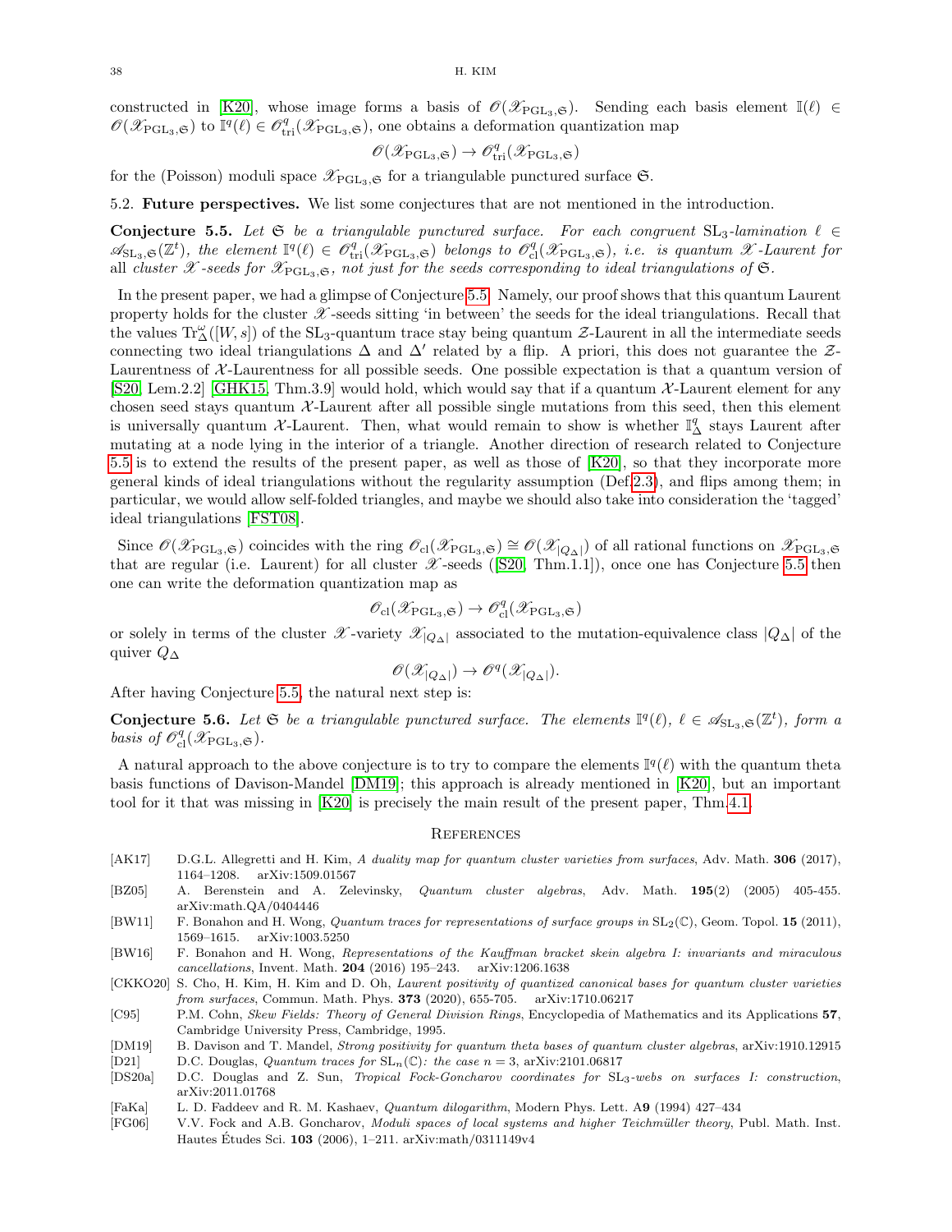constructed in [K20], whose image forms a basis of $\mathscr{O}(\mathscr{X}_{\mathrm{PGL}_3,\mathfrak{S}})$. Sending each basis element $\mathbb{I}(\ell) \in \mathscr{O}(\mathscr{X}_{\mathrm{PGL}_3,\mathfrak{S}})$ to $\mathbb{I}^q(\ell) \in \mathscr{O}^q_{\mathrm{tri}}(\mathscr{X}_{\mathrm{PGL}_3,\mathfrak{S}})$, one obtains a deformation quantization map

$$\mathscr{O}(\mathscr{X}_{\mathrm{PGL}_3,\mathfrak{S}}) \to \mathscr{O}^q_{\mathrm{tri}}(\mathscr{X}_{\mathrm{PGL}_3,\mathfrak{S}})$$

for the (Poisson) moduli space $\mathscr{X}_{\mathrm{PGL}_3,\mathfrak{S}}$ for a triangulable punctured surface $\mathfrak{S}$.

5.2. **Future perspectives.** We list some conjectures that are not mentioned in the introduction.

**Conjecture 5.5.** *Let $\mathfrak{S}$ be a triangulable punctured surface. For each congruent $\mathrm{SL}_3$-lamination $\ell \in \mathscr{A}_{\mathrm{SL}_3,\mathfrak{S}}(\mathbb{Z}^t)$, the element $\mathbb{I}^q(\ell) \in \mathscr{O}^q_{\mathrm{tri}}(\mathscr{X}_{\mathrm{PGL}_3,\mathfrak{S}})$ belongs to $\mathscr{O}^q_{\mathrm{cl}}(\mathscr{X}_{\mathrm{PGL}_3,\mathfrak{S}})$, i.e. is quantum $\mathscr{X}$-Laurent for all cluster $\mathscr{X}$-seeds for $\mathscr{X}_{\mathrm{PGL}_3,\mathfrak{S}}$, not just for the seeds corresponding to ideal triangulations of $\mathfrak{S}$.*

In the present paper, we had a glimpse of Conjecture 5.5. Namely, our proof shows that this quantum Laurent property holds for the cluster $\mathscr{X}$-seeds sitting 'in between' the seeds for the ideal triangulations. Recall that the values $\mathrm{Tr}^\omega_\Delta([W,s])$ of the $\mathrm{SL}_3$-quantum trace stay being quantum $\mathcal{Z}$-Laurent in all the intermediate seeds connecting two ideal triangulations $\Delta$ and $\Delta'$ related by a flip. A priori, this does not guarantee the $\mathcal{Z}$-Laurentness of $\mathcal{X}$-Laurentness for all possible seeds. One possible expectation is that a quantum version of [S20, Lem.2.2] [GHK15, Thm.3.9] would hold, which would say that if a quantum $\mathcal{X}$-Laurent element for any chosen seed stays quantum $\mathcal{X}$-Laurent after all possible single mutations from this seed, then this element is universally quantum $\mathcal{X}$-Laurent. Then, what would remain to show is whether $\mathbb{I}^q_\Delta$ stays Laurent after mutating at a node lying in the interior of a triangle. Another direction of research related to Conjecture 5.5 is to extend the results of the present paper, as well as those of [K20], so that they incorporate more general kinds of ideal triangulations without the regularity assumption (Def.2.3), and flips among them; in particular, we would allow self-folded triangles, and maybe we should also take into consideration the 'tagged' ideal triangulations [FST08].

Since $\mathscr{O}(\mathscr{X}_{\mathrm{PGL}_3,\mathfrak{S}})$ coincides with the ring $\mathscr{O}_{\mathrm{cl}}(\mathscr{X}_{\mathrm{PGL}_3,\mathfrak{S}}) \cong \mathscr{O}(\mathscr{X}_{|Q_\Delta|})$ of all rational functions on $\mathscr{X}_{\mathrm{PGL}_3,\mathfrak{S}}$ that are regular (i.e. Laurent) for all cluster $\mathscr{X}$-seeds ([S20, Thm.1.1]), once one has Conjecture 5.5 then one can write the deformation quantization map as

$$\mathscr{O}_{\mathrm{cl}}(\mathscr{X}_{\mathrm{PGL}_3,\mathfrak{S}}) \to \mathscr{O}^q_{\mathrm{cl}}(\mathscr{X}_{\mathrm{PGL}_3,\mathfrak{S}})$$

or solely in terms of the cluster $\mathscr{X}$-variety $\mathscr{X}_{|Q_\Delta|}$ associated to the mutation-equivalence class $|Q_\Delta|$ of the quiver $Q_\Delta$

$$\mathscr{O}(\mathscr{X}_{|Q_\Delta|}) \to \mathscr{O}^q(\mathscr{X}_{|Q_\Delta|}).$$

After having Conjecture 5.5, the natural next step is:

**Conjecture 5.6.** *Let $\mathfrak{S}$ be a triangulable punctured surface. The elements $\mathbb{I}^q(\ell)$, $\ell \in \mathscr{A}_{\mathrm{SL}_3,\mathfrak{S}}(\mathbb{Z}^t)$, form a basis of $\mathscr{O}^q_{\mathrm{cl}}(\mathscr{X}_{\mathrm{PGL}_3,\mathfrak{S}})$.*

A natural approach to the above conjecture is to try to compare the elements $\mathbb{I}^q(\ell)$ with the quantum theta basis functions of Davison-Mandel [DM19]; this approach is already mentioned in [K20], but an important tool for it that was missing in [K20] is precisely the main result of the present paper, Thm.4.1.

## References

- [AK17] D.G.L. Allegretti and H. Kim, *A duality map for quantum cluster varieties from surfaces*, Adv. Math. **306** (2017), 1164–1208. arXiv:1509.01567
- [BZ05] A. Berenstein and A. Zelevinsky, *Quantum cluster algebras*, Adv. Math. **195**(2) (2005) 405-455. arXiv:math.QA/0404446
- [BW11] F. Bonahon and H. Wong, *Quantum traces for representations of surface groups in* $\mathrm{SL}_2(\mathbb{C})$, Geom. Topol. **15** (2011), 1569–1615. arXiv:1003.5250
- [BW16] F. Bonahon and H. Wong, *Representations of the Kauffman bracket skein algebra I: invariants and miraculous cancellations*, Invent. Math. **204** (2016) 195–243. arXiv:1206.1638
- [CKKO20] S. Cho, H. Kim, H. Kim and D. Oh, *Laurent positivity of quantized canonical bases for quantum cluster varieties from surfaces*, Commun. Math. Phys. **373** (2020), 655-705. arXiv:1710.06217
- [C95] P.M. Cohn, *Skew Fields: Theory of General Division Rings*, Encyclopedia of Mathematics and its Applications **57**, Cambridge University Press, Cambridge, 1995.
- [DM19] B. Davison and T. Mandel, *Strong positivity for quantum theta bases of quantum cluster algebras*, arXiv:1910.12915
- [D21] D.C. Douglas, *Quantum traces for* $\mathrm{SL}_n(\mathbb{C})$*: the case* $n = 3$, arXiv:2101.06817
- [DS20a] D.C. Douglas and Z. Sun, *Tropical Fock-Goncharov coordinates for* $\mathrm{SL}_3$*-webs on surfaces I: construction*, arXiv:2011.01768
- [FaKa] L. D. Faddeev and R. M. Kashaev, *Quantum dilogarithm*, Modern Phys. Lett. A**9** (1994) 427–434
- [FG06] V.V. Fock and A.B. Goncharov, *Moduli spaces of local systems and higher Teichmüller theory*, Publ. Math. Inst. Hautes Études Sci. **103** (2006), 1–211. arXiv:math/0311149v4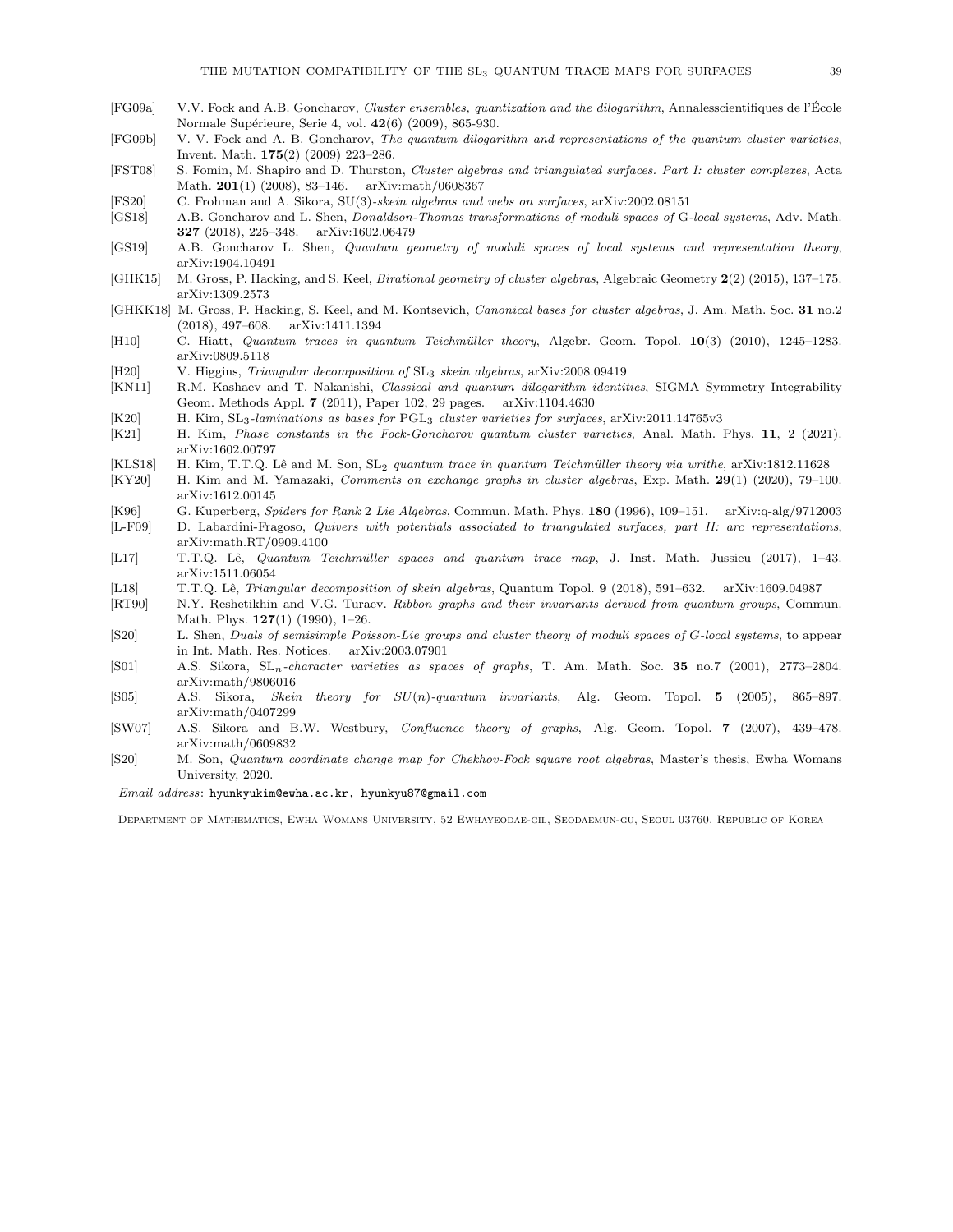[FG09a] V.V. Fock and A.B. Goncharov, *Cluster ensembles, quantization and the dilogarithm*, Annalesscientifiques de l'École Normale Supérieure, Serie 4, vol. **42**(6) (2009), 865-930.

[FG09b] V. V. Fock and A. B. Goncharov, *The quantum dilogarithm and representations of the quantum cluster varieties*, Invent. Math. **175**(2) (2009) 223–286.

[FST08] S. Fomin, M. Shapiro and D. Thurston, *Cluster algebras and triangulated surfaces. Part I: cluster complexes*, Acta Math. **201**(1) (2008), 83–146. arXiv:math/0608367

[FS20] C. Frohman and A. Sikora, SU(3)*-skein algebras and webs on surfaces*, arXiv:2002.08151

[GS18] A.B. Goncharov and L. Shen, *Donaldson-Thomas transformations of moduli spaces of* G*-local systems*, Adv. Math. **327** (2018), 225–348. arXiv:1602.06479

[GS19] A.B. Goncharov L. Shen, *Quantum geometry of moduli spaces of local systems and representation theory*, arXiv:1904.10491

[GHK15] M. Gross, P. Hacking, and S. Keel, *Birational geometry of cluster algebras*, Algebraic Geometry **2**(2) (2015), 137–175. arXiv:1309.2573

[GHKK18] M. Gross, P. Hacking, S. Keel, and M. Kontsevich, *Canonical bases for cluster algebras*, J. Am. Math. Soc. **31** no.2 (2018), 497–608. arXiv:1411.1394

[H10] C. Hiatt, *Quantum traces in quantum Teichmüller theory*, Algebr. Geom. Topol. **10**(3) (2010), 1245–1283. arXiv:0809.5118

[H20] V. Higgins, *Triangular decomposition of* $\mathrm{SL}_3$ *skein algebras*, arXiv:2008.09419

[KN11] R.M. Kashaev and T. Nakanishi, *Classical and quantum dilogarithm identities*, SIGMA Symmetry Integrability Geom. Methods Appl. **7** (2011), Paper 102, 29 pages. arXiv:1104.4630

[K20] H. Kim, $\mathrm{SL}_3$*-laminations as bases for* $\mathrm{PGL}_3$ *cluster varieties for surfaces*, arXiv:2011.14765v3

[K21] H. Kim, *Phase constants in the Fock-Goncharov quantum cluster varieties*, Anal. Math. Phys. **11**, 2 (2021). arXiv:1602.00797

[KLS18] H. Kim, T.T.Q. Lê and M. Son, $\mathrm{SL}_2$ *quantum trace in quantum Teichmüller theory via writhe*, arXiv:1812.11628

[KY20] H. Kim and M. Yamazaki, *Comments on exchange graphs in cluster algebras*, Exp. Math. **29**(1) (2020), 79–100. arXiv:1612.00145

[K96] G. Kuperberg, *Spiders for Rank* 2 *Lie Algebras*, Commun. Math. Phys. **180** (1996), 109–151. arXiv:q-alg/9712003

[L-F09] D. Labardini-Fragoso, *Quivers with potentials associated to triangulated surfaces, part II: arc representations*, arXiv:math.RT/0909.4100

[L17] T.T.Q. Lê, *Quantum Teichmüller spaces and quantum trace map*, J. Inst. Math. Jussieu (2017), 1–43. arXiv:1511.06054

[L18] T.T.Q. Lê, *Triangular decomposition of skein algebras*, Quantum Topol. **9** (2018), 591–632. arXiv:1609.04987

[RT90] N.Y. Reshetikhin and V.G. Turaev. *Ribbon graphs and their invariants derived from quantum groups*, Commun. Math. Phys. **127**(1) (1990), 1–26.

[S20] L. Shen, *Duals of semisimple Poisson-Lie groups and cluster theory of moduli spaces of* G*-local systems*, to appear in Int. Math. Res. Notices. arXiv:2003.07901

[S01] A.S. Sikora, $\mathrm{SL}_n$*-character varieties as spaces of graphs*, T. Am. Math. Soc. **35** no.7 (2001), 2773–2804. arXiv:math/9806016

[S05] A.S. Sikora, *Skein theory for* $SU(n)$*-quantum invariants*, Alg. Geom. Topol. **5** (2005), 865–897. arXiv:math/0407299

[SW07] A.S. Sikora and B.W. Westbury, *Confluence theory of graphs*, Alg. Geom. Topol. **7** (2007), 439–478. arXiv:math/0609832

[S20] M. Son, *Quantum coordinate change map for Chekhov-Fock square root algebras*, Master's thesis, Ewha Womans University, 2020.

*Email address*: hyunkyukim@ewha.ac.kr, hyunkyu87@gmail.com

Department of Mathematics, Ewha Womans University, 52 Ewhayeodae-gil, Seodaemun-gu, Seoul 03760, Republic of Korea